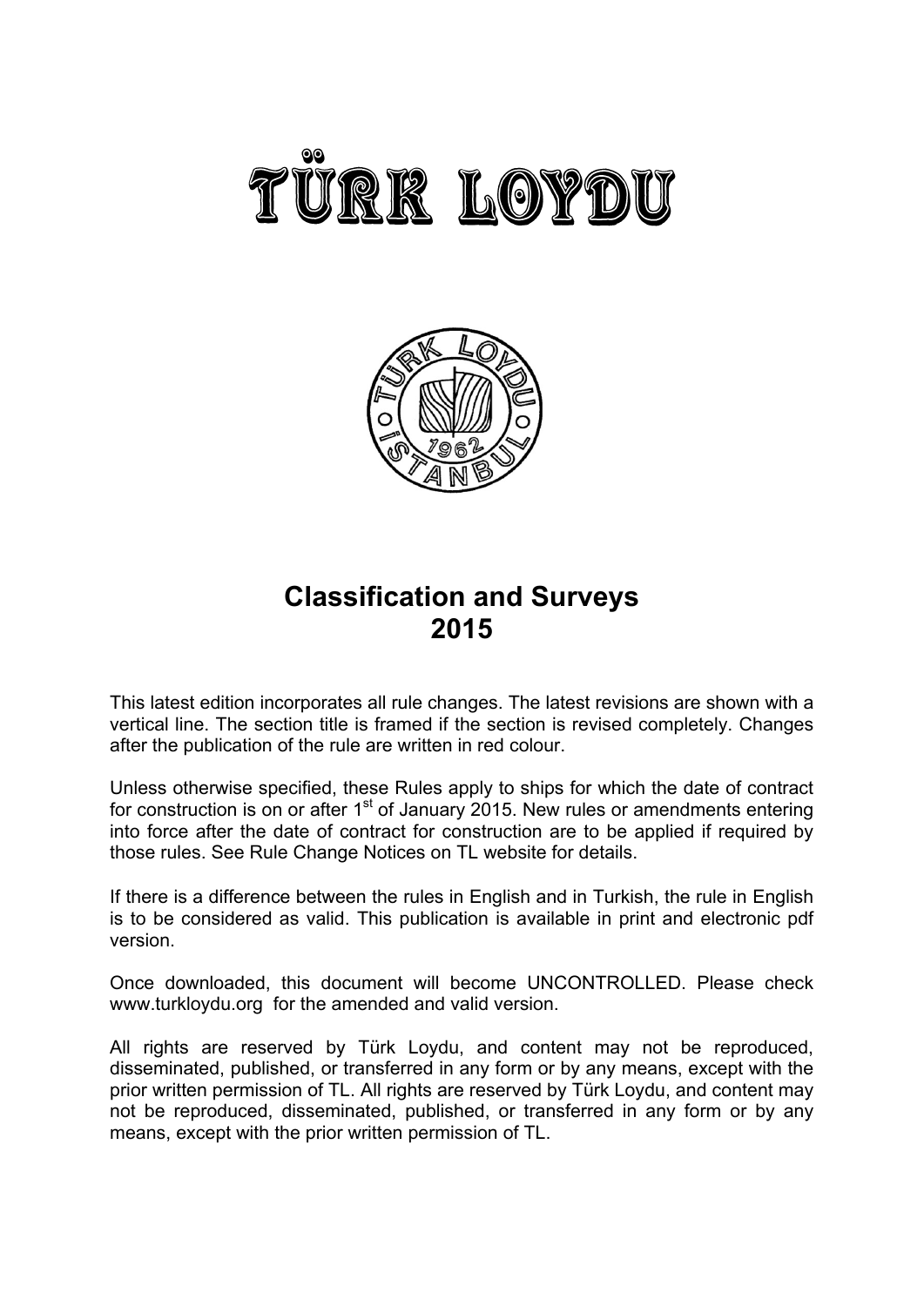# TÜRK LOYDU

## Classification and Surveys 2015

This latest edition incorporates all rule changes. The latest revisions are shown with a vertical line. The section title is framed if the section is revised completely. Changes after the publication of the rule are written in red colour.

Unless otherwise specified, these Rules apply to ships for which the date of contract for construction is on or after 1st of January 2015. New rules or amendments entering into force after the date of contract for construction are to be applied if required by those rules. See Rule Change Notices on TL website for details.

If there is a difference between the rules in English and in Turkish, the rule in English is to be considered as valid. This publication is available in print and electronic pdf version.

Once downloaded, this document will become UNCONTROLLED. Please check www.turkloydu.org for the amended and valid version.

All rights are reserved by Türk Loydu, and content may not be reproduced, disseminated, published, or transferred in any form or by any means, except with the prior written permission of TL. All rights are reserved by Türk Loydu, and content may not be reproduced, disseminated, published, or transferred in any form or by any means, except with the prior written permission of TL.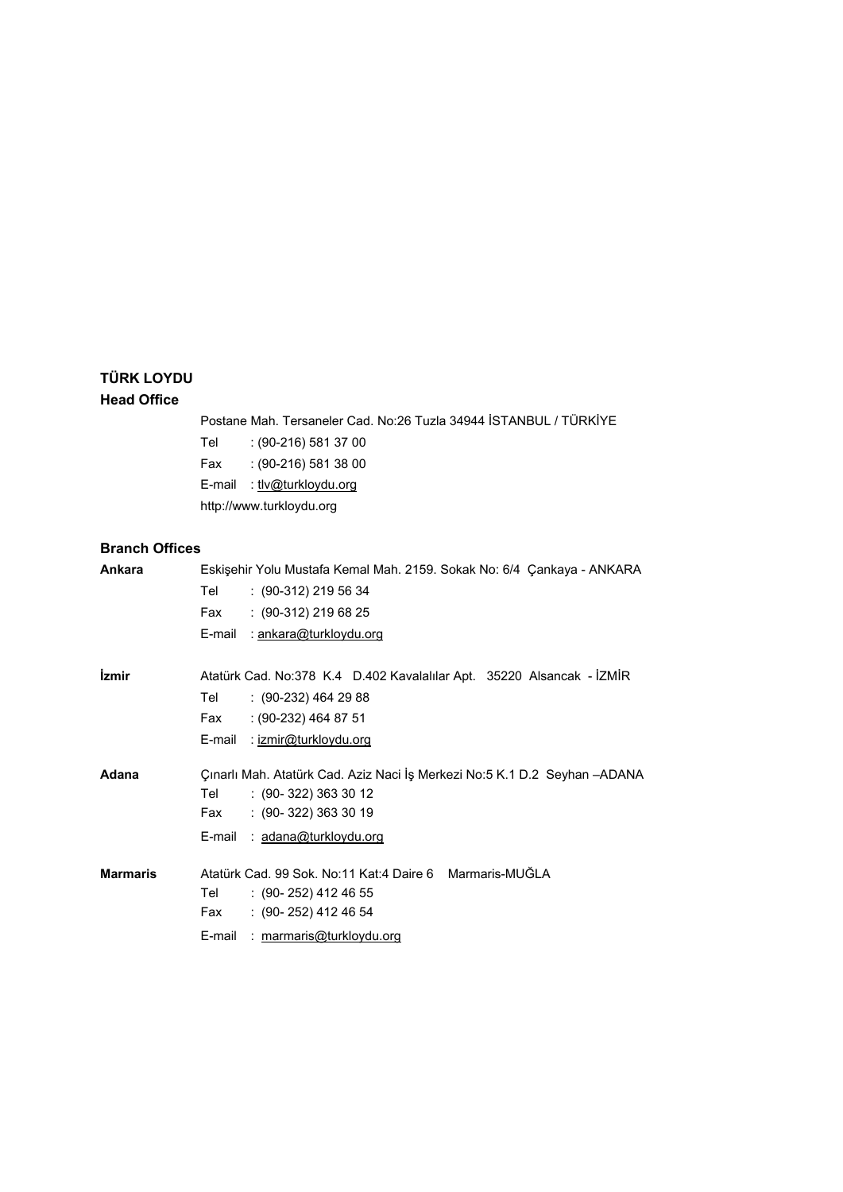**TÜRK LOYDU**

**Head Office**

Postane Mah. Tersaneler Cad. No:26 Tuzla 34944 İSTANBUL / TÜRKİYE

Tel : (90-216) 581 37 00

Fax : (90-216) 581 38 00

E-mail : tlv@turkloydu.org

http://www.turkloydu.org

**Branch Offices**

**Ankara**

Eskişehir Yolu Mustafa Kemal Mah. 2159. Sokak No: 6/4 Çankaya - ANKARA

Tel : (90-312) 219 56 34

Fax : (90-312) 219 68 25

E-mail : ankara@turkloydu.org

**İzmir**

Atatürk Cad. No:378 K.4 D.402 Kavalalılar Apt. 35220 Alsancak - İZMİR

Tel : (90-232) 464 29 88

Fax : (90-232) 464 87 51

E-mail : izmir@turkloydu.org

**Adana**

Çınarlı Mah. Atatürk Cad. Aziz Naci İş Merkezi No:5 K.1 D.2 Seyhan –ADANA

Tel : (90- 322) 363 30 12

Fax : (90- 322) 363 30 19

E-mail : adana@turkloydu.org

**Marmaris**

Atatürk Cad. 99 Sok. No:11 Kat:4 Daire 6 Marmaris-MUĞLA

Tel : (90- 252) 412 46 55

Fax : (90- 252) 412 46 54

E-mail : marmaris@turkloydu.org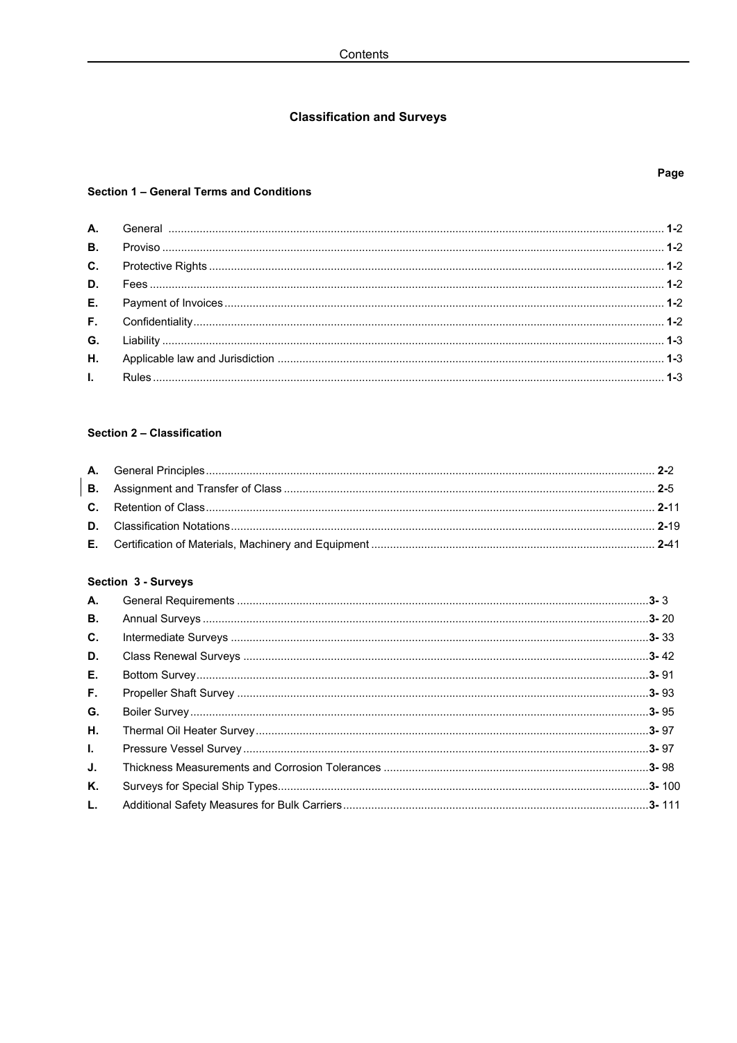# Classification and Surveys

## Section 1 – General Terms and Conditions

| | | Page |
|---|---|---|
| A. | General | 1-2 |
| B. | Proviso | 1-2 |
| C. | Protective Rights | 1-2 |
| D. | Fees | 1-2 |
| E. | Payment of Invoices | 1-2 |
| F. | Confidentiality | 1-2 |
| G. | Liability | 1-3 |
| H. | Applicable law and Jurisdiction | 1-3 |
| I. | Rules | 1-3 |

## Section 2 – Classification

| | | Page |
|---|---|---|
| A. | General Principles | 2-2 |
| B. | Assignment and Transfer of Class | 2-5 |
| C. | Retention of Class | 2-11 |
| D. | Classification Notations | 2-19 |
| E. | Certification of Materials, Machinery and Equipment | 2-41 |

## Section 3 - Surveys

| | | Page |
|---|---|---|
| A. | General Requirements | 3- 3 |
| B. | Annual Surveys | 3- 20 |
| C. | Intermediate Surveys | 3- 33 |
| D. | Class Renewal Surveys | 3- 42 |
| E. | Bottom Survey | 3- 91 |
| F. | Propeller Shaft Survey | 3- 93 |
| G. | Boiler Survey | 3- 95 |
| H. | Thermal Oil Heater Survey | 3- 97 |
| I. | Pressure Vessel Survey | 3- 97 |
| J. | Thickness Measurements and Corrosion Tolerances | 3- 98 |
| K. | Surveys for Special Ship Types | 3- 100 |
| L. | Additional Safety Measures for Bulk Carriers | 3- 111 |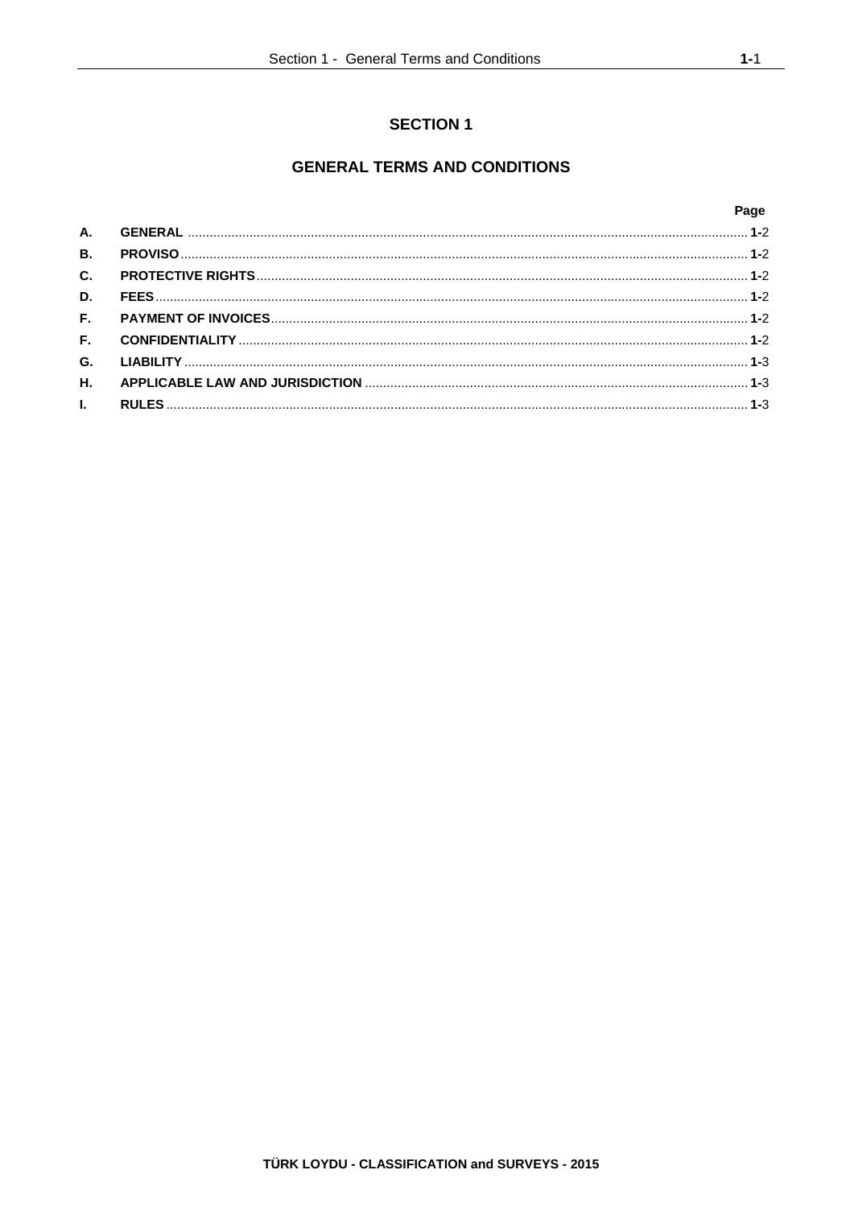# SECTION 1

## GENERAL TERMS AND CONDITIONS

| | | Page |
|---|---|---|
| **A.** | **GENERAL** | **1-**2 |
| **B.** | **PROVISO** | **1-**2 |
| **C.** | **PROTECTIVE RIGHTS** | **1-**2 |
| **D.** | **FEES** | **1-**2 |
| **F.** | **PAYMENT OF INVOICES** | **1-**2 |
| **F.** | **CONFIDENTIALITY** | **1-**2 |
| **G.** | **LIABILITY** | **1-**3 |
| **H.** | **APPLICABLE LAW AND JURISDICTION** | **1-**3 |
| **I.** | **RULES** | **1-**3 |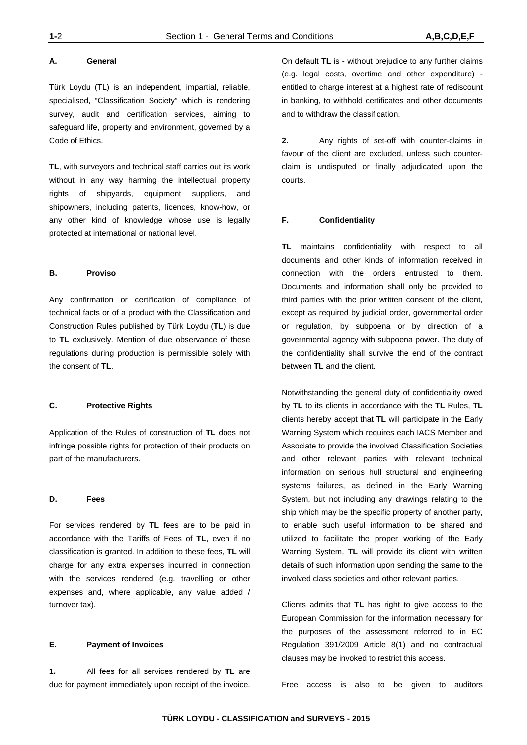## A. General

Türk Loydu (TL) is an independent, impartial, reliable, specialised, "Classification Society" which is rendering survey, audit and certification services, aiming to safeguard life, property and environment, governed by a Code of Ethics.

**TL**, with surveyors and technical staff carries out its work without in any way harming the intellectual property rights of shipyards, equipment suppliers, and shipowners, including patents, licences, know-how, or any other kind of knowledge whose use is legally protected at international or national level.

## B. Proviso

Any confirmation or certification of compliance of technical facts or of a product with the Classification and Construction Rules published by Türk Loydu (**TL**) is due to **TL** exclusively. Mention of due observance of these regulations during production is permissible solely with the consent of **TL**.

## C. Protective Rights

Application of the Rules of construction of **TL** does not infringe possible rights for protection of their products on part of the manufacturers.

## D. Fees

For services rendered by **TL** fees are to be paid in accordance with the Tariffs of Fees of **TL**, even if no classification is granted. In addition to these fees, **TL** will charge for any extra expenses incurred in connection with the services rendered (e.g. travelling or other expenses and, where applicable, any value added / turnover tax).

## E. Payment of Invoices

**1.** All fees for all services rendered by **TL** are due for payment immediately upon receipt of the invoice. On default **TL** is - without prejudice to any further claims (e.g. legal costs, overtime and other expenditure) - entitled to charge interest at a highest rate of rediscount in banking, to withhold certificates and other documents and to withdraw the classification.

**2.** Any rights of set-off with counter-claims in favour of the client are excluded, unless such counter-claim is undisputed or finally adjudicated upon the courts.

## F. Confidentiality

**TL** maintains confidentiality with respect to all documents and other kinds of information received in connection with the orders entrusted to them. Documents and information shall only be provided to third parties with the prior written consent of the client, except as required by judicial order, governmental order or regulation, by subpoena or by direction of a governmental agency with subpoena power. The duty of the confidentiality shall survive the end of the contract between **TL** and the client.

Notwithstanding the general duty of confidentiality owed by **TL** to its clients in accordance with the **TL** Rules, **TL** clients hereby accept that **TL** will participate in the Early Warning System which requires each IACS Member and Associate to provide the involved Classification Societies and other relevant parties with relevant technical information on serious hull structural and engineering systems failures, as defined in the Early Warning System, but not including any drawings relating to the ship which may be the specific property of another party, to enable such useful information to be shared and utilized to facilitate the proper working of the Early Warning System. **TL** will provide its client with written details of such information upon sending the same to the involved class societies and other relevant parties.

Clients admits that **TL** has right to give access to the European Commission for the information necessary for the purposes of the assessment referred to in EC Regulation 391/2009 Article 8(1) and no contractual clauses may be invoked to restrict this access.

Free access is also to be given to auditors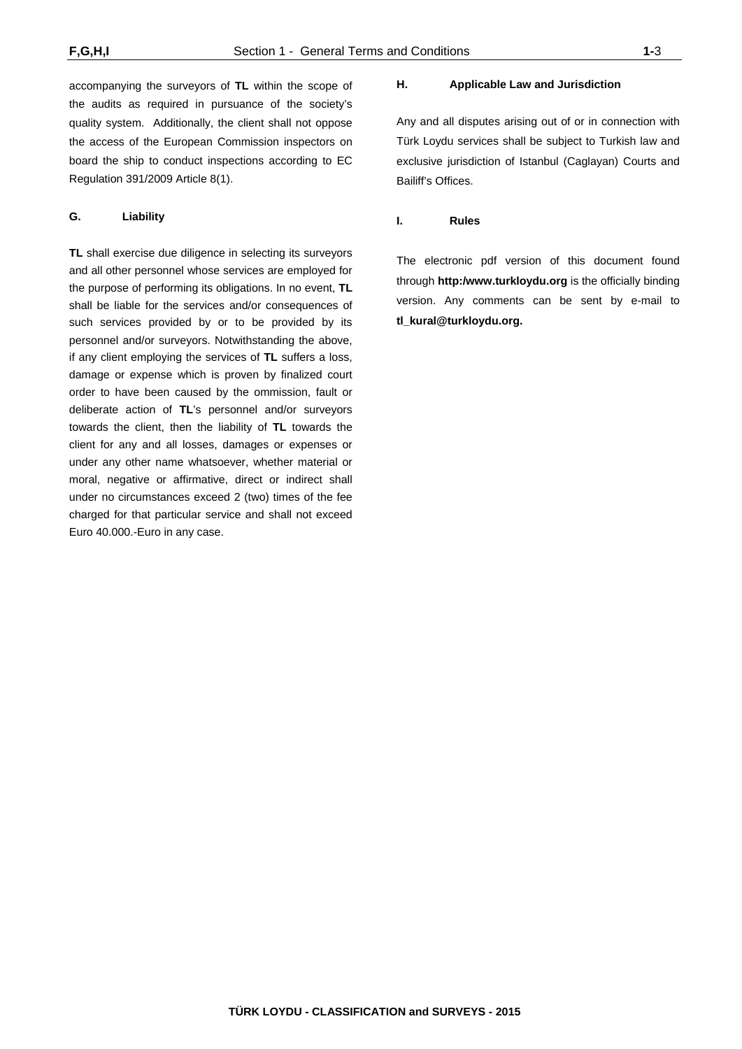accompanying the surveyors of **TL** within the scope of the audits as required in pursuance of the society's quality system. Additionally, the client shall not oppose the access of the European Commission inspectors on board the ship to conduct inspections according to EC Regulation 391/2009 Article 8(1).

#### G. Liability

**TL** shall exercise due diligence in selecting its surveyors and all other personnel whose services are employed for the purpose of performing its obligations. In no event, **TL** shall be liable for the services and/or consequences of such services provided by or to be provided by its personnel and/or surveyors. Notwithstanding the above, if any client employing the services of **TL** suffers a loss, damage or expense which is proven by finalized court order to have been caused by the ommission, fault or deliberate action of **TL**'s personnel and/or surveyors towards the client, then the liability of **TL** towards the client for any and all losses, damages or expenses or under any other name whatsoever, whether material or moral, negative or affirmative, direct or indirect shall under no circumstances exceed 2 (two) times of the fee charged for that particular service and shall not exceed Euro 40.000.-Euro in any case.

#### H. Applicable Law and Jurisdiction

Any and all disputes arising out of or in connection with Türk Loydu services shall be subject to Turkish law and exclusive jurisdiction of Istanbul (Caglayan) Courts and Bailiff's Offices.

#### I. Rules

The electronic pdf version of this document found through **http:/www.turkloydu.org** is the officially binding version. Any comments can be sent by e-mail to **tl_kural@turkloydu.org.**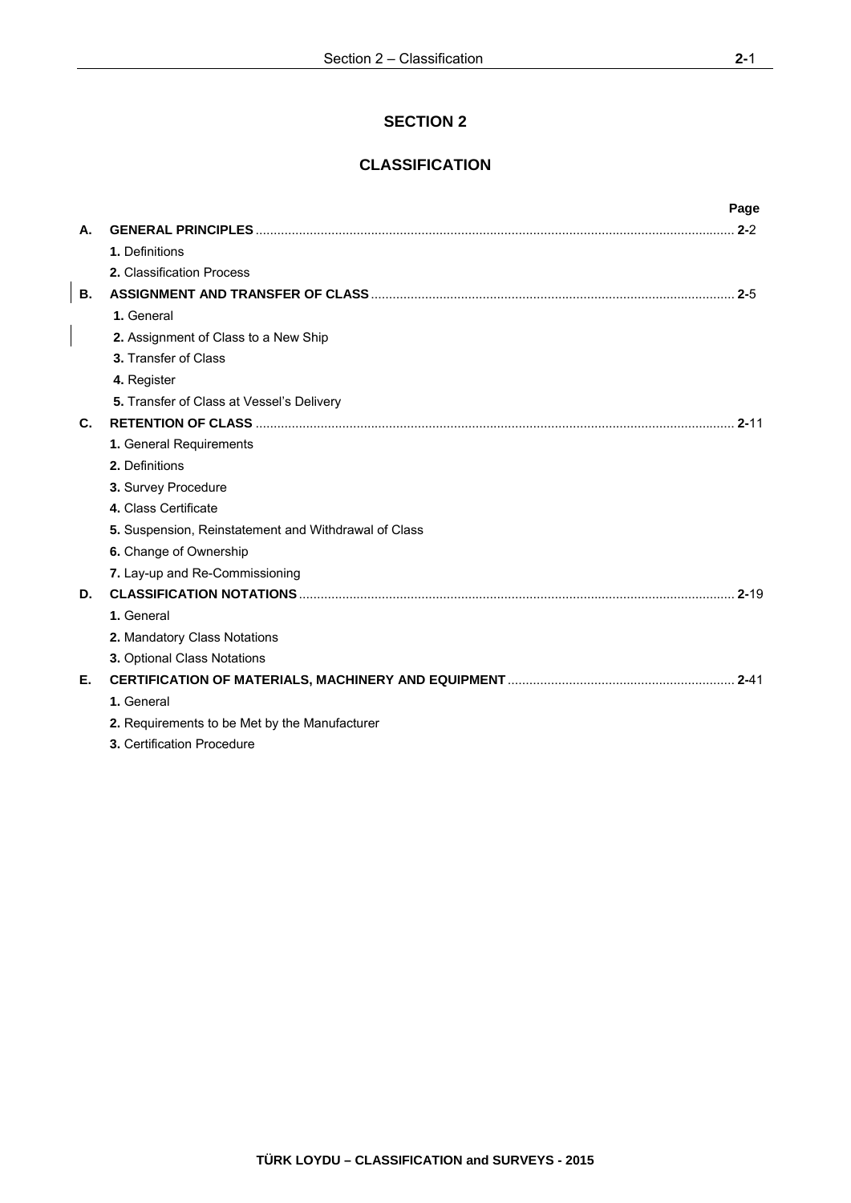# SECTION 2

## CLASSIFICATION

| | | Page |
|---|---|---|
| **A.** | **GENERAL PRINCIPLES** | **2-**2 |
| | **1.** Definitions | |
| | **2.** Classification Process | |
| **B.** | **ASSIGNMENT AND TRANSFER OF CLASS** | **2-**5 |
| | **1.** General | |
| | **2.** Assignment of Class to a New Ship | |
| | **3.** Transfer of Class | |
| | **4.** Register | |
| | **5.** Transfer of Class at Vessel's Delivery | |
| **C.** | **RETENTION OF CLASS** | **2-**11 |
| | **1.** General Requirements | |
| | **2.** Definitions | |
| | **3.** Survey Procedure | |
| | **4.** Class Certificate | |
| | **5.** Suspension, Reinstatement and Withdrawal of Class | |
| | **6.** Change of Ownership | |
| | **7.** Lay-up and Re-Commissioning | |
| **D.** | **CLASSIFICATION NOTATIONS** | **2-**19 |
| | **1.** General | |
| | **2.** Mandatory Class Notations | |
| | **3.** Optional Class Notations | |
| **E.** | **CERTIFICATION OF MATERIALS, MACHINERY AND EQUIPMENT** | **2-**41 |
| | **1.** General | |
| | **2.** Requirements to be Met by the Manufacturer | |
| | **3.** Certification Procedure | |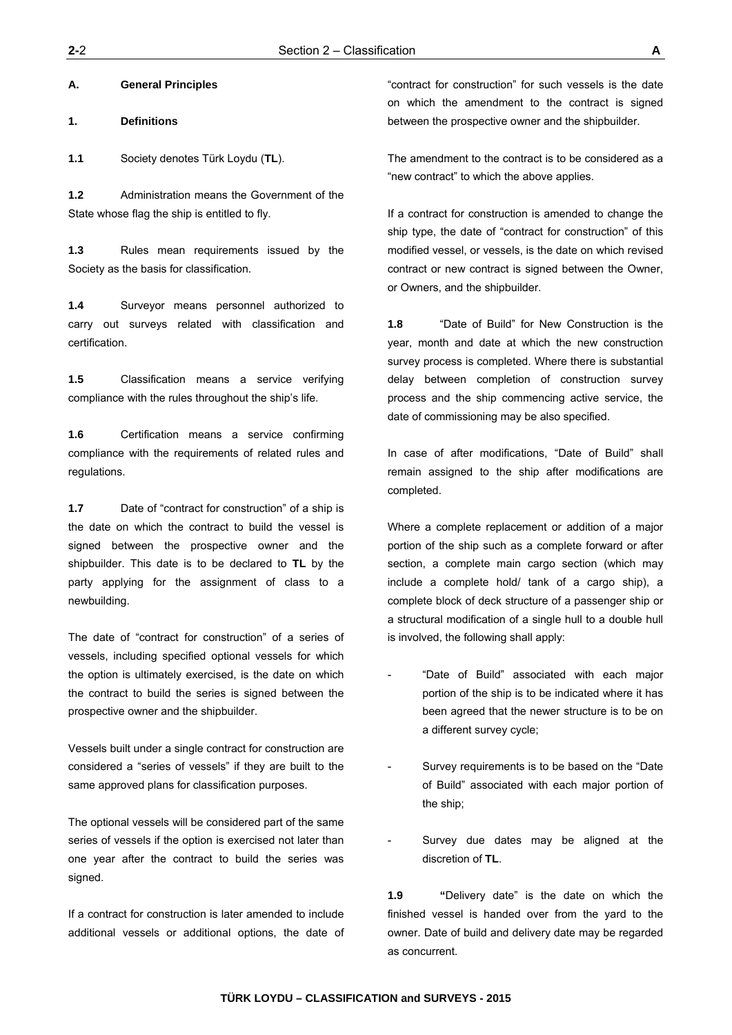## A. General Principles

### 1. Definitions

**1.1** Society denotes Türk Loydu (**TL**).

**1.2** Administration means the Government of the State whose flag the ship is entitled to fly.

**1.3** Rules mean requirements issued by the Society as the basis for classification.

**1.4** Surveyor means personnel authorized to carry out surveys related with classification and certification.

**1.5** Classification means a service verifying compliance with the rules throughout the ship's life.

**1.6** Certification means a service confirming compliance with the requirements of related rules and regulations.

**1.7** Date of "contract for construction" of a ship is the date on which the contract to build the vessel is signed between the prospective owner and the shipbuilder. This date is to be declared to **TL** by the party applying for the assignment of class to a newbuilding.

The date of "contract for construction" of a series of vessels, including specified optional vessels for which the option is ultimately exercised, is the date on which the contract to build the series is signed between the prospective owner and the shipbuilder.

Vessels built under a single contract for construction are considered a "series of vessels" if they are built to the same approved plans for classification purposes.

The optional vessels will be considered part of the same series of vessels if the option is exercised not later than one year after the contract to build the series was signed.

If a contract for construction is later amended to include additional vessels or additional options, the date of "contract for construction" for such vessels is the date on which the amendment to the contract is signed between the prospective owner and the shipbuilder.

The amendment to the contract is to be considered as a "new contract" to which the above applies.

If a contract for construction is amended to change the ship type, the date of "contract for construction" of this modified vessel, or vessels, is the date on which revised contract or new contract is signed between the Owner, or Owners, and the shipbuilder.

**1.8** "Date of Build" for New Construction is the year, month and date at which the new construction survey process is completed. Where there is substantial delay between completion of construction survey process and the ship commencing active service, the date of commissioning may be also specified.

In case of after modifications, "Date of Build" shall remain assigned to the ship after modifications are completed.

Where a complete replacement or addition of a major portion of the ship such as a complete forward or after section, a complete main cargo section (which may include a complete hold/ tank of a cargo ship), a complete block of deck structure of a passenger ship or a structural modification of a single hull to a double hull is involved, the following shall apply:

- "Date of Build" associated with each major portion of the ship is to be indicated where it has been agreed that the newer structure is to be on a different survey cycle;
- Survey requirements is to be based on the "Date of Build" associated with each major portion of the ship;
- Survey due dates may be aligned at the discretion of **TL**.

**1.9** **"**Delivery date" is the date on which the finished vessel is handed over from the yard to the owner. Date of build and delivery date may be regarded as concurrent.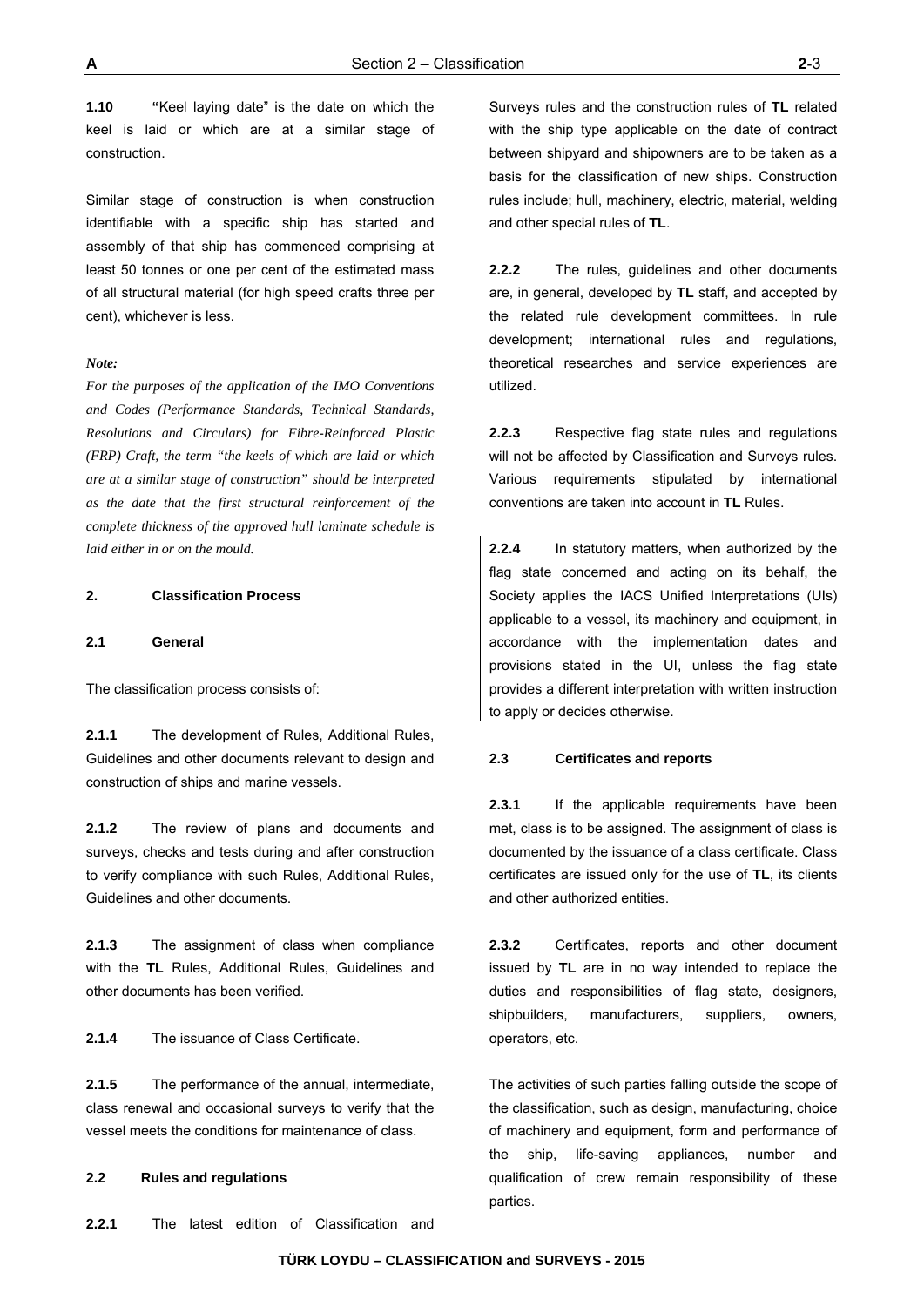**1.10** **"**Keel laying date" is the date on which the keel is laid or which are at a similar stage of construction.

Similar stage of construction is when construction identifiable with a specific ship has started and assembly of that ship has commenced comprising at least 50 tonnes or one per cent of the estimated mass of all structural material (for high speed crafts three per cent), whichever is less.

***Note:***

*For the purposes of the application of the IMO Conventions and Codes (Performance Standards, Technical Standards, Resolutions and Circulars) for Fibre-Reinforced Plastic (FRP) Craft, the term "the keels of which are laid or which are at a similar stage of construction" should be interpreted as the date that the first structural reinforcement of the complete thickness of the approved hull laminate schedule is laid either in or on the mould.*

## 2. Classification Process

### 2.1 General

The classification process consists of:

**2.1.1** The development of Rules, Additional Rules, Guidelines and other documents relevant to design and construction of ships and marine vessels.

**2.1.2** The review of plans and documents and surveys, checks and tests during and after construction to verify compliance with such Rules, Additional Rules, Guidelines and other documents.

**2.1.3** The assignment of class when compliance with the **TL** Rules, Additional Rules, Guidelines and other documents has been verified.

**2.1.4** The issuance of Class Certificate.

**2.1.5** The performance of the annual, intermediate, class renewal and occasional surveys to verify that the vessel meets the conditions for maintenance of class.

### 2.2 Rules and regulations

**2.2.1** The latest edition of Classification and Surveys rules and the construction rules of **TL** related with the ship type applicable on the date of contract between shipyard and shipowners are to be taken as a basis for the classification of new ships. Construction rules include; hull, machinery, electric, material, welding and other special rules of **TL**.

**2.2.2** The rules, guidelines and other documents are, in general, developed by **TL** staff, and accepted by the related rule development committees. In rule development; international rules and regulations, theoretical researches and service experiences are utilized.

**2.2.3** Respective flag state rules and regulations will not be affected by Classification and Surveys rules. Various requirements stipulated by international conventions are taken into account in **TL** Rules.

**2.2.4** In statutory matters, when authorized by the flag state concerned and acting on its behalf, the Society applies the IACS Unified Interpretations (UIs) applicable to a vessel, its machinery and equipment, in accordance with the implementation dates and provisions stated in the UI, unless the flag state provides a different interpretation with written instruction to apply or decides otherwise.

### 2.3 Certificates and reports

**2.3.1** If the applicable requirements have been met, class is to be assigned. The assignment of class is documented by the issuance of a class certificate. Class certificates are issued only for the use of **TL**, its clients and other authorized entities.

**2.3.2** Certificates, reports and other document issued by **TL** are in no way intended to replace the duties and responsibilities of flag state, designers, shipbuilders, manufacturers, suppliers, owners, operators, etc.

The activities of such parties falling outside the scope of the classification, such as design, manufacturing, choice of machinery and equipment, form and performance of the ship, life-saving appliances, number and qualification of crew remain responsibility of these parties.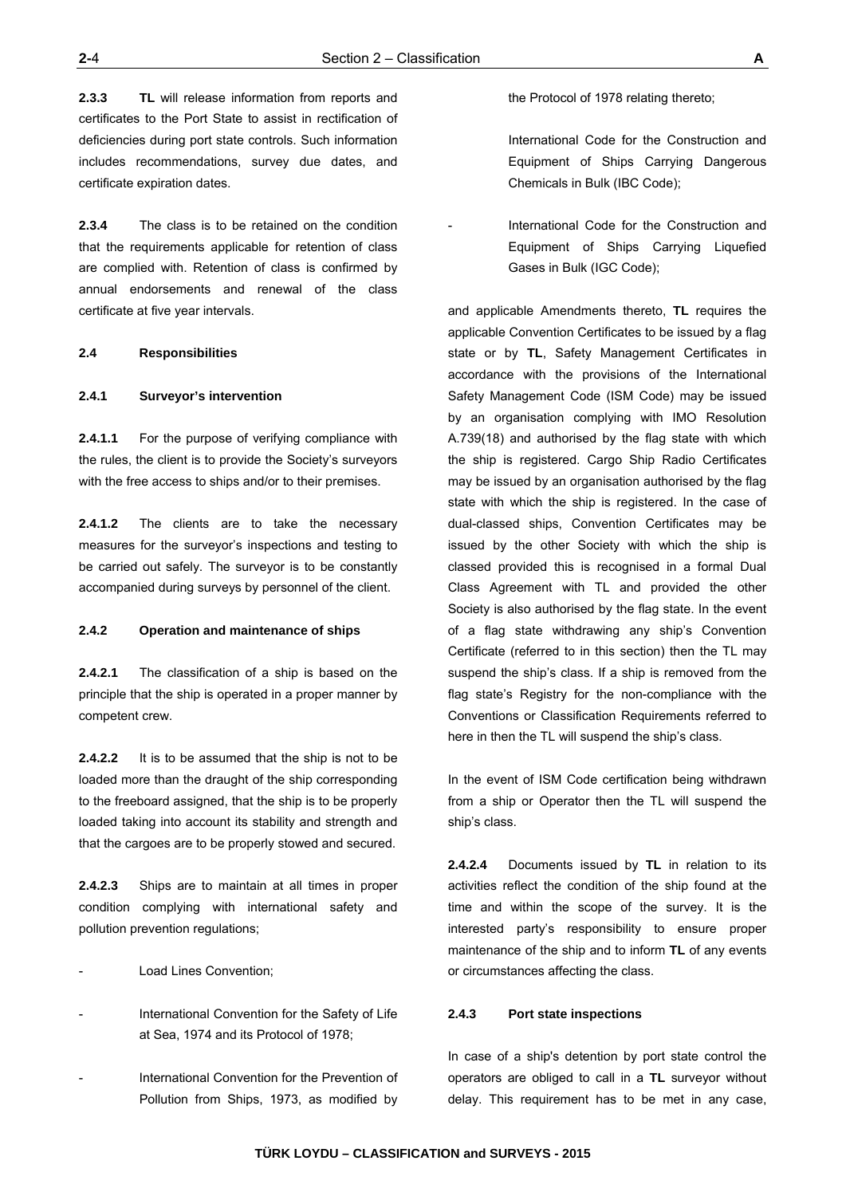**2.3.3** **TL** will release information from reports and certificates to the Port State to assist in rectification of deficiencies during port state controls. Such information includes recommendations, survey due dates, and certificate expiration dates.

**2.3.4** The class is to be retained on the condition that the requirements applicable for retention of class are complied with. Retention of class is confirmed by annual endorsements and renewal of the class certificate at five year intervals.

### 2.4 Responsibilities

#### 2.4.1 Surveyor's intervention

**2.4.1.1** For the purpose of verifying compliance with the rules, the client is to provide the Society's surveyors with the free access to ships and/or to their premises.

**2.4.1.2** The clients are to take the necessary measures for the surveyor's inspections and testing to be carried out safely. The surveyor is to be constantly accompanied during surveys by personnel of the client.

#### 2.4.2 Operation and maintenance of ships

**2.4.2.1** The classification of a ship is based on the principle that the ship is operated in a proper manner by competent crew.

**2.4.2.2** It is to be assumed that the ship is not to be loaded more than the draught of the ship corresponding to the freeboard assigned, that the ship is to be properly loaded taking into account its stability and strength and that the cargoes are to be properly stowed and secured.

**2.4.2.3** Ships are to maintain at all times in proper condition complying with international safety and pollution prevention regulations;

- Load Lines Convention;
- International Convention for the Safety of Life at Sea, 1974 and its Protocol of 1978;
- International Convention for the Prevention of Pollution from Ships, 1973, as modified by the Protocol of 1978 relating thereto;

  International Code for the Construction and Equipment of Ships Carrying Dangerous Chemicals in Bulk (IBC Code);
- International Code for the Construction and Equipment of Ships Carrying Liquefied Gases in Bulk (IGC Code);

and applicable Amendments thereto, **TL** requires the applicable Convention Certificates to be issued by a flag state or by **TL**, Safety Management Certificates in accordance with the provisions of the International Safety Management Code (ISM Code) may be issued by an organisation complying with IMO Resolution A.739(18) and authorised by the flag state with which the ship is registered. Cargo Ship Radio Certificates may be issued by an organisation authorised by the flag state with which the ship is registered. In the case of dual-classed ships, Convention Certificates may be issued by the other Society with which the ship is classed provided this is recognised in a formal Dual Class Agreement with TL and provided the other Society is also authorised by the flag state. In the event of a flag state withdrawing any ship's Convention Certificate (referred to in this section) then the TL may suspend the ship's class. If a ship is removed from the flag state's Registry for the non-compliance with the Conventions or Classification Requirements referred to here in then the TL will suspend the ship's class.

In the event of ISM Code certification being withdrawn from a ship or Operator then the TL will suspend the ship's class.

**2.4.2.4** Documents issued by **TL** in relation to its activities reflect the condition of the ship found at the time and within the scope of the survey. It is the interested party's responsibility to ensure proper maintenance of the ship and to inform **TL** of any events or circumstances affecting the class.

#### 2.4.3 Port state inspections

In case of a ship's detention by port state control the operators are obliged to call in a **TL** surveyor without delay. This requirement has to be met in any case,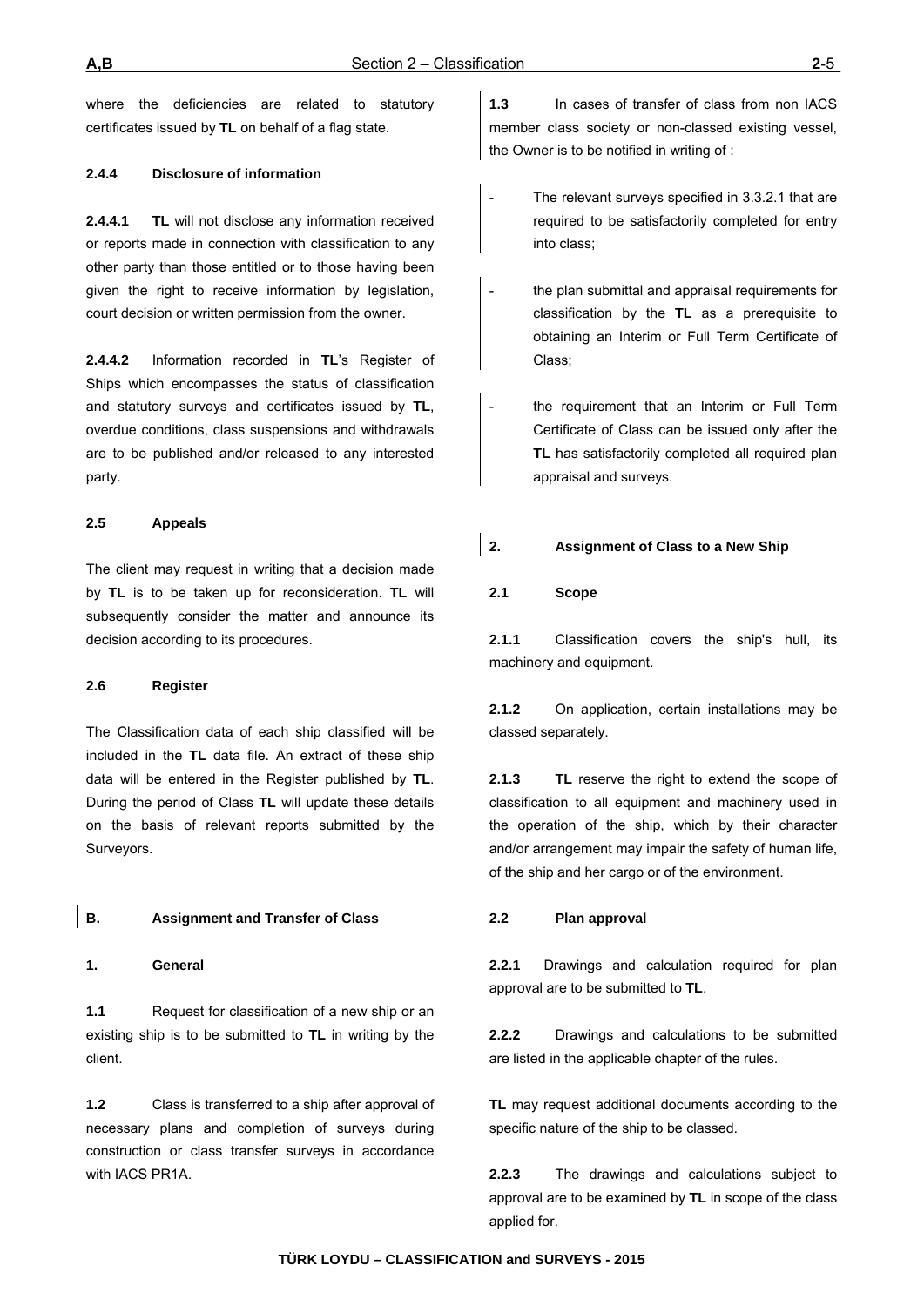where the deficiencies are related to statutory certificates issued by **TL** on behalf of a flag state.

#### 2.4.4 Disclosure of information

**2.4.4.1** **TL** will not disclose any information received or reports made in connection with classification to any other party than those entitled or to those having been given the right to receive information by legislation, court decision or written permission from the owner.

**2.4.4.2** Information recorded in **TL**'s Register of Ships which encompasses the status of classification and statutory surveys and certificates issued by **TL**, overdue conditions, class suspensions and withdrawals are to be published and/or released to any interested party.

### 2.5 Appeals

The client may request in writing that a decision made by **TL** is to be taken up for reconsideration. **TL** will subsequently consider the matter and announce its decision according to its procedures.

### 2.6 Register

The Classification data of each ship classified will be included in the **TL** data file. An extract of these ship data will be entered in the Register published by **TL**. During the period of Class **TL** will update these details on the basis of relevant reports submitted by the Surveyors.

## B. Assignment and Transfer of Class

### 1. General

**1.1** Request for classification of a new ship or an existing ship is to be submitted to **TL** in writing by the client.

**1.2** Class is transferred to a ship after approval of necessary plans and completion of surveys during construction or class transfer surveys in accordance with IACS PR1A.

**1.3** In cases of transfer of class from non IACS member class society or non-classed existing vessel, the Owner is to be notified in writing of :

- The relevant surveys specified in 3.3.2.1 that are required to be satisfactorily completed for entry into class;
- the plan submittal and appraisal requirements for classification by the **TL** as a prerequisite to obtaining an Interim or Full Term Certificate of Class;
- the requirement that an Interim or Full Term Certificate of Class can be issued only after the **TL** has satisfactorily completed all required plan appraisal and surveys.

### 2. Assignment of Class to a New Ship

#### 2.1 Scope

**2.1.1** Classification covers the ship's hull, its machinery and equipment.

**2.1.2** On application, certain installations may be classed separately.

**2.1.3** **TL** reserve the right to extend the scope of classification to all equipment and machinery used in the operation of the ship, which by their character and/or arrangement may impair the safety of human life, of the ship and her cargo or of the environment.

#### 2.2 Plan approval

**2.2.1** Drawings and calculation required for plan approval are to be submitted to **TL**.

**2.2.2** Drawings and calculations to be submitted are listed in the applicable chapter of the rules.

**TL** may request additional documents according to the specific nature of the ship to be classed.

**2.2.3** The drawings and calculations subject to approval are to be examined by **TL** in scope of the class applied for.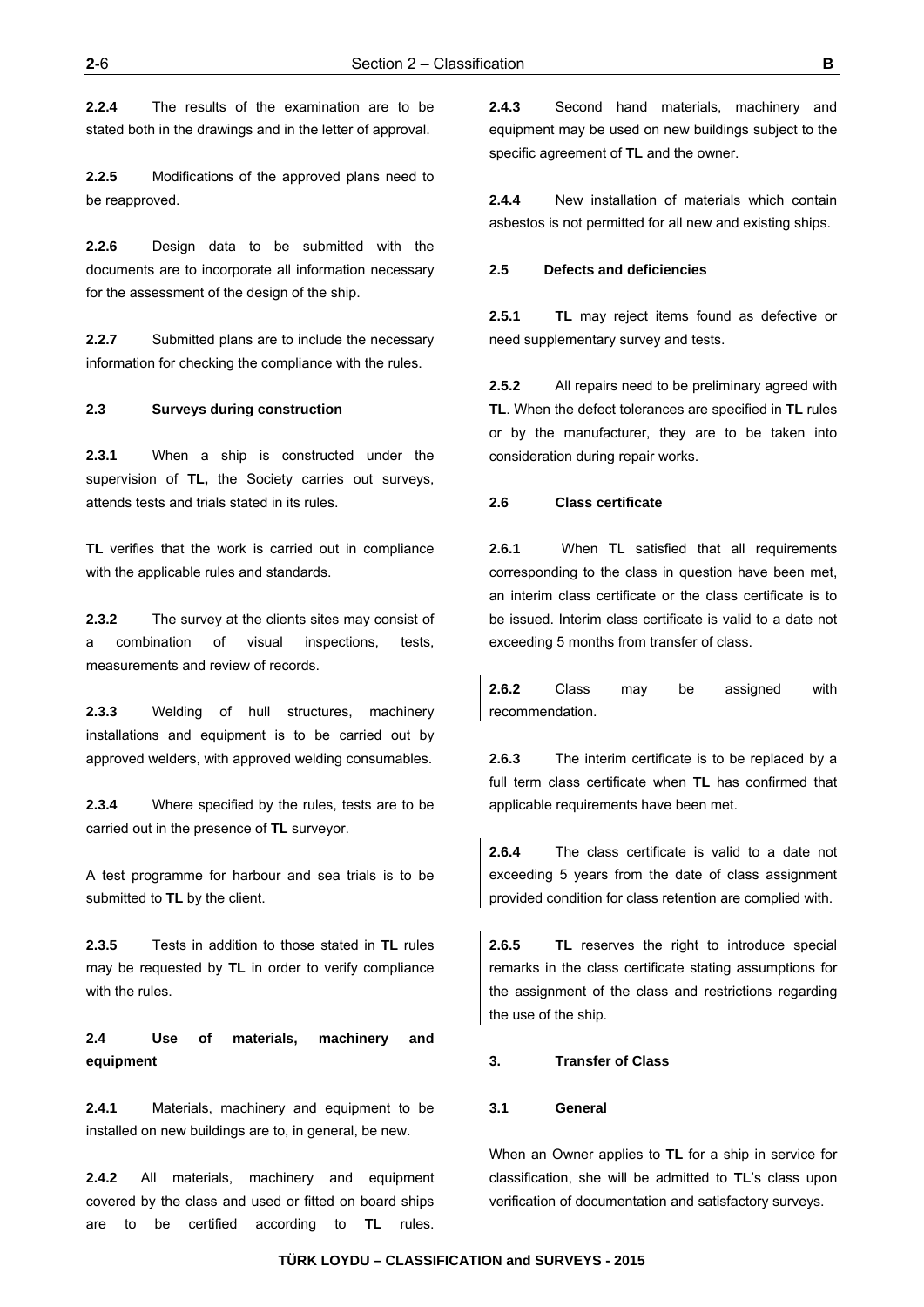**2.2.4** The results of the examination are to be stated both in the drawings and in the letter of approval.

**2.2.5** Modifications of the approved plans need to be reapproved.

**2.2.6** Design data to be submitted with the documents are to incorporate all information necessary for the assessment of the design of the ship.

**2.2.7** Submitted plans are to include the necessary information for checking the compliance with the rules.

### 2.3 Surveys during construction

**2.3.1** When a ship is constructed under the supervision of **TL,** the Society carries out surveys, attends tests and trials stated in its rules.

**TL** verifies that the work is carried out in compliance with the applicable rules and standards.

**2.3.2** The survey at the clients sites may consist of a combination of visual inspections, tests, measurements and review of records.

**2.3.3** Welding of hull structures, machinery installations and equipment is to be carried out by approved welders, with approved welding consumables.

**2.3.4** Where specified by the rules, tests are to be carried out in the presence of **TL** surveyor.

A test programme for harbour and sea trials is to be submitted to **TL** by the client.

**2.3.5** Tests in addition to those stated in **TL** rules may be requested by **TL** in order to verify compliance with the rules.

### 2.4 Use of materials, machinery and equipment

**2.4.1** Materials, machinery and equipment to be installed on new buildings are to, in general, be new.

**2.4.2** All materials, machinery and equipment covered by the class and used or fitted on board ships are to be certified according to **TL** rules.

**2.4.3** Second hand materials, machinery and equipment may be used on new buildings subject to the specific agreement of **TL** and the owner.

**2.4.4** New installation of materials which contain asbestos is not permitted for all new and existing ships.

### 2.5 Defects and deficiencies

**2.5.1** **TL** may reject items found as defective or need supplementary survey and tests.

**2.5.2** All repairs need to be preliminary agreed with **TL**. When the defect tolerances are specified in **TL** rules or by the manufacturer, they are to be taken into consideration during repair works.

### 2.6 Class certificate

**2.6.1** When TL satisfied that all requirements corresponding to the class in question have been met, an interim class certificate or the class certificate is to be issued. Interim class certificate is valid to a date not exceeding 5 months from transfer of class.

**2.6.2** Class may be assigned with recommendation.

**2.6.3** The interim certificate is to be replaced by a full term class certificate when **TL** has confirmed that applicable requirements have been met.

**2.6.4** The class certificate is valid to a date not exceeding 5 years from the date of class assignment provided condition for class retention are complied with.

**2.6.5** **TL** reserves the right to introduce special remarks in the class certificate stating assumptions for the assignment of the class and restrictions regarding the use of the ship.

## 3. Transfer of Class

### 3.1 General

When an Owner applies to **TL** for a ship in service for classification, she will be admitted to **TL**'s class upon verification of documentation and satisfactory surveys.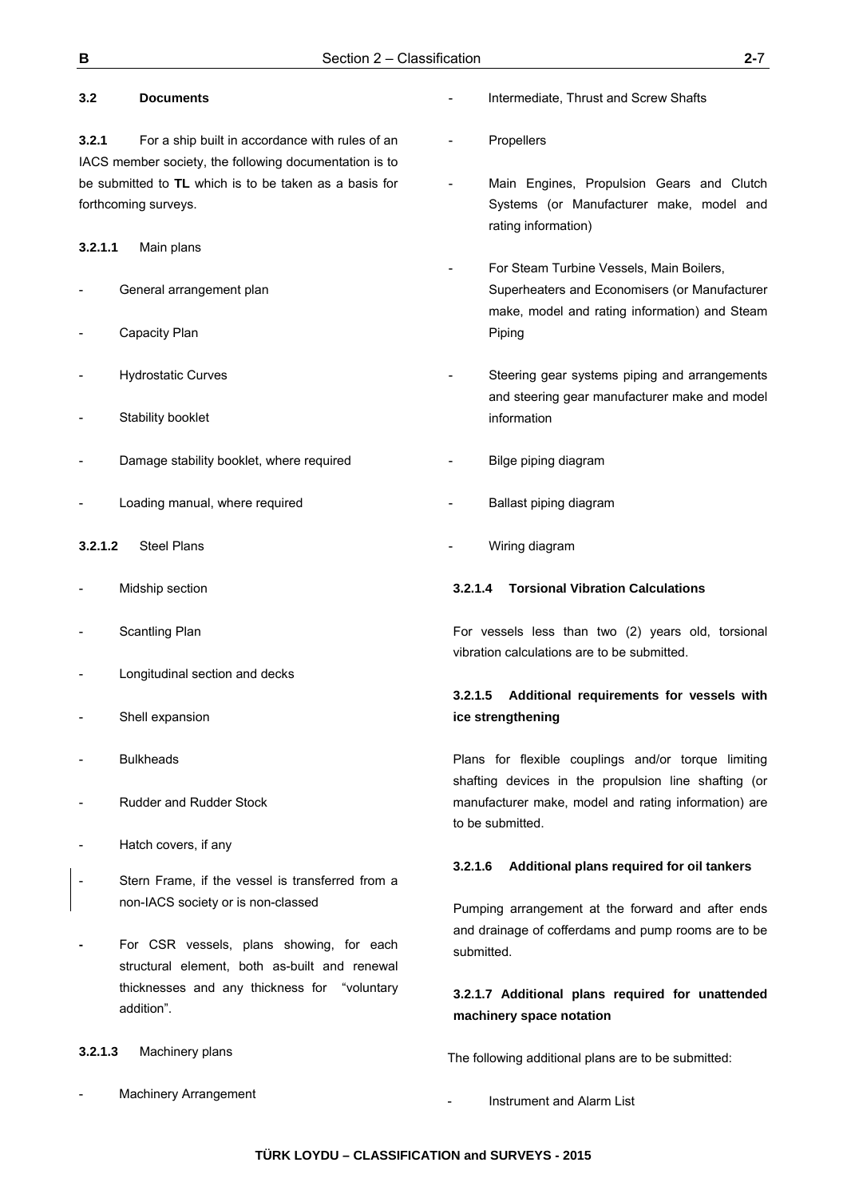### 3.2 Documents

**3.2.1** For a ship built in accordance with rules of an IACS member society, the following documentation is to be submitted to **TL** which is to be taken as a basis for forthcoming surveys.

**3.2.1.1** Main plans

- General arrangement plan
- Capacity Plan
- Hydrostatic Curves
- Stability booklet
- Damage stability booklet, where required
- Loading manual, where required

**3.2.1.2** Steel Plans

- Midship section
- Scantling Plan
- Longitudinal section and decks
- Shell expansion
- Bulkheads
- Rudder and Rudder Stock
- Hatch covers, if any
- Stern Frame, if the vessel is transferred from a non-IACS society or is non-classed
- For CSR vessels, plans showing, for each structural element, both as-built and renewal thicknesses and any thickness for "voluntary addition".

**3.2.1.3** Machinery plans

- Machinery Arrangement
- Intermediate, Thrust and Screw Shafts
- Propellers
- Main Engines, Propulsion Gears and Clutch Systems (or Manufacturer make, model and rating information)
- For Steam Turbine Vessels, Main Boilers, Superheaters and Economisers (or Manufacturer make, model and rating information) and Steam Piping
- Steering gear systems piping and arrangements and steering gear manufacturer make and model information
- Bilge piping diagram
- Ballast piping diagram
- Wiring diagram

**3.2.1.4 Torsional Vibration Calculations**

For vessels less than two (2) years old, torsional vibration calculations are to be submitted.

**3.2.1.5 Additional requirements for vessels with ice strengthening**

Plans for flexible couplings and/or torque limiting shafting devices in the propulsion line shafting (or manufacturer make, model and rating information) are to be submitted.

**3.2.1.6 Additional plans required for oil tankers**

Pumping arrangement at the forward and after ends and drainage of cofferdams and pump rooms are to be submitted.

**3.2.1.7 Additional plans required for unattended machinery space notation**

The following additional plans are to be submitted:

- Instrument and Alarm List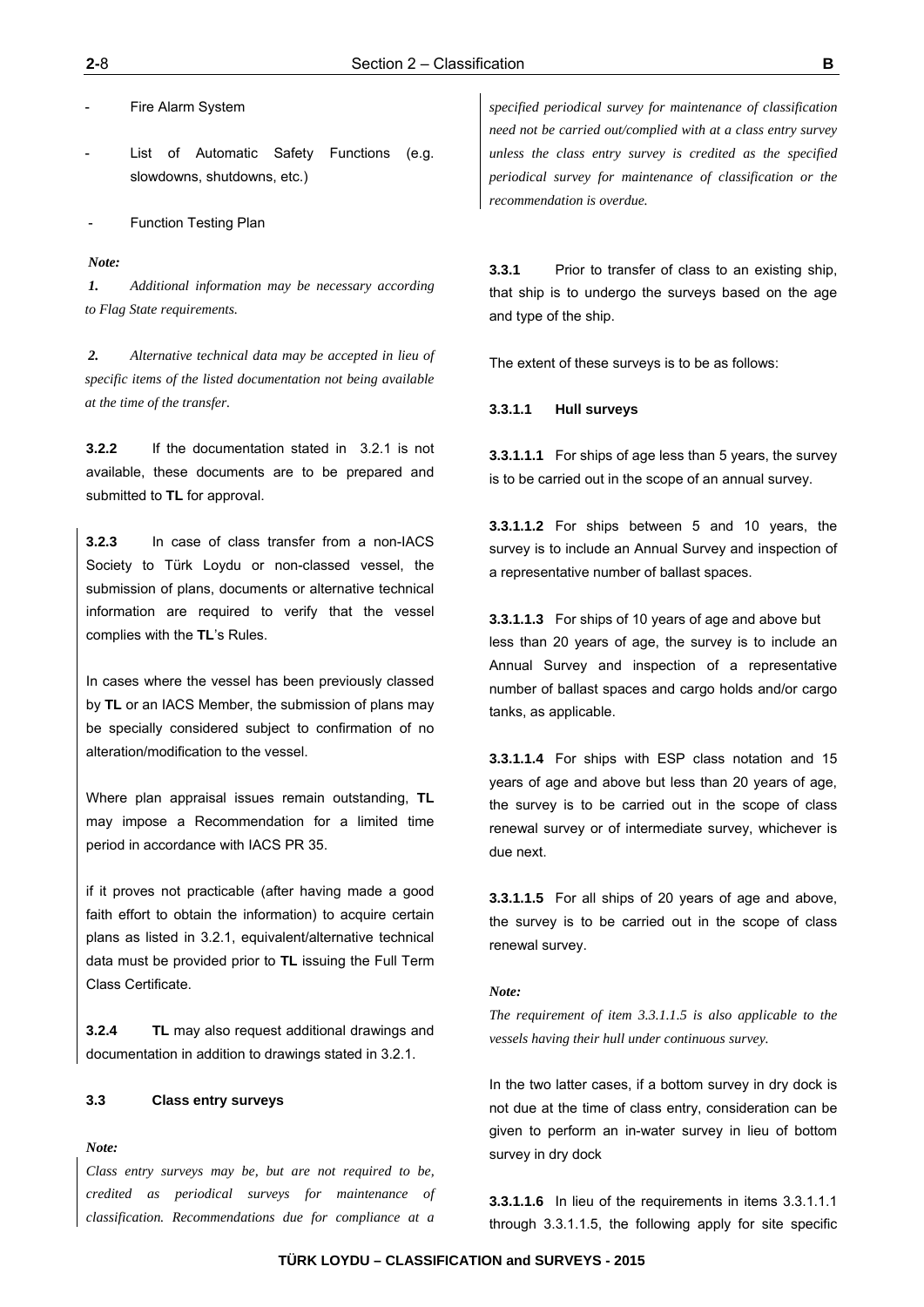- Fire Alarm System

- List of Automatic Safety Functions (e.g. slowdowns, shutdowns, etc.)

- Function Testing Plan

*Note:*

*1. Additional information may be necessary according to Flag State requirements.*

*2. Alternative technical data may be accepted in lieu of specific items of the listed documentation not being available at the time of the transfer.*

**3.2.2** If the documentation stated in 3.2.1 is not available, these documents are to be prepared and submitted to **TL** for approval.

**3.2.3** In case of class transfer from a non-IACS Society to Türk Loydu or non-classed vessel, the submission of plans, documents or alternative technical information are required to verify that the vessel complies with the **TL**'s Rules.

In cases where the vessel has been previously classed by **TL** or an IACS Member, the submission of plans may be specially considered subject to confirmation of no alteration/modification to the vessel.

Where plan appraisal issues remain outstanding, **TL** may impose a Recommendation for a limited time period in accordance with IACS PR 35.

if it proves not practicable (after having made a good faith effort to obtain the information) to acquire certain plans as listed in 3.2.1, equivalent/alternative technical data must be provided prior to **TL** issuing the Full Term Class Certificate.

**3.2.4** **TL** may also request additional drawings and documentation in addition to drawings stated in 3.2.1.

### 3.3 Class entry surveys

*Note:*

*Class entry surveys may be, but are not required to be, credited as periodical surveys for maintenance of classification. Recommendations due for compliance at a specified periodical survey for maintenance of classification need not be carried out/complied with at a class entry survey unless the class entry survey is credited as the specified periodical survey for maintenance of classification or the recommendation is overdue.*

**3.3.1** Prior to transfer of class to an existing ship, that ship is to undergo the surveys based on the age and type of the ship.

The extent of these surveys is to be as follows:

**3.3.1.1 Hull surveys**

**3.3.1.1.1** For ships of age less than 5 years, the survey is to be carried out in the scope of an annual survey.

**3.3.1.1.2** For ships between 5 and 10 years, the survey is to include an Annual Survey and inspection of a representative number of ballast spaces.

**3.3.1.1.3** For ships of 10 years of age and above but less than 20 years of age, the survey is to include an Annual Survey and inspection of a representative number of ballast spaces and cargo holds and/or cargo tanks, as applicable.

**3.3.1.1.4** For ships with ESP class notation and 15 years of age and above but less than 20 years of age, the survey is to be carried out in the scope of class renewal survey or of intermediate survey, whichever is due next.

**3.3.1.1.5** For all ships of 20 years of age and above, the survey is to be carried out in the scope of class renewal survey.

*Note:*

*The requirement of item 3.3.1.1.5 is also applicable to the vessels having their hull under continuous survey.*

In the two latter cases, if a bottom survey in dry dock is not due at the time of class entry, consideration can be given to perform an in-water survey in lieu of bottom survey in dry dock

**3.3.1.1.6** In lieu of the requirements in items 3.3.1.1.1 through 3.3.1.1.5, the following apply for site specific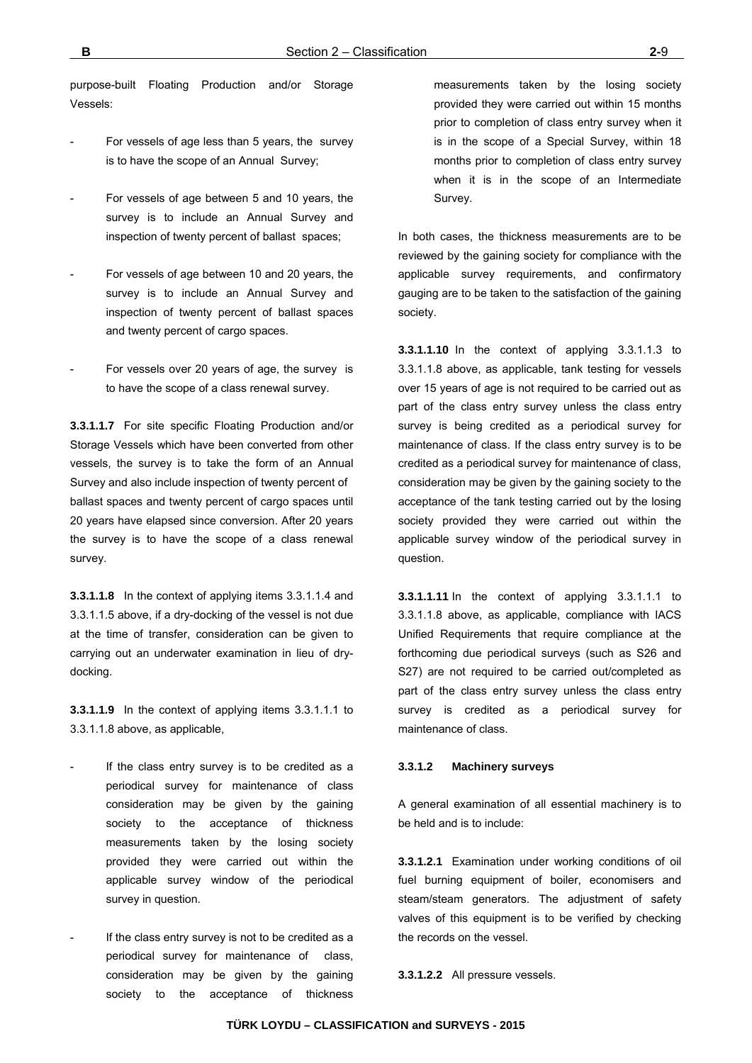purpose-built Floating Production and/or Storage Vessels:

- For vessels of age less than 5 years, the survey is to have the scope of an Annual Survey;

- For vessels of age between 5 and 10 years, the survey is to include an Annual Survey and inspection of twenty percent of ballast spaces;

- For vessels of age between 10 and 20 years, the survey is to include an Annual Survey and inspection of twenty percent of ballast spaces and twenty percent of cargo spaces.

- For vessels over 20 years of age, the survey is to have the scope of a class renewal survey.

**3.3.1.1.7** For site specific Floating Production and/or Storage Vessels which have been converted from other vessels, the survey is to take the form of an Annual Survey and also include inspection of twenty percent of ballast spaces and twenty percent of cargo spaces until 20 years have elapsed since conversion. After 20 years the survey is to have the scope of a class renewal survey.

**3.3.1.1.8** In the context of applying items 3.3.1.1.4 and 3.3.1.1.5 above, if a dry-docking of the vessel is not due at the time of transfer, consideration can be given to carrying out an underwater examination in lieu of dry-docking.

**3.3.1.1.9** In the context of applying items 3.3.1.1.1 to 3.3.1.1.8 above, as applicable,

- If the class entry survey is to be credited as a periodical survey for maintenance of class consideration may be given by the gaining society to the acceptance of thickness measurements taken by the losing society provided they were carried out within the applicable survey window of the periodical survey in question.

- If the class entry survey is not to be credited as a periodical survey for maintenance of class, consideration may be given by the gaining society to the acceptance of thickness measurements taken by the losing society provided they were carried out within 15 months prior to completion of class entry survey when it is in the scope of a Special Survey, within 18 months prior to completion of class entry survey when it is in the scope of an Intermediate Survey.

In both cases, the thickness measurements are to be reviewed by the gaining society for compliance with the applicable survey requirements, and confirmatory gauging are to be taken to the satisfaction of the gaining society.

**3.3.1.1.10** In the context of applying 3.3.1.1.3 to 3.3.1.1.8 above, as applicable, tank testing for vessels over 15 years of age is not required to be carried out as part of the class entry survey unless the class entry survey is being credited as a periodical survey for maintenance of class. If the class entry survey is to be credited as a periodical survey for maintenance of class, consideration may be given by the gaining society to the acceptance of the tank testing carried out by the losing society provided they were carried out within the applicable survey window of the periodical survey in question.

**3.3.1.1.11** In the context of applying 3.3.1.1.1 to 3.3.1.1.8 above, as applicable, compliance with IACS Unified Requirements that require compliance at the forthcoming due periodical surveys (such as S26 and S27) are not required to be carried out/completed as part of the class entry survey unless the class entry survey is credited as a periodical survey for maintenance of class.

#### 3.3.1.2 Machinery surveys

A general examination of all essential machinery is to be held and is to include:

**3.3.1.2.1** Examination under working conditions of oil fuel burning equipment of boiler, economisers and steam/steam generators. The adjustment of safety valves of this equipment is to be verified by checking the records on the vessel.

**3.3.1.2.2** All pressure vessels.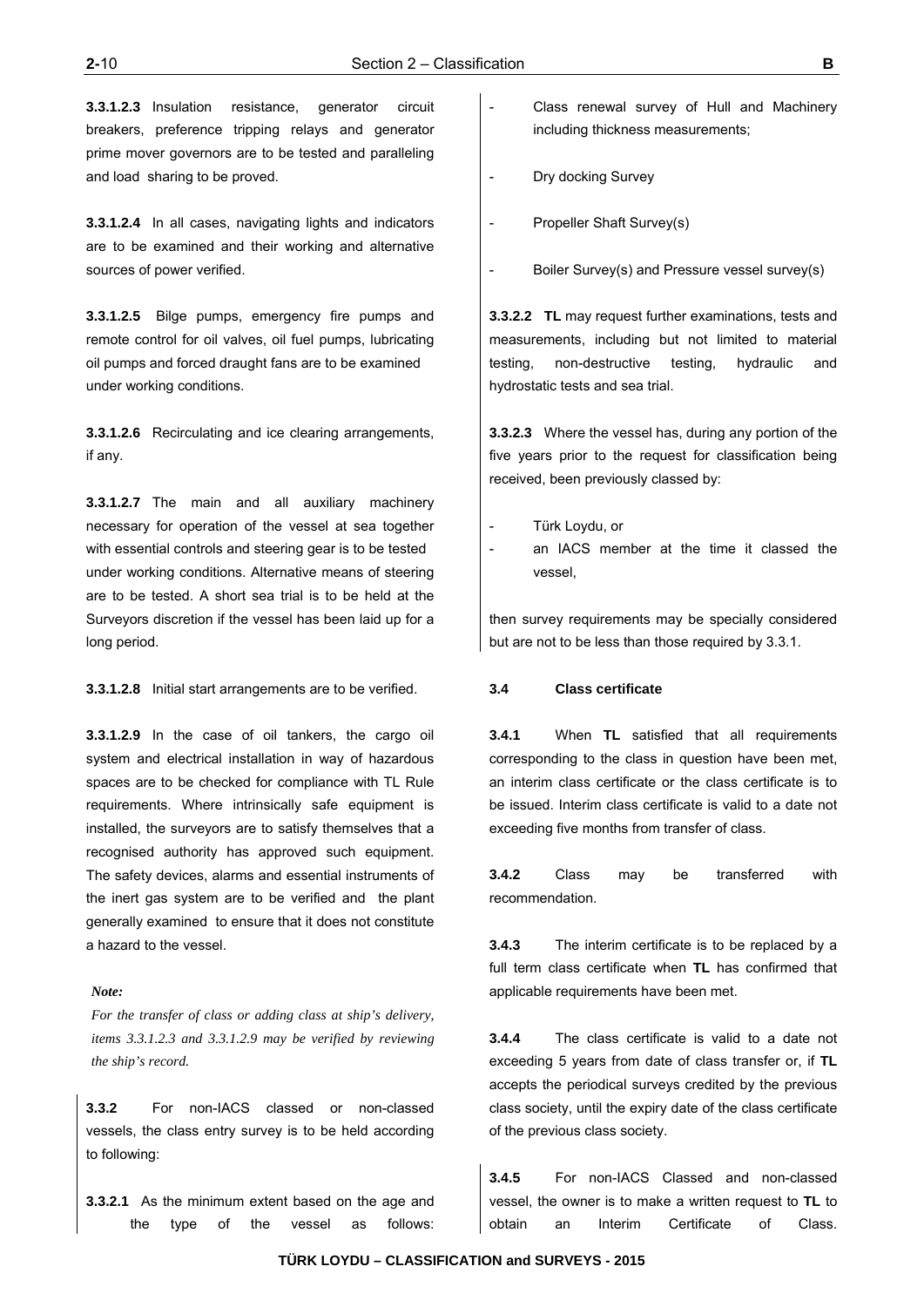**3.3.1.2.3** Insulation resistance, generator circuit breakers, preference tripping relays and generator prime mover governors are to be tested and paralleling and load sharing to be proved.

**3.3.1.2.4** In all cases, navigating lights and indicators are to be examined and their working and alternative sources of power verified.

**3.3.1.2.5** Bilge pumps, emergency fire pumps and remote control for oil valves, oil fuel pumps, lubricating oil pumps and forced draught fans are to be examined under working conditions.

**3.3.1.2.6** Recirculating and ice clearing arrangements, if any.

**3.3.1.2.7** The main and all auxiliary machinery necessary for operation of the vessel at sea together with essential controls and steering gear is to be tested under working conditions. Alternative means of steering are to be tested. A short sea trial is to be held at the Surveyors discretion if the vessel has been laid up for a long period.

**3.3.1.2.8** Initial start arrangements are to be verified.

**3.3.1.2.9** In the case of oil tankers, the cargo oil system and electrical installation in way of hazardous spaces are to be checked for compliance with TL Rule requirements. Where intrinsically safe equipment is installed, the surveyors are to satisfy themselves that a recognised authority has approved such equipment. The safety devices, alarms and essential instruments of the inert gas system are to be verified and the plant generally examined to ensure that it does not constitute a hazard to the vessel.

*Note:*

*For the transfer of class or adding class at ship's delivery, items 3.3.1.2.3 and 3.3.1.2.9 may be verified by reviewing the ship's record.*

**3.3.2** For non-IACS classed or non-classed vessels, the class entry survey is to be held according to following:

**3.3.2.1** As the minimum extent based on the age and the type of the vessel as follows:

- Class renewal survey of Hull and Machinery including thickness measurements;
- Dry docking Survey
- Propeller Shaft Survey(s)
- Boiler Survey(s) and Pressure vessel survey(s)

**3.3.2.2** **TL** may request further examinations, tests and measurements, including but not limited to material testing, non-destructive testing, hydraulic and hydrostatic tests and sea trial.

**3.3.2.3** Where the vessel has, during any portion of the five years prior to the request for classification being received, been previously classed by:

- Türk Loydu, or
- an IACS member at the time it classed the vessel,

then survey requirements may be specially considered but are not to be less than those required by 3.3.1.

### 3.4 Class certificate

**3.4.1** When **TL** satisfied that all requirements corresponding to the class in question have been met, an interim class certificate or the class certificate is to be issued. Interim class certificate is valid to a date not exceeding five months from transfer of class.

**3.4.2** Class may be transferred with recommendation.

**3.4.3** The interim certificate is to be replaced by a full term class certificate when **TL** has confirmed that applicable requirements have been met.

**3.4.4** The class certificate is valid to a date not exceeding 5 years from date of class transfer or, if **TL** accepts the periodical surveys credited by the previous class society, until the expiry date of the class certificate of the previous class society.

**3.4.5** For non-IACS Classed and non-classed vessel, the owner is to make a written request to **TL** to obtain an Interim Certificate of Class.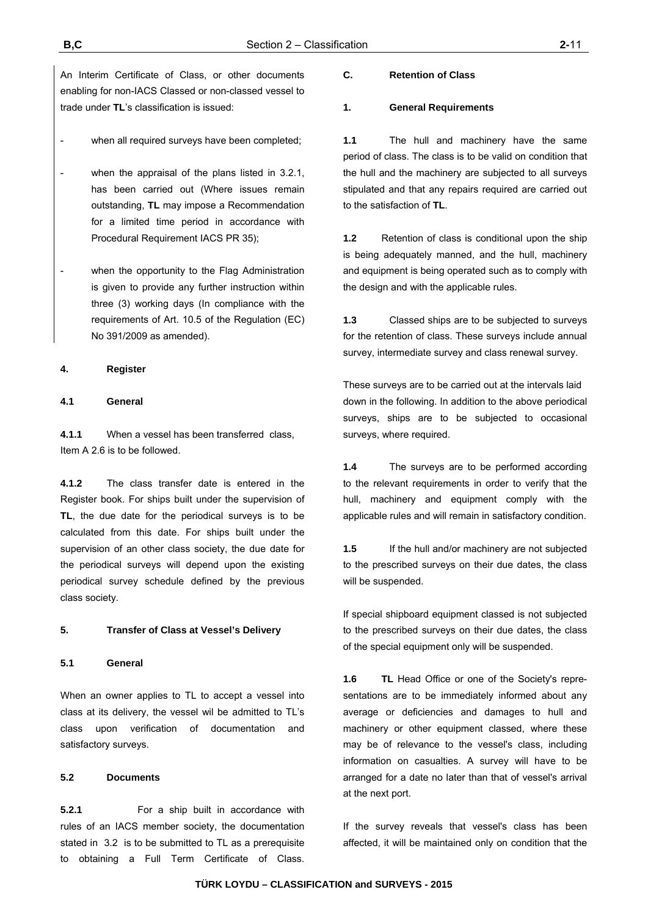An Interim Certificate of Class, or other documents enabling for non-IACS Classed or non-classed vessel to trade under **TL**'s classification is issued:

- when all required surveys have been completed;

- when the appraisal of the plans listed in 3.2.1, has been carried out (Where issues remain outstanding, **TL** may impose a Recommendation for a limited time period in accordance with Procedural Requirement IACS PR 35);

- when the opportunity to the Flag Administration is given to provide any further instruction within three (3) working days (In compliance with the requirements of Art. 10.5 of the Regulation (EC) No 391/2009 as amended).

#### 4. Register

#### 4.1 General

**4.1.1** When a vessel has been transferred class, Item A 2.6 is to be followed.

**4.1.2** The class transfer date is entered in the Register book. For ships built under the supervision of **TL**, the due date for the periodical surveys is to be calculated from this date. For ships built under the supervision of an other class society, the due date for the periodical surveys will depend upon the existing periodical survey schedule defined by the previous class society.

#### 5. Transfer of Class at Vessel's Delivery

#### 5.1 General

When an owner applies to TL to accept a vessel into class at its delivery, the vessel wil be admitted to TL's class upon verification of documentation and satisfactory surveys.

#### 5.2 Documents

**5.2.1** For a ship built in accordance with rules of an IACS member society, the documentation stated in 3.2 is to be submitted to TL as a prerequisite to obtaining a Full Term Certificate of Class.

## C. Retention of Class

### 1. General Requirements

**1.1** The hull and machinery have the same period of class. The class is to be valid on condition that the hull and the machinery are subjected to all surveys stipulated and that any repairs required are carried out to the satisfaction of **TL**.

**1.2** Retention of class is conditional upon the ship is being adequately manned, and the hull, machinery and equipment is being operated such as to comply with the design and with the applicable rules.

**1.3** Classed ships are to be subjected to surveys for the retention of class. These surveys include annual survey, intermediate survey and class renewal survey.

These surveys are to be carried out at the intervals laid down in the following. In addition to the above periodical surveys, ships are to be subjected to occasional surveys, where required.

**1.4** The surveys are to be performed according to the relevant requirements in order to verify that the hull, machinery and equipment comply with the applicable rules and will remain in satisfactory condition.

**1.5** If the hull and/or machinery are not subjected to the prescribed surveys on their due dates, the class will be suspended.

If special shipboard equipment classed is not subjected to the prescribed surveys on their due dates, the class of the special equipment only will be suspended.

**1.6** **TL** Head Office or one of the Society's representations are to be immediately informed about any average or deficiencies and damages to hull and machinery or other equipment classed, where these may be of relevance to the vessel's class, including information on casualties. A survey will have to be arranged for a date no later than that of vessel's arrival at the next port.

If the survey reveals that vessel's class has been affected, it will be maintained only on condition that the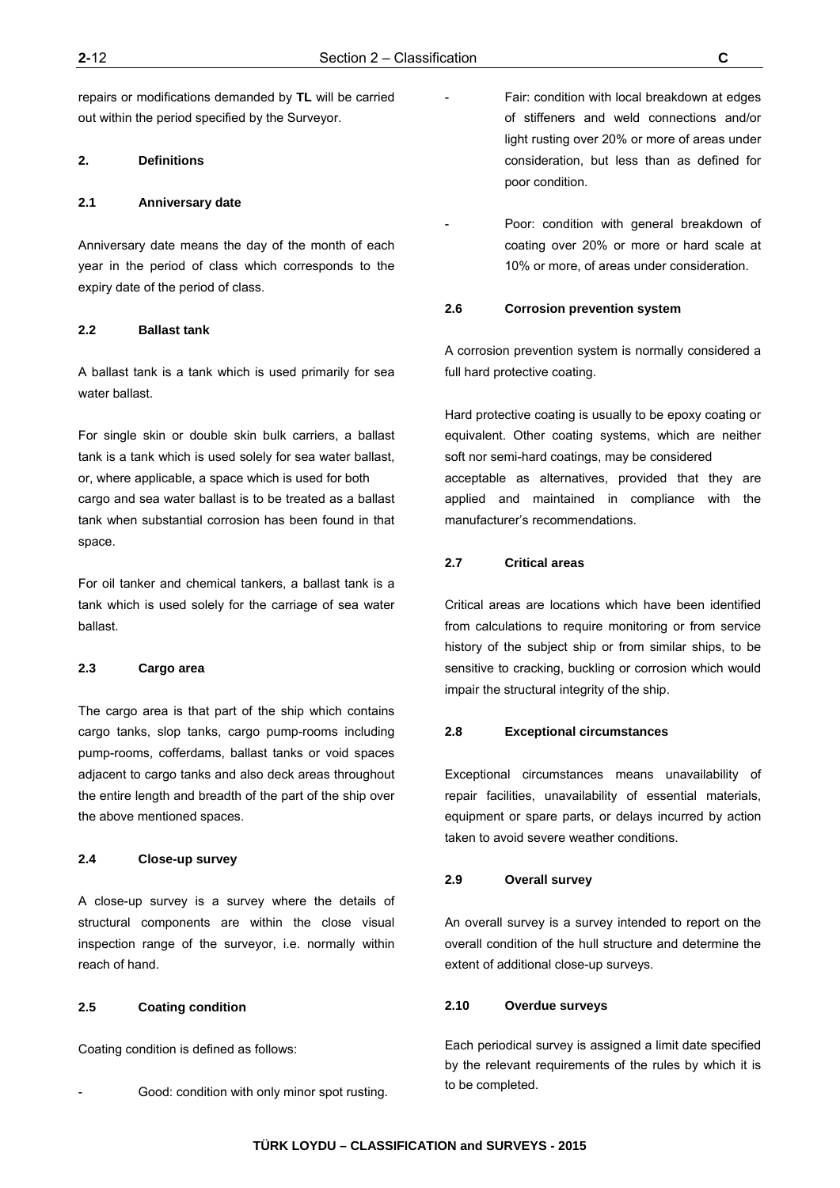repairs or modifications demanded by **TL** will be carried out within the period specified by the Surveyor.

### 2. Definitions

#### 2.1 Anniversary date

Anniversary date means the day of the month of each year in the period of class which corresponds to the expiry date of the period of class.

#### 2.2 Ballast tank

A ballast tank is a tank which is used primarily for sea water ballast.

For single skin or double skin bulk carriers, a ballast tank is a tank which is used solely for sea water ballast, or, where applicable, a space which is used for both cargo and sea water ballast is to be treated as a ballast tank when substantial corrosion has been found in that space.

For oil tanker and chemical tankers, a ballast tank is a tank which is used solely for the carriage of sea water ballast.

#### 2.3 Cargo area

The cargo area is that part of the ship which contains cargo tanks, slop tanks, cargo pump-rooms including pump-rooms, cofferdams, ballast tanks or void spaces adjacent to cargo tanks and also deck areas throughout the entire length and breadth of the part of the ship over the above mentioned spaces.

#### 2.4 Close-up survey

A close-up survey is a survey where the details of structural components are within the close visual inspection range of the surveyor, i.e. normally within reach of hand.

#### 2.5 Coating condition

Coating condition is defined as follows:

- Good: condition with only minor spot rusting.
- Fair: condition with local breakdown at edges of stiffeners and weld connections and/or light rusting over 20% or more of areas under consideration, but less than as defined for poor condition.
- Poor: condition with general breakdown of coating over 20% or more or hard scale at 10% or more, of areas under consideration.

#### 2.6 Corrosion prevention system

A corrosion prevention system is normally considered a full hard protective coating.

Hard protective coating is usually to be epoxy coating or equivalent. Other coating systems, which are neither soft nor semi-hard coatings, may be considered acceptable as alternatives, provided that they are applied and maintained in compliance with the manufacturer's recommendations.

#### 2.7 Critical areas

Critical areas are locations which have been identified from calculations to require monitoring or from service history of the subject ship or from similar ships, to be sensitive to cracking, buckling or corrosion which would impair the structural integrity of the ship.

#### 2.8 Exceptional circumstances

Exceptional circumstances means unavailability of repair facilities, unavailability of essential materials, equipment or spare parts, or delays incurred by action taken to avoid severe weather conditions.

#### 2.9 Overall survey

An overall survey is a survey intended to report on the overall condition of the hull structure and determine the extent of additional close-up surveys.

#### 2.10 Overdue surveys

Each periodical survey is assigned a limit date specified by the relevant requirements of the rules by which it is to be completed.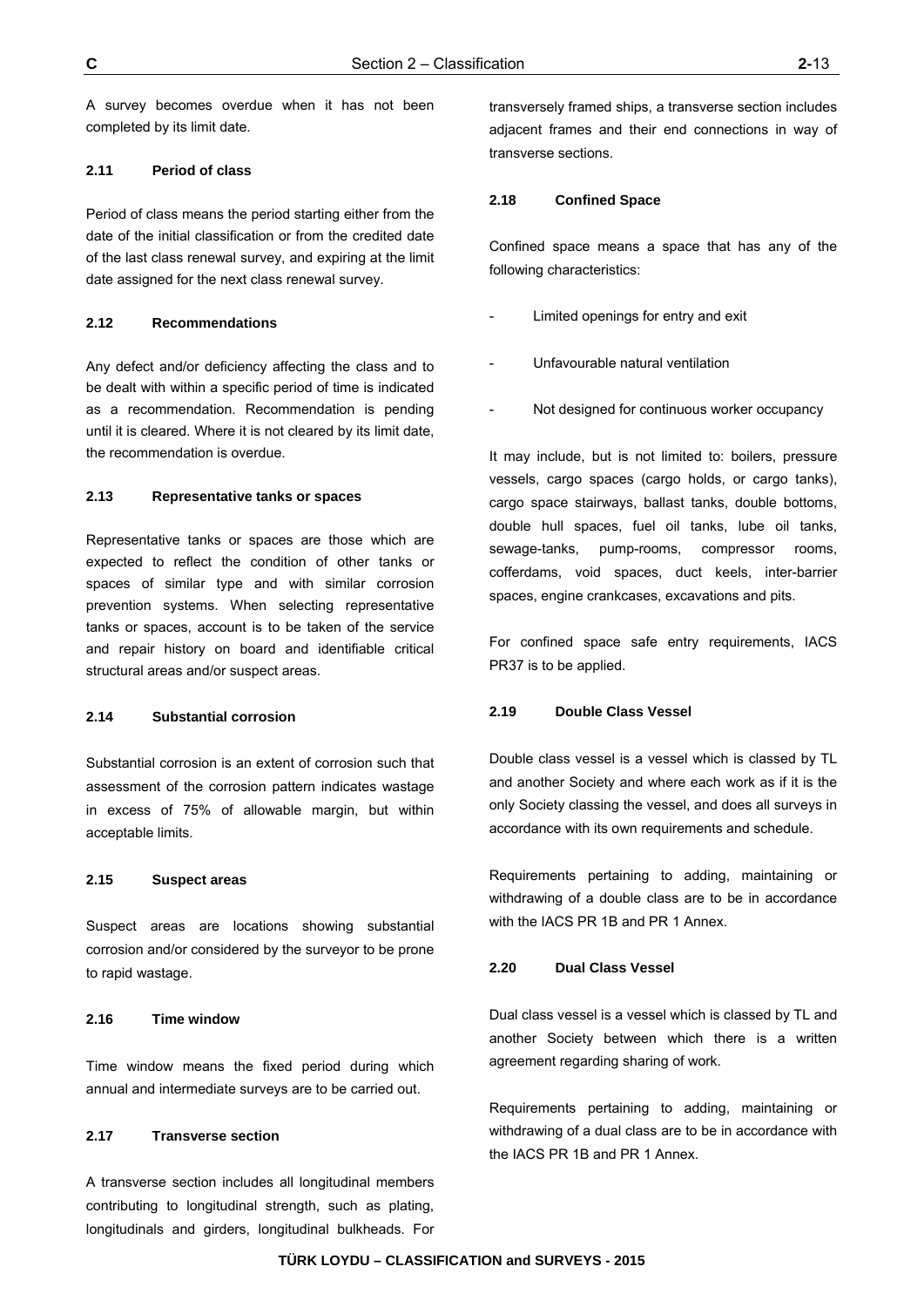A survey becomes overdue when it has not been completed by its limit date.

### 2.11 Period of class

Period of class means the period starting either from the date of the initial classification or from the credited date of the last class renewal survey, and expiring at the limit date assigned for the next class renewal survey.

### 2.12 Recommendations

Any defect and/or deficiency affecting the class and to be dealt with within a specific period of time is indicated as a recommendation. Recommendation is pending until it is cleared. Where it is not cleared by its limit date, the recommendation is overdue.

### 2.13 Representative tanks or spaces

Representative tanks or spaces are those which are expected to reflect the condition of other tanks or spaces of similar type and with similar corrosion prevention systems. When selecting representative tanks or spaces, account is to be taken of the service and repair history on board and identifiable critical structural areas and/or suspect areas.

### 2.14 Substantial corrosion

Substantial corrosion is an extent of corrosion such that assessment of the corrosion pattern indicates wastage in excess of 75% of allowable margin, but within acceptable limits.

### 2.15 Suspect areas

Suspect areas are locations showing substantial corrosion and/or considered by the surveyor to be prone to rapid wastage.

### 2.16 Time window

Time window means the fixed period during which annual and intermediate surveys are to be carried out.

### 2.17 Transverse section

A transverse section includes all longitudinal members contributing to longitudinal strength, such as plating, longitudinals and girders, longitudinal bulkheads. For transversely framed ships, a transverse section includes adjacent frames and their end connections in way of transverse sections.

### 2.18 Confined Space

Confined space means a space that has any of the following characteristics:

- Limited openings for entry and exit
- Unfavourable natural ventilation
- Not designed for continuous worker occupancy

It may include, but is not limited to: boilers, pressure vessels, cargo spaces (cargo holds, or cargo tanks), cargo space stairways, ballast tanks, double bottoms, double hull spaces, fuel oil tanks, lube oil tanks, sewage-tanks, pump-rooms, compressor rooms, cofferdams, void spaces, duct keels, inter-barrier spaces, engine crankcases, excavations and pits.

For confined space safe entry requirements, IACS PR37 is to be applied.

### 2.19 Double Class Vessel

Double class vessel is a vessel which is classed by TL and another Society and where each work as if it is the only Society classing the vessel, and does all surveys in accordance with its own requirements and schedule.

Requirements pertaining to adding, maintaining or withdrawing of a double class are to be in accordance with the IACS PR 1B and PR 1 Annex.

### 2.20 Dual Class Vessel

Dual class vessel is a vessel which is classed by TL and another Society between which there is a written agreement regarding sharing of work.

Requirements pertaining to adding, maintaining or withdrawing of a dual class are to be in accordance with the IACS PR 1B and PR 1 Annex.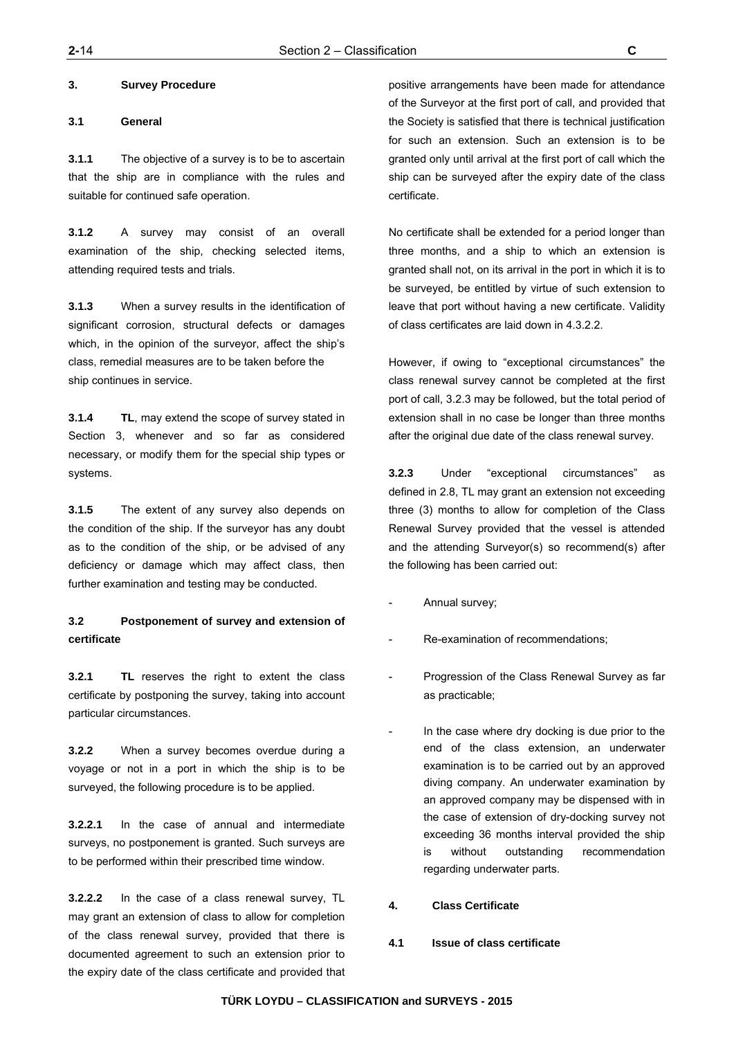## 3. Survey Procedure

### 3.1 General

**3.1.1** The objective of a survey is to be to ascertain that the ship are in compliance with the rules and suitable for continued safe operation.

**3.1.2** A survey may consist of an overall examination of the ship, checking selected items, attending required tests and trials.

**3.1.3** When a survey results in the identification of significant corrosion, structural defects or damages which, in the opinion of the surveyor, affect the ship's class, remedial measures are to be taken before the ship continues in service.

**3.1.4** **TL**, may extend the scope of survey stated in Section 3, whenever and so far as considered necessary, or modify them for the special ship types or systems.

**3.1.5** The extent of any survey also depends on the condition of the ship. If the surveyor has any doubt as to the condition of the ship, or be advised of any deficiency or damage which may affect class, then further examination and testing may be conducted.

### 3.2 Postponement of survey and extension of certificate

**3.2.1** **TL** reserves the right to extent the class certificate by postponing the survey, taking into account particular circumstances.

**3.2.2** When a survey becomes overdue during a voyage or not in a port in which the ship is to be surveyed, the following procedure is to be applied.

**3.2.2.1** In the case of annual and intermediate surveys, no postponement is granted. Such surveys are to be performed within their prescribed time window.

**3.2.2.2** In the case of a class renewal survey, TL may grant an extension of class to allow for completion of the class renewal survey, provided that there is documented agreement to such an extension prior to the expiry date of the class certificate and provided that positive arrangements have been made for attendance of the Surveyor at the first port of call, and provided that the Society is satisfied that there is technical justification for such an extension. Such an extension is to be granted only until arrival at the first port of call which the ship can be surveyed after the expiry date of the class certificate.

No certificate shall be extended for a period longer than three months, and a ship to which an extension is granted shall not, on its arrival in the port in which it is to be surveyed, be entitled by virtue of such extension to leave that port without having a new certificate. Validity of class certificates are laid down in 4.3.2.2.

However, if owing to "exceptional circumstances" the class renewal survey cannot be completed at the first port of call, 3.2.3 may be followed, but the total period of extension shall in no case be longer than three months after the original due date of the class renewal survey.

**3.2.3** Under "exceptional circumstances" as defined in 2.8, TL may grant an extension not exceeding three (3) months to allow for completion of the Class Renewal Survey provided that the vessel is attended and the attending Surveyor(s) so recommend(s) after the following has been carried out:

- Annual survey;
- Re-examination of recommendations;
- Progression of the Class Renewal Survey as far as practicable;
- In the case where dry docking is due prior to the end of the class extension, an underwater examination is to be carried out by an approved diving company. An underwater examination by an approved company may be dispensed with in the case of extension of dry-docking survey not exceeding 36 months interval provided the ship is without outstanding recommendation regarding underwater parts.

## 4. Class Certificate

### 4.1 Issue of class certificate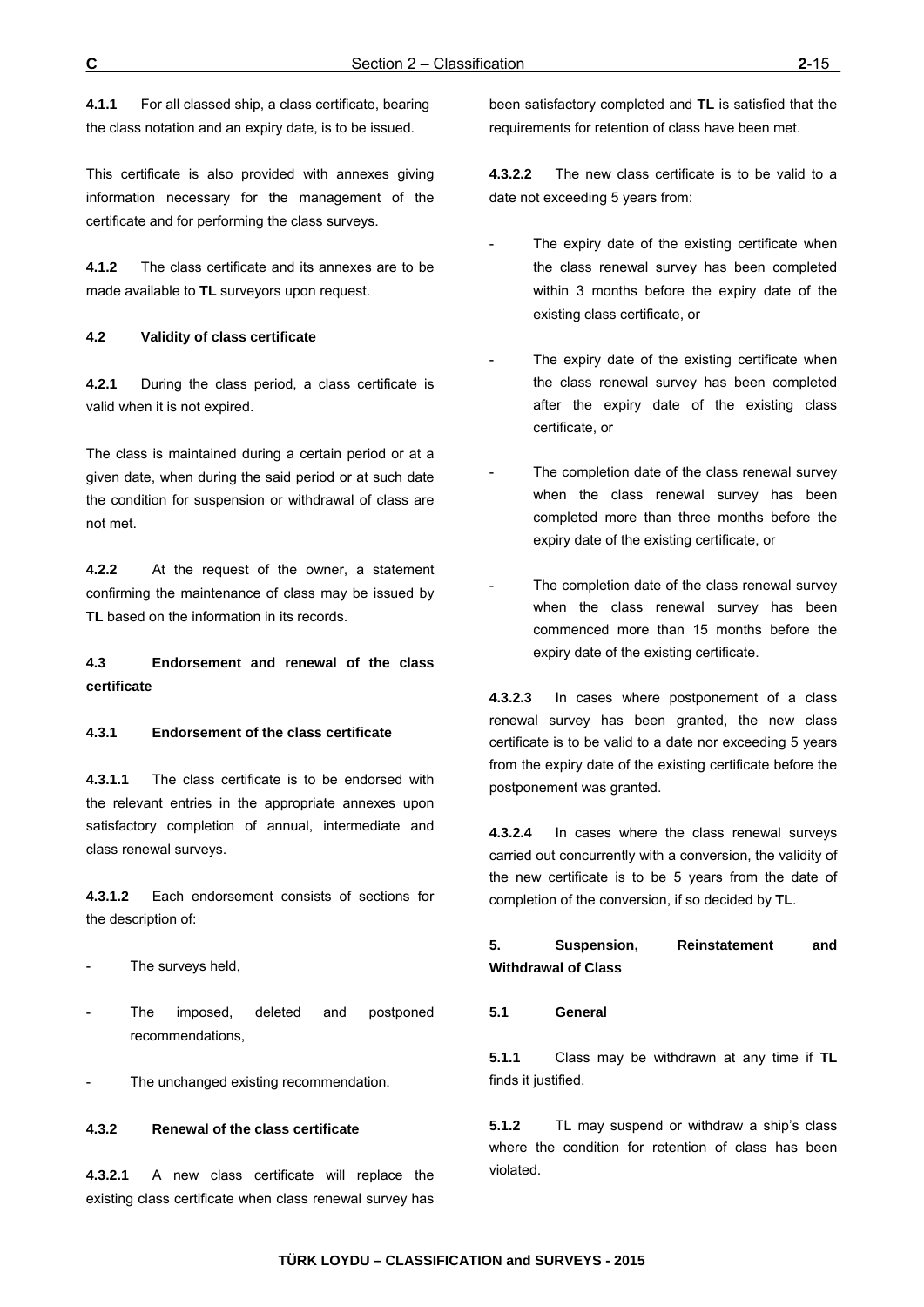**4.1.1** For all classed ship, a class certificate, bearing the class notation and an expiry date, is to be issued.

This certificate is also provided with annexes giving information necessary for the management of the certificate and for performing the class surveys.

**4.1.2** The class certificate and its annexes are to be made available to **TL** surveyors upon request.

#### 4.2 Validity of class certificate

**4.2.1** During the class period, a class certificate is valid when it is not expired.

The class is maintained during a certain period or at a given date, when during the said period or at such date the condition for suspension or withdrawal of class are not met.

**4.2.2** At the request of the owner, a statement confirming the maintenance of class may be issued by **TL** based on the information in its records.

### 4.3 Endorsement and renewal of the class certificate

#### 4.3.1 Endorsement of the class certificate

**4.3.1.1** The class certificate is to be endorsed with the relevant entries in the appropriate annexes upon satisfactory completion of annual, intermediate and class renewal surveys.

**4.3.1.2** Each endorsement consists of sections for the description of:

- The surveys held,
- The imposed, deleted and postponed recommendations,
- The unchanged existing recommendation.

#### 4.3.2 Renewal of the class certificate

**4.3.2.1** A new class certificate will replace the existing class certificate when class renewal survey has been satisfactory completed and **TL** is satisfied that the requirements for retention of class have been met.

**4.3.2.2** The new class certificate is to be valid to a date not exceeding 5 years from:

- The expiry date of the existing certificate when the class renewal survey has been completed within 3 months before the expiry date of the existing class certificate, or
- The expiry date of the existing certificate when the class renewal survey has been completed after the expiry date of the existing class certificate, or
- The completion date of the class renewal survey when the class renewal survey has been completed more than three months before the expiry date of the existing certificate, or
- The completion date of the class renewal survey when the class renewal survey has been commenced more than 15 months before the expiry date of the existing certificate.

**4.3.2.3** In cases where postponement of a class renewal survey has been granted, the new class certificate is to be valid to a date nor exceeding 5 years from the expiry date of the existing certificate before the postponement was granted.

**4.3.2.4** In cases where the class renewal surveys carried out concurrently with a conversion, the validity of the new certificate is to be 5 years from the date of completion of the conversion, if so decided by **TL**.

## 5. Suspension, Reinstatement and Withdrawal of Class

### 5.1 General

**5.1.1** Class may be withdrawn at any time if **TL** finds it justified.

**5.1.2** TL may suspend or withdraw a ship's class where the condition for retention of class has been violated.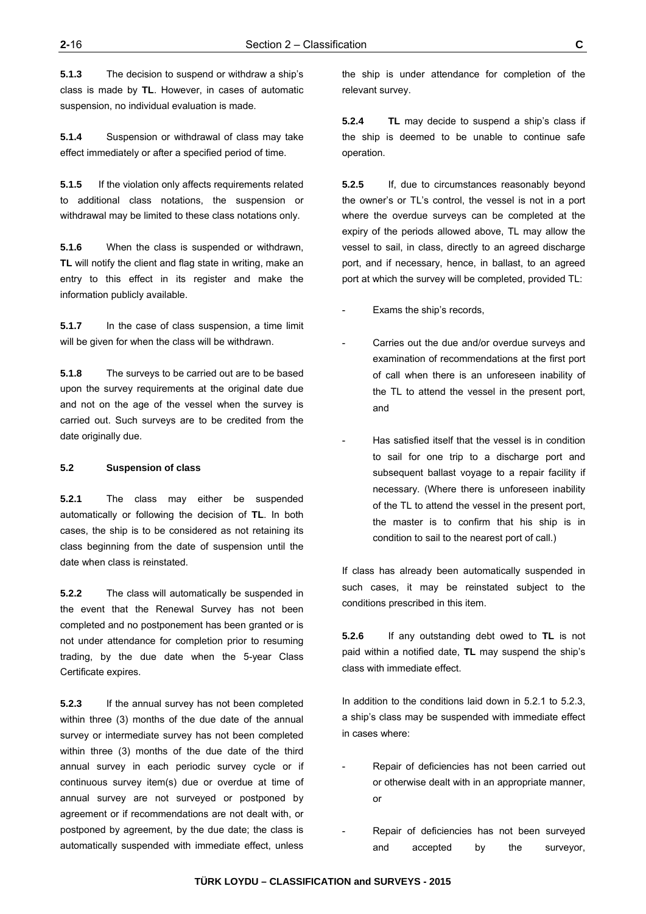**5.1.3** The decision to suspend or withdraw a ship's class is made by **TL**. However, in cases of automatic suspension, no individual evaluation is made.

**5.1.4** Suspension or withdrawal of class may take effect immediately or after a specified period of time.

**5.1.5** If the violation only affects requirements related to additional class notations, the suspension or withdrawal may be limited to these class notations only.

**5.1.6** When the class is suspended or withdrawn, **TL** will notify the client and flag state in writing, make an entry to this effect in its register and make the information publicly available.

**5.1.7** In the case of class suspension, a time limit will be given for when the class will be withdrawn.

**5.1.8** The surveys to be carried out are to be based upon the survey requirements at the original date due and not on the age of the vessel when the survey is carried out. Such surveys are to be credited from the date originally due.

#### 5.2 Suspension of class

**5.2.1** The class may either be suspended automatically or following the decision of **TL**. In both cases, the ship is to be considered as not retaining its class beginning from the date of suspension until the date when class is reinstated.

**5.2.2** The class will automatically be suspended in the event that the Renewal Survey has not been completed and no postponement has been granted or is not under attendance for completion prior to resuming trading, by the due date when the 5-year Class Certificate expires.

**5.2.3** If the annual survey has not been completed within three (3) months of the due date of the annual survey or intermediate survey has not been completed within three (3) months of the due date of the third annual survey in each periodic survey cycle or if continuous survey item(s) due or overdue at time of annual survey are not surveyed or postponed by agreement or if recommendations are not dealt with, or postponed by agreement, by the due date; the class is automatically suspended with immediate effect, unless the ship is under attendance for completion of the relevant survey.

**5.2.4** **TL** may decide to suspend a ship's class if the ship is deemed to be unable to continue safe operation.

**5.2.5** If, due to circumstances reasonably beyond the owner's or TL's control, the vessel is not in a port where the overdue surveys can be completed at the expiry of the periods allowed above, TL may allow the vessel to sail, in class, directly to an agreed discharge port, and if necessary, hence, in ballast, to an agreed port at which the survey will be completed, provided TL:

- Exams the ship's records,
- Carries out the due and/or overdue surveys and examination of recommendations at the first port of call when there is an unforeseen inability of the TL to attend the vessel in the present port, and
- Has satisfied itself that the vessel is in condition to sail for one trip to a discharge port and subsequent ballast voyage to a repair facility if necessary. (Where there is unforeseen inability of the TL to attend the vessel in the present port, the master is to confirm that his ship is in condition to sail to the nearest port of call.)

If class has already been automatically suspended in such cases, it may be reinstated subject to the conditions prescribed in this item.

**5.2.6** If any outstanding debt owed to **TL** is not paid within a notified date, **TL** may suspend the ship's class with immediate effect.

In addition to the conditions laid down in 5.2.1 to 5.2.3, a ship's class may be suspended with immediate effect in cases where:

- Repair of deficiencies has not been carried out or otherwise dealt with in an appropriate manner, or
- Repair of deficiencies has not been surveyed and accepted by the surveyor,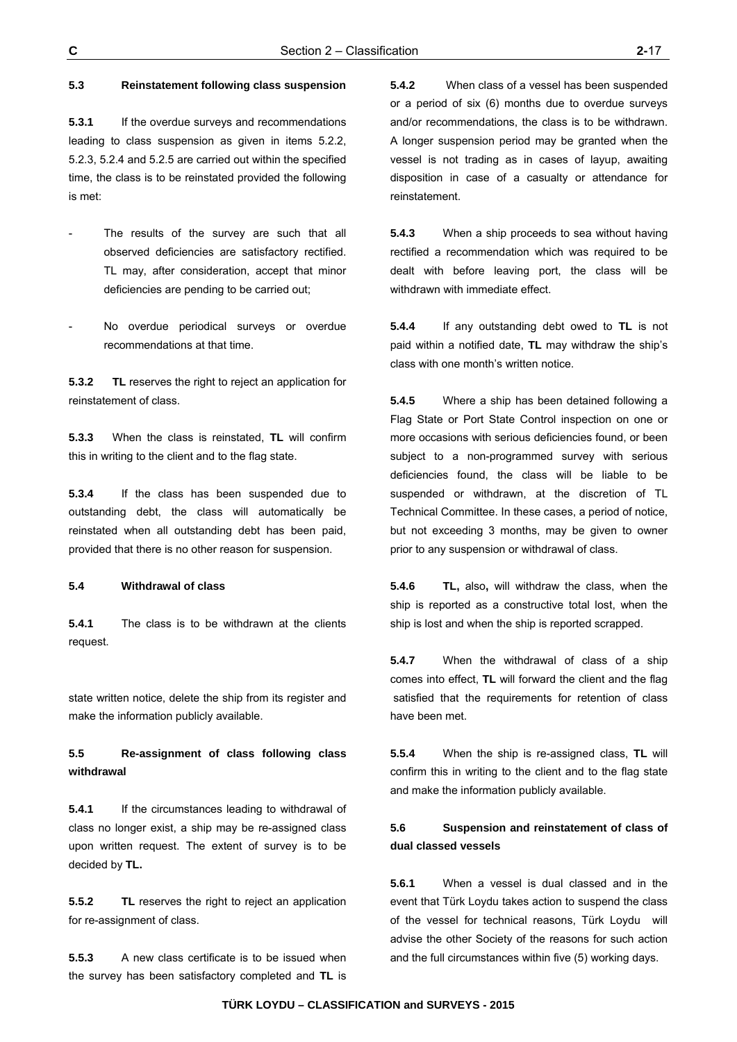### 5.3 Reinstatement following class suspension

**5.3.1** If the overdue surveys and recommendations leading to class suspension as given in items 5.2.2, 5.2.3, 5.2.4 and 5.2.5 are carried out within the specified time, the class is to be reinstated provided the following is met:

- The results of the survey are such that all observed deficiencies are satisfactory rectified. TL may, after consideration, accept that minor deficiencies are pending to be carried out;

- No overdue periodical surveys or overdue recommendations at that time.

**5.3.2** **TL** reserves the right to reject an application for reinstatement of class.

**5.3.3** When the class is reinstated, **TL** will confirm this in writing to the client and to the flag state.

**5.3.4** If the class has been suspended due to outstanding debt, the class will automatically be reinstated when all outstanding debt has been paid, provided that there is no other reason for suspension.

### 5.4 Withdrawal of class

**5.4.1** The class is to be withdrawn at the clients request.

**5.4.2** When class of a vessel has been suspended or a period of six (6) months due to overdue surveys and/or recommendations, the class is to be withdrawn. A longer suspension period may be granted when the vessel is not trading as in cases of layup, awaiting disposition in case of a casualty or attendance for reinstatement.

**5.4.3** When a ship proceeds to sea without having rectified a recommendation which was required to be dealt with before leaving port, the class will be withdrawn with immediate effect.

**5.4.4** If any outstanding debt owed to **TL** is not paid within a notified date, **TL** may withdraw the ship's class with one month's written notice.

**5.4.5** Where a ship has been detained following a Flag State or Port State Control inspection on one or more occasions with serious deficiencies found, or been subject to a non-programmed survey with serious deficiencies found, the class will be liable to be suspended or withdrawn, at the discretion of TL Technical Committee. In these cases, a period of notice, but not exceeding 3 months, may be given to owner prior to any suspension or withdrawal of class.

**5.4.6** **TL,** also**,** will withdraw the class, when the ship is reported as a constructive total lost, when the ship is lost and when the ship is reported scrapped.

**5.4.7** When the withdrawal of class of a ship comes into effect, **TL** will forward the client and the flag state written notice, delete the ship from its register and make the information publicly available.

### 5.5 Re-assignment of class following class withdrawal

**5.4.1** If the circumstances leading to withdrawal of class no longer exist, a ship may be re-assigned class upon written request. The extent of survey is to be decided by **TL.**

**5.5.2** **TL** reserves the right to reject an application for re-assignment of class.

**5.5.3** A new class certificate is to be issued when the survey has been satisfactory completed and **TL** is satisfied that the requirements for retention of class have been met.

**5.5.4** When the ship is re-assigned class, **TL** will confirm this in writing to the client and to the flag state and make the information publicly available.

### 5.6 Suspension and reinstatement of class of dual classed vessels

**5.6.1** When a vessel is dual classed and in the event that Türk Loydu takes action to suspend the class of the vessel for technical reasons, Türk Loydu will advise the other Society of the reasons for such action and the full circumstances within five (5) working days.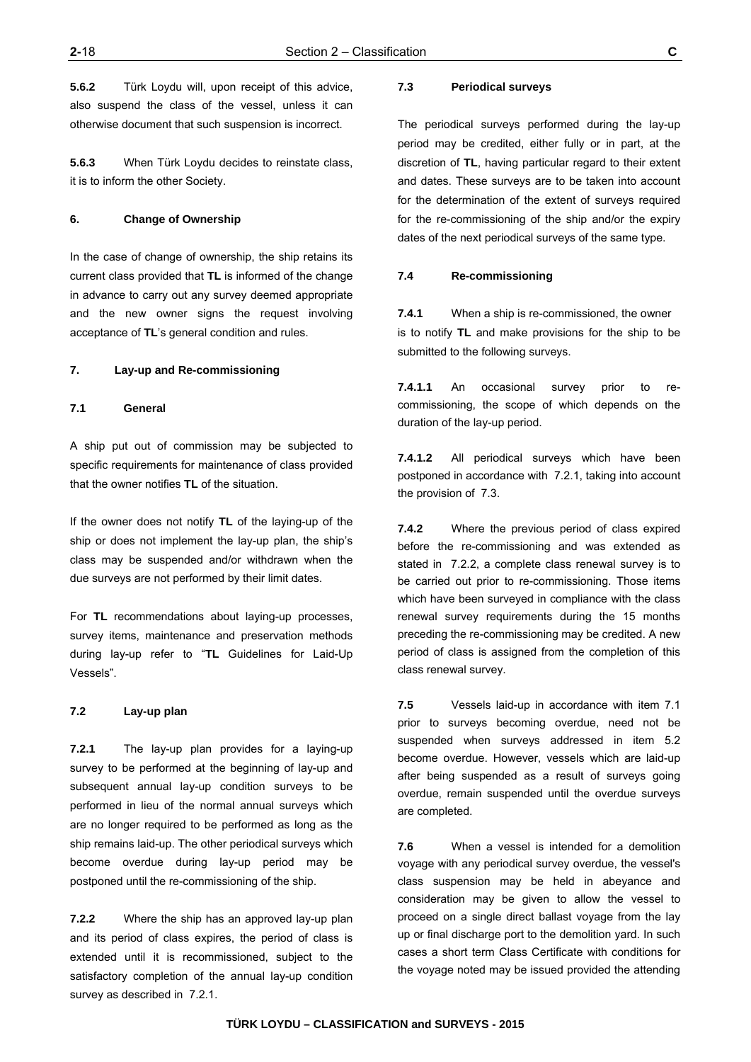**5.6.2** Türk Loydu will, upon receipt of this advice, also suspend the class of the vessel, unless it can otherwise document that such suspension is incorrect.

**5.6.3** When Türk Loydu decides to reinstate class, it is to inform the other Society.

#### 6. Change of Ownership

In the case of change of ownership, the ship retains its current class provided that **TL** is informed of the change in advance to carry out any survey deemed appropriate and the new owner signs the request involving acceptance of **TL**'s general condition and rules.

#### 7. Lay-up and Re-commissioning

#### 7.1 General

A ship put out of commission may be subjected to specific requirements for maintenance of class provided that the owner notifies **TL** of the situation.

If the owner does not notify **TL** of the laying-up of the ship or does not implement the lay-up plan, the ship's class may be suspended and/or withdrawn when the due surveys are not performed by their limit dates.

For **TL** recommendations about laying-up processes, survey items, maintenance and preservation methods during lay-up refer to "**TL** Guidelines for Laid-Up Vessels".

#### 7.2 Lay-up plan

**7.2.1** The lay-up plan provides for a laying-up survey to be performed at the beginning of lay-up and subsequent annual lay-up condition surveys to be performed in lieu of the normal annual surveys which are no longer required to be performed as long as the ship remains laid-up. The other periodical surveys which become overdue during lay-up period may be postponed until the re-commissioning of the ship.

**7.2.2** Where the ship has an approved lay-up plan and its period of class expires, the period of class is extended until it is recommissioned, subject to the satisfactory completion of the annual lay-up condition survey as described in 7.2.1.

#### 7.3 Periodical surveys

The periodical surveys performed during the lay-up period may be credited, either fully or in part, at the discretion of **TL**, having particular regard to their extent and dates. These surveys are to be taken into account for the determination of the extent of surveys required for the re-commissioning of the ship and/or the expiry dates of the next periodical surveys of the same type.

#### 7.4 Re-commissioning

**7.4.1** When a ship is re-commissioned, the owner is to notify **TL** and make provisions for the ship to be submitted to the following surveys.

**7.4.1.1** An occasional survey prior to re-commissioning, the scope of which depends on the duration of the lay-up period.

**7.4.1.2** All periodical surveys which have been postponed in accordance with 7.2.1, taking into account the provision of 7.3.

**7.4.2** Where the previous period of class expired before the re-commissioning and was extended as stated in 7.2.2, a complete class renewal survey is to be carried out prior to re-commissioning. Those items which have been surveyed in compliance with the class renewal survey requirements during the 15 months preceding the re-commissioning may be credited. A new period of class is assigned from the completion of this class renewal survey.

**7.5** Vessels laid-up in accordance with item 7.1 prior to surveys becoming overdue, need not be suspended when surveys addressed in item 5.2 become overdue. However, vessels which are laid-up after being suspended as a result of surveys going overdue, remain suspended until the overdue surveys are completed.

**7.6** When a vessel is intended for a demolition voyage with any periodical survey overdue, the vessel's class suspension may be held in abeyance and consideration may be given to allow the vessel to proceed on a single direct ballast voyage from the lay up or final discharge port to the demolition yard. In such cases a short term Class Certificate with conditions for the voyage noted may be issued provided the attending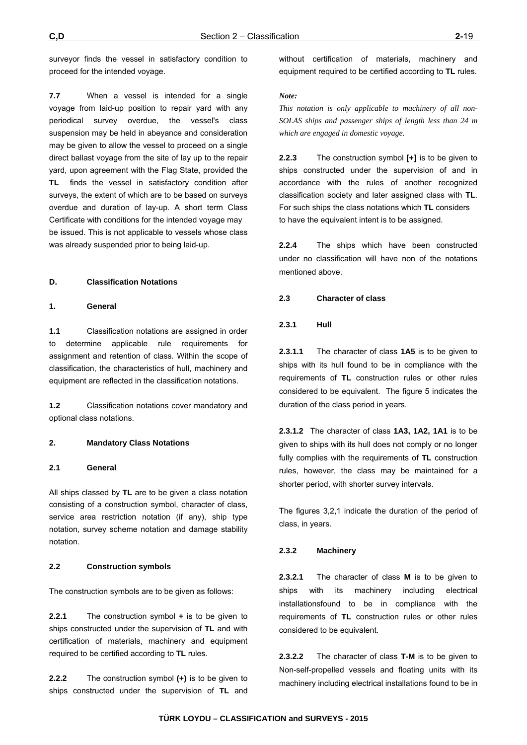surveyor finds the vessel in satisfactory condition to proceed for the intended voyage.

**7.7** When a vessel is intended for a single voyage from laid-up position to repair yard with any periodical survey overdue, the vessel's class suspension may be held in abeyance and consideration may be given to allow the vessel to proceed on a single direct ballast voyage from the site of lay up to the repair yard, upon agreement with the Flag State, provided the **TL** finds the vessel in satisfactory condition after surveys, the extent of which are to be based on surveys overdue and duration of lay-up. A short term Class Certificate with conditions for the intended voyage may be issued. This is not applicable to vessels whose class was already suspended prior to being laid-up.

## D. Classification Notations

### 1. General

**1.1** Classification notations are assigned in order to determine applicable rule requirements for assignment and retention of class. Within the scope of classification, the characteristics of hull, machinery and equipment are reflected in the classification notations.

**1.2** Classification notations cover mandatory and optional class notations.

### 2. Mandatory Class Notations

#### 2.1 General

All ships classed by **TL** are to be given a class notation consisting of a construction symbol, character of class, service area restriction notation (if any), ship type notation, survey scheme notation and damage stability notation.

#### 2.2 Construction symbols

The construction symbols are to be given as follows:

**2.2.1** The construction symbol **+** is to be given to ships constructed under the supervision of **TL** and with certification of materials, machinery and equipment required to be certified according to **TL** rules.

**2.2.2** The construction symbol **(+)** is to be given to ships constructed under the supervision of **TL** and without certification of materials, machinery and equipment required to be certified according to **TL** rules.

*Note:*

*This notation is only applicable to machinery of all non-SOLAS ships and passenger ships of length less than 24 m which are engaged in domestic voyage.*

**2.2.3** The construction symbol **[+]** is to be given to ships constructed under the supervision of and in accordance with the rules of another recognized classification society and later assigned class with **TL**. For such ships the class notations which **TL** considers to have the equivalent intent is to be assigned.

**2.2.4** The ships which have been constructed under no classification will have non of the notations mentioned above.

#### 2.3 Character of class

##### 2.3.1 Hull

**2.3.1.1** The character of class **1A5** is to be given to ships with its hull found to be in compliance with the requirements of **TL** construction rules or other rules considered to be equivalent. The figure 5 indicates the duration of the class period in years.

**2.3.1.2** The character of class **1A3, 1A2, 1A1** is to be given to ships with its hull does not comply or no longer fully complies with the requirements of **TL** construction rules, however, the class may be maintained for a shorter period, with shorter survey intervals.

The figures 3,2,1 indicate the duration of the period of class, in years.

##### 2.3.2 Machinery

**2.3.2.1** The character of class **M** is to be given to ships with its machinery including electrical installationsfound to be in compliance with the requirements of **TL** construction rules or other rules considered to be equivalent.

**2.3.2.2** The character of class **T-M** is to be given to Non-self-propelled vessels and floating units with its machinery including electrical installations found to be in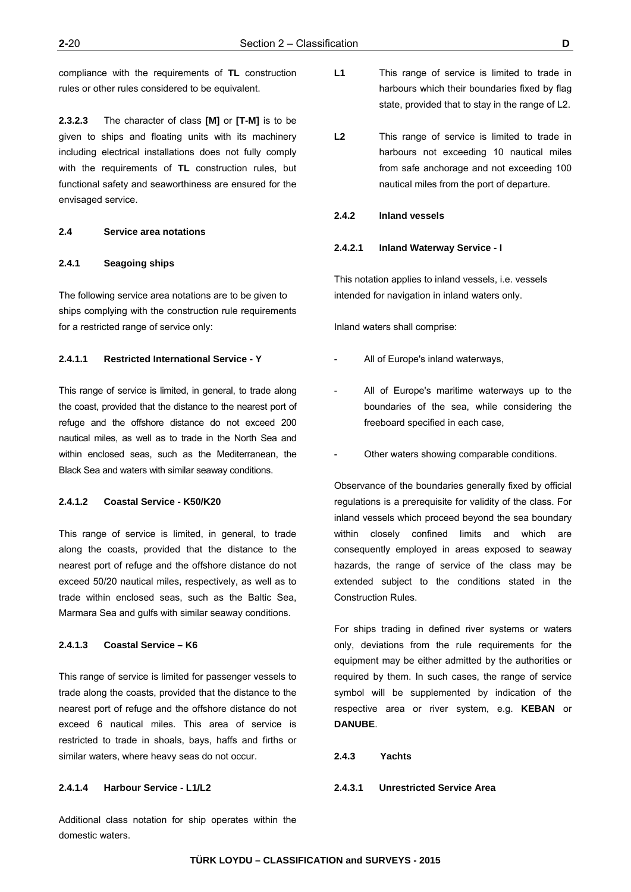compliance with the requirements of **TL** construction rules or other rules considered to be equivalent.

**2.3.2.3** The character of class **[M]** or **[T-M]** is to be given to ships and floating units with its machinery including electrical installations does not fully comply with the requirements of **TL** construction rules, but functional safety and seaworthiness are ensured for the envisaged service.

### 2.4 Service area notations

#### 2.4.1 Seagoing ships

The following service area notations are to be given to ships complying with the construction rule requirements for a restricted range of service only:

##### 2.4.1.1 Restricted International Service - Y

This range of service is limited, in general, to trade along the coast, provided that the distance to the nearest port of refuge and the offshore distance do not exceed 200 nautical miles, as well as to trade in the North Sea and within enclosed seas, such as the Mediterranean, the Black Sea and waters with similar seaway conditions.

##### 2.4.1.2 Coastal Service - K50/K20

This range of service is limited, in general, to trade along the coasts, provided that the distance to the nearest port of refuge and the offshore distance do not exceed 50/20 nautical miles, respectively, as well as to trade within enclosed seas, such as the Baltic Sea, Marmara Sea and gulfs with similar seaway conditions.

##### 2.4.1.3 Coastal Service – K6

This range of service is limited for passenger vessels to trade along the coasts, provided that the distance to the nearest port of refuge and the offshore distance do not exceed 6 nautical miles. This area of service is restricted to trade in shoals, bays, haffs and firths or similar waters, where heavy seas do not occur.

##### 2.4.1.4 Harbour Service - L1/L2

Additional class notation for ship operates within the domestic waters.

**L1** This range of service is limited to trade in harbours which their boundaries fixed by flag state, provided that to stay in the range of L2.

**L2** This range of service is limited to trade in harbours not exceeding 10 nautical miles from safe anchorage and not exceeding 100 nautical miles from the port of departure.

#### 2.4.2 Inland vessels

##### 2.4.2.1 Inland Waterway Service - I

This notation applies to inland vessels, i.e. vessels intended for navigation in inland waters only.

Inland waters shall comprise:

- All of Europe's inland waterways,
- All of Europe's maritime waterways up to the boundaries of the sea, while considering the freeboard specified in each case,
- Other waters showing comparable conditions.

Observance of the boundaries generally fixed by official regulations is a prerequisite for validity of the class. For inland vessels which proceed beyond the sea boundary within closely confined limits and which are consequently employed in areas exposed to seaway hazards, the range of service of the class may be extended subject to the conditions stated in the Construction Rules.

For ships trading in defined river systems or waters only, deviations from the rule requirements for the equipment may be either admitted by the authorities or required by them. In such cases, the range of service symbol will be supplemented by indication of the respective area or river system, e.g. **KEBAN** or **DANUBE**.

#### 2.4.3 Yachts

##### 2.4.3.1 Unrestricted Service Area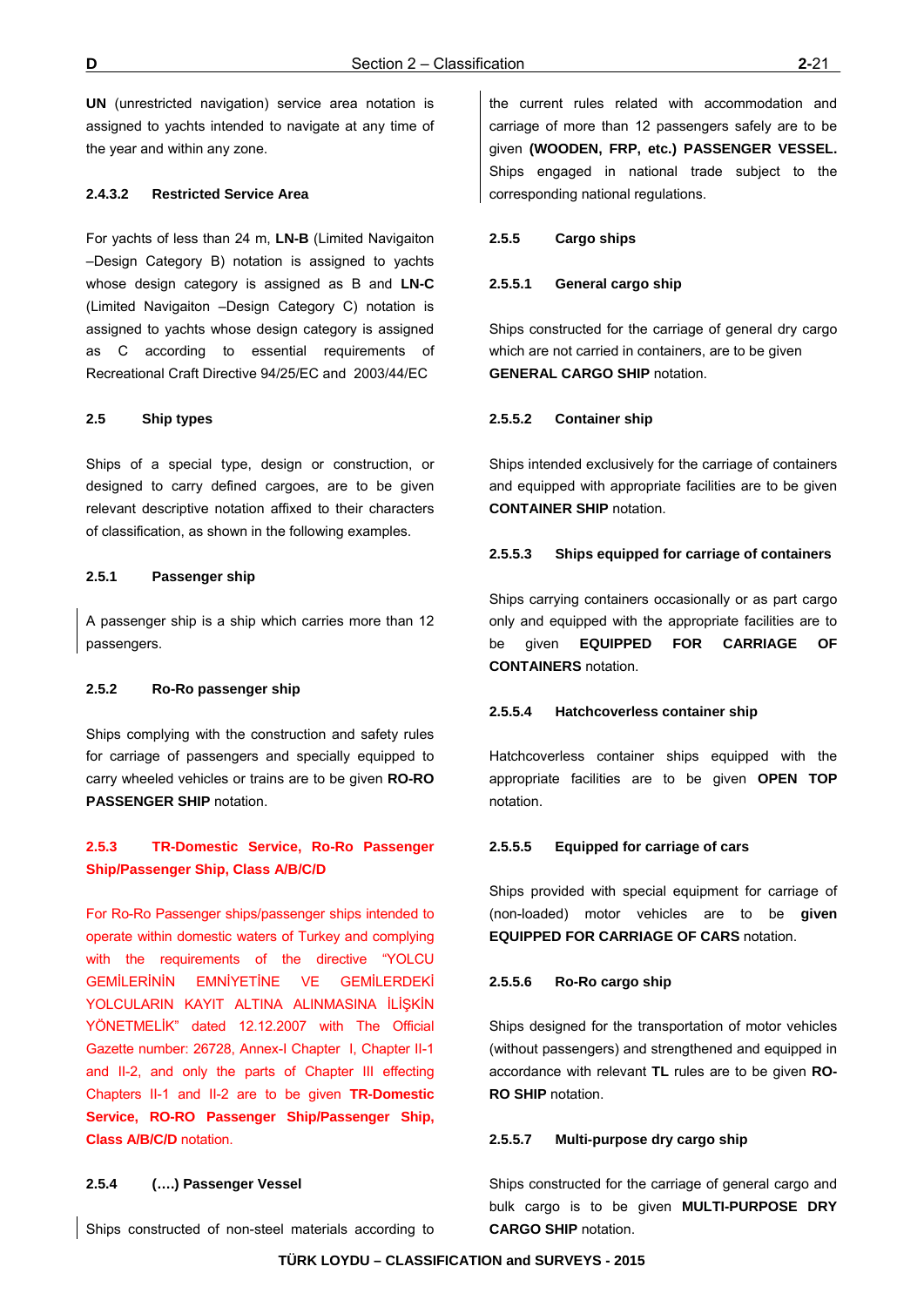**UN** (unrestricted navigation) service area notation is assigned to yachts intended to navigate at any time of the year and within any zone.

#### 2.4.3.2 Restricted Service Area

For yachts of less than 24 m, **LN-B** (Limited Navigaiton –Design Category B) notation is assigned to yachts whose design category is assigned as B and **LN-C** (Limited Navigaiton –Design Category C) notation is assigned to yachts whose design category is assigned as C according to essential requirements of Recreational Craft Directive 94/25/EC and 2003/44/EC

### 2.5 Ship types

Ships of a special type, design or construction, or designed to carry defined cargoes, are to be given relevant descriptive notation affixed to their characters of classification, as shown in the following examples.

#### 2.5.1 Passenger ship

A passenger ship is a ship which carries more than 12 passengers.

#### 2.5.2 Ro-Ro passenger ship

Ships complying with the construction and safety rules for carriage of passengers and specially equipped to carry wheeled vehicles or trains are to be given **RO-RO PASSENGER SHIP** notation.

#### 2.5.3 TR-Domestic Service, Ro-Ro Passenger Ship/Passenger Ship, Class A/B/C/D

For Ro-Ro Passenger ships/passenger ships intended to operate within domestic waters of Turkey and complying with the requirements of the directive "YOLCU GEMİLERİNİN EMNİYETİNE VE GEMİLERDEKİ YOLCULARIN KAYIT ALTINA ALINMASINA İLİŞKİN YÖNETMELİK" dated 12.12.2007 with The Official Gazette number: 26728, Annex-I Chapter I, Chapter II-1 and II-2, and only the parts of Chapter III effecting Chapters II-1 and II-2 are to be given **TR-Domestic Service, RO-RO Passenger Ship/Passenger Ship, Class A/B/C/D** notation.

#### 2.5.4 (….) Passenger Vessel

Ships constructed of non-steel materials according to the current rules related with accommodation and carriage of more than 12 passengers safely are to be given **(WOODEN, FRP, etc.) PASSENGER VESSEL.** Ships engaged in national trade subject to the corresponding national regulations.

#### 2.5.5 Cargo ships

#### 2.5.5.1 General cargo ship

Ships constructed for the carriage of general dry cargo which are not carried in containers, are to be given **GENERAL CARGO SHIP** notation.

#### 2.5.5.2 Container ship

Ships intended exclusively for the carriage of containers and equipped with appropriate facilities are to be given **CONTAINER SHIP** notation.

#### 2.5.5.3 Ships equipped for carriage of containers

Ships carrying containers occasionally or as part cargo only and equipped with the appropriate facilities are to be given **EQUIPPED FOR CARRIAGE OF CONTAINERS** notation.

#### 2.5.5.4 Hatchcoverless container ship

Hatchcoverless container ships equipped with the appropriate facilities are to be given **OPEN TOP** notation.

#### 2.5.5.5 Equipped for carriage of cars

Ships provided with special equipment for carriage of (non-loaded) motor vehicles are to be **given EQUIPPED FOR CARRIAGE OF CARS** notation.

#### 2.5.5.6 Ro-Ro cargo ship

Ships designed for the transportation of motor vehicles (without passengers) and strengthened and equipped in accordance with relevant **TL** rules are to be given **RO-RO SHIP** notation.

#### 2.5.5.7 Multi-purpose dry cargo ship

Ships constructed for the carriage of general cargo and bulk cargo is to be given **MULTI-PURPOSE DRY CARGO SHIP** notation.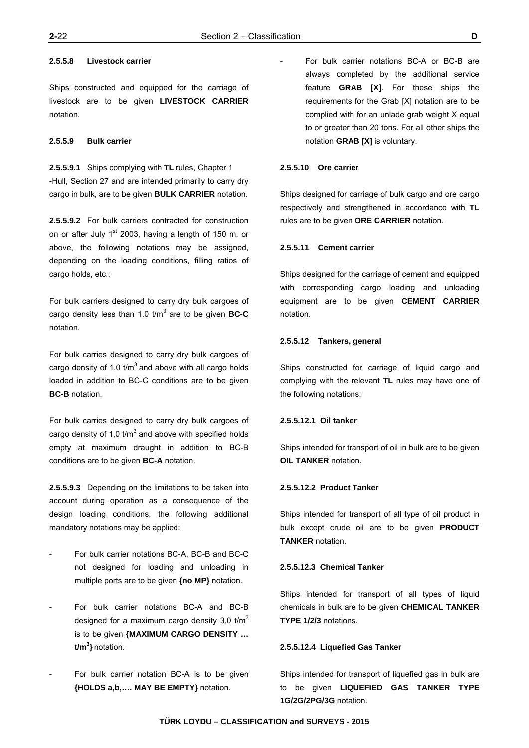#### 2.5.5.8 Livestock carrier

Ships constructed and equipped for the carriage of livestock are to be given **LIVESTOCK CARRIER** notation.

#### 2.5.5.9 Bulk carrier

**2.5.5.9.1** Ships complying with **TL** rules, Chapter 1 -Hull, Section 27 and are intended primarily to carry dry cargo in bulk, are to be given **BULK CARRIER** notation.

**2.5.5.9.2** For bulk carriers contracted for construction on or after July 1st 2003, having a length of 150 m. or above, the following notations may be assigned, depending on the loading conditions, filling ratios of cargo holds, etc.:

For bulk carriers designed to carry dry bulk cargoes of cargo density less than 1.0 t/m$^3$ are to be given **BC-C** notation.

For bulk carries designed to carry dry bulk cargoes of cargo density of 1,0 t/m$^3$ and above with all cargo holds loaded in addition to BC-C conditions are to be given **BC-B** notation.

For bulk carries designed to carry dry bulk cargoes of cargo density of 1,0 t/m$^3$ and above with specified holds empty at maximum draught in addition to BC-B conditions are to be given **BC-A** notation.

**2.5.5.9.3** Depending on the limitations to be taken into account during operation as a consequence of the design loading conditions, the following additional mandatory notations may be applied:

- For bulk carrier notations BC-A, BC-B and BC-C not designed for loading and unloading in multiple ports are to be given **{no MP}** notation.
- For bulk carrier notations BC-A and BC-B designed for a maximum cargo density 3,0 t/m$^3$ is to be given **{MAXIMUM CARGO DENSITY … t/m$^3$}** notation.
- For bulk carrier notation BC-A is to be given **{HOLDS a,b,…. MAY BE EMPTY}** notation.
- For bulk carrier notations BC-A or BC-B are always completed by the additional service feature **GRAB [X]**. For these ships the requirements for the Grab [X] notation are to be complied with for an unlade grab weight X equal to or greater than 20 tons. For all other ships the notation **GRAB [X]** is voluntary.

#### 2.5.5.10 Ore carrier

Ships designed for carriage of bulk cargo and ore cargo respectively and strengthened in accordance with **TL** rules are to be given **ORE CARRIER** notation.

#### 2.5.5.11 Cement carrier

Ships designed for the carriage of cement and equipped with corresponding cargo loading and unloading equipment are to be given **CEMENT CARRIER** notation.

#### 2.5.5.12 Tankers, general

Ships constructed for carriage of liquid cargo and complying with the relevant **TL** rules may have one of the following notations:

**2.5.5.12.1 Oil tanker**

Ships intended for transport of oil in bulk are to be given **OIL TANKER** notation.

**2.5.5.12.2 Product Tanker**

Ships intended for transport of all type of oil product in bulk except crude oil are to be given **PRODUCT TANKER** notation.

**2.5.5.12.3 Chemical Tanker**

Ships intended for transport of all types of liquid chemicals in bulk are to be given **CHEMICAL TANKER TYPE 1/2/3** notations.

**2.5.5.12.4 Liquefied Gas Tanker**

Ships intended for transport of liquefied gas in bulk are to be given **LIQUEFIED GAS TANKER TYPE 1G/2G/2PG/3G** notation.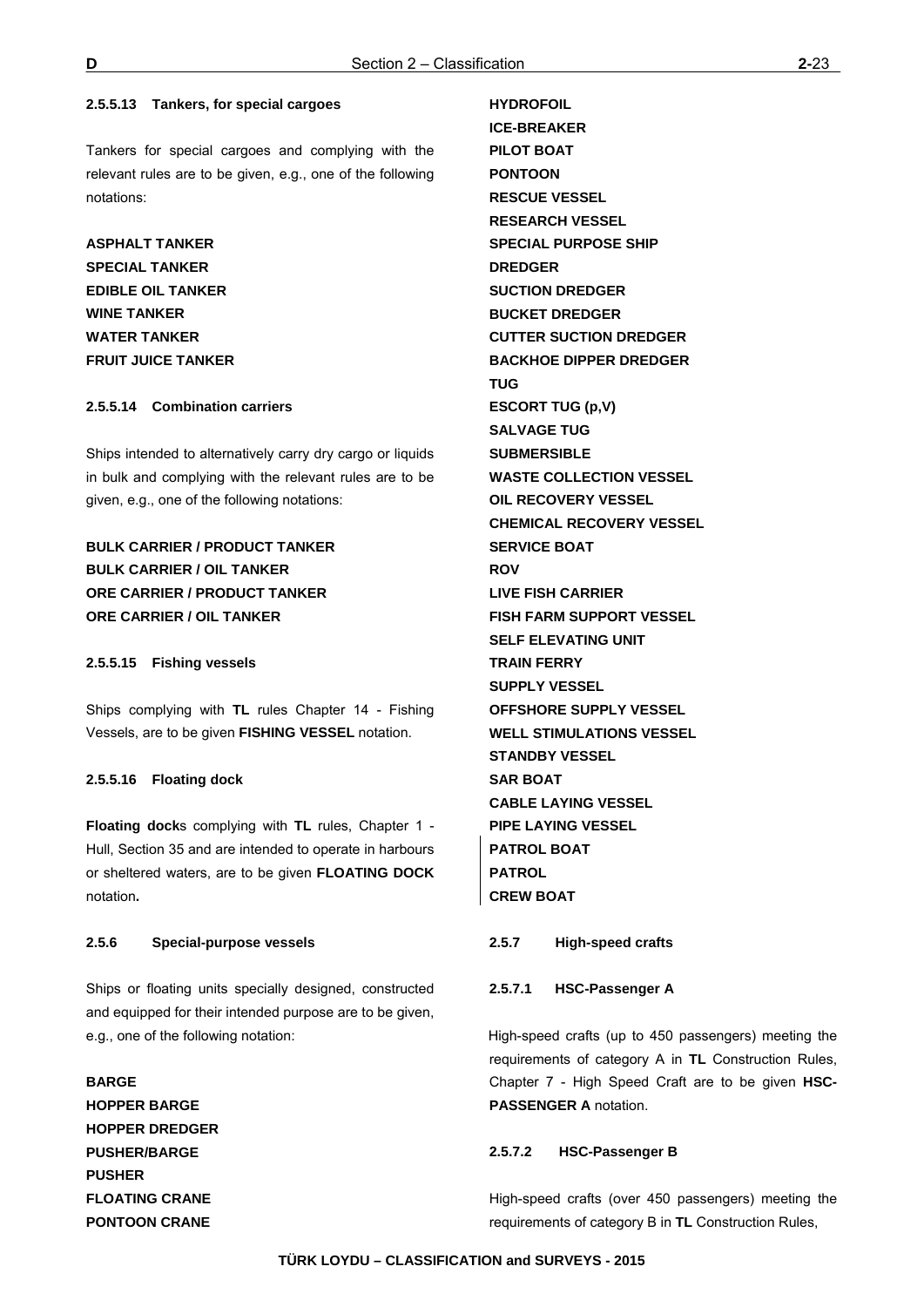#### 2.5.5.13 Tankers, for special cargoes

Tankers for special cargoes and complying with the relevant rules are to be given, e.g., one of the following notations:

**ASPHALT TANKER**
**SPECIAL TANKER**
**EDIBLE OIL TANKER**
**WINE TANKER**
**WATER TANKER**
**FRUIT JUICE TANKER**

#### 2.5.5.14 Combination carriers

Ships intended to alternatively carry dry cargo or liquids in bulk and complying with the relevant rules are to be given, e.g., one of the following notations:

**BULK CARRIER / PRODUCT TANKER**
**BULK CARRIER / OIL TANKER**
**ORE CARRIER / PRODUCT TANKER**
**ORE CARRIER / OIL TANKER**

#### 2.5.5.15 Fishing vessels

Ships complying with **TL** rules Chapter 14 - Fishing Vessels, are to be given **FISHING VESSEL** notation.

#### 2.5.5.16 Floating dock

**Floating dock**s complying with **TL** rules, Chapter 1 - Hull, Section 35 and are intended to operate in harbours or sheltered waters, are to be given **FLOATING DOCK** notation**.**

### 2.5.6 Special-purpose vessels

Ships or floating units specially designed, constructed and equipped for their intended purpose are to be given, e.g., one of the following notation:

**BARGE**
**HOPPER BARGE**
**HOPPER DREDGER**
**PUSHER/BARGE**
**PUSHER**
**FLOATING CRANE**
**PONTOON CRANE**
**HYDROFOIL**
**ICE-BREAKER**
**PILOT BOAT**
**PONTOON**
**RESCUE VESSEL**
**RESEARCH VESSEL**
**SPECIAL PURPOSE SHIP**
**DREDGER**
**SUCTION DREDGER**
**BUCKET DREDGER**
**CUTTER SUCTION DREDGER**
**BACKHOE DIPPER DREDGER**
**TUG**
**ESCORT TUG (p,V)**
**SALVAGE TUG**
**SUBMERSIBLE**
**WASTE COLLECTION VESSEL**
**OIL RECOVERY VESSEL**
**CHEMICAL RECOVERY VESSEL**
**SERVICE BOAT**
**ROV**
**LIVE FISH CARRIER**
**FISH FARM SUPPORT VESSEL**
**SELF ELEVATING UNIT**
**TRAIN FERRY**
**SUPPLY VESSEL**
**OFFSHORE SUPPLY VESSEL**
**WELL STIMULATIONS VESSEL**
**STANDBY VESSEL**
**SAR BOAT**
**CABLE LAYING VESSEL**
**PIPE LAYING VESSEL**
**PATROL BOAT**
**PATROL**
**CREW BOAT**

### 2.5.7 High-speed crafts

#### 2.5.7.1 HSC-Passenger A

High-speed crafts (up to 450 passengers) meeting the requirements of category A in **TL** Construction Rules, Chapter 7 - High Speed Craft are to be given **HSC-PASSENGER A** notation.

#### 2.5.7.2 HSC-Passenger B

High-speed crafts (over 450 passengers) meeting the requirements of category B in **TL** Construction Rules,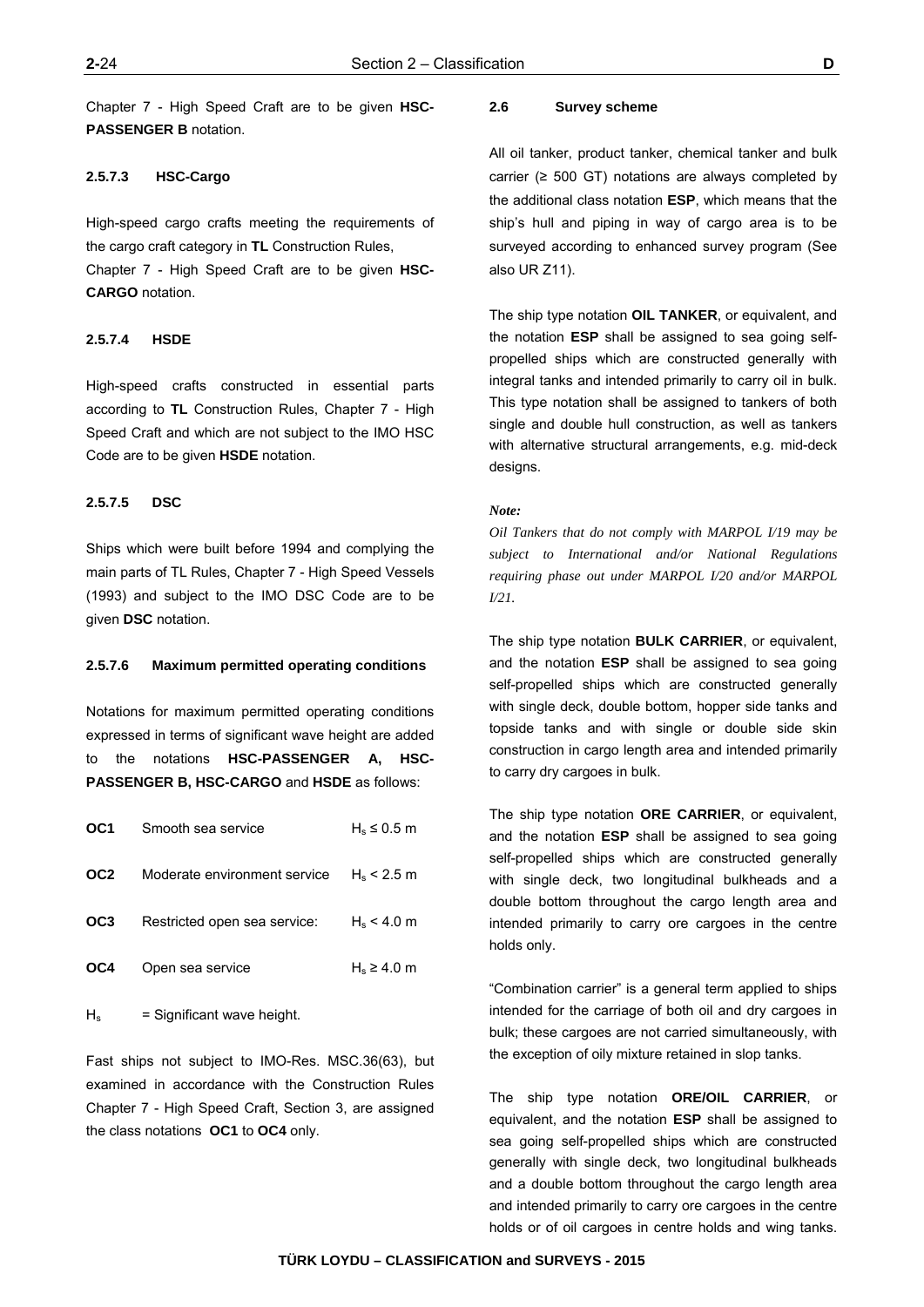Chapter 7 - High Speed Craft are to be given **HSC-PASSENGER B** notation.

#### 2.5.7.3 HSC-Cargo

High-speed cargo crafts meeting the requirements of the cargo craft category in **TL** Construction Rules, Chapter 7 - High Speed Craft are to be given **HSC-CARGO** notation.

#### 2.5.7.4 HSDE

High-speed crafts constructed in essential parts according to **TL** Construction Rules, Chapter 7 - High Speed Craft and which are not subject to the IMO HSC Code are to be given **HSDE** notation.

#### 2.5.7.5 DSC

Ships which were built before 1994 and complying the main parts of TL Rules, Chapter 7 - High Speed Vessels (1993) and subject to the IMO DSC Code are to be given **DSC** notation.

#### 2.5.7.6 Maximum permitted operating conditions

Notations for maximum permitted operating conditions expressed in terms of significant wave height are added to the notations **HSC-PASSENGER A, HSC-PASSENGER B, HSC-CARGO** and **HSDE** as follows:

| | | |
|---|---|---|
| **OC1** | Smooth sea service | $H_s \leq 0.5$ m |
| **OC2** | Moderate environment service | $H_s < 2.5$ m |
| **OC3** | Restricted open sea service: | $H_s < 4.0$ m |
| **OC4** | Open sea service | $H_s \geq 4.0$ m |

$H_s$ = Significant wave height.

Fast ships not subject to IMO-Res. MSC.36(63), but examined in accordance with the Construction Rules Chapter 7 - High Speed Craft, Section 3, are assigned the class notations **OC1** to **OC4** only.

### 2.6 Survey scheme

All oil tanker, product tanker, chemical tanker and bulk carrier (≥ 500 GT) notations are always completed by the additional class notation **ESP**, which means that the ship's hull and piping in way of cargo area is to be surveyed according to enhanced survey program (See also UR Z11).

The ship type notation **OIL TANKER**, or equivalent, and the notation **ESP** shall be assigned to sea going self-propelled ships which are constructed generally with integral tanks and intended primarily to carry oil in bulk. This type notation shall be assigned to tankers of both single and double hull construction, as well as tankers with alternative structural arrangements, e.g. mid-deck designs.

*Note:*

*Oil Tankers that do not comply with MARPOL I/19 may be subject to International and/or National Regulations requiring phase out under MARPOL I/20 and/or MARPOL I/21.*

The ship type notation **BULK CARRIER**, or equivalent, and the notation **ESP** shall be assigned to sea going self-propelled ships which are constructed generally with single deck, double bottom, hopper side tanks and topside tanks and with single or double side skin construction in cargo length area and intended primarily to carry dry cargoes in bulk.

The ship type notation **ORE CARRIER**, or equivalent, and the notation **ESP** shall be assigned to sea going self-propelled ships which are constructed generally with single deck, two longitudinal bulkheads and a double bottom throughout the cargo length area and intended primarily to carry ore cargoes in the centre holds only.

"Combination carrier" is a general term applied to ships intended for the carriage of both oil and dry cargoes in bulk; these cargoes are not carried simultaneously, with the exception of oily mixture retained in slop tanks.

The ship type notation **ORE/OIL CARRIER**, or equivalent, and the notation **ESP** shall be assigned to sea going self-propelled ships which are constructed generally with single deck, two longitudinal bulkheads and a double bottom throughout the cargo length area and intended primarily to carry ore cargoes in the centre holds or of oil cargoes in centre holds and wing tanks.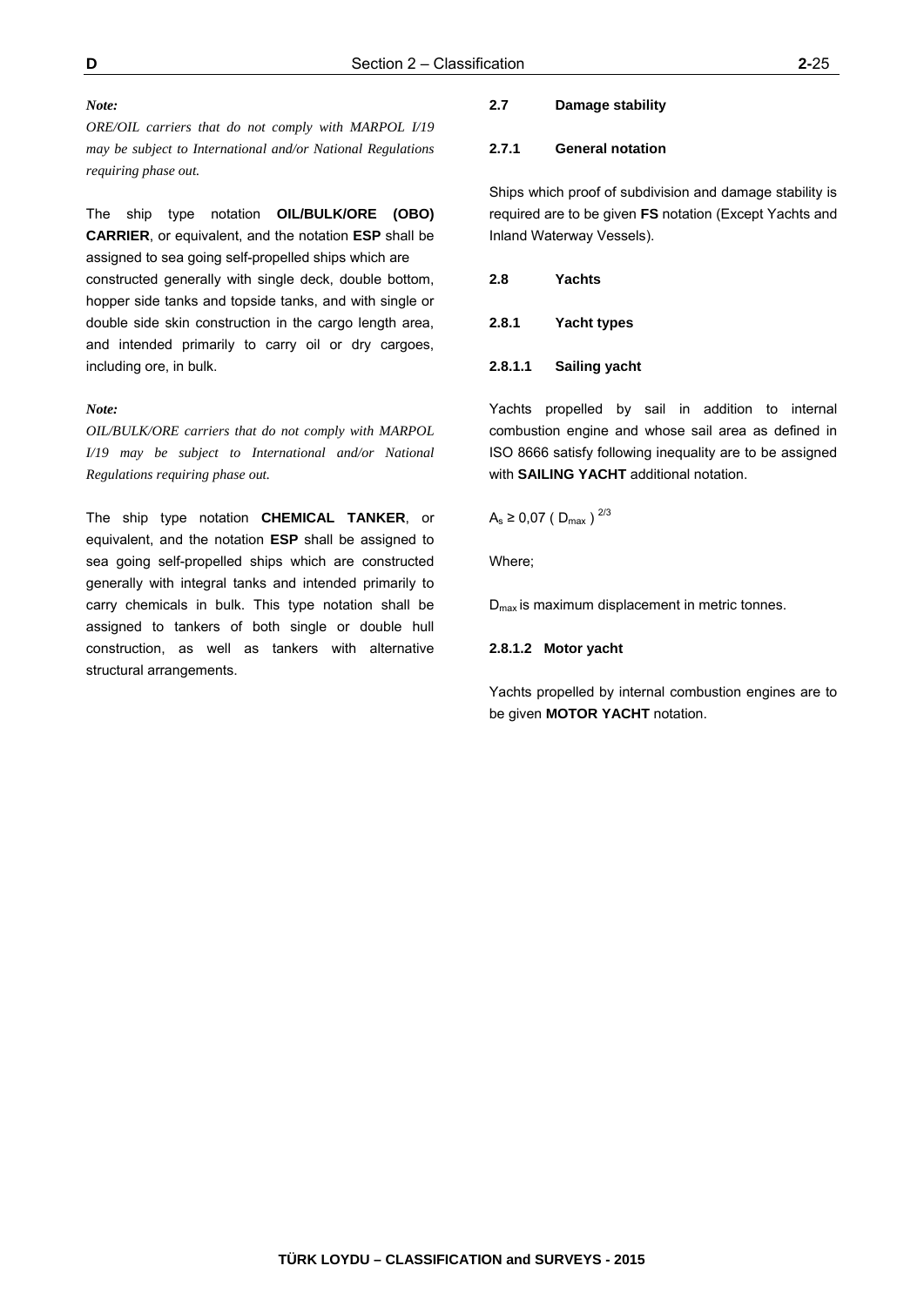*Note:*

*ORE/OIL carriers that do not comply with MARPOL I/19 may be subject to International and/or National Regulations requiring phase out.*

The ship type notation **OIL/BULK/ORE (OBO) CARRIER**, or equivalent, and the notation **ESP** shall be assigned to sea going self-propelled ships which are constructed generally with single deck, double bottom, hopper side tanks and topside tanks, and with single or double side skin construction in the cargo length area, and intended primarily to carry oil or dry cargoes, including ore, in bulk.

*Note:*

*OIL/BULK/ORE carriers that do not comply with MARPOL I/19 may be subject to International and/or National Regulations requiring phase out.*

The ship type notation **CHEMICAL TANKER**, or equivalent, and the notation **ESP** shall be assigned to sea going self-propelled ships which are constructed generally with integral tanks and intended primarily to carry chemicals in bulk. This type notation shall be assigned to tankers of both single or double hull construction, as well as tankers with alternative structural arrangements.

### 2.7 Damage stability

#### 2.7.1 General notation

Ships which proof of subdivision and damage stability is required are to be given **FS** notation (Except Yachts and Inland Waterway Vessels).

### 2.8 Yachts

#### 2.8.1 Yacht types

##### 2.8.1.1 Sailing yacht

Yachts propelled by sail in addition to internal combustion engine and whose sail area as defined in ISO 8666 satisfy following inequality are to be assigned with **SAILING YACHT** additional notation.

$$A_s \geq 0{,}07\ (D_{max})^{2/3}$$

Where;

$D_{max}$ is maximum displacement in metric tonnes.

##### 2.8.1.2 Motor yacht

Yachts propelled by internal combustion engines are to be given **MOTOR YACHT** notation.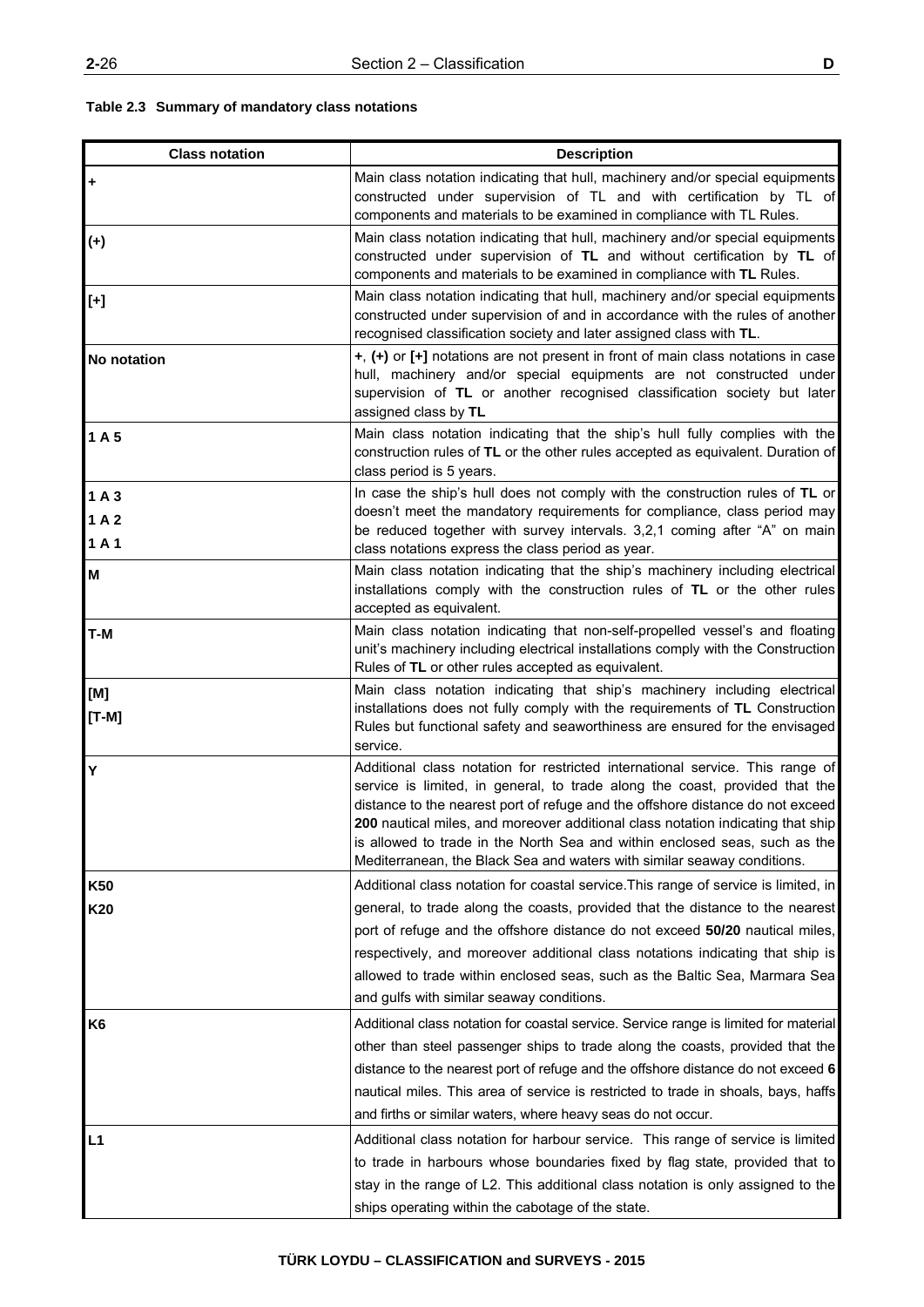**Table 2.3 Summary of mandatory class notations**

| Class notation | Description |
|---|---|
| **+** | Main class notation indicating that hull, machinery and/or special equipments constructed under supervision of TL and with certification by TL of components and materials to be examined in compliance with TL Rules. |
| **(+)** | Main class notation indicating that hull, machinery and/or special equipments constructed under supervision of **TL** and without certification by **TL** of components and materials to be examined in compliance with **TL** Rules. |
| **[+]** | Main class notation indicating that hull, machinery and/or special equipments constructed under supervision of and in accordance with the rules of another recognised classification society and later assigned class with **TL**. |
| **No notation** | **+**, **(+)** or **[+]** notations are not present in front of main class notations in case hull, machinery and/or special equipments are not constructed under supervision of **TL** or another recognised classification society but later assigned class by **TL** |
| **1 A 5** | Main class notation indicating that the ship's hull fully complies with the construction rules of **TL** or the other rules accepted as equivalent. Duration of class period is 5 years. |
| **1 A 3**<br>**1 A 2**<br>**1 A 1** | In case the ship's hull does not comply with the construction rules of **TL** or doesn't meet the mandatory requirements for compliance, class period may be reduced together with survey intervals. 3,2,1 coming after "A" on main class notations express the class period as year. |
| **M** | Main class notation indicating that the ship's machinery including electrical installations comply with the construction rules of **TL** or the other rules accepted as equivalent. |
| **T-M** | Main class notation indicating that non-self-propelled vessel's and floating unit's machinery including electrical installations comply with the Construction Rules of **TL** or other rules accepted as equivalent. |
| **[M]**<br>**[T-M]** | Main class notation indicating that ship's machinery including electrical installations does not fully comply with the requirements of **TL** Construction Rules but functional safety and seaworthiness are ensured for the envisaged service. |
| **Y** | Additional class notation for restricted international service. This range of service is limited, in general, to trade along the coast, provided that the distance to the nearest port of refuge and the offshore distance do not exceed **200** nautical miles, and moreover additional class notation indicating that ship is allowed to trade in the North Sea and within enclosed seas, such as the Mediterranean, the Black Sea and waters with similar seaway conditions. |
| **K50**<br>**K20** | Additional class notation for coastal service.This range of service is limited, in general, to trade along the coasts, provided that the distance to the nearest port of refuge and the offshore distance do not exceed **50/20** nautical miles, respectively, and moreover additional class notations indicating that ship is allowed to trade within enclosed seas, such as the Baltic Sea, Marmara Sea and gulfs with similar seaway conditions. |
| **K6** | Additional class notation for coastal service. Service range is limited for material other than steel passenger ships to trade along the coasts, provided that the distance to the nearest port of refuge and the offshore distance do not exceed **6** nautical miles. This area of service is restricted to trade in shoals, bays, haffs and firths or similar waters, where heavy seas do not occur. |
| **L1** | Additional class notation for harbour service. This range of service is limited to trade in harbours whose boundaries fixed by flag state, provided that to stay in the range of L2. This additional class notation is only assigned to the ships operating within the cabotage of the state. |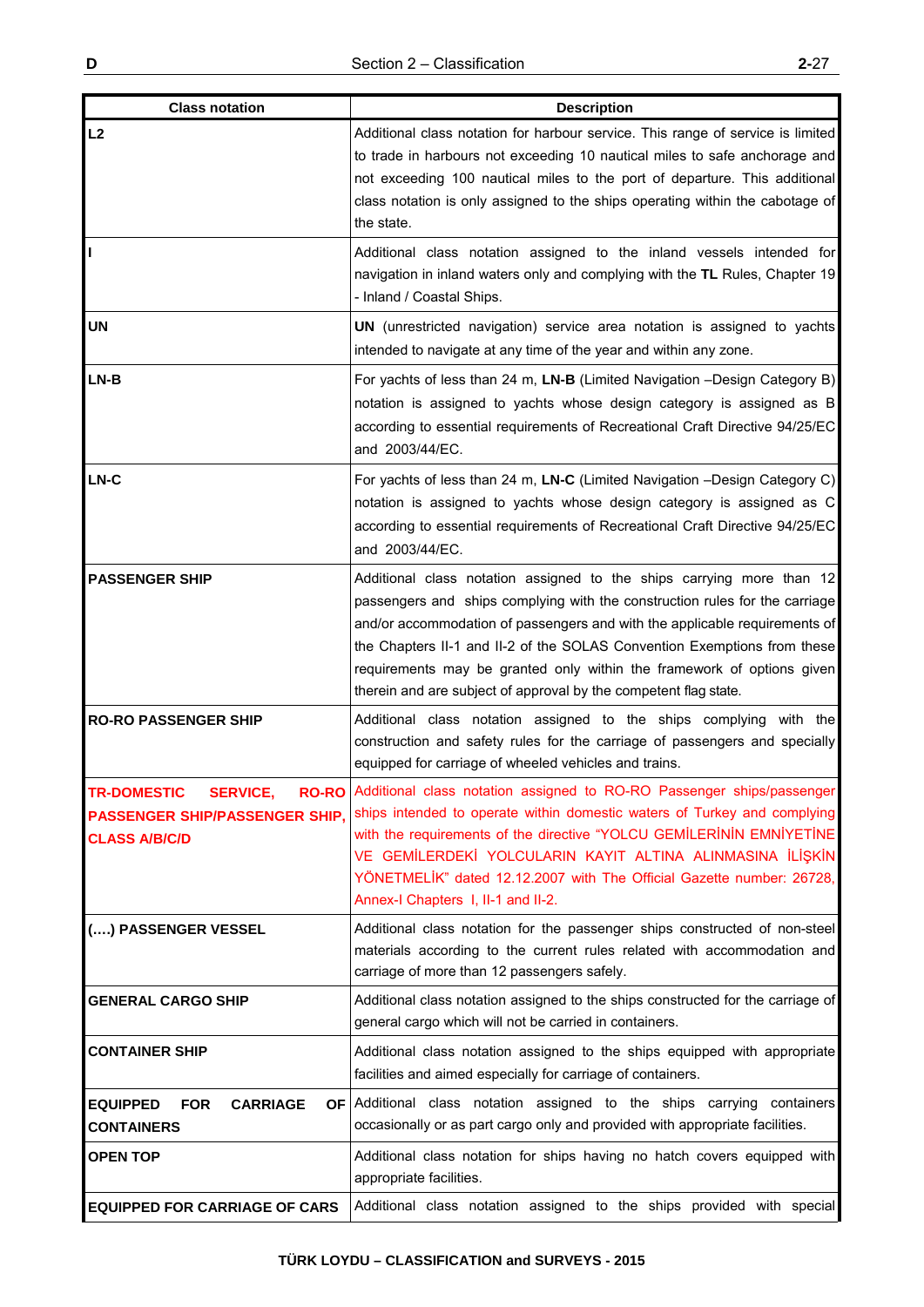| Class notation | Description |
|---|---|
| **L2** | Additional class notation for harbour service. This range of service is limited to trade in harbours not exceeding 10 nautical miles to safe anchorage and not exceeding 100 nautical miles to the port of departure. This additional class notation is only assigned to the ships operating within the cabotage of the state. |
| **I** | Additional class notation assigned to the inland vessels intended for navigation in inland waters only and complying with the **TL** Rules, Chapter 19 - Inland / Coastal Ships. |
| **UN** | **UN** (unrestricted navigation) service area notation is assigned to yachts intended to navigate at any time of the year and within any zone. |
| **LN-B** | For yachts of less than 24 m, **LN-B** (Limited Navigation –Design Category B) notation is assigned to yachts whose design category is assigned as B according to essential requirements of Recreational Craft Directive 94/25/EC and 2003/44/EC. |
| **LN-C** | For yachts of less than 24 m, **LN-C** (Limited Navigation –Design Category C) notation is assigned to yachts whose design category is assigned as C according to essential requirements of Recreational Craft Directive 94/25/EC and 2003/44/EC. |
| **PASSENGER SHIP** | Additional class notation assigned to the ships carrying more than 12 passengers and ships complying with the construction rules for the carriage and/or accommodation of passengers and with the applicable requirements of the Chapters II-1 and II-2 of the SOLAS Convention Exemptions from these requirements may be granted only within the framework of options given therein and are subject of approval by the competent flag state. |
| **RO-RO PASSENGER SHIP** | Additional class notation assigned to the ships complying with the construction and safety rules for the carriage of passengers and specially equipped for carriage of wheeled vehicles and trains. |
| **TR-DOMESTIC SERVICE, RO-RO PASSENGER SHIP/PASSENGER SHIP, CLASS A/B/C/D** | Additional class notation assigned to RO-RO Passenger ships/passenger ships intended to operate within domestic waters of Turkey and complying with the requirements of the directive "YOLCU GEMİLERİNİN EMNİYETİNE VE GEMİLERDEKİ YOLCULARIN KAYIT ALTINA ALINMASINA İLİŞKİN YÖNETMELİK" dated 12.12.2007 with The Official Gazette number: 26728, Annex-I Chapters I, II-1 and II-2. |
| **(….) PASSENGER VESSEL** | Additional class notation for the passenger ships constructed of non-steel materials according to the current rules related with accommodation and carriage of more than 12 passengers safely. |
| **GENERAL CARGO SHIP** | Additional class notation assigned to the ships constructed for the carriage of general cargo which will not be carried in containers. |
| **CONTAINER SHIP** | Additional class notation assigned to the ships equipped with appropriate facilities and aimed especially for carriage of containers. |
| **EQUIPPED FOR CARRIAGE OF CONTAINERS** | Additional class notation assigned to the ships carrying containers occasionally or as part cargo only and provided with appropriate facilities. |
| **OPEN TOP** | Additional class notation for ships having no hatch covers equipped with appropriate facilities. |
| **EQUIPPED FOR CARRIAGE OF CARS** | Additional class notation assigned to the ships provided with special |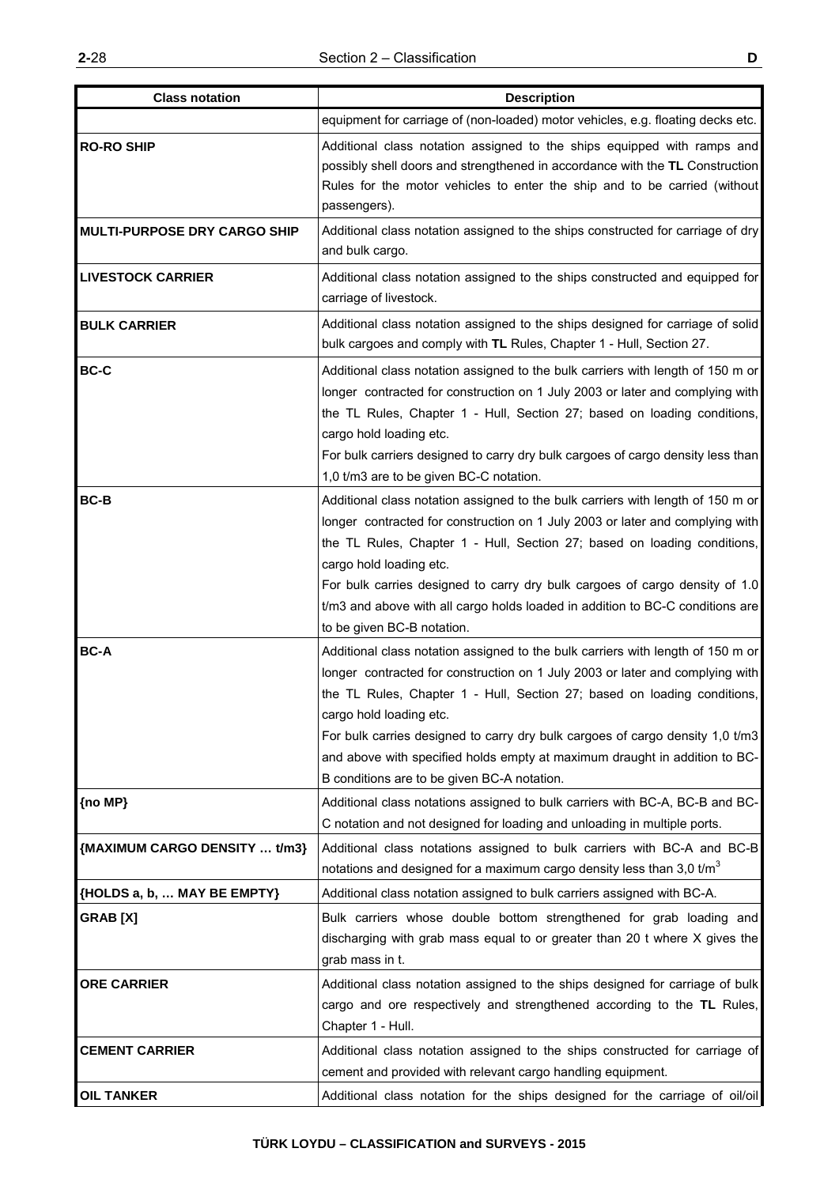| Class notation | Description |
|---|---|
| | equipment for carriage of (non-loaded) motor vehicles, e.g. floating decks etc. |
| **RO-RO SHIP** | Additional class notation assigned to the ships equipped with ramps and possibly shell doors and strengthened in accordance with the **TL** Construction Rules for the motor vehicles to enter the ship and to be carried (without passengers). |
| **MULTI-PURPOSE DRY CARGO SHIP** | Additional class notation assigned to the ships constructed for carriage of dry and bulk cargo. |
| **LIVESTOCK CARRIER** | Additional class notation assigned to the ships constructed and equipped for carriage of livestock. |
| **BULK CARRIER** | Additional class notation assigned to the ships designed for carriage of solid bulk cargoes and comply with **TL** Rules, Chapter 1 - Hull, Section 27. |
| **BC-C** | Additional class notation assigned to the bulk carriers with length of 150 m or longer contracted for construction on 1 July 2003 or later and complying with the TL Rules, Chapter 1 - Hull, Section 27; based on loading conditions, cargo hold loading etc.<br>For bulk carriers designed to carry dry bulk cargoes of cargo density less than 1,0 t/m3 are to be given BC-C notation. |
| **BC-B** | Additional class notation assigned to the bulk carriers with length of 150 m or longer contracted for construction on 1 July 2003 or later and complying with the TL Rules, Chapter 1 - Hull, Section 27; based on loading conditions, cargo hold loading etc.<br>For bulk carries designed to carry dry bulk cargoes of cargo density of 1.0 t/m3 and above with all cargo holds loaded in addition to BC-C conditions are to be given BC-B notation. |
| **BC-A** | Additional class notation assigned to the bulk carriers with length of 150 m or longer contracted for construction on 1 July 2003 or later and complying with the TL Rules, Chapter 1 - Hull, Section 27; based on loading conditions, cargo hold loading etc.<br>For bulk carries designed to carry dry bulk cargoes of cargo density 1,0 t/m3 and above with specified holds empty at maximum draught in addition to BC-B conditions are to be given BC-A notation. |
| **{no MP}** | Additional class notations assigned to bulk carriers with BC-A, BC-B and BC-C notation and not designed for loading and unloading in multiple ports. |
| **{MAXIMUM CARGO DENSITY … t/m3}** | Additional class notations assigned to bulk carriers with BC-A and BC-B notations and designed for a maximum cargo density less than 3,0 t/m$^3$ |
| **{HOLDS a, b, … MAY BE EMPTY}** | Additional class notation assigned to bulk carriers assigned with BC-A. |
| **GRAB [X]** | Bulk carriers whose double bottom strengthened for grab loading and discharging with grab mass equal to or greater than 20 t where X gives the grab mass in t. |
| **ORE CARRIER** | Additional class notation assigned to the ships designed for carriage of bulk cargo and ore respectively and strengthened according to the **TL** Rules, Chapter 1 - Hull. |
| **CEMENT CARRIER** | Additional class notation assigned to the ships constructed for carriage of cement and provided with relevant cargo handling equipment. |
| **OIL TANKER** | Additional class notation for the ships designed for the carriage of oil/oil |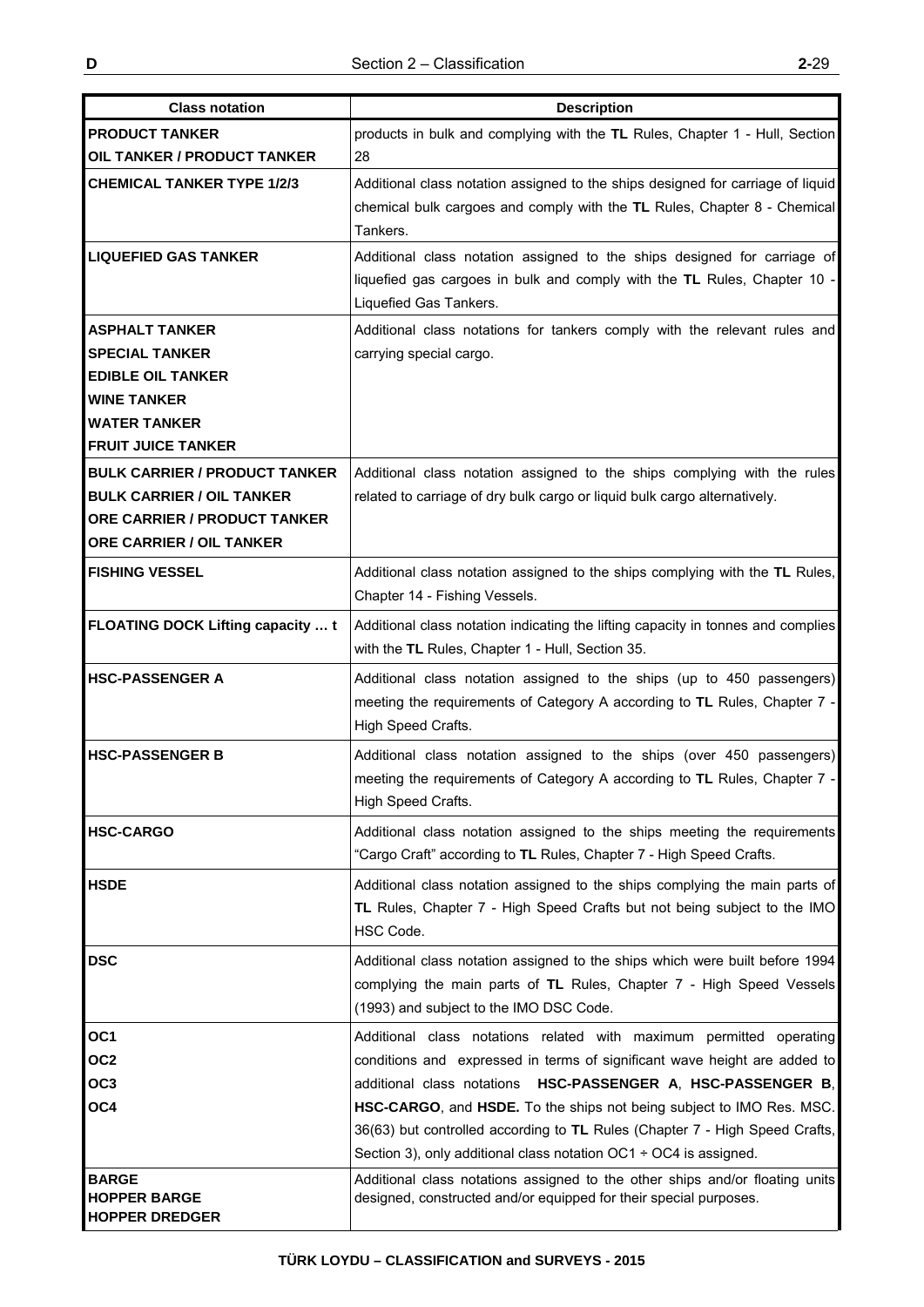| Class notation | Description |
|---|---|
| **PRODUCT TANKER**<br>**OIL TANKER / PRODUCT TANKER** | products in bulk and complying with the **TL** Rules, Chapter 1 - Hull, Section 28 |
| **CHEMICAL TANKER TYPE 1/2/3** | Additional class notation assigned to the ships designed for carriage of liquid chemical bulk cargoes and comply with the **TL** Rules, Chapter 8 - Chemical Tankers. |
| **LIQUEFIED GAS TANKER** | Additional class notation assigned to the ships designed for carriage of liquefied gas cargoes in bulk and comply with the **TL** Rules, Chapter 10 - Liquefied Gas Tankers. |
| **ASPHALT TANKER**<br>**SPECIAL TANKER**<br>**EDIBLE OIL TANKER**<br>**WINE TANKER**<br>**WATER TANKER**<br>**FRUIT JUICE TANKER** | Additional class notations for tankers comply with the relevant rules and carrying special cargo. |
| **BULK CARRIER / PRODUCT TANKER**<br>**BULK CARRIER / OIL TANKER**<br>**ORE CARRIER / PRODUCT TANKER**<br>**ORE CARRIER / OIL TANKER** | Additional class notation assigned to the ships complying with the rules related to carriage of dry bulk cargo or liquid bulk cargo alternatively. |
| **FISHING VESSEL** | Additional class notation assigned to the ships complying with the **TL** Rules, Chapter 14 - Fishing Vessels. |
| **FLOATING DOCK Lifting capacity … t** | Additional class notation indicating the lifting capacity in tonnes and complies with the **TL** Rules, Chapter 1 - Hull, Section 35. |
| **HSC-PASSENGER A** | Additional class notation assigned to the ships (up to 450 passengers) meeting the requirements of Category A according to **TL** Rules, Chapter 7 - High Speed Crafts. |
| **HSC-PASSENGER B** | Additional class notation assigned to the ships (over 450 passengers) meeting the requirements of Category A according to **TL** Rules, Chapter 7 - High Speed Crafts. |
| **HSC-CARGO** | Additional class notation assigned to the ships meeting the requirements "Cargo Craft" according to **TL** Rules, Chapter 7 - High Speed Crafts. |
| **HSDE** | Additional class notation assigned to the ships complying the main parts of **TL** Rules, Chapter 7 - High Speed Crafts but not being subject to the IMO HSC Code. |
| **DSC** | Additional class notation assigned to the ships which were built before 1994 complying the main parts of **TL** Rules, Chapter 7 - High Speed Vessels (1993) and subject to the IMO DSC Code. |
| **OC1**<br>**OC2**<br>**OC3**<br>**OC4** | Additional class notations related with maximum permitted operating conditions and expressed in terms of significant wave height are added to additional class notations **HSC-PASSENGER A**, **HSC-PASSENGER B**, **HSC-CARGO**, and **HSDE.** To the ships not being subject to IMO Res. MSC. 36(63) but controlled according to **TL** Rules (Chapter 7 - High Speed Crafts, Section 3), only additional class notation OC1 ÷ OC4 is assigned. |
| **BARGE**<br>**HOPPER BARGE**<br>**HOPPER DREDGER** | Additional class notations assigned to the other ships and/or floating units designed, constructed and/or equipped for their special purposes. |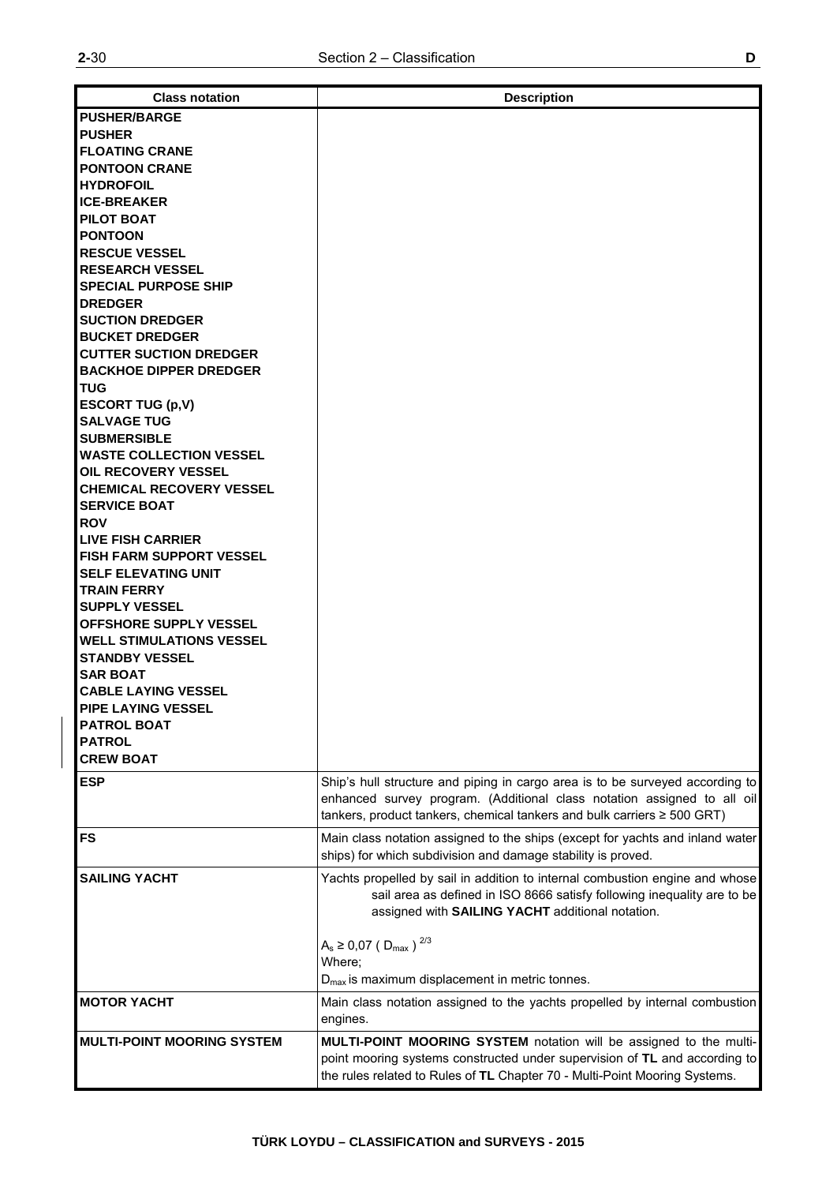| Class notation | Description |
| --- | --- |
| **PUSHER/BARGE** | |
| **PUSHER** | |
| **FLOATING CRANE** | |
| **PONTOON CRANE** | |
| **HYDROFOIL** | |
| **ICE-BREAKER** | |
| **PILOT BOAT** | |
| **PONTOON** | |
| **RESCUE VESSEL** | |
| **RESEARCH VESSEL** | |
| **SPECIAL PURPOSE SHIP** | |
| **DREDGER** | |
| **SUCTION DREDGER** | |
| **BUCKET DREDGER** | |
| **CUTTER SUCTION DREDGER** | |
| **BACKHOE DIPPER DREDGER** | |
| **TUG** | |
| **ESCORT TUG (p,V)** | |
| **SALVAGE TUG** | |
| **SUBMERSIBLE** | |
| **WASTE COLLECTION VESSEL** | |
| **OIL RECOVERY VESSEL** | |
| **CHEMICAL RECOVERY VESSEL** | |
| **SERVICE BOAT** | |
| **ROV** | |
| **LIVE FISH CARRIER** | |
| **FISH FARM SUPPORT VESSEL** | |
| **SELF ELEVATING UNIT** | |
| **TRAIN FERRY** | |
| **SUPPLY VESSEL** | |
| **OFFSHORE SUPPLY VESSEL** | |
| **WELL STIMULATIONS VESSEL** | |
| **STANDBY VESSEL** | |
| **SAR BOAT** | |
| **CABLE LAYING VESSEL** | |
| **PIPE LAYING VESSEL** | |
| **PATROL BOAT** | |
| **PATROL** | |
| **CREW BOAT** | |
| **ESP** | Ship's hull structure and piping in cargo area is to be surveyed according to enhanced survey program. (Additional class notation assigned to all oil tankers, product tankers, chemical tankers and bulk carriers ≥ 500 GRT) |
| **FS** | Main class notation assigned to the ships (except for yachts and inland water ships) for which subdivision and damage stability is proved. |
| **SAILING YACHT** | Yachts propelled by sail in addition to internal combustion engine and whose sail area as defined in ISO 8666 satisfy following inequality are to be assigned with **SAILING YACHT** additional notation.<br><br>$A_s \geq 0{,}07\ (D_{max})^{2/3}$<br>Where;<br>$D_{max}$ is maximum displacement in metric tonnes. |
| **MOTOR YACHT** | Main class notation assigned to the yachts propelled by internal combustion engines. |
| **MULTI-POINT MOORING SYSTEM** | **MULTI-POINT MOORING SYSTEM** notation will be assigned to the multi-point mooring systems constructed under supervision of **TL** and according to the rules related to Rules of **TL** Chapter 70 - Multi-Point Mooring Systems. |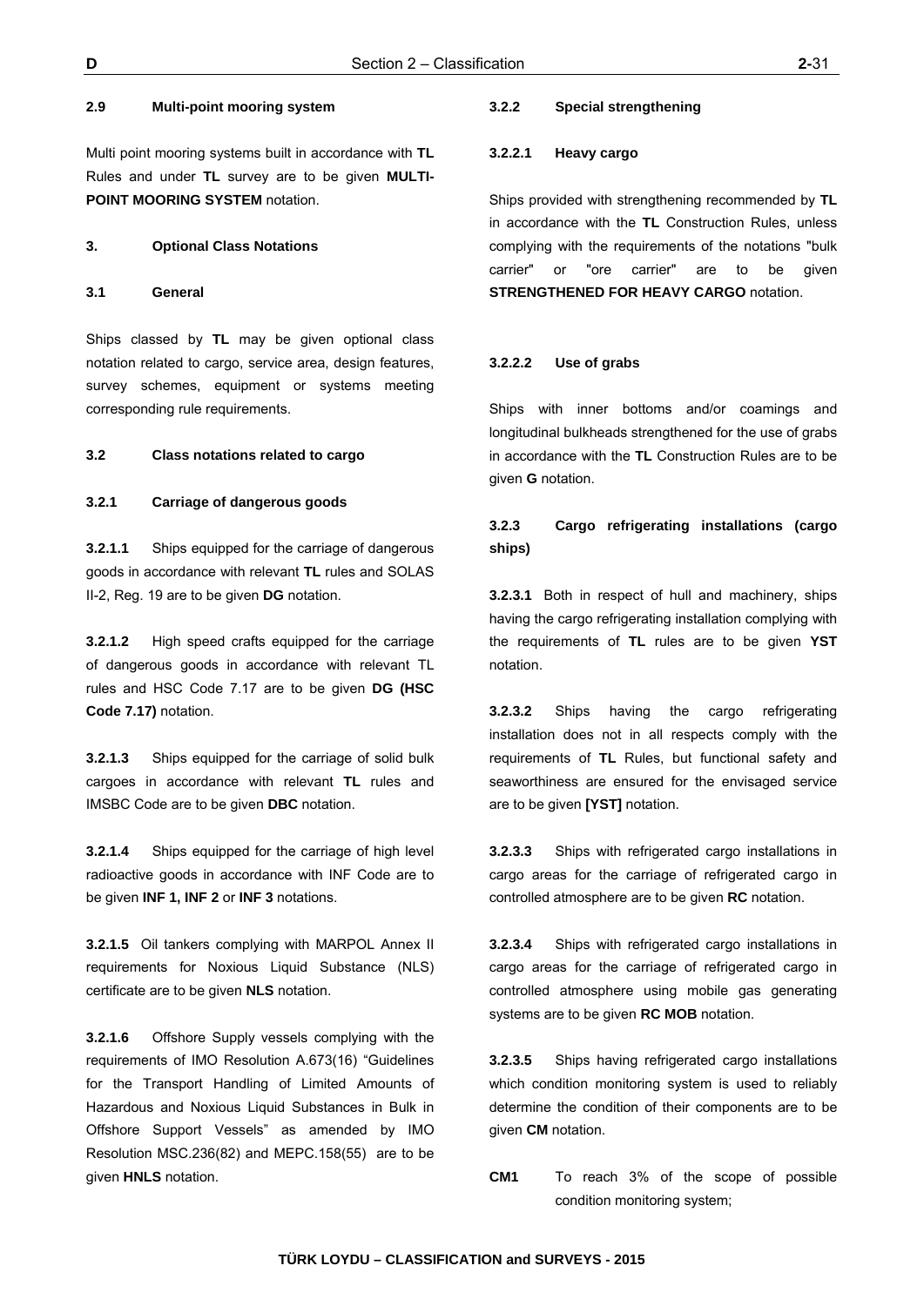#### 2.9 Multi-point mooring system

Multi point mooring systems built in accordance with **TL** Rules and under **TL** survey are to be given **MULTI-POINT MOORING SYSTEM** notation.

## 3. Optional Class Notations

### 3.1 General

Ships classed by **TL** may be given optional class notation related to cargo, service area, design features, survey schemes, equipment or systems meeting corresponding rule requirements.

### 3.2 Class notations related to cargo

#### 3.2.1 Carriage of dangerous goods

**3.2.1.1** Ships equipped for the carriage of dangerous goods in accordance with relevant **TL** rules and SOLAS II-2, Reg. 19 are to be given **DG** notation.

**3.2.1.2** High speed crafts equipped for the carriage of dangerous goods in accordance with relevant TL rules and HSC Code 7.17 are to be given **DG (HSC Code 7.17)** notation.

**3.2.1.3** Ships equipped for the carriage of solid bulk cargoes in accordance with relevant **TL** rules and IMSBC Code are to be given **DBC** notation.

**3.2.1.4** Ships equipped for the carriage of high level radioactive goods in accordance with INF Code are to be given **INF 1, INF 2** or **INF 3** notations.

**3.2.1.5** Oil tankers complying with MARPOL Annex II requirements for Noxious Liquid Substance (NLS) certificate are to be given **NLS** notation.

**3.2.1.6** Offshore Supply vessels complying with the requirements of IMO Resolution A.673(16) "Guidelines for the Transport Handling of Limited Amounts of Hazardous and Noxious Liquid Substances in Bulk in Offshore Support Vessels" as amended by IMO Resolution MSC.236(82) and MEPC.158(55) are to be given **HNLS** notation.

#### 3.2.2 Special strengthening

##### 3.2.2.1 Heavy cargo

Ships provided with strengthening recommended by **TL** in accordance with the **TL** Construction Rules, unless complying with the requirements of the notations "bulk carrier" or "ore carrier" are to be given **STRENGTHENED FOR HEAVY CARGO** notation.

##### 3.2.2.2 Use of grabs

Ships with inner bottoms and/or coamings and longitudinal bulkheads strengthened for the use of grabs in accordance with the **TL** Construction Rules are to be given **G** notation.

#### 3.2.3 Cargo refrigerating installations (cargo ships)

**3.2.3.1** Both in respect of hull and machinery, ships having the cargo refrigerating installation complying with the requirements of **TL** rules are to be given **YST** notation.

**3.2.3.2** Ships having the cargo refrigerating installation does not in all respects comply with the requirements of **TL** Rules, but functional safety and seaworthiness are ensured for the envisaged service are to be given **[YST]** notation.

**3.2.3.3** Ships with refrigerated cargo installations in cargo areas for the carriage of refrigerated cargo in controlled atmosphere are to be given **RC** notation.

**3.2.3.4** Ships with refrigerated cargo installations in cargo areas for the carriage of refrigerated cargo in controlled atmosphere using mobile gas generating systems are to be given **RC MOB** notation.

**3.2.3.5** Ships having refrigerated cargo installations which condition monitoring system is used to reliably determine the condition of their components are to be given **CM** notation.

**CM1** To reach 3% of the scope of possible condition monitoring system;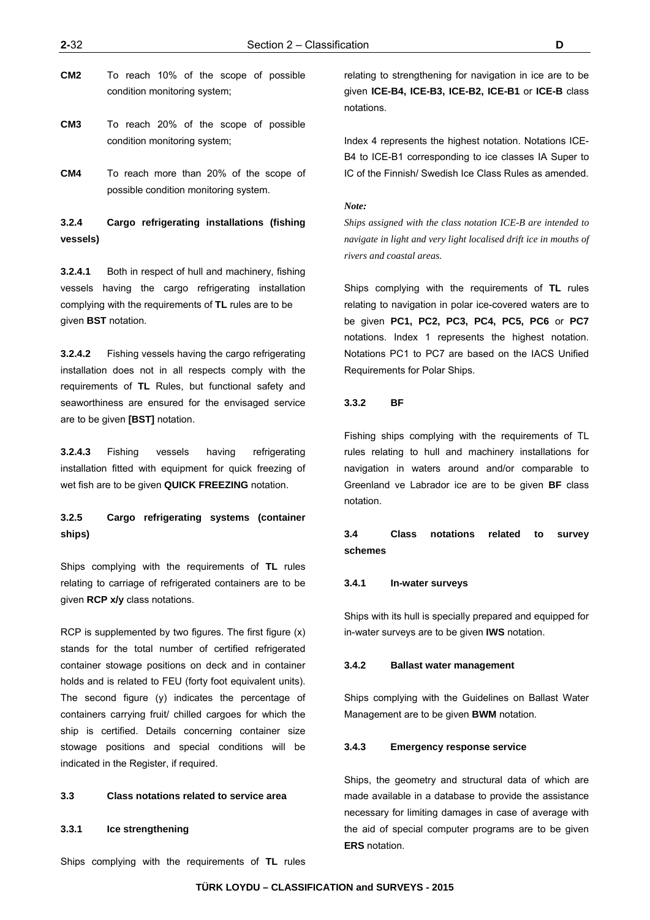**CM2** To reach 10% of the scope of possible condition monitoring system;

**CM3** To reach 20% of the scope of possible condition monitoring system;

**CM4** To reach more than 20% of the scope of possible condition monitoring system.

#### 3.2.4 Cargo refrigerating installations (fishing vessels)

**3.2.4.1** Both in respect of hull and machinery, fishing vessels having the cargo refrigerating installation complying with the requirements of **TL** rules are to be given **BST** notation.

**3.2.4.2** Fishing vessels having the cargo refrigerating installation does not in all respects comply with the requirements of **TL** Rules, but functional safety and seaworthiness are ensured for the envisaged service are to be given **[BST]** notation.

**3.2.4.3** Fishing vessels having refrigerating installation fitted with equipment for quick freezing of wet fish are to be given **QUICK FREEZING** notation.

#### 3.2.5 Cargo refrigerating systems (container ships)

Ships complying with the requirements of **TL** rules relating to carriage of refrigerated containers are to be given **RCP x/y** class notations.

RCP is supplemented by two figures. The first figure (x) stands for the total number of certified refrigerated container stowage positions on deck and in container holds and is related to FEU (forty foot equivalent units). The second figure (y) indicates the percentage of containers carrying fruit/ chilled cargoes for which the ship is certified. Details concerning container size stowage positions and special conditions will be indicated in the Register, if required.

### 3.3 Class notations related to service area

#### 3.3.1 Ice strengthening

Ships complying with the requirements of **TL** rules relating to strengthening for navigation in ice are to be given **ICE-B4, ICE-B3, ICE-B2, ICE-B1** or **ICE-B** class notations.

Index 4 represents the highest notation. Notations ICE-B4 to ICE-B1 corresponding to ice classes IA Super to IC of the Finnish/ Swedish Ice Class Rules as amended.

*Note:*

*Ships assigned with the class notation ICE-B are intended to navigate in light and very light localised drift ice in mouths of rivers and coastal areas.*

Ships complying with the requirements of **TL** rules relating to navigation in polar ice-covered waters are to be given **PC1, PC2, PC3, PC4, PC5, PC6** or **PC7** notations. Index 1 represents the highest notation. Notations PC1 to PC7 are based on the IACS Unified Requirements for Polar Ships.

#### 3.3.2 BF

Fishing ships complying with the requirements of TL rules relating to hull and machinery installations for navigation in waters around and/or comparable to Greenland ve Labrador ice are to be given **BF** class notation.

### 3.4 Class notations related to survey schemes

#### 3.4.1 In-water surveys

Ships with its hull is specially prepared and equipped for in-water surveys are to be given **IWS** notation.

#### 3.4.2 Ballast water management

Ships complying with the Guidelines on Ballast Water Management are to be given **BWM** notation.

#### 3.4.3 Emergency response service

Ships, the geometry and structural data of which are made available in a database to provide the assistance necessary for limiting damages in case of average with the aid of special computer programs are to be given **ERS** notation.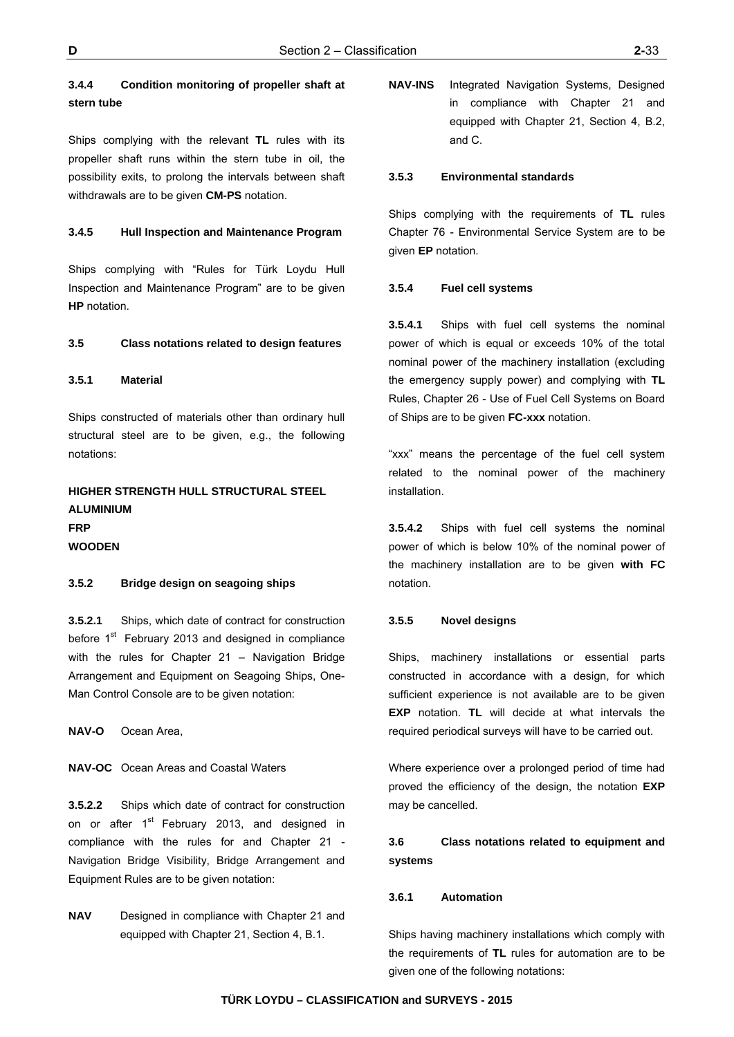#### 3.4.4 Condition monitoring of propeller shaft at stern tube

Ships complying with the relevant **TL** rules with its propeller shaft runs within the stern tube in oil, the possibility exits, to prolong the intervals between shaft withdrawals are to be given **CM-PS** notation.

#### 3.4.5 Hull Inspection and Maintenance Program

Ships complying with "Rules for Türk Loydu Hull Inspection and Maintenance Program" are to be given **HP** notation.

### 3.5 Class notations related to design features

#### 3.5.1 Material

Ships constructed of materials other than ordinary hull structural steel are to be given, e.g., the following notations:

**HIGHER STRENGTH HULL STRUCTURAL STEEL**
**ALUMINIUM**
**FRP**
**WOODEN**

#### 3.5.2 Bridge design on seagoing ships

**3.5.2.1** Ships, which date of contract for construction before 1st February 2013 and designed in compliance with the rules for Chapter 21 – Navigation Bridge Arrangement and Equipment on Seagoing Ships, One-Man Control Console are to be given notation:

**NAV-O** Ocean Area,

**NAV-OC** Ocean Areas and Coastal Waters

**3.5.2.2** Ships which date of contract for construction on or after 1st February 2013, and designed in compliance with the rules for and Chapter 21 - Navigation Bridge Visibility, Bridge Arrangement and Equipment Rules are to be given notation:

**NAV** Designed in compliance with Chapter 21 and equipped with Chapter 21, Section 4, B.1.

**NAV-INS** Integrated Navigation Systems, Designed in compliance with Chapter 21 and equipped with Chapter 21, Section 4, B.2, and C.

#### 3.5.3 Environmental standards

Ships complying with the requirements of **TL** rules Chapter 76 - Environmental Service System are to be given **EP** notation.

#### 3.5.4 Fuel cell systems

**3.5.4.1** Ships with fuel cell systems the nominal power of which is equal or exceeds 10% of the total nominal power of the machinery installation (excluding the emergency supply power) and complying with **TL** Rules, Chapter 26 - Use of Fuel Cell Systems on Board of Ships are to be given **FC-xxx** notation.

"xxx" means the percentage of the fuel cell system related to the nominal power of the machinery installation.

**3.5.4.2** Ships with fuel cell systems the nominal power of which is below 10% of the nominal power of the machinery installation are to be given **with FC** notation.

#### 3.5.5 Novel designs

Ships, machinery installations or essential parts constructed in accordance with a design, for which sufficient experience is not available are to be given **EXP** notation. **TL** will decide at what intervals the required periodical surveys will have to be carried out.

Where experience over a prolonged period of time had proved the efficiency of the design, the notation **EXP** may be cancelled.

### 3.6 Class notations related to equipment and systems

#### 3.6.1 Automation

Ships having machinery installations which comply with the requirements of **TL** rules for automation are to be given one of the following notations: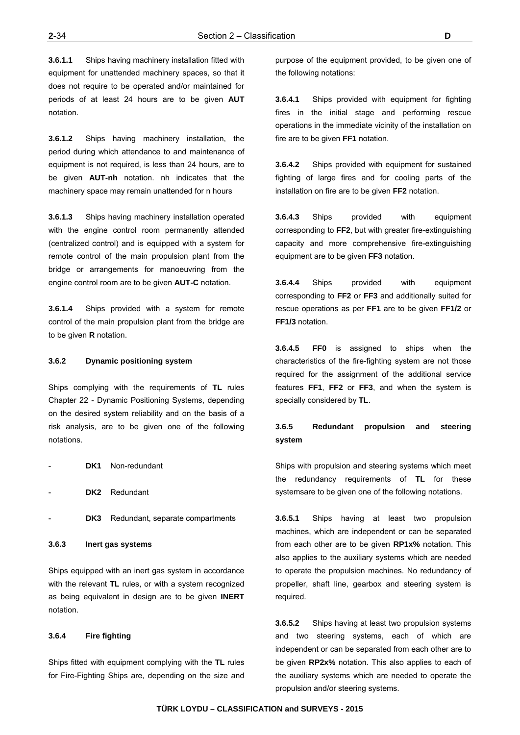**3.6.1.1** Ships having machinery installation fitted with equipment for unattended machinery spaces, so that it does not require to be operated and/or maintained for periods of at least 24 hours are to be given **AUT** notation.

**3.6.1.2** Ships having machinery installation, the period during which attendance to and maintenance of equipment is not required, is less than 24 hours, are to be given **AUT-nh** notation. nh indicates that the machinery space may remain unattended for n hours

**3.6.1.3** Ships having machinery installation operated with the engine control room permanently attended (centralized control) and is equipped with a system for remote control of the main propulsion plant from the bridge or arrangements for manoeuvring from the engine control room are to be given **AUT-C** notation.

**3.6.1.4** Ships provided with a system for remote control of the main propulsion plant from the bridge are to be given **R** notation.

#### 3.6.2 Dynamic positioning system

Ships complying with the requirements of **TL** rules Chapter 22 - Dynamic Positioning Systems, depending on the desired system reliability and on the basis of a risk analysis, are to be given one of the following notations.

- **DK1** Non-redundant
- **DK2** Redundant
- **DK3** Redundant, separate compartments

#### 3.6.3 Inert gas systems

Ships equipped with an inert gas system in accordance with the relevant **TL** rules, or with a system recognized as being equivalent in design are to be given **INERT** notation.

#### 3.6.4 Fire fighting

Ships fitted with equipment complying with the **TL** rules for Fire-Fighting Ships are, depending on the size and purpose of the equipment provided, to be given one of the following notations:

**3.6.4.1** Ships provided with equipment for fighting fires in the initial stage and performing rescue operations in the immediate vicinity of the installation on fire are to be given **FF1** notation.

**3.6.4.2** Ships provided with equipment for sustained fighting of large fires and for cooling parts of the installation on fire are to be given **FF2** notation.

**3.6.4.3** Ships provided with equipment corresponding to **FF2**, but with greater fire-extinguishing capacity and more comprehensive fire-extinguishing equipment are to be given **FF3** notation.

**3.6.4.4** Ships provided with equipment corresponding to **FF2** or **FF3** and additionally suited for rescue operations as per **FF1** are to be given **FF1/2** or **FF1/3** notation.

**3.6.4.5** **FF0** is assigned to ships when the characteristics of the fire-fighting system are not those required for the assignment of the additional service features **FF1**, **FF2** or **FF3**, and when the system is specially considered by **TL**.

#### 3.6.5 Redundant propulsion and steering system

Ships with propulsion and steering systems which meet the redundancy requirements of **TL** for these systemsare to be given one of the following notations.

**3.6.5.1** Ships having at least two propulsion machines, which are independent or can be separated from each other are to be given **RP1x%** notation. This also applies to the auxiliary systems which are needed to operate the propulsion machines. No redundancy of propeller, shaft line, gearbox and steering system is required.

**3.6.5.2** Ships having at least two propulsion systems and two steering systems, each of which are independent or can be separated from each other are to be given **RP2x%** notation. This also applies to each of the auxiliary systems which are needed to operate the propulsion and/or steering systems.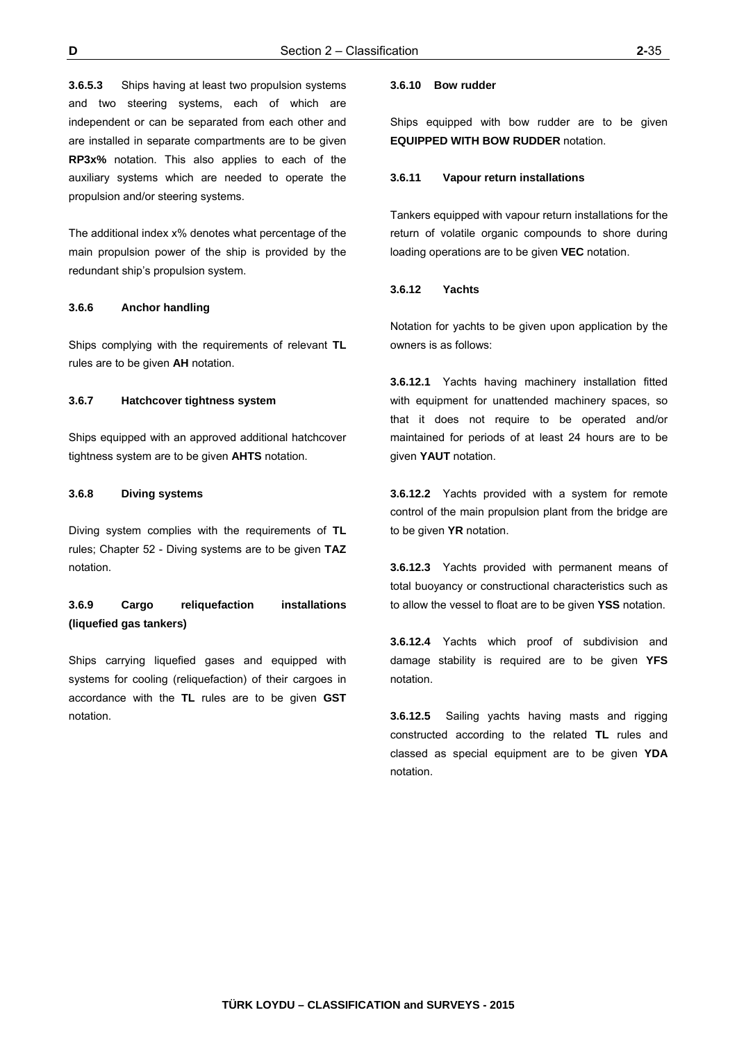**3.6.5.3** Ships having at least two propulsion systems and two steering systems, each of which are independent or can be separated from each other and are installed in separate compartments are to be given **RP3x%** notation. This also applies to each of the auxiliary systems which are needed to operate the propulsion and/or steering systems.

The additional index x% denotes what percentage of the main propulsion power of the ship is provided by the redundant ship's propulsion system.

#### 3.6.6 Anchor handling

Ships complying with the requirements of relevant **TL** rules are to be given **AH** notation.

#### 3.6.7 Hatchcover tightness system

Ships equipped with an approved additional hatchcover tightness system are to be given **AHTS** notation.

#### 3.6.8 Diving systems

Diving system complies with the requirements of **TL** rules; Chapter 52 - Diving systems are to be given **TAZ** notation.

#### 3.6.9 Cargo reliquefaction installations (liquefied gas tankers)

Ships carrying liquefied gases and equipped with systems for cooling (reliquefaction) of their cargoes in accordance with the **TL** rules are to be given **GST** notation.

#### 3.6.10 Bow rudder

Ships equipped with bow rudder are to be given **EQUIPPED WITH BOW RUDDER** notation.

#### 3.6.11 Vapour return installations

Tankers equipped with vapour return installations for the return of volatile organic compounds to shore during loading operations are to be given **VEC** notation.

#### 3.6.12 Yachts

Notation for yachts to be given upon application by the owners is as follows:

**3.6.12.1** Yachts having machinery installation fitted with equipment for unattended machinery spaces, so that it does not require to be operated and/or maintained for periods of at least 24 hours are to be given **YAUT** notation.

**3.6.12.2** Yachts provided with a system for remote control of the main propulsion plant from the bridge are to be given **YR** notation.

**3.6.12.3** Yachts provided with permanent means of total buoyancy or constructional characteristics such as to allow the vessel to float are to be given **YSS** notation.

**3.6.12.4** Yachts which proof of subdivision and damage stability is required are to be given **YFS** notation.

**3.6.12.5** Sailing yachts having masts and rigging constructed according to the related **TL** rules and classed as special equipment are to be given **YDA** notation.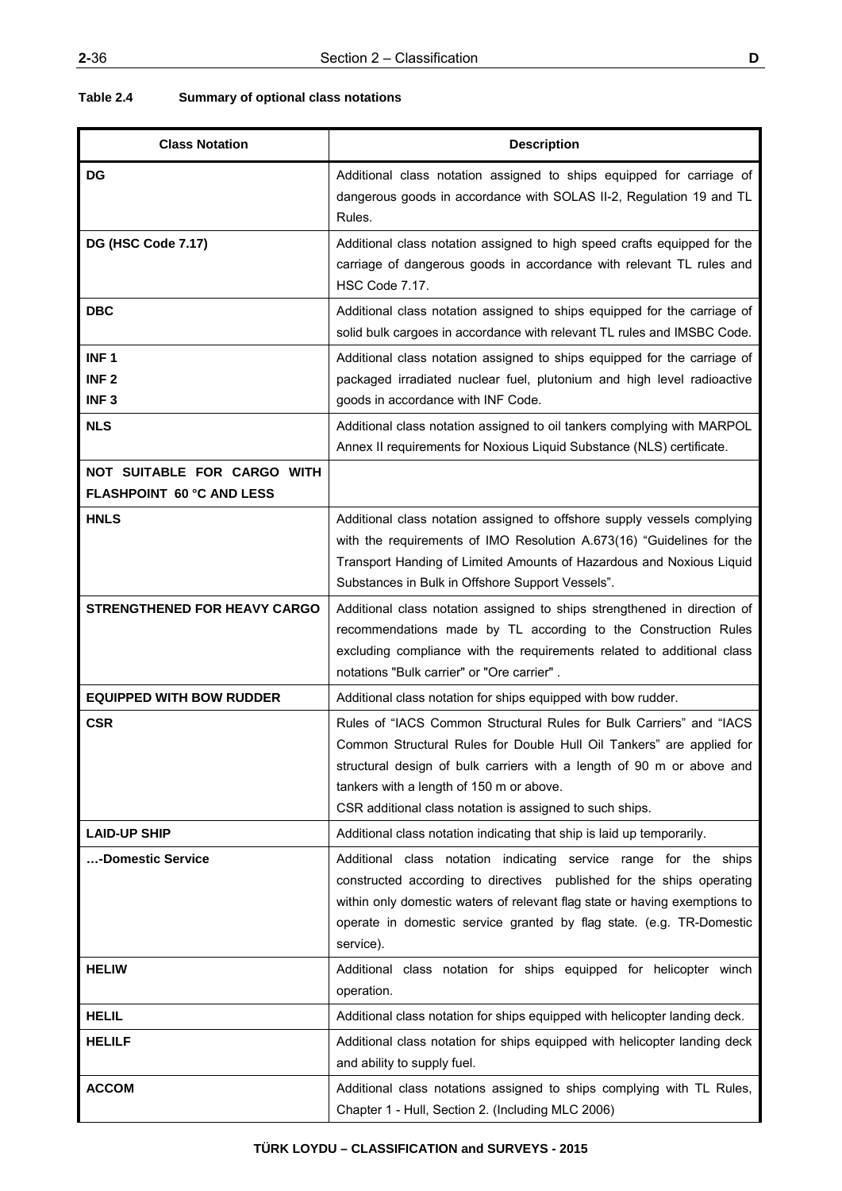**Table 2.4 Summary of optional class notations**

| Class Notation | Description |
|---|---|
| **DG** | Additional class notation assigned to ships equipped for carriage of dangerous goods in accordance with SOLAS II-2, Regulation 19 and TL Rules. |
| **DG (HSC Code 7.17)** | Additional class notation assigned to high speed crafts equipped for the carriage of dangerous goods in accordance with relevant TL rules and HSC Code 7.17. |
| **DBC** | Additional class notation assigned to ships equipped for the carriage of solid bulk cargoes in accordance with relevant TL rules and IMSBC Code. |
| **INF 1**<br>**INF 2**<br>**INF 3** | Additional class notation assigned to ships equipped for the carriage of packaged irradiated nuclear fuel, plutonium and high level radioactive goods in accordance with INF Code. |
| **NLS** | Additional class notation assigned to oil tankers complying with MARPOL Annex II requirements for Noxious Liquid Substance (NLS) certificate. |
| **NOT SUITABLE FOR CARGO WITH FLASHPOINT 60 °C AND LESS** | |
| **HNLS** | Additional class notation assigned to offshore supply vessels complying with the requirements of IMO Resolution A.673(16) "Guidelines for the Transport Handing of Limited Amounts of Hazardous and Noxious Liquid Substances in Bulk in Offshore Support Vessels". |
| **STRENGTHENED FOR HEAVY CARGO** | Additional class notation assigned to ships strengthened in direction of recommendations made by TL according to the Construction Rules excluding compliance with the requirements related to additional class notations "Bulk carrier" or "Ore carrier" . |
| **EQUIPPED WITH BOW RUDDER** | Additional class notation for ships equipped with bow rudder. |
| **CSR** | Rules of "IACS Common Structural Rules for Bulk Carriers" and "IACS Common Structural Rules for Double Hull Oil Tankers" are applied for structural design of bulk carriers with a length of 90 m or above and tankers with a length of 150 m or above.<br>CSR additional class notation is assigned to such ships. |
| **LAID-UP SHIP** | Additional class notation indicating that ship is laid up temporarily. |
| **…-Domestic Service** | Additional class notation indicating service range for the ships constructed according to directives published for the ships operating within only domestic waters of relevant flag state or having exemptions to operate in domestic service granted by flag state. (e.g. TR-Domestic service). |
| **HELIW** | Additional class notation for ships equipped for helicopter winch operation. |
| **HELIL** | Additional class notation for ships equipped with helicopter landing deck. |
| **HELILF** | Additional class notation for ships equipped with helicopter landing deck and ability to supply fuel. |
| **ACCOM** | Additional class notations assigned to ships complying with TL Rules, Chapter 1 - Hull, Section 2. (Including MLC 2006) |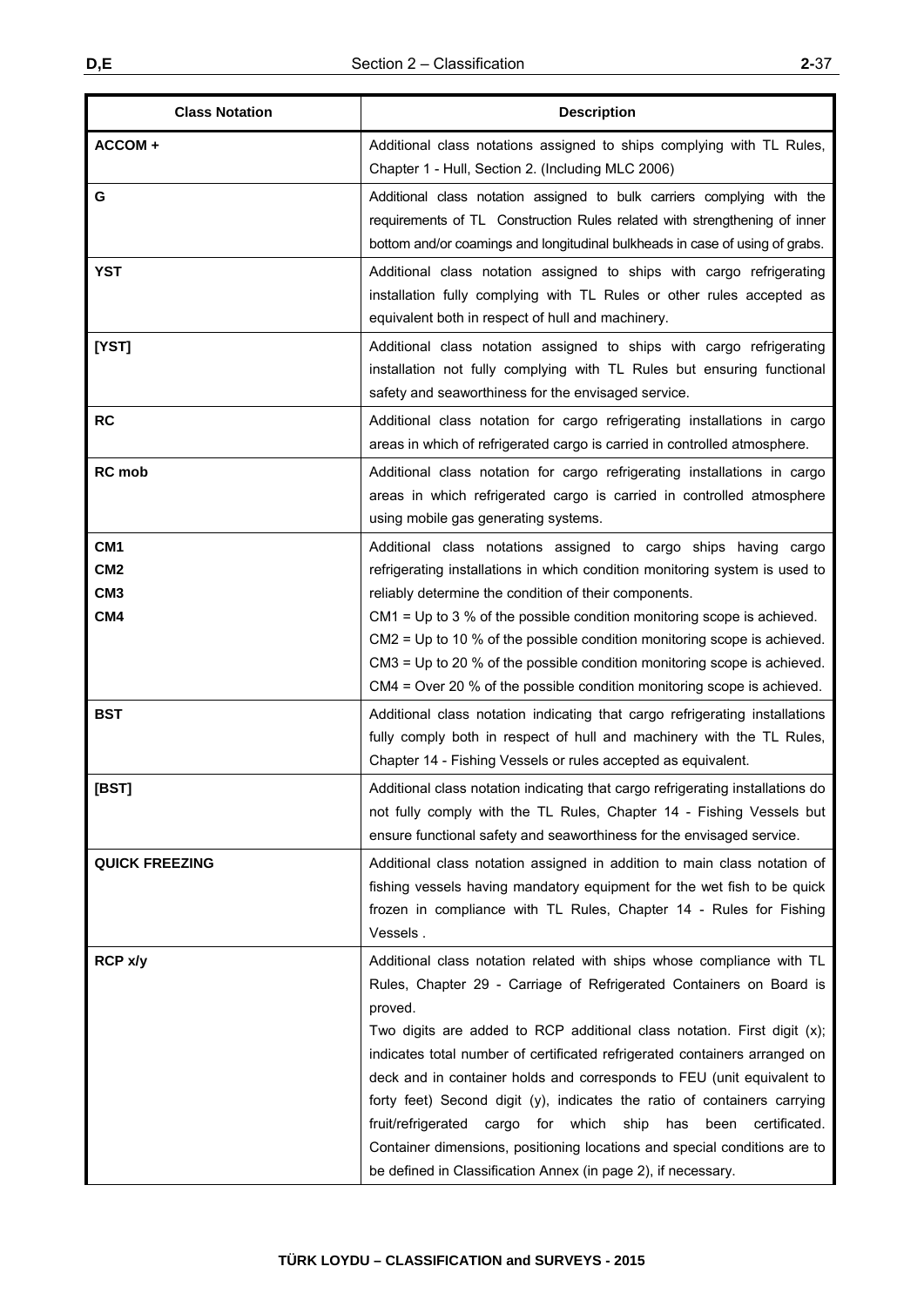| Class Notation | Description |
|---|---|
| **ACCOM +** | Additional class notations assigned to ships complying with TL Rules, Chapter 1 - Hull, Section 2. (Including MLC 2006) |
| **G** | Additional class notation assigned to bulk carriers complying with the requirements of TL Construction Rules related with strengthening of inner bottom and/or coamings and longitudinal bulkheads in case of using of grabs. |
| **YST** | Additional class notation assigned to ships with cargo refrigerating installation fully complying with TL Rules or other rules accepted as equivalent both in respect of hull and machinery. |
| **[YST]** | Additional class notation assigned to ships with cargo refrigerating installation not fully complying with TL Rules but ensuring functional safety and seaworthiness for the envisaged service. |
| **RC** | Additional class notation for cargo refrigerating installations in cargo areas in which of refrigerated cargo is carried in controlled atmosphere. |
| **RC mob** | Additional class notation for cargo refrigerating installations in cargo areas in which refrigerated cargo is carried in controlled atmosphere using mobile gas generating systems. |
| **CM1**<br>**CM2**<br>**CM3**<br>**CM4** | Additional class notations assigned to cargo ships having cargo refrigerating installations in which condition monitoring system is used to reliably determine the condition of their components.<br>CM1 = Up to 3 % of the possible condition monitoring scope is achieved.<br>CM2 = Up to 10 % of the possible condition monitoring scope is achieved.<br>CM3 = Up to 20 % of the possible condition monitoring scope is achieved.<br>CM4 = Over 20 % of the possible condition monitoring scope is achieved. |
| **BST** | Additional class notation indicating that cargo refrigerating installations fully comply both in respect of hull and machinery with the TL Rules, Chapter 14 - Fishing Vessels or rules accepted as equivalent. |
| **[BST]** | Additional class notation indicating that cargo refrigerating installations do not fully comply with the TL Rules, Chapter 14 - Fishing Vessels but ensure functional safety and seaworthiness for the envisaged service. |
| **QUICK FREEZING** | Additional class notation assigned in addition to main class notation of fishing vessels having mandatory equipment for the wet fish to be quick frozen in compliance with TL Rules, Chapter 14 - Rules for Fishing Vessels . |
| **RCP x/y** | Additional class notation related with ships whose compliance with TL Rules, Chapter 29 - Carriage of Refrigerated Containers on Board is proved.<br>Two digits are added to RCP additional class notation. First digit (x); indicates total number of certificated refrigerated containers arranged on deck and in container holds and corresponds to FEU (unit equivalent to forty feet) Second digit (y), indicates the ratio of containers carrying fruit/refrigerated cargo for which ship has been certificated. Container dimensions, positioning locations and special conditions are to be defined in Classification Annex (in page 2), if necessary. |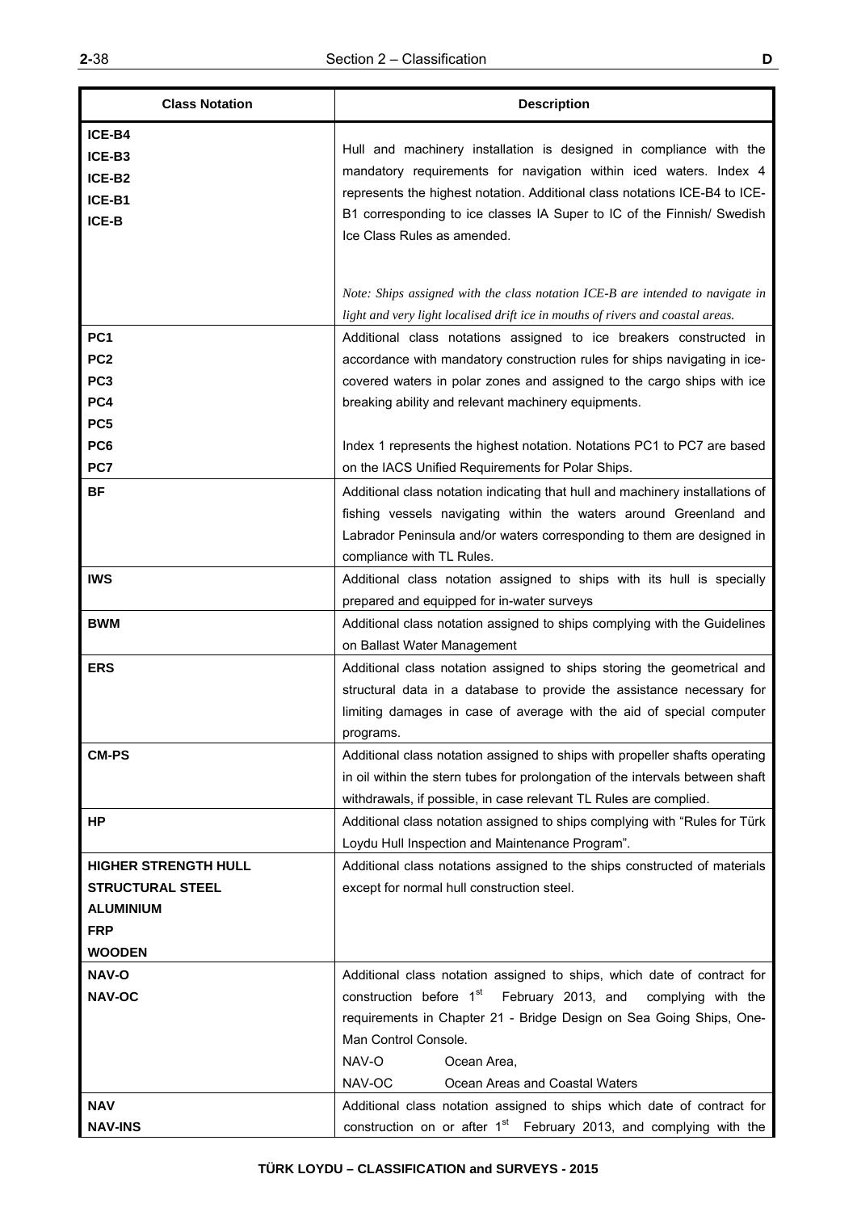| Class Notation | Description |
|---|---|
| **ICE-B4**<br>**ICE-B3**<br>**ICE-B2**<br>**ICE-B1**<br>**ICE-B** | Hull and machinery installation is designed in compliance with the mandatory requirements for navigation within iced waters. Index 4 represents the highest notation. Additional class notations ICE-B4 to ICE-B1 corresponding to ice classes IA Super to IC of the Finnish/ Swedish Ice Class Rules as amended.<br><br>*Note: Ships assigned with the class notation ICE-B are intended to navigate in light and very light localised drift ice in mouths of rivers and coastal areas.* |
| **PC1**<br>**PC2**<br>**PC3**<br>**PC4**<br>**PC5**<br>**PC6**<br>**PC7** | Additional class notations assigned to ice breakers constructed in accordance with mandatory construction rules for ships navigating in ice-covered waters in polar zones and assigned to the cargo ships with ice breaking ability and relevant machinery equipments.<br><br>Index 1 represents the highest notation. Notations PC1 to PC7 are based on the IACS Unified Requirements for Polar Ships. |
| **BF** | Additional class notation indicating that hull and machinery installations of fishing vessels navigating within the waters around Greenland and Labrador Peninsula and/or waters corresponding to them are designed in compliance with TL Rules. |
| **IWS** | Additional class notation assigned to ships with its hull is specially prepared and equipped for in-water surveys |
| **BWM** | Additional class notation assigned to ships complying with the Guidelines on Ballast Water Management |
| **ERS** | Additional class notation assigned to ships storing the geometrical and structural data in a database to provide the assistance necessary for limiting damages in case of average with the aid of special computer programs. |
| **CM-PS** | Additional class notation assigned to ships with propeller shafts operating in oil within the stern tubes for prolongation of the intervals between shaft withdrawals, if possible, in case relevant TL Rules are complied. |
| **HP** | Additional class notation assigned to ships complying with "Rules for Türk Loydu Hull Inspection and Maintenance Program". |
| **HIGHER STRENGTH HULL**<br>**STRUCTURAL STEEL**<br>**ALUMINIUM**<br>**FRP**<br>**WOODEN** | Additional class notations assigned to the ships constructed of materials except for normal hull construction steel. |
| **NAV-O**<br>**NAV-OC** | Additional class notation assigned to ships, which date of contract for construction before 1st February 2013, and complying with the requirements in Chapter 21 - Bridge Design on Sea Going Ships, One-Man Control Console.<br>NAV-O Ocean Area,<br>NAV-OC Ocean Areas and Coastal Waters |
| **NAV**<br>**NAV-INS** | Additional class notation assigned to ships which date of contract for construction on or after 1st February 2013, and complying with the |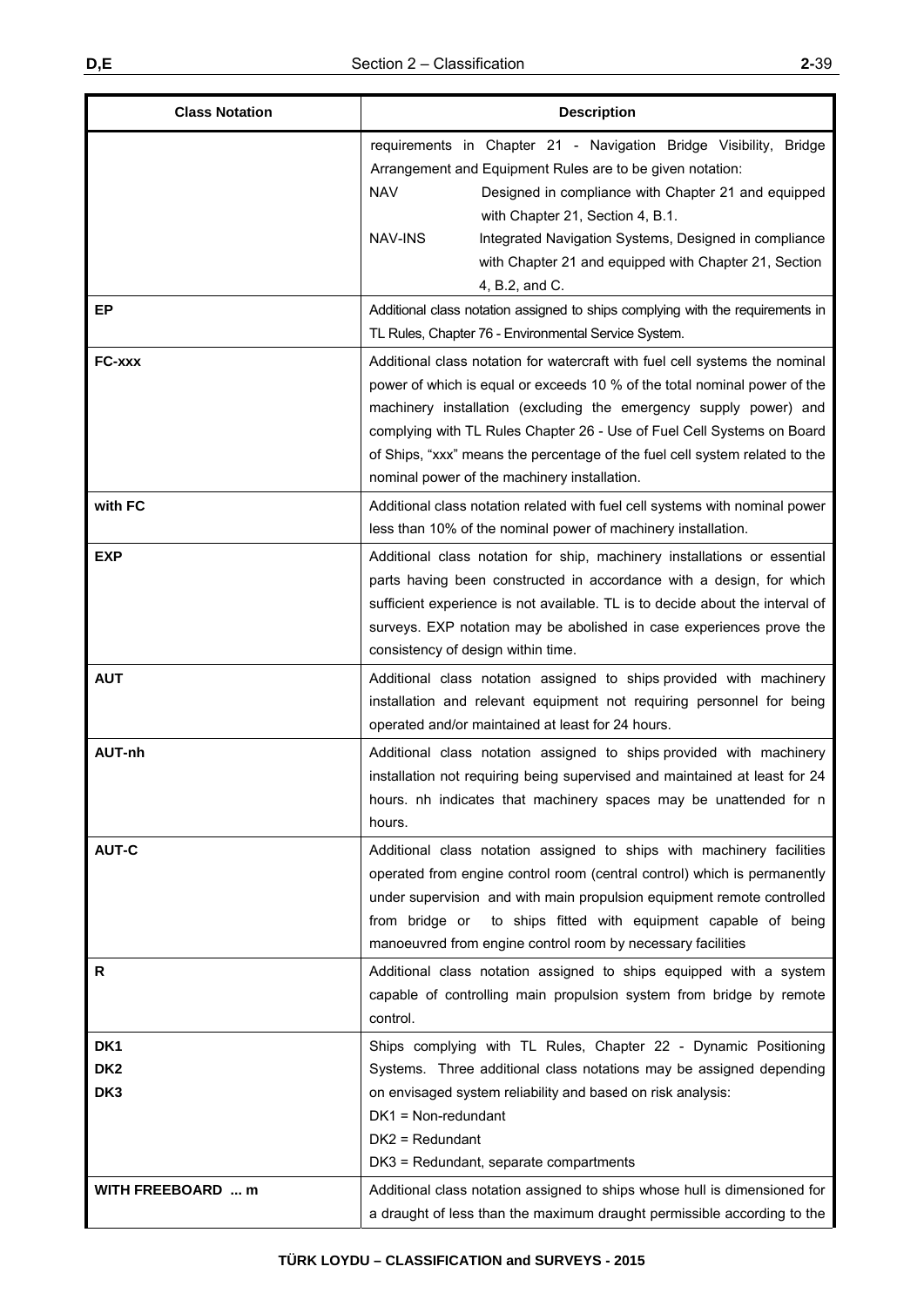| Class Notation | Description |
|---|---|
| | requirements in Chapter 21 - Navigation Bridge Visibility, Bridge Arrangement and Equipment Rules are to be given notation:<br>NAV Designed in compliance with Chapter 21 and equipped with Chapter 21, Section 4, B.1.<br>NAV-INS Integrated Navigation Systems, Designed in compliance with Chapter 21 and equipped with Chapter 21, Section 4, B.2, and C. |
| **EP** | Additional class notation assigned to ships complying with the requirements in TL Rules, Chapter 76 - Environmental Service System. |
| **FC-xxx** | Additional class notation for watercraft with fuel cell systems the nominal power of which is equal or exceeds 10 % of the total nominal power of the machinery installation (excluding the emergency supply power) and complying with TL Rules Chapter 26 - Use of Fuel Cell Systems on Board of Ships, "xxx" means the percentage of the fuel cell system related to the nominal power of the machinery installation. |
| **with FC** | Additional class notation related with fuel cell systems with nominal power less than 10% of the nominal power of machinery installation. |
| **EXP** | Additional class notation for ship, machinery installations or essential parts having been constructed in accordance with a design, for which sufficient experience is not available. TL is to decide about the interval of surveys. EXP notation may be abolished in case experiences prove the consistency of design within time. |
| **AUT** | Additional class notation assigned to ships provided with machinery installation and relevant equipment not requiring personnel for being operated and/or maintained at least for 24 hours. |
| **AUT-nh** | Additional class notation assigned to ships provided with machinery installation not requiring being supervised and maintained at least for 24 hours. nh indicates that machinery spaces may be unattended for n hours. |
| **AUT-C** | Additional class notation assigned to ships with machinery facilities operated from engine control room (central control) which is permanently under supervision and with main propulsion equipment remote controlled from bridge or to ships fitted with equipment capable of being manoeuvred from engine control room by necessary facilities |
| **R** | Additional class notation assigned to ships equipped with a system capable of controlling main propulsion system from bridge by remote control. |
| **DK1**<br>**DK2**<br>**DK3** | Ships complying with TL Rules, Chapter 22 - Dynamic Positioning Systems. Three additional class notations may be assigned depending on envisaged system reliability and based on risk analysis:<br>DK1 = Non-redundant<br>DK2 = Redundant<br>DK3 = Redundant, separate compartments |
| **WITH FREEBOARD ... m** | Additional class notation assigned to ships whose hull is dimensioned for a draught of less than the maximum draught permissible according to the |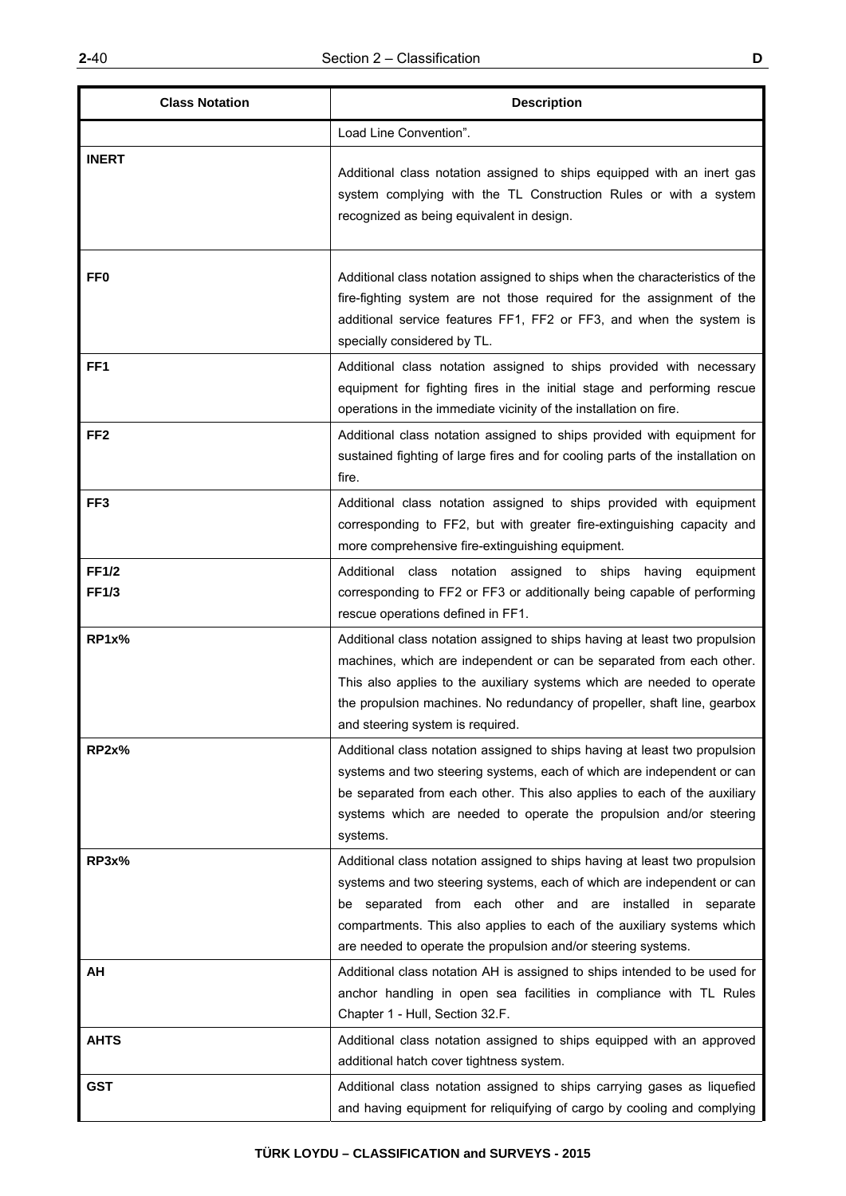| Class Notation | Description |
|---|---|
| | Load Line Convention". |
| **INERT** | Additional class notation assigned to ships equipped with an inert gas system complying with the TL Construction Rules or with a system recognized as being equivalent in design. |
| **FF0** | Additional class notation assigned to ships when the characteristics of the fire-fighting system are not those required for the assignment of the additional service features FF1, FF2 or FF3, and when the system is specially considered by TL. |
| **FF1** | Additional class notation assigned to ships provided with necessary equipment for fighting fires in the initial stage and performing rescue operations in the immediate vicinity of the installation on fire. |
| **FF2** | Additional class notation assigned to ships provided with equipment for sustained fighting of large fires and for cooling parts of the installation on fire. |
| **FF3** | Additional class notation assigned to ships provided with equipment corresponding to FF2, but with greater fire-extinguishing capacity and more comprehensive fire-extinguishing equipment. |
| **FF1/2**<br>**FF1/3** | Additional class notation assigned to ships having equipment corresponding to FF2 or FF3 or additionally being capable of performing rescue operations defined in FF1. |
| **RP1x%** | Additional class notation assigned to ships having at least two propulsion machines, which are independent or can be separated from each other. This also applies to the auxiliary systems which are needed to operate the propulsion machines. No redundancy of propeller, shaft line, gearbox and steering system is required. |
| **RP2x%** | Additional class notation assigned to ships having at least two propulsion systems and two steering systems, each of which are independent or can be separated from each other. This also applies to each of the auxiliary systems which are needed to operate the propulsion and/or steering systems. |
| **RP3x%** | Additional class notation assigned to ships having at least two propulsion systems and two steering systems, each of which are independent or can be separated from each other and are installed in separate compartments. This also applies to each of the auxiliary systems which are needed to operate the propulsion and/or steering systems. |
| **AH** | Additional class notation AH is assigned to ships intended to be used for anchor handling in open sea facilities in compliance with TL Rules Chapter 1 - Hull, Section 32.F. |
| **AHTS** | Additional class notation assigned to ships equipped with an approved additional hatch cover tightness system. |
| **GST** | Additional class notation assigned to ships carrying gases as liquefied and having equipment for reliquifying of cargo by cooling and complying |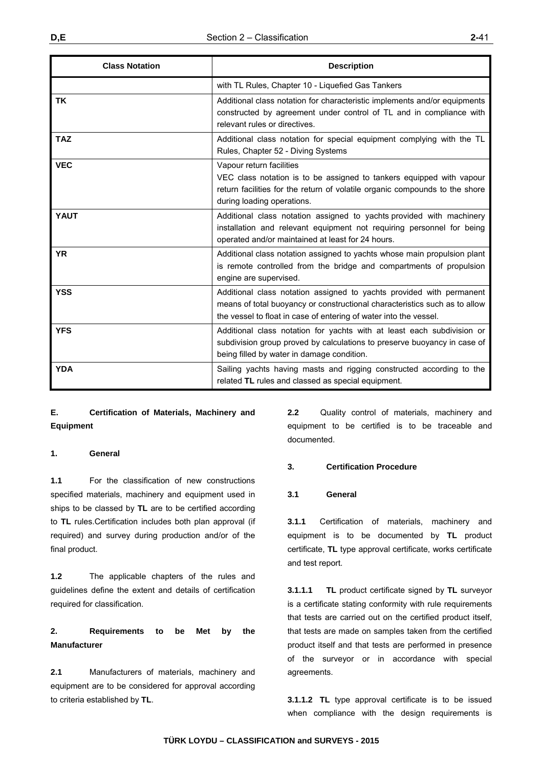| Class Notation | Description |
|---|---|
| | with TL Rules, Chapter 10 - Liquefied Gas Tankers |
| **TK** | Additional class notation for characteristic implements and/or equipments constructed by agreement under control of TL and in compliance with relevant rules or directives. |
| **TAZ** | Additional class notation for special equipment complying with the TL Rules, Chapter 52 - Diving Systems |
| **VEC** | Vapour return facilities<br>VEC class notation is to be assigned to tankers equipped with vapour return facilities for the return of volatile organic compounds to the shore during loading operations. |
| **YAUT** | Additional class notation assigned to yachts provided with machinery installation and relevant equipment not requiring personnel for being operated and/or maintained at least for 24 hours. |
| **YR** | Additional class notation assigned to yachts whose main propulsion plant is remote controlled from the bridge and compartments of propulsion engine are supervised. |
| **YSS** | Additional class notation assigned to yachts provided with permanent means of total buoyancy or constructional characteristics such as to allow the vessel to float in case of entering of water into the vessel. |
| **YFS** | Additional class notation for yachts with at least each subdivision or subdivision group proved by calculations to preserve buoyancy in case of being filled by water in damage condition. |
| **YDA** | Sailing yachts having masts and rigging constructed according to the related **TL** rules and classed as special equipment. |

## E. Certification of Materials, Machinery and Equipment

### 1. General

**1.1** For the classification of new constructions specified materials, machinery and equipment used in ships to be classed by **TL** are to be certified according to **TL** rules.Certification includes both plan approval (if required) and survey during production and/or of the final product.

**1.2** The applicable chapters of the rules and guidelines define the extent and details of certification required for classification.

### 2. Requirements to be Met by the Manufacturer

**2.1** Manufacturers of materials, machinery and equipment are to be considered for approval according to criteria established by **TL**.

**2.2** Quality control of materials, machinery and equipment to be certified is to be traceable and documented.

### 3. Certification Procedure

#### 3.1 General

**3.1.1** Certification of materials, machinery and equipment is to be documented by **TL** product certificate, **TL** type approval certificate, works certificate and test report.

**3.1.1.1** **TL** product certificate signed by **TL** surveyor is a certificate stating conformity with rule requirements that tests are carried out on the certified product itself, that tests are made on samples taken from the certified product itself and that tests are performed in presence of the surveyor or in accordance with special agreements.

**3.1.1.2** **TL** type approval certificate is to be issued when compliance with the design requirements is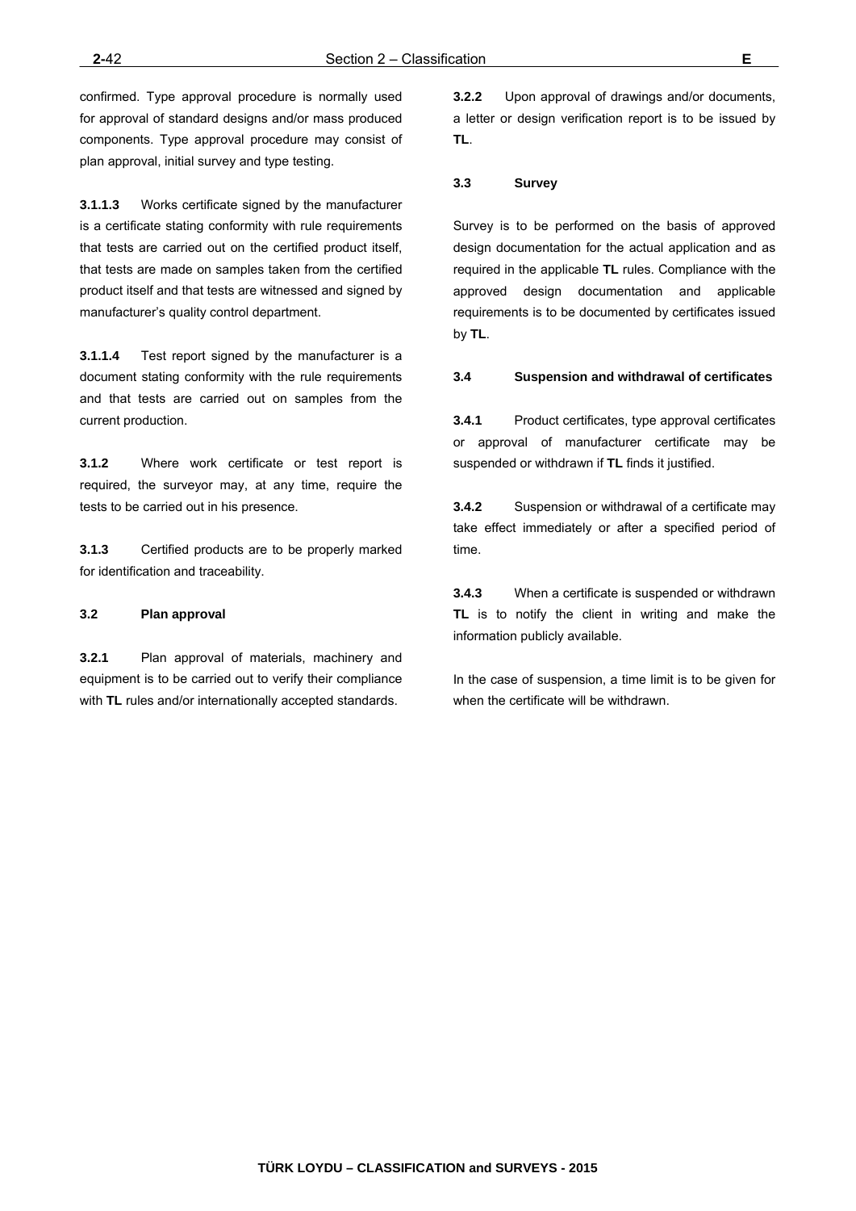confirmed. Type approval procedure is normally used for approval of standard designs and/or mass produced components. Type approval procedure may consist of plan approval, initial survey and type testing.

**3.1.1.3** Works certificate signed by the manufacturer is a certificate stating conformity with rule requirements that tests are carried out on the certified product itself, that tests are made on samples taken from the certified product itself and that tests are witnessed and signed by manufacturer's quality control department.

**3.1.1.4** Test report signed by the manufacturer is a document stating conformity with the rule requirements and that tests are carried out on samples from the current production.

**3.1.2** Where work certificate or test report is required, the surveyor may, at any time, require the tests to be carried out in his presence.

**3.1.3** Certified products are to be properly marked for identification and traceability.

### 3.2 Plan approval

**3.2.1** Plan approval of materials, machinery and equipment is to be carried out to verify their compliance with **TL** rules and/or internationally accepted standards.

**3.2.2** Upon approval of drawings and/or documents, a letter or design verification report is to be issued by **TL**.

### 3.3 Survey

Survey is to be performed on the basis of approved design documentation for the actual application and as required in the applicable **TL** rules. Compliance with the approved design documentation and applicable requirements is to be documented by certificates issued by **TL**.

### 3.4 Suspension and withdrawal of certificates

**3.4.1** Product certificates, type approval certificates or approval of manufacturer certificate may be suspended or withdrawn if **TL** finds it justified.

**3.4.2** Suspension or withdrawal of a certificate may take effect immediately or after a specified period of time.

**3.4.3** When a certificate is suspended or withdrawn **TL** is to notify the client in writing and make the information publicly available.

In the case of suspension, a time limit is to be given for when the certificate will be withdrawn.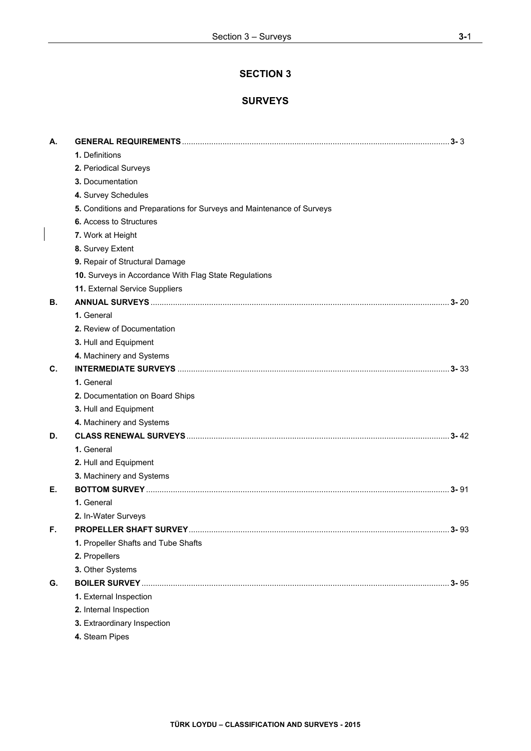# SECTION 3

## SURVEYS

| | | |
|---|---|---|
| **A.** | **GENERAL REQUIREMENTS** | **3-** 3 |
| | **1.** Definitions | |
| | **2.** Periodical Surveys | |
| | **3.** Documentation | |
| | **4.** Survey Schedules | |
| | **5.** Conditions and Preparations for Surveys and Maintenance of Surveys | |
| | **6.** Access to Structures | |
| | **7.** Work at Height | |
| | **8.** Survey Extent | |
| | **9.** Repair of Structural Damage | |
| | **10.** Surveys in Accordance With Flag State Regulations | |
| | **11.** External Service Suppliers | |
| **B.** | **ANNUAL SURVEYS** | **3-** 20 |
| | **1.** General | |
| | **2.** Review of Documentation | |
| | **3.** Hull and Equipment | |
| | **4.** Machinery and Systems | |
| **C.** | **INTERMEDIATE SURVEYS** | **3-** 33 |
| | **1.** General | |
| | **2.** Documentation on Board Ships | |
| | **3.** Hull and Equipment | |
| | **4.** Machinery and Systems | |
| **D.** | **CLASS RENEWAL SURVEYS** | **3-** 42 |
| | **1.** General | |
| | **2.** Hull and Equipment | |
| | **3.** Machinery and Systems | |
| **E.** | **BOTTOM SURVEY** | **3-** 91 |
| | **1.** General | |
| | **2.** In-Water Surveys | |
| **F.** | **PROPELLER SHAFT SURVEY** | **3-** 93 |
| | **1.** Propeller Shafts and Tube Shafts | |
| | **2.** Propellers | |
| | **3.** Other Systems | |
| **G.** | **BOILER SURVEY** | **3-** 95 |
| | **1.** External Inspection | |
| | **2.** Internal Inspection | |
| | **3.** Extraordinary Inspection | |
| | **4.** Steam Pipes | |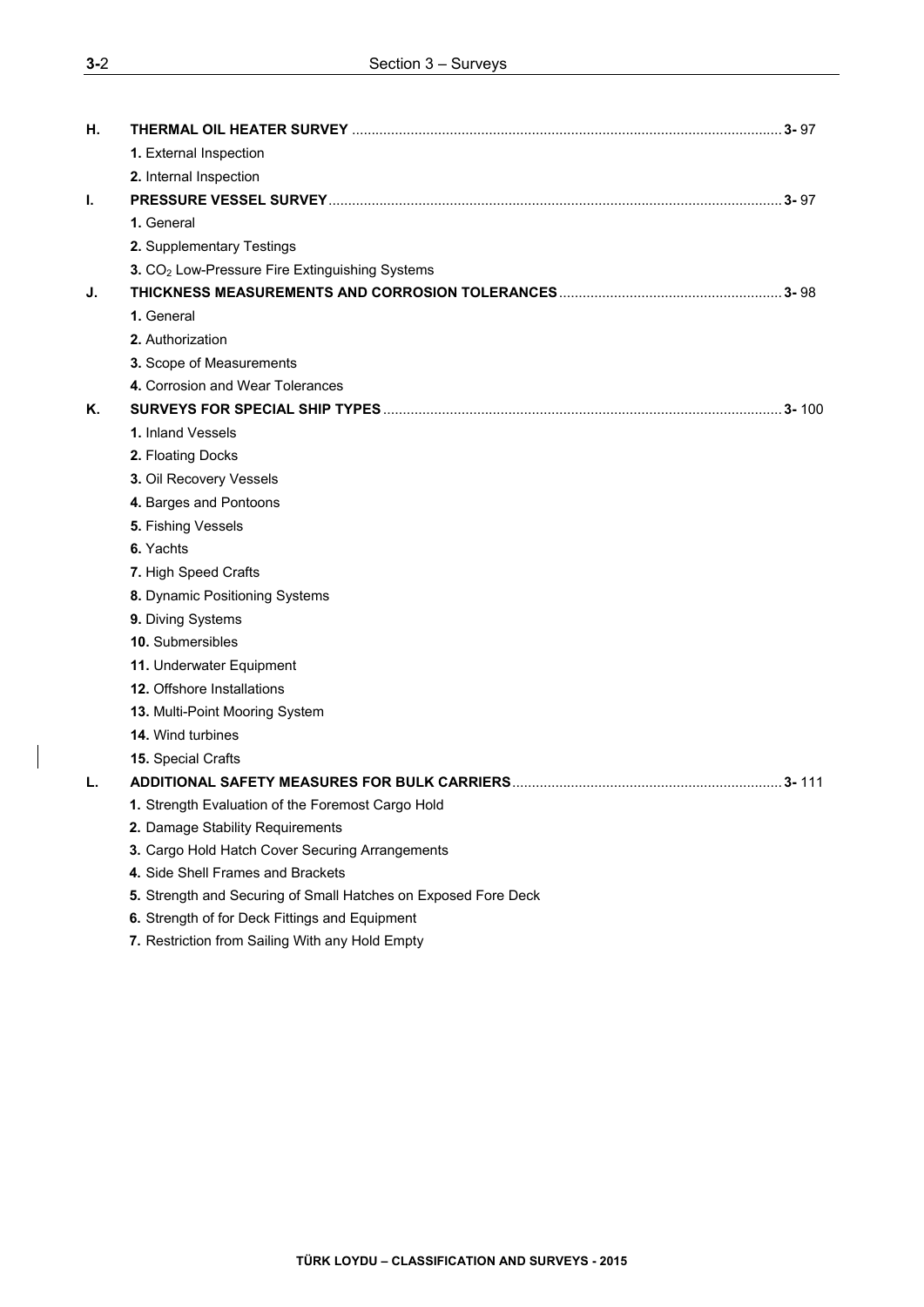**H.** **THERMAL OIL HEATER SURVEY** .......... **3-** 97

- **1.** External Inspection
- **2.** Internal Inspection

**I.** **PRESSURE VESSEL SURVEY** .......... **3-** 97

- **1.** General
- **2.** Supplementary Testings
- **3.** $CO_2$ Low-Pressure Fire Extinguishing Systems

**J.** **THICKNESS MEASUREMENTS AND CORROSION TOLERANCES** .......... **3-** 98

- **1.** General
- **2.** Authorization
- **3.** Scope of Measurements
- **4.** Corrosion and Wear Tolerances

**K.** **SURVEYS FOR SPECIAL SHIP TYPES** .......... **3-** 100

- **1.** Inland Vessels
- **2.** Floating Docks
- **3.** Oil Recovery Vessels
- **4.** Barges and Pontoons
- **5.** Fishing Vessels
- **6.** Yachts
- **7.** High Speed Crafts
- **8.** Dynamic Positioning Systems
- **9.** Diving Systems
- **10.** Submersibles
- **11.** Underwater Equipment
- **12.** Offshore Installations
- **13.** Multi-Point Mooring System
- **14.** Wind turbines
- **15.** Special Crafts

**L.** **ADDITIONAL SAFETY MEASURES FOR BULK CARRIERS** .......... **3-** 111

- **1.** Strength Evaluation of the Foremost Cargo Hold
- **2.** Damage Stability Requirements
- **3.** Cargo Hold Hatch Cover Securing Arrangements
- **4.** Side Shell Frames and Brackets
- **5.** Strength and Securing of Small Hatches on Exposed Fore Deck
- **6.** Strength of for Deck Fittings and Equipment
- **7.** Restriction from Sailing With any Hold Empty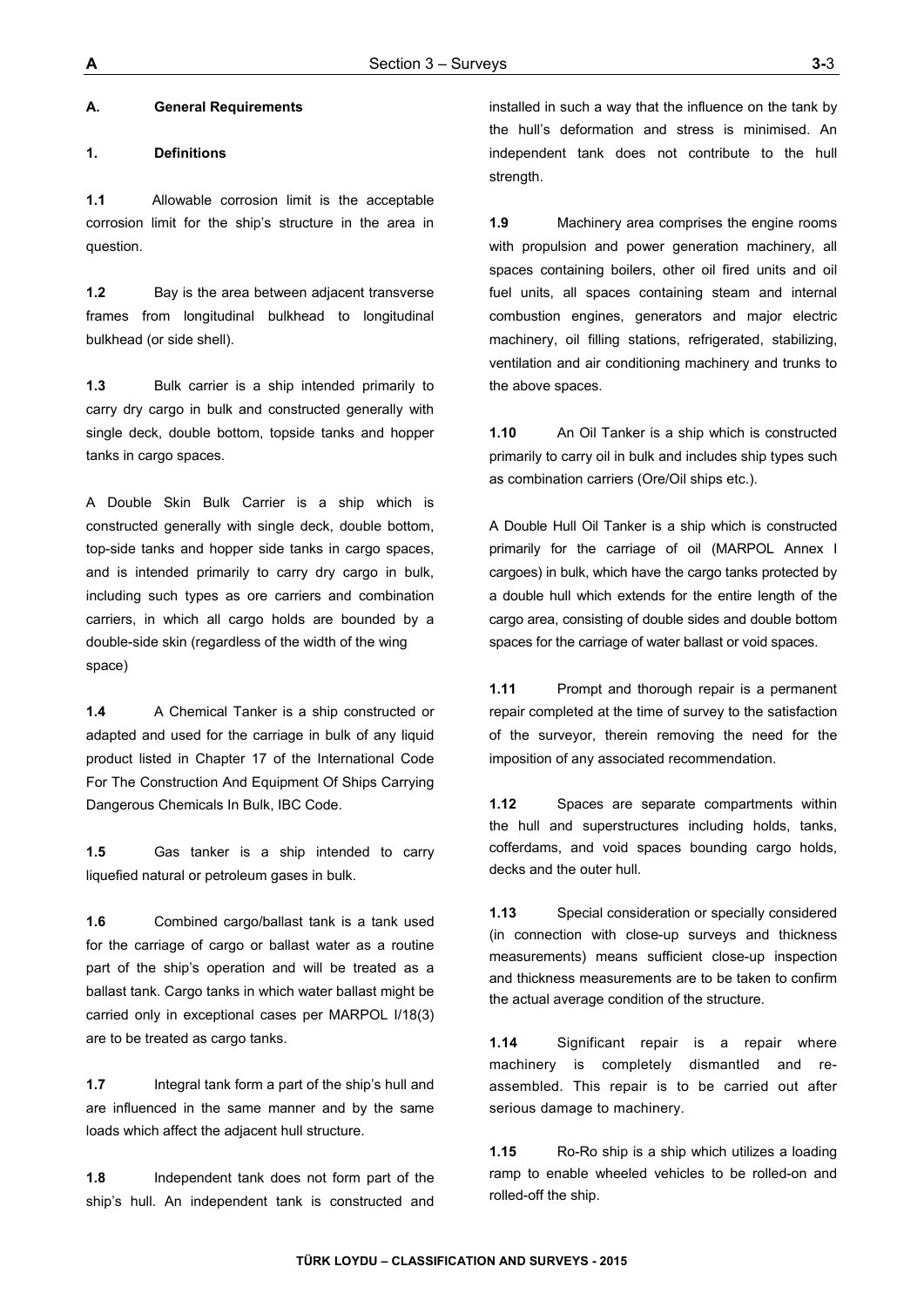## A. General Requirements

### 1. Definitions

**1.1** Allowable corrosion limit is the acceptable corrosion limit for the ship's structure in the area in question.

**1.2** Bay is the area between adjacent transverse frames from longitudinal bulkhead to longitudinal bulkhead (or side shell).

**1.3** Bulk carrier is a ship intended primarily to carry dry cargo in bulk and constructed generally with single deck, double bottom, topside tanks and hopper tanks in cargo spaces.

A Double Skin Bulk Carrier is a ship which is constructed generally with single deck, double bottom, top-side tanks and hopper side tanks in cargo spaces, and is intended primarily to carry dry cargo in bulk, including such types as ore carriers and combination carriers, in which all cargo holds are bounded by a double-side skin (regardless of the width of the wing space)

**1.4** A Chemical Tanker is a ship constructed or adapted and used for the carriage in bulk of any liquid product listed in Chapter 17 of the International Code For The Construction And Equipment Of Ships Carrying Dangerous Chemicals In Bulk, IBC Code.

**1.5** Gas tanker is a ship intended to carry liquefied natural or petroleum gases in bulk.

**1.6** Combined cargo/ballast tank is a tank used for the carriage of cargo or ballast water as a routine part of the ship's operation and will be treated as a ballast tank. Cargo tanks in which water ballast might be carried only in exceptional cases per MARPOL I/18(3) are to be treated as cargo tanks.

**1.7** Integral tank form a part of the ship's hull and are influenced in the same manner and by the same loads which affect the adjacent hull structure.

**1.8** Independent tank does not form part of the ship's hull. An independent tank is constructed and installed in such a way that the influence on the tank by the hull's deformation and stress is minimised. An independent tank does not contribute to the hull strength.

**1.9** Machinery area comprises the engine rooms with propulsion and power generation machinery, all spaces containing boilers, other oil fired units and oil fuel units, all spaces containing steam and internal combustion engines, generators and major electric machinery, oil filling stations, refrigerated, stabilizing, ventilation and air conditioning machinery and trunks to the above spaces.

**1.10** An Oil Tanker is a ship which is constructed primarily to carry oil in bulk and includes ship types such as combination carriers (Ore/Oil ships etc.).

A Double Hull Oil Tanker is a ship which is constructed primarily for the carriage of oil (MARPOL Annex I cargoes) in bulk, which have the cargo tanks protected by a double hull which extends for the entire length of the cargo area, consisting of double sides and double bottom spaces for the carriage of water ballast or void spaces.

**1.11** Prompt and thorough repair is a permanent repair completed at the time of survey to the satisfaction of the surveyor, therein removing the need for the imposition of any associated recommendation.

**1.12** Spaces are separate compartments within the hull and superstructures including holds, tanks, cofferdams, and void spaces bounding cargo holds, decks and the outer hull.

**1.13** Special consideration or specially considered (in connection with close-up surveys and thickness measurements) means sufficient close-up inspection and thickness measurements are to be taken to confirm the actual average condition of the structure.

**1.14** Significant repair is a repair where machinery is completely dismantled and re-assembled. This repair is to be carried out after serious damage to machinery.

**1.15** Ro-Ro ship is a ship which utilizes a loading ramp to enable wheeled vehicles to be rolled-on and rolled-off the ship.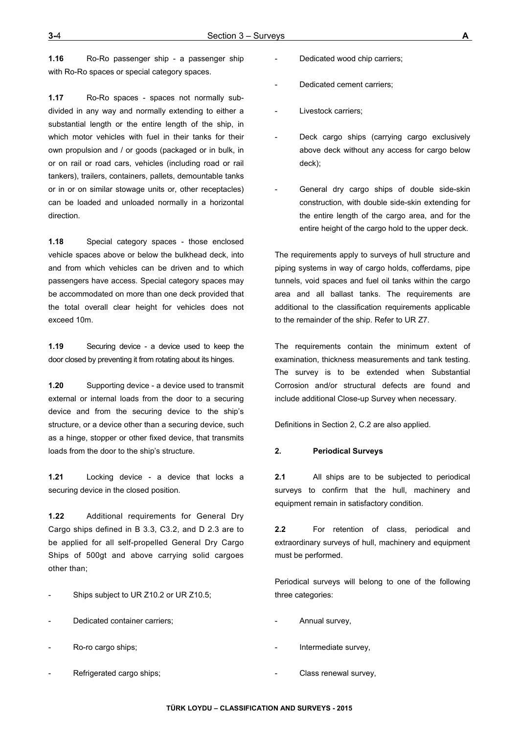**1.16** Ro-Ro passenger ship - a passenger ship with Ro-Ro spaces or special category spaces.

**1.17** Ro-Ro spaces - spaces not normally sub-divided in any way and normally extending to either a substantial length or the entire length of the ship, in which motor vehicles with fuel in their tanks for their own propulsion and / or goods (packaged or in bulk, in or on rail or road cars, vehicles (including road or rail tankers), trailers, containers, pallets, demountable tanks or in or on similar stowage units or, other receptacles) can be loaded and unloaded normally in a horizontal direction.

**1.18** Special category spaces - those enclosed vehicle spaces above or below the bulkhead deck, into and from which vehicles can be driven and to which passengers have access. Special category spaces may be accommodated on more than one deck provided that the total overall clear height for vehicles does not exceed 10m.

**1.19** Securing device - a device used to keep the door closed by preventing it from rotating about its hinges.

**1.20** Supporting device - a device used to transmit external or internal loads from the door to a securing device and from the securing device to the ship's structure, or a device other than a securing device, such as a hinge, stopper or other fixed device, that transmits loads from the door to the ship's structure.

**1.21** Locking device - a device that locks a securing device in the closed position.

**1.22** Additional requirements for General Dry Cargo ships defined in B 3.3, C3.2, and D 2.3 are to be applied for all self-propelled General Dry Cargo Ships of 500gt and above carrying solid cargoes other than;

- Ships subject to UR Z10.2 or UR Z10.5;
- Dedicated container carriers;
- Ro-ro cargo ships;
- Refrigerated cargo ships;
- Dedicated wood chip carriers;
- Dedicated cement carriers;
- Livestock carriers;
- Deck cargo ships (carrying cargo exclusively above deck without any access for cargo below deck);
- General dry cargo ships of double side-skin construction, with double side-skin extending for the entire length of the cargo area, and for the entire height of the cargo hold to the upper deck.

The requirements apply to surveys of hull structure and piping systems in way of cargo holds, cofferdams, pipe tunnels, void spaces and fuel oil tanks within the cargo area and all ballast tanks. The requirements are additional to the classification requirements applicable to the remainder of the ship. Refer to UR Z7.

The requirements contain the minimum extent of examination, thickness measurements and tank testing. The survey is to be extended when Substantial Corrosion and/or structural defects are found and include additional Close-up Survey when necessary.

Definitions in Section 2, C.2 are also applied.

**2. Periodical Surveys**

**2.1** All ships are to be subjected to periodical surveys to confirm that the hull, machinery and equipment remain in satisfactory condition.

**2.2** For retention of class, periodical and extraordinary surveys of hull, machinery and equipment must be performed.

Periodical surveys will belong to one of the following three categories:

- Annual survey,
- Intermediate survey,
- Class renewal survey,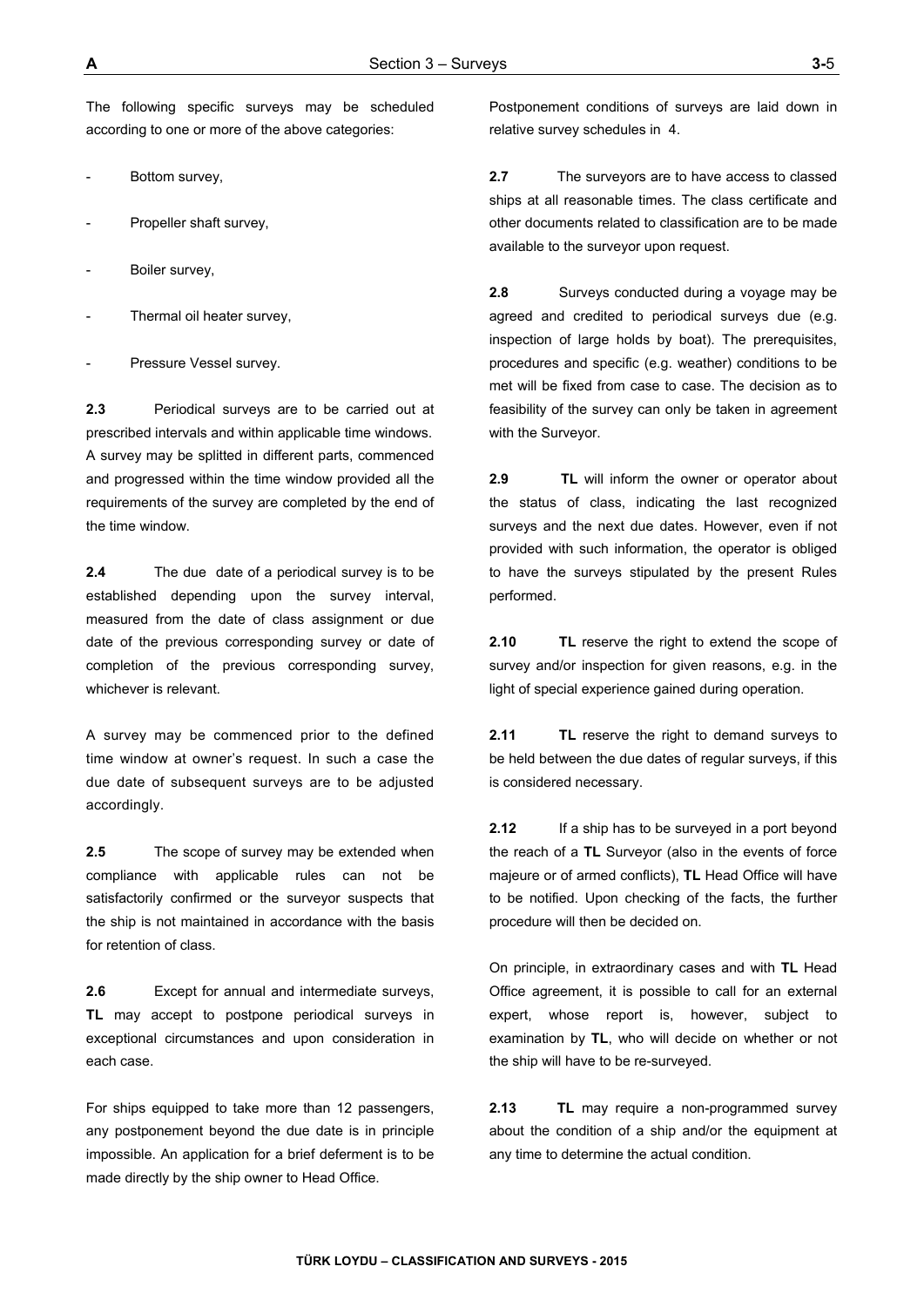The following specific surveys may be scheduled according to one or more of the above categories:

- Bottom survey,
- Propeller shaft survey,
- Boiler survey,
- Thermal oil heater survey,
- Pressure Vessel survey.

**2.3** Periodical surveys are to be carried out at prescribed intervals and within applicable time windows. A survey may be splitted in different parts, commenced and progressed within the time window provided all the requirements of the survey are completed by the end of the time window.

**2.4** The due date of a periodical survey is to be established depending upon the survey interval, measured from the date of class assignment or due date of the previous corresponding survey or date of completion of the previous corresponding survey, whichever is relevant.

A survey may be commenced prior to the defined time window at owner's request. In such a case the due date of subsequent surveys are to be adjusted accordingly.

**2.5** The scope of survey may be extended when compliance with applicable rules can not be satisfactorily confirmed or the surveyor suspects that the ship is not maintained in accordance with the basis for retention of class.

**2.6** Except for annual and intermediate surveys, **TL** may accept to postpone periodical surveys in exceptional circumstances and upon consideration in each case.

For ships equipped to take more than 12 passengers, any postponement beyond the due date is in principle impossible. An application for a brief deferment is to be made directly by the ship owner to Head Office.

Postponement conditions of surveys are laid down in relative survey schedules in 4.

**2.7** The surveyors are to have access to classed ships at all reasonable times. The class certificate and other documents related to classification are to be made available to the surveyor upon request.

**2.8** Surveys conducted during a voyage may be agreed and credited to periodical surveys due (e.g. inspection of large holds by boat). The prerequisites, procedures and specific (e.g. weather) conditions to be met will be fixed from case to case. The decision as to feasibility of the survey can only be taken in agreement with the Surveyor.

**2.9** **TL** will inform the owner or operator about the status of class, indicating the last recognized surveys and the next due dates. However, even if not provided with such information, the operator is obliged to have the surveys stipulated by the present Rules performed.

**2.10** **TL** reserve the right to extend the scope of survey and/or inspection for given reasons, e.g. in the light of special experience gained during operation.

**2.11** **TL** reserve the right to demand surveys to be held between the due dates of regular surveys, if this is considered necessary.

**2.12** If a ship has to be surveyed in a port beyond the reach of a **TL** Surveyor (also in the events of force majeure or of armed conflicts), **TL** Head Office will have to be notified. Upon checking of the facts, the further procedure will then be decided on.

On principle, in extraordinary cases and with **TL** Head Office agreement, it is possible to call for an external expert, whose report is, however, subject to examination by **TL**, who will decide on whether or not the ship will have to be re-surveyed.

**2.13** **TL** may require a non-programmed survey about the condition of a ship and/or the equipment at any time to determine the actual condition.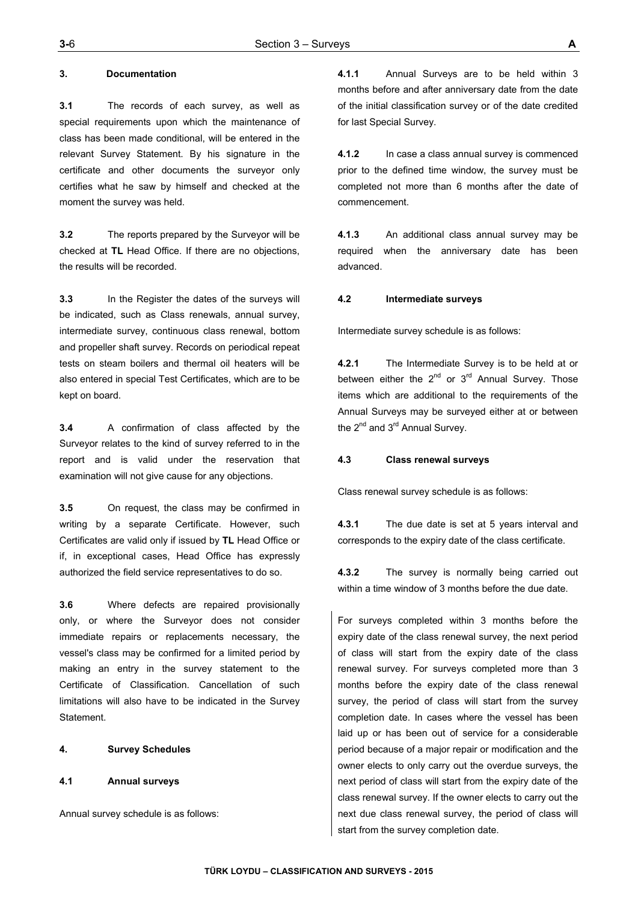### 3. Documentation

**3.1** The records of each survey, as well as special requirements upon which the maintenance of class has been made conditional, will be entered in the relevant Survey Statement. By his signature in the certificate and other documents the surveyor only certifies what he saw by himself and checked at the moment the survey was held.

**3.2** The reports prepared by the Surveyor will be checked at **TL** Head Office. If there are no objections, the results will be recorded.

**3.3** In the Register the dates of the surveys will be indicated, such as Class renewals, annual survey, intermediate survey, continuous class renewal, bottom and propeller shaft survey. Records on periodical repeat tests on steam boilers and thermal oil heaters will be also entered in special Test Certificates, which are to be kept on board.

**3.4** A confirmation of class affected by the Surveyor relates to the kind of survey referred to in the report and is valid under the reservation that examination will not give cause for any objections.

**3.5** On request, the class may be confirmed in writing by a separate Certificate. However, such Certificates are valid only if issued by **TL** Head Office or if, in exceptional cases, Head Office has expressly authorized the field service representatives to do so.

**3.6** Where defects are repaired provisionally only, or where the Surveyor does not consider immediate repairs or replacements necessary, the vessel's class may be confirmed for a limited period by making an entry in the survey statement to the Certificate of Classification. Cancellation of such limitations will also have to be indicated in the Survey Statement.

### 4. Survey Schedules

#### 4.1 Annual surveys

Annual survey schedule is as follows:

**4.1.1** Annual Surveys are to be held within 3 months before and after anniversary date from the date of the initial classification survey or of the date credited for last Special Survey.

**4.1.2** In case a class annual survey is commenced prior to the defined time window, the survey must be completed not more than 6 months after the date of commencement.

**4.1.3** An additional class annual survey may be required when the anniversary date has been advanced.

#### 4.2 Intermediate surveys

Intermediate survey schedule is as follows:

**4.2.1** The Intermediate Survey is to be held at or between either the 2nd or 3rd Annual Survey. Those items which are additional to the requirements of the Annual Surveys may be surveyed either at or between the 2nd and 3rd Annual Survey.

#### 4.3 Class renewal surveys

Class renewal survey schedule is as follows:

**4.3.1** The due date is set at 5 years interval and corresponds to the expiry date of the class certificate.

**4.3.2** The survey is normally being carried out within a time window of 3 months before the due date.

For surveys completed within 3 months before the expiry date of the class renewal survey, the next period of class will start from the expiry date of the class renewal survey. For surveys completed more than 3 months before the expiry date of the class renewal survey, the period of class will start from the survey completion date. In cases where the vessel has been laid up or has been out of service for a considerable period because of a major repair or modification and the owner elects to only carry out the overdue surveys, the next period of class will start from the expiry date of the class renewal survey. If the owner elects to carry out the next due class renewal survey, the period of class will start from the survey completion date.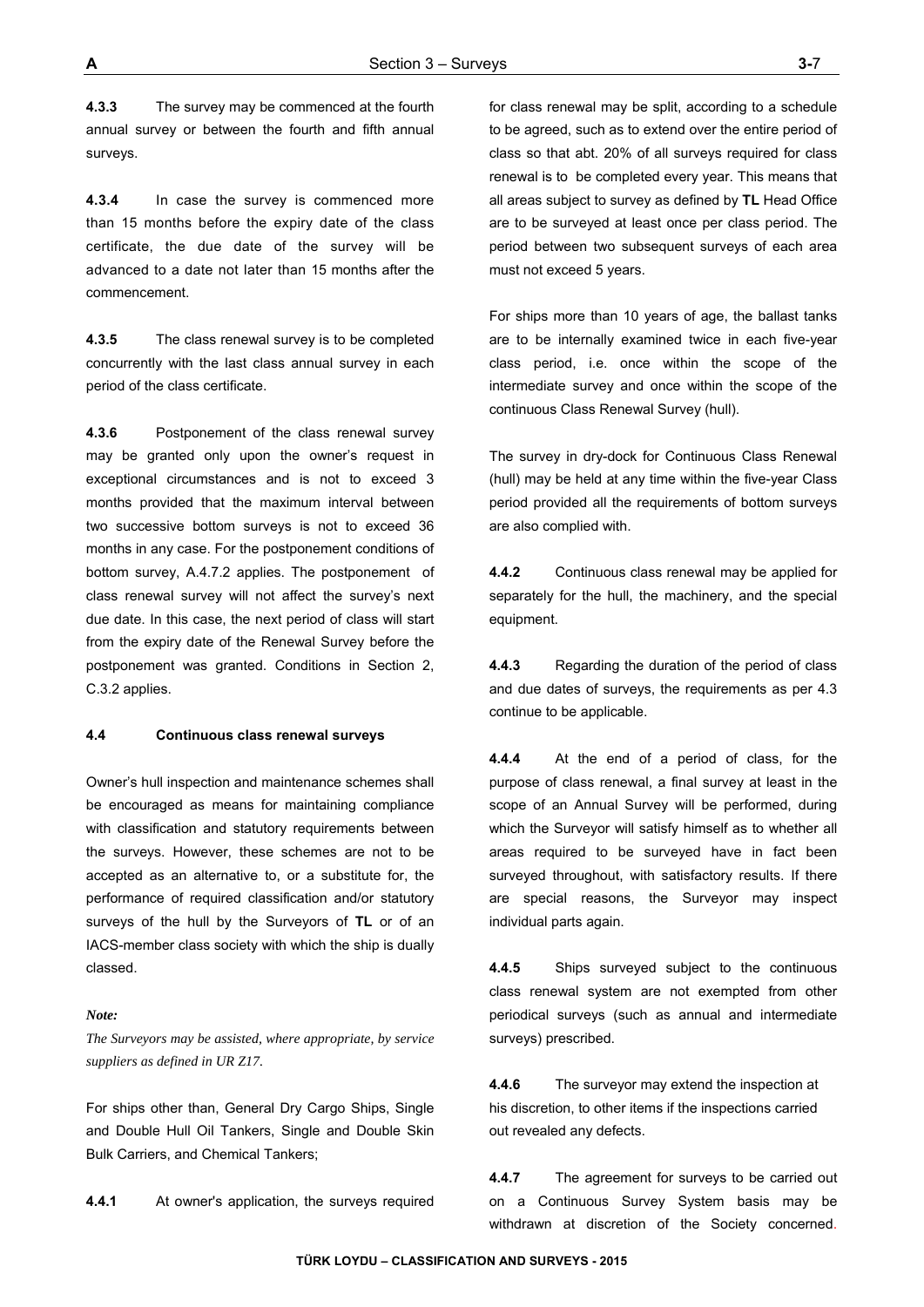**4.3.3** The survey may be commenced at the fourth annual survey or between the fourth and fifth annual surveys.

**4.3.4** In case the survey is commenced more than 15 months before the expiry date of the class certificate, the due date of the survey will be advanced to a date not later than 15 months after the commencement.

**4.3.5** The class renewal survey is to be completed concurrently with the last class annual survey in each period of the class certificate.

**4.3.6** Postponement of the class renewal survey may be granted only upon the owner's request in exceptional circumstances and is not to exceed 3 months provided that the maximum interval between two successive bottom surveys is not to exceed 36 months in any case. For the postponement conditions of bottom survey, A.4.7.2 applies. The postponement of class renewal survey will not affect the survey's next due date. In this case, the next period of class will start from the expiry date of the Renewal Survey before the postponement was granted. Conditions in Section 2, C.3.2 applies.

#### 4.4 Continuous class renewal surveys

Owner's hull inspection and maintenance schemes shall be encouraged as means for maintaining compliance with classification and statutory requirements between the surveys. However, these schemes are not to be accepted as an alternative to, or a substitute for, the performance of required classification and/or statutory surveys of the hull by the Surveyors of **TL** or of an IACS-member class society with which the ship is dually classed.

***Note:***

*The Surveyors may be assisted, where appropriate, by service suppliers as defined in UR Z17.*

For ships other than, General Dry Cargo Ships, Single and Double Hull Oil Tankers, Single and Double Skin Bulk Carriers, and Chemical Tankers;

**4.4.1** At owner's application, the surveys required for class renewal may be split, according to a schedule to be agreed, such as to extend over the entire period of class so that abt. 20% of all surveys required for class renewal is to be completed every year. This means that all areas subject to survey as defined by **TL** Head Office are to be surveyed at least once per class period. The period between two subsequent surveys of each area must not exceed 5 years.

For ships more than 10 years of age, the ballast tanks are to be internally examined twice in each five-year class period, i.e. once within the scope of the intermediate survey and once within the scope of the continuous Class Renewal Survey (hull).

The survey in dry-dock for Continuous Class Renewal (hull) may be held at any time within the five-year Class period provided all the requirements of bottom surveys are also complied with.

**4.4.2** Continuous class renewal may be applied for separately for the hull, the machinery, and the special equipment.

**4.4.3** Regarding the duration of the period of class and due dates of surveys, the requirements as per 4.3 continue to be applicable.

**4.4.4** At the end of a period of class, for the purpose of class renewal, a final survey at least in the scope of an Annual Survey will be performed, during which the Surveyor will satisfy himself as to whether all areas required to be surveyed have in fact been surveyed throughout, with satisfactory results. If there are special reasons, the Surveyor may inspect individual parts again.

**4.4.5** Ships surveyed subject to the continuous class renewal system are not exempted from other periodical surveys (such as annual and intermediate surveys) prescribed.

**4.4.6** The surveyor may extend the inspection at his discretion, to other items if the inspections carried out revealed any defects.

**4.4.7** The agreement for surveys to be carried out on a Continuous Survey System basis may be withdrawn at discretion of the Society concerned.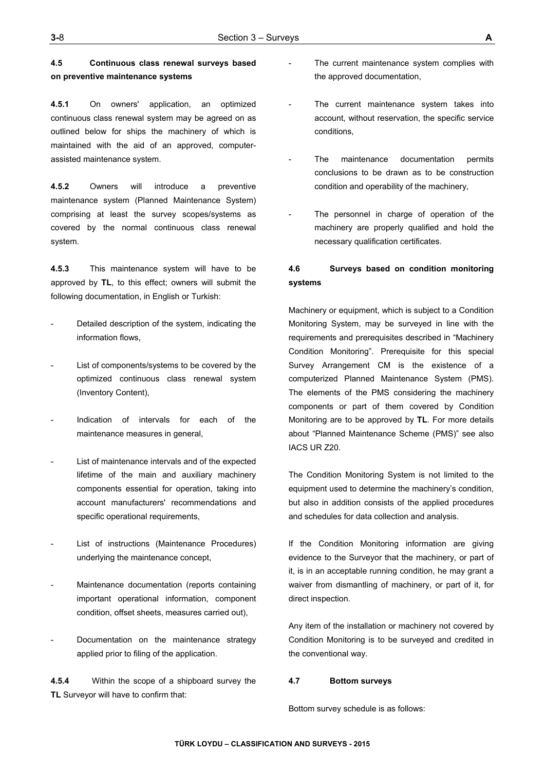**4.5 Continuous class renewal surveys based on preventive maintenance systems**

**4.5.1** On owners' application, an optimized continuous class renewal system may be agreed on as outlined below for ships the machinery of which is maintained with the aid of an approved, computer-assisted maintenance system.

**4.5.2** Owners will introduce a preventive maintenance system (Planned Maintenance System) comprising at least the survey scopes/systems as covered by the normal continuous class renewal system.

**4.5.3** This maintenance system will have to be approved by **TL**, to this effect; owners will submit the following documentation, in English or Turkish:

- Detailed description of the system, indicating the information flows,
- List of components/systems to be covered by the optimized continuous class renewal system (Inventory Content),
- Indication of intervals for each of the maintenance measures in general,
- List of maintenance intervals and of the expected lifetime of the main and auxiliary machinery components essential for operation, taking into account manufacturers' recommendations and specific operational requirements,
- List of instructions (Maintenance Procedures) underlying the maintenance concept,
- Maintenance documentation (reports containing important operational information, component condition, offset sheets, measures carried out),
- Documentation on the maintenance strategy applied prior to filing of the application.

**4.5.4** Within the scope of a shipboard survey the **TL** Surveyor will have to confirm that:

- The current maintenance system complies with the approved documentation,
- The current maintenance system takes into account, without reservation, the specific service conditions,
- The maintenance documentation permits conclusions to be drawn as to be construction condition and operability of the machinery,
- The personnel in charge of operation of the machinery are properly qualified and hold the necessary qualification certificates.

**4.6 Surveys based on condition monitoring systems**

Machinery or equipment, which is subject to a Condition Monitoring System, may be surveyed in line with the requirements and prerequisites described in "Machinery Condition Monitoring". Prerequisite for this special Survey Arrangement CM is the existence of a computerized Planned Maintenance System (PMS). The elements of the PMS considering the machinery components or part of them covered by Condition Monitoring are to be approved by **TL**. For more details about "Planned Maintenance Scheme (PMS)" see also IACS UR Z20.

The Condition Monitoring System is not limited to the equipment used to determine the machinery's condition, but also in addition consists of the applied procedures and schedules for data collection and analysis.

If the Condition Monitoring information are giving evidence to the Surveyor that the machinery, or part of it, is in an acceptable running condition, he may grant a waiver from dismantling of machinery, or part of it, for direct inspection.

Any item of the installation or machinery not covered by Condition Monitoring is to be surveyed and credited in the conventional way.

**4.7 Bottom surveys**

Bottom survey schedule is as follows: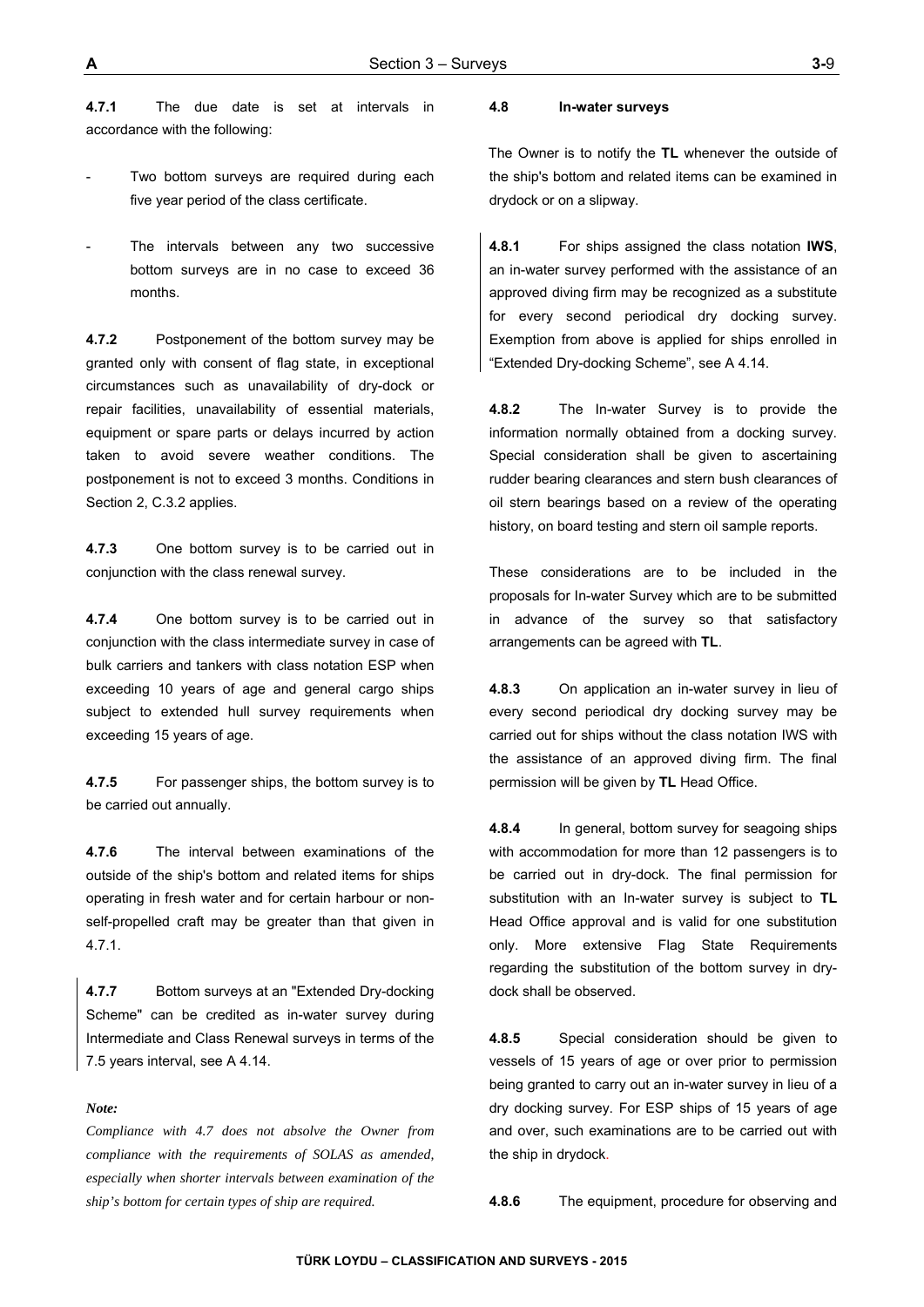**4.7.1** The due date is set at intervals in accordance with the following:

- Two bottom surveys are required during each five year period of the class certificate.
- The intervals between any two successive bottom surveys are in no case to exceed 36 months.

**4.7.2** Postponement of the bottom survey may be granted only with consent of flag state, in exceptional circumstances such as unavailability of dry-dock or repair facilities, unavailability of essential materials, equipment or spare parts or delays incurred by action taken to avoid severe weather conditions. The postponement is not to exceed 3 months. Conditions in Section 2, C.3.2 applies.

**4.7.3** One bottom survey is to be carried out in conjunction with the class renewal survey.

**4.7.4** One bottom survey is to be carried out in conjunction with the class intermediate survey in case of bulk carriers and tankers with class notation ESP when exceeding 10 years of age and general cargo ships subject to extended hull survey requirements when exceeding 15 years of age.

**4.7.5** For passenger ships, the bottom survey is to be carried out annually.

**4.7.6** The interval between examinations of the outside of the ship's bottom and related items for ships operating in fresh water and for certain harbour or non-self-propelled craft may be greater than that given in 4.7.1.

**4.7.7** Bottom surveys at an "Extended Dry-docking Scheme" can be credited as in-water survey during Intermediate and Class Renewal surveys in terms of the 7.5 years interval, see A 4.14.

*Note:*

*Compliance with 4.7 does not absolve the Owner from compliance with the requirements of SOLAS as amended, especially when shorter intervals between examination of the ship's bottom for certain types of ship are required.*

**4.8 In-water surveys**

The Owner is to notify the **TL** whenever the outside of the ship's bottom and related items can be examined in drydock or on a slipway.

**4.8.1** For ships assigned the class notation **IWS**, an in-water survey performed with the assistance of an approved diving firm may be recognized as a substitute for every second periodical dry docking survey. Exemption from above is applied for ships enrolled in "Extended Dry-docking Scheme", see A 4.14.

**4.8.2** The In-water Survey is to provide the information normally obtained from a docking survey. Special consideration shall be given to ascertaining rudder bearing clearances and stern bush clearances of oil stern bearings based on a review of the operating history, on board testing and stern oil sample reports.

These considerations are to be included in the proposals for In-water Survey which are to be submitted in advance of the survey so that satisfactory arrangements can be agreed with **TL**.

**4.8.3** On application an in-water survey in lieu of every second periodical dry docking survey may be carried out for ships without the class notation IWS with the assistance of an approved diving firm. The final permission will be given by **TL** Head Office.

**4.8.4** In general, bottom survey for seagoing ships with accommodation for more than 12 passengers is to be carried out in dry-dock. The final permission for substitution with an In-water survey is subject to **TL** Head Office approval and is valid for one substitution only. More extensive Flag State Requirements regarding the substitution of the bottom survey in dry-dock shall be observed.

**4.8.5** Special consideration should be given to vessels of 15 years of age or over prior to permission being granted to carry out an in-water survey in lieu of a dry docking survey. For ESP ships of 15 years of age and over, such examinations are to be carried out with the ship in drydock.

**4.8.6** The equipment, procedure for observing and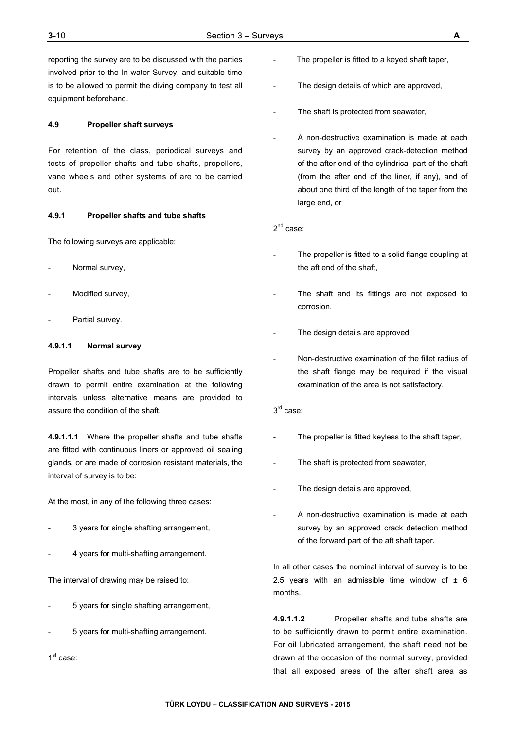reporting the survey are to be discussed with the parties involved prior to the In-water Survey, and suitable time is to be allowed to permit the diving company to test all equipment beforehand.

#### 4.9 Propeller shaft surveys

For retention of the class, periodical surveys and tests of propeller shafts and tube shafts, propellers, vane wheels and other systems of are to be carried out.

#### 4.9.1 Propeller shafts and tube shafts

The following surveys are applicable:

- Normal survey,
- Modified survey,
- Partial survey.

#### 4.9.1.1 Normal survey

Propeller shafts and tube shafts are to be sufficiently drawn to permit entire examination at the following intervals unless alternative means are provided to assure the condition of the shaft.

**4.9.1.1.1** Where the propeller shafts and tube shafts are fitted with continuous liners or approved oil sealing glands, or are made of corrosion resistant materials, the interval of survey is to be:

At the most, in any of the following three cases:

- 3 years for single shafting arrangement,
- 4 years for multi-shafting arrangement.

The interval of drawing may be raised to:

- 5 years for single shafting arrangement,
- 5 years for multi-shafting arrangement.

1st case:

- The propeller is fitted to a keyed shaft taper,
- The design details of which are approved,
- The shaft is protected from seawater,
- A non-destructive examination is made at each survey by an approved crack-detection method of the after end of the cylindrical part of the shaft (from the after end of the liner, if any), and of about one third of the length of the taper from the large end, or

2nd case:

- The propeller is fitted to a solid flange coupling at the aft end of the shaft,
- The shaft and its fittings are not exposed to corrosion,
- The design details are approved
- Non-destructive examination of the fillet radius of the shaft flange may be required if the visual examination of the area is not satisfactory.

3rd case:

- The propeller is fitted keyless to the shaft taper,
- The shaft is protected from seawater,
- The design details are approved,
- A non-destructive examination is made at each survey by an approved crack detection method of the forward part of the aft shaft taper.

In all other cases the nominal interval of survey is to be 2.5 years with an admissible time window of ± 6 months.

**4.9.1.1.2** Propeller shafts and tube shafts are to be sufficiently drawn to permit entire examination. For oil lubricated arrangement, the shaft need not be drawn at the occasion of the normal survey, provided that all exposed areas of the after shaft area as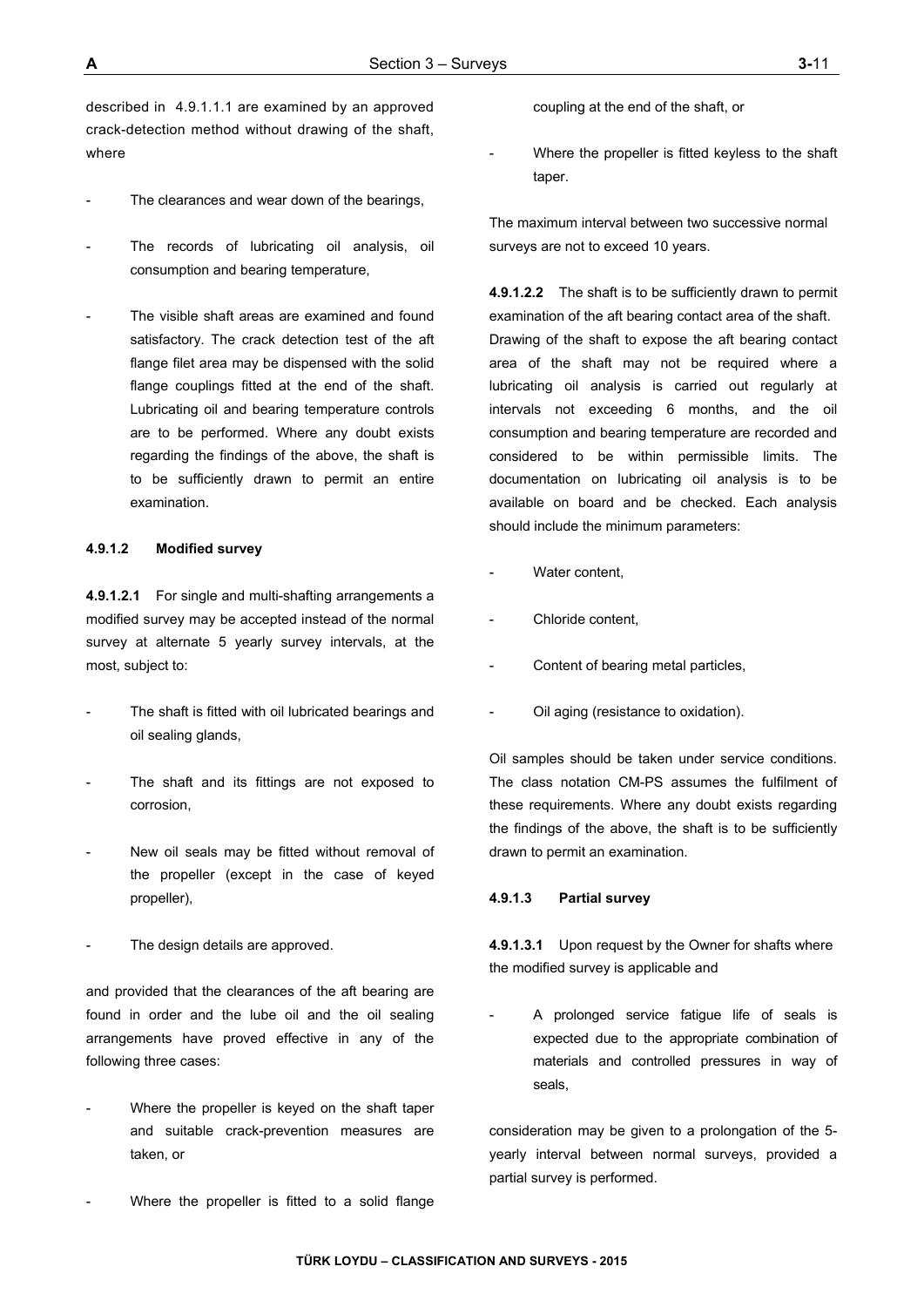described in 4.9.1.1.1 are examined by an approved crack-detection method without drawing of the shaft, where

- The clearances and wear down of the bearings,
- The records of lubricating oil analysis, oil consumption and bearing temperature,
- The visible shaft areas are examined and found satisfactory. The crack detection test of the aft flange filet area may be dispensed with the solid flange couplings fitted at the end of the shaft. Lubricating oil and bearing temperature controls are to be performed. Where any doubt exists regarding the findings of the above, the shaft is to be sufficiently drawn to permit an entire examination.

#### 4.9.1.2 Modified survey

**4.9.1.2.1** For single and multi-shafting arrangements a modified survey may be accepted instead of the normal survey at alternate 5 yearly survey intervals, at the most, subject to:

- The shaft is fitted with oil lubricated bearings and oil sealing glands,
- The shaft and its fittings are not exposed to corrosion,
- New oil seals may be fitted without removal of the propeller (except in the case of keyed propeller),
- The design details are approved.

and provided that the clearances of the aft bearing are found in order and the lube oil and the oil sealing arrangements have proved effective in any of the following three cases:

- Where the propeller is keyed on the shaft taper and suitable crack-prevention measures are taken, or
- Where the propeller is fitted to a solid flange coupling at the end of the shaft, or
- Where the propeller is fitted keyless to the shaft taper.

The maximum interval between two successive normal surveys are not to exceed 10 years.

**4.9.1.2.2** The shaft is to be sufficiently drawn to permit examination of the aft bearing contact area of the shaft. Drawing of the shaft to expose the aft bearing contact area of the shaft may not be required where a lubricating oil analysis is carried out regularly at intervals not exceeding 6 months, and the oil consumption and bearing temperature are recorded and considered to be within permissible limits. The documentation on lubricating oil analysis is to be available on board and be checked. Each analysis should include the minimum parameters:

- Water content,
- Chloride content,
- Content of bearing metal particles,
- Oil aging (resistance to oxidation).

Oil samples should be taken under service conditions. The class notation CM-PS assumes the fulfilment of these requirements. Where any doubt exists regarding the findings of the above, the shaft is to be sufficiently drawn to permit an examination.

#### 4.9.1.3 Partial survey

**4.9.1.3.1** Upon request by the Owner for shafts where the modified survey is applicable and

- A prolonged service fatigue life of seals is expected due to the appropriate combination of materials and controlled pressures in way of seals,

consideration may be given to a prolongation of the 5-yearly interval between normal surveys, provided a partial survey is performed.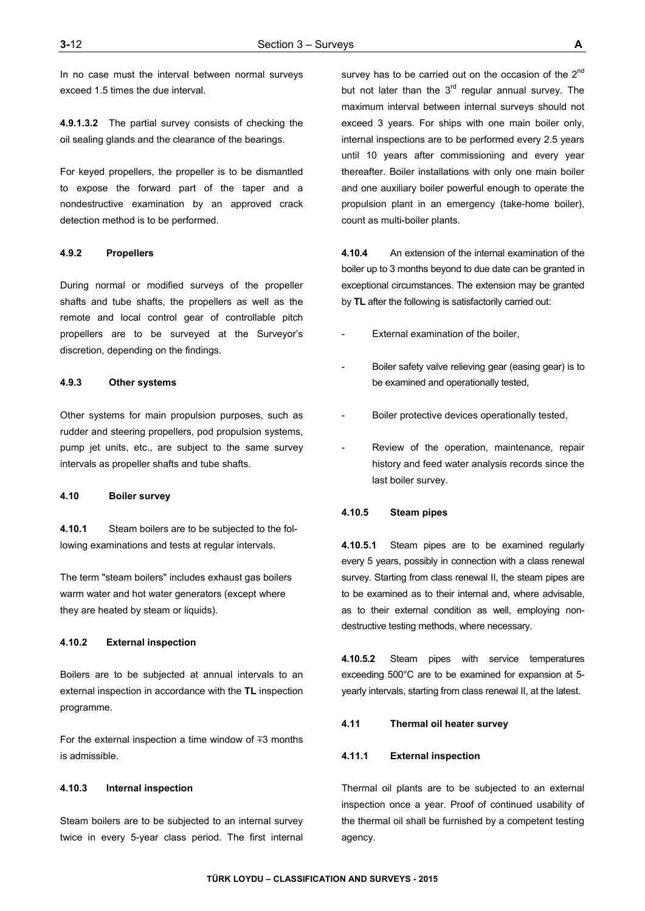In no case must the interval between normal surveys exceed 1.5 times the due interval.

**4.9.1.3.2** The partial survey consists of checking the oil sealing glands and the clearance of the bearings.

For keyed propellers, the propeller is to be dismantled to expose the forward part of the taper and a nondestructive examination by an approved crack detection method is to be performed.

#### 4.9.2 Propellers

During normal or modified surveys of the propeller shafts and tube shafts, the propellers as well as the remote and local control gear of controllable pitch propellers are to be surveyed at the Surveyor's discretion, depending on the findings.

#### 4.9.3 Other systems

Other systems for main propulsion purposes, such as rudder and steering propellers, pod propulsion systems, pump jet units, etc., are subject to the same survey intervals as propeller shafts and tube shafts.

### 4.10 Boiler survey

**4.10.1** Steam boilers are to be subjected to the following examinations and tests at regular intervals.

The term "steam boilers" includes exhaust gas boilers warm water and hot water generators (except where they are heated by steam or liquids).

#### 4.10.2 External inspection

Boilers are to be subjected at annual intervals to an external inspection in accordance with the **TL** inspection programme.

For the external inspection a time window of ∓3 months is admissible.

#### 4.10.3 Internal inspection

Steam boilers are to be subjected to an internal survey twice in every 5-year class period. The first internal survey has to be carried out on the occasion of the 2nd but not later than the 3rd regular annual survey. The maximum interval between internal surveys should not exceed 3 years. For ships with one main boiler only, internal inspections are to be performed every 2.5 years until 10 years after commissioning and every year thereafter. Boiler installations with only one main boiler and one auxiliary boiler powerful enough to operate the propulsion plant in an emergency (take-home boiler), count as multi-boiler plants.

**4.10.4** An extension of the internal examination of the boiler up to 3 months beyond to due date can be granted in exceptional circumstances. The extension may be granted by **TL** after the following is satisfactorily carried out:

- External examination of the boiler,
- Boiler safety valve relieving gear (easing gear) is to be examined and operationally tested,
- Boiler protective devices operationally tested,
- Review of the operation, maintenance, repair history and feed water analysis records since the last boiler survey.

#### 4.10.5 Steam pipes

**4.10.5.1** Steam pipes are to be examined regularly every 5 years, possibly in connection with a class renewal survey. Starting from class renewal II, the steam pipes are to be examined as to their internal and, where advisable, as to their external condition as well, employing non-destructive testing methods, where necessary.

**4.10.5.2** Steam pipes with service temperatures exceeding 500°C are to be examined for expansion at 5-yearly intervals, starting from class renewal II, at the latest.

### 4.11 Thermal oil heater survey

#### 4.11.1 External inspection

Thermal oil plants are to be subjected to an external inspection once a year. Proof of continued usability of the thermal oil shall be furnished by a competent testing agency.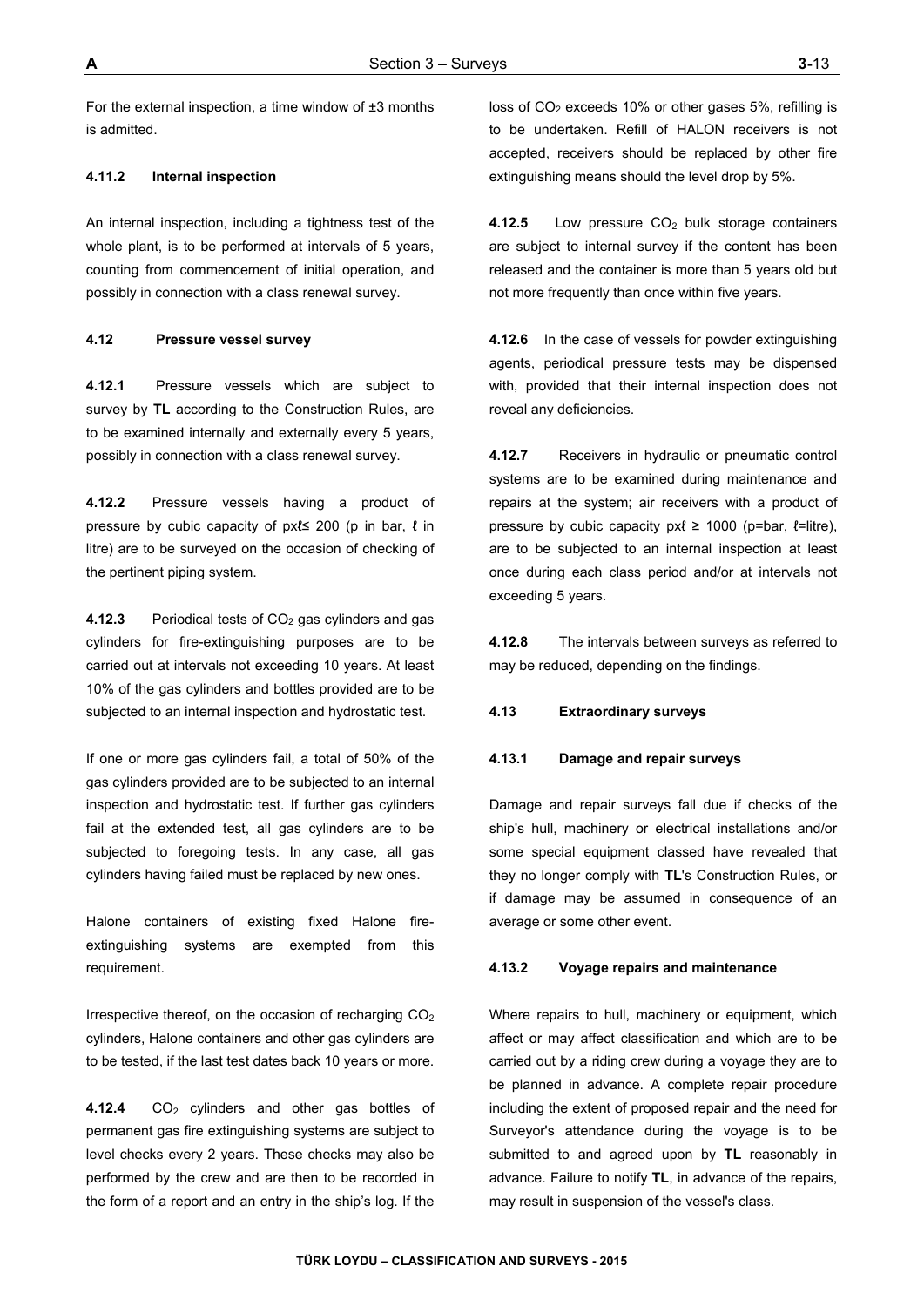For the external inspection, a time window of ±3 months is admitted.

#### 4.11.2 Internal inspection

An internal inspection, including a tightness test of the whole plant, is to be performed at intervals of 5 years, counting from commencement of initial operation, and possibly in connection with a class renewal survey.

### 4.12 Pressure vessel survey

**4.12.1** Pressure vessels which are subject to survey by **TL** according to the Construction Rules, are to be examined internally and externally every 5 years, possibly in connection with a class renewal survey.

**4.12.2** Pressure vessels having a product of pressure by cubic capacity of $p \times \ell \leq 200$ (p in bar, ℓ in litre) are to be surveyed on the occasion of checking of the pertinent piping system.

**4.12.3** Periodical tests of $CO_2$ gas cylinders and gas cylinders for fire-extinguishing purposes are to be carried out at intervals not exceeding 10 years. At least 10% of the gas cylinders and bottles provided are to be subjected to an internal inspection and hydrostatic test.

If one or more gas cylinders fail, a total of 50% of the gas cylinders provided are to be subjected to an internal inspection and hydrostatic test. If further gas cylinders fail at the extended test, all gas cylinders are to be subjected to foregoing tests. In any case, all gas cylinders having failed must be replaced by new ones.

Halone containers of existing fixed Halone fire-extinguishing systems are exempted from this requirement.

Irrespective thereof, on the occasion of recharging $CO_2$ cylinders, Halone containers and other gas cylinders are to be tested, if the last test dates back 10 years or more.

**4.12.4** $CO_2$ cylinders and other gas bottles of permanent gas fire extinguishing systems are subject to level checks every 2 years. These checks may also be performed by the crew and are then to be recorded in the form of a report and an entry in the ship's log. If the loss of $CO_2$ exceeds 10% or other gases 5%, refilling is to be undertaken. Refill of HALON receivers is not accepted, receivers should be replaced by other fire extinguishing means should the level drop by 5%.

**4.12.5** Low pressure $CO_2$ bulk storage containers are subject to internal survey if the content has been released and the container is more than 5 years old but not more frequently than once within five years.

**4.12.6** In the case of vessels for powder extinguishing agents, periodical pressure tests may be dispensed with, provided that their internal inspection does not reveal any deficiencies.

**4.12.7** Receivers in hydraulic or pneumatic control systems are to be examined during maintenance and repairs at the system; air receivers with a product of pressure by cubic capacity $p \times \ell \geq 1000$ (p=bar, ℓ=litre), are to be subjected to an internal inspection at least once during each class period and/or at intervals not exceeding 5 years.

**4.12.8** The intervals between surveys as referred to may be reduced, depending on the findings.

### 4.13 Extraordinary surveys

#### 4.13.1 Damage and repair surveys

Damage and repair surveys fall due if checks of the ship's hull, machinery or electrical installations and/or some special equipment classed have revealed that they no longer comply with **TL**'s Construction Rules, or if damage may be assumed in consequence of an average or some other event.

#### 4.13.2 Voyage repairs and maintenance

Where repairs to hull, machinery or equipment, which affect or may affect classification and which are to be carried out by a riding crew during a voyage they are to be planned in advance. A complete repair procedure including the extent of proposed repair and the need for Surveyor's attendance during the voyage is to be submitted to and agreed upon by **TL** reasonably in advance. Failure to notify **TL**, in advance of the repairs, may result in suspension of the vessel's class.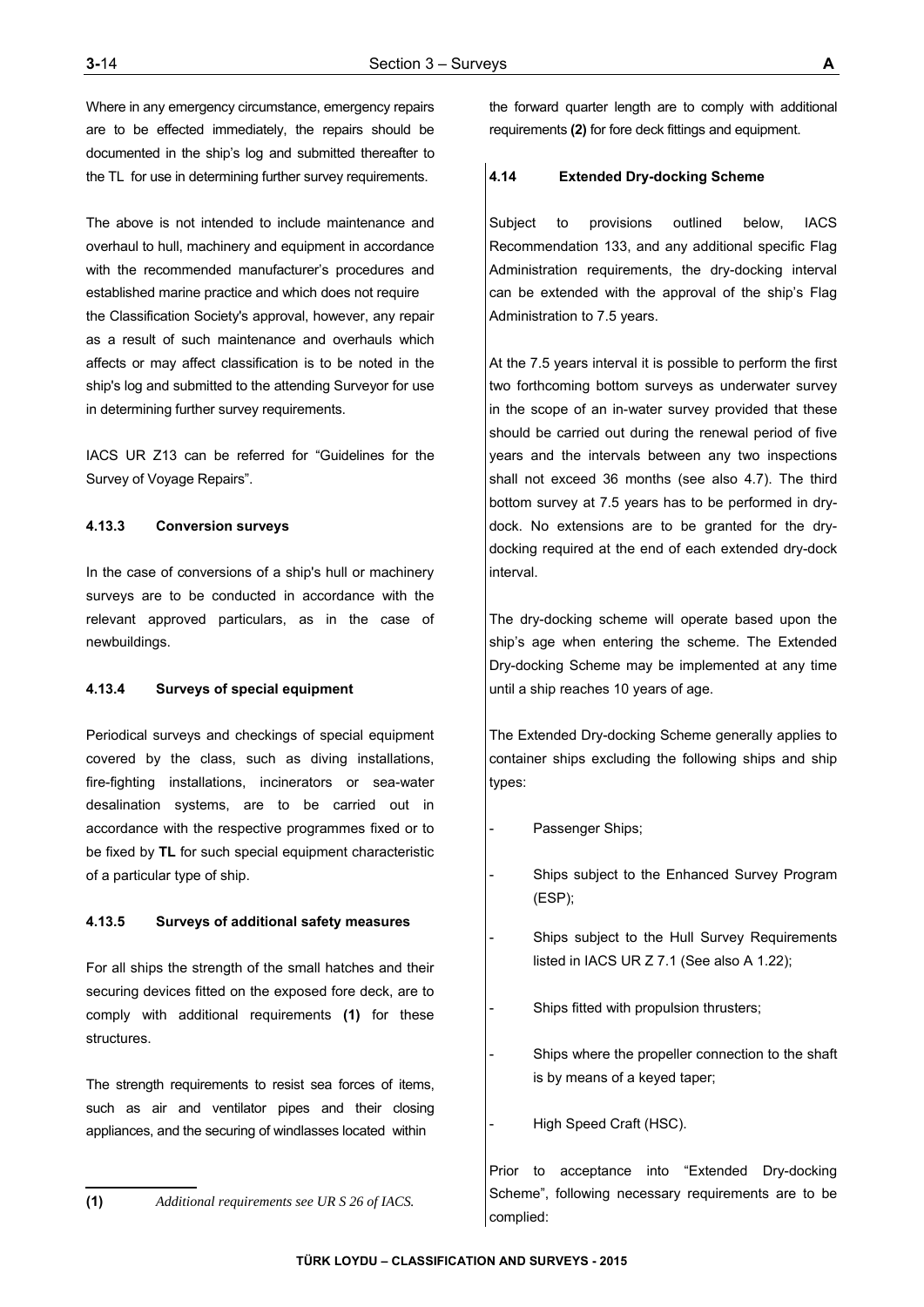Where in any emergency circumstance, emergency repairs are to be effected immediately, the repairs should be documented in the ship's log and submitted thereafter to the TL for use in determining further survey requirements.

The above is not intended to include maintenance and overhaul to hull, machinery and equipment in accordance with the recommended manufacturer's procedures and established marine practice and which does not require the Classification Society's approval, however, any repair as a result of such maintenance and overhauls which affects or may affect classification is to be noted in the ship's log and submitted to the attending Surveyor for use in determining further survey requirements.

IACS UR Z13 can be referred for "Guidelines for the Survey of Voyage Repairs".

#### 4.13.3 Conversion surveys

In the case of conversions of a ship's hull or machinery surveys are to be conducted in accordance with the relevant approved particulars, as in the case of newbuildings.

#### 4.13.4 Surveys of special equipment

Periodical surveys and checkings of special equipment covered by the class, such as diving installations, fire-fighting installations, incinerators or sea-water desalination systems, are to be carried out in accordance with the respective programmes fixed or to be fixed by **TL** for such special equipment characteristic of a particular type of ship.

#### 4.13.5 Surveys of additional safety measures

For all ships the strength of the small hatches and their securing devices fitted on the exposed fore deck, are to comply with additional requirements **(1)** for these structures.

The strength requirements to resist sea forces of items, such as air and ventilator pipes and their closing appliances, and the securing of windlasses located within the forward quarter length are to comply with additional requirements **(2)** for fore deck fittings and equipment.

**(1)** *Additional requirements see UR S 26 of IACS.*

### 4.14 Extended Dry-docking Scheme

Subject to provisions outlined below, IACS Recommendation 133, and any additional specific Flag Administration requirements, the dry-docking interval can be extended with the approval of the ship's Flag Administration to 7.5 years.

At the 7.5 years interval it is possible to perform the first two forthcoming bottom surveys as underwater survey in the scope of an in-water survey provided that these should be carried out during the renewal period of five years and the intervals between any two inspections shall not exceed 36 months (see also 4.7). The third bottom survey at 7.5 years has to be performed in dry-dock. No extensions are to be granted for the dry-docking required at the end of each extended dry-dock interval.

The dry-docking scheme will operate based upon the ship's age when entering the scheme. The Extended Dry-docking Scheme may be implemented at any time until a ship reaches 10 years of age.

The Extended Dry-docking Scheme generally applies to container ships excluding the following ships and ship types:

- Passenger Ships;
- Ships subject to the Enhanced Survey Program (ESP);
- Ships subject to the Hull Survey Requirements listed in IACS UR Z 7.1 (See also A 1.22);
- Ships fitted with propulsion thrusters;
- Ships where the propeller connection to the shaft is by means of a keyed taper;
- High Speed Craft (HSC).

Prior to acceptance into "Extended Dry-docking Scheme", following necessary requirements are to be complied: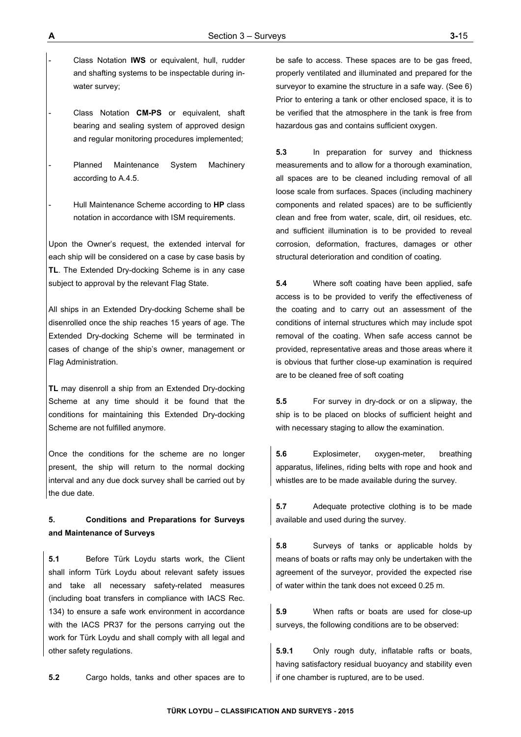- Class Notation **IWS** or equivalent, hull, rudder and shafting systems to be inspectable during in-water survey;

- Class Notation **CM-PS** or equivalent, shaft bearing and sealing system of approved design and regular monitoring procedures implemented;

- Planned Maintenance System Machinery according to A.4.5.

- Hull Maintenance Scheme according to **HP** class notation in accordance with ISM requirements.

Upon the Owner's request, the extended interval for each ship will be considered on a case by case basis by **TL**. The Extended Dry-docking Scheme is in any case subject to approval by the relevant Flag State.

All ships in an Extended Dry-docking Scheme shall be disenrolled once the ship reaches 15 years of age. The Extended Dry-docking Scheme will be terminated in cases of change of the ship's owner, management or Flag Administration.

**TL** may disenroll a ship from an Extended Dry-docking Scheme at any time should it be found that the conditions for maintaining this Extended Dry-docking Scheme are not fulfilled anymore.

Once the conditions for the scheme are no longer present, the ship will return to the normal docking interval and any due dock survey shall be carried out by the due date.

### 5. Conditions and Preparations for Surveys and Maintenance of Surveys

**5.1** Before Türk Loydu starts work, the Client shall inform Türk Loydu about relevant safety issues and take all necessary safety-related measures (including boat transfers in compliance with IACS Rec. 134) to ensure a safe work environment in accordance with the IACS PR37 for the persons carrying out the work for Türk Loydu and shall comply with all legal and other safety regulations.

**5.2** Cargo holds, tanks and other spaces are to be safe to access. These spaces are to be gas freed, properly ventilated and illuminated and prepared for the surveyor to examine the structure in a safe way. (See 6) Prior to entering a tank or other enclosed space, it is to be verified that the atmosphere in the tank is free from hazardous gas and contains sufficient oxygen.

**5.3** In preparation for survey and thickness measurements and to allow for a thorough examination, all spaces are to be cleaned including removal of all loose scale from surfaces. Spaces (including machinery components and related spaces) are to be sufficiently clean and free from water, scale, dirt, oil residues, etc. and sufficient illumination is to be provided to reveal corrosion, deformation, fractures, damages or other structural deterioration and condition of coating.

**5.4** Where soft coating have been applied, safe access is to be provided to verify the effectiveness of the coating and to carry out an assessment of the conditions of internal structures which may include spot removal of the coating. When safe access cannot be provided, representative areas and those areas where it is obvious that further close-up examination is required are to be cleaned free of soft coating

**5.5** For survey in dry-dock or on a slipway, the ship is to be placed on blocks of sufficient height and with necessary staging to allow the examination.

**5.6** Explosimeter, oxygen-meter, breathing apparatus, lifelines, riding belts with rope and hook and whistles are to be made available during the survey.

**5.7** Adequate protective clothing is to be made available and used during the survey.

**5.8** Surveys of tanks or applicable holds by means of boats or rafts may only be undertaken with the agreement of the surveyor, provided the expected rise of water within the tank does not exceed 0.25 m.

**5.9** When rafts or boats are used for close-up surveys, the following conditions are to be observed:

**5.9.1** Only rough duty, inflatable rafts or boats, having satisfactory residual buoyancy and stability even if one chamber is ruptured, are to be used.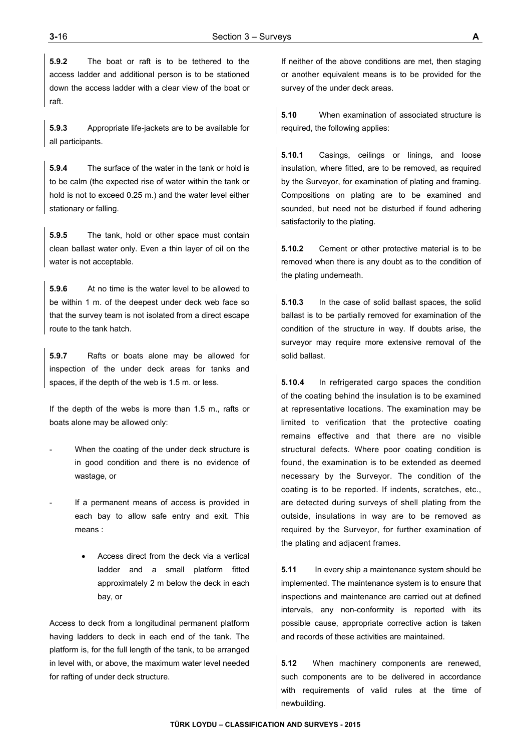**5.9.2** The boat or raft is to be tethered to the access ladder and additional person is to be stationed down the access ladder with a clear view of the boat or raft.

**5.9.3** Appropriate life-jackets are to be available for all participants.

**5.9.4** The surface of the water in the tank or hold is to be calm (the expected rise of water within the tank or hold is not to exceed 0.25 m.) and the water level either stationary or falling.

**5.9.5** The tank, hold or other space must contain clean ballast water only. Even a thin layer of oil on the water is not acceptable.

**5.9.6** At no time is the water level to be allowed to be within 1 m. of the deepest under deck web face so that the survey team is not isolated from a direct escape route to the tank hatch.

**5.9.7** Rafts or boats alone may be allowed for inspection of the under deck areas for tanks and spaces, if the depth of the web is 1.5 m. or less.

If the depth of the webs is more than 1.5 m., rafts or boats alone may be allowed only:

- When the coating of the under deck structure is in good condition and there is no evidence of wastage, or

- If a permanent means of access is provided in each bay to allow safe entry and exit. This means :

  - Access direct from the deck via a vertical ladder and a small platform fitted approximately 2 m below the deck in each bay, or

Access to deck from a longitudinal permanent platform having ladders to deck in each end of the tank. The platform is, for the full length of the tank, to be arranged in level with, or above, the maximum water level needed for rafting of under deck structure.

If neither of the above conditions are met, then staging or another equivalent means is to be provided for the survey of the under deck areas.

**5.10** When examination of associated structure is required, the following applies:

**5.10.1** Casings, ceilings or linings, and loose insulation, where fitted, are to be removed, as required by the Surveyor, for examination of plating and framing. Compositions on plating are to be examined and sounded, but need not be disturbed if found adhering satisfactorily to the plating.

**5.10.2** Cement or other protective material is to be removed when there is any doubt as to the condition of the plating underneath.

**5.10.3** In the case of solid ballast spaces, the solid ballast is to be partially removed for examination of the condition of the structure in way. If doubts arise, the surveyor may require more extensive removal of the solid ballast.

**5.10.4** In refrigerated cargo spaces the condition of the coating behind the insulation is to be examined at representative locations. The examination may be limited to verification that the protective coating remains effective and that there are no visible structural defects. Where poor coating condition is found, the examination is to be extended as deemed necessary by the Surveyor. The condition of the coating is to be reported. If indents, scratches, etc., are detected during surveys of shell plating from the outside, insulations in way are to be removed as required by the Surveyor, for further examination of the plating and adjacent frames.

**5.11** In every ship a maintenance system should be implemented. The maintenance system is to ensure that inspections and maintenance are carried out at defined intervals, any non-conformity is reported with its possible cause, appropriate corrective action is taken and records of these activities are maintained.

**5.12** When machinery components are renewed, such components are to be delivered in accordance with requirements of valid rules at the time of newbuilding.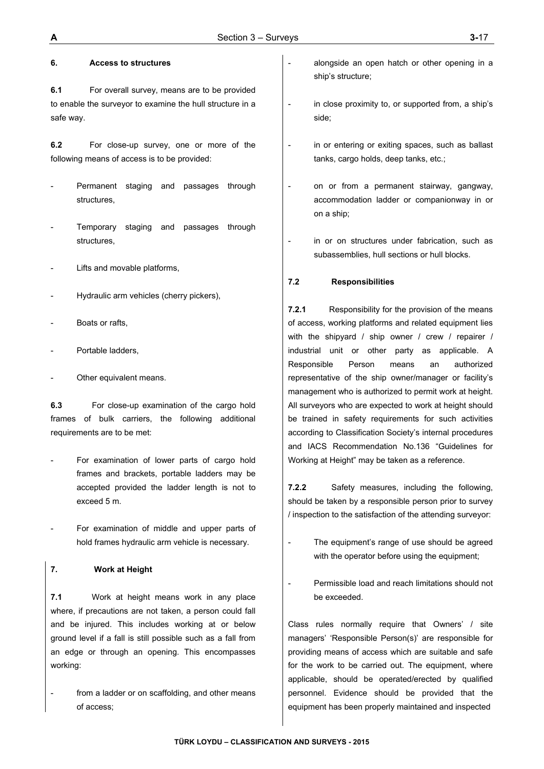### 6. Access to structures

**6.1** For overall survey, means are to be provided to enable the surveyor to examine the hull structure in a safe way.

**6.2** For close-up survey, one or more of the following means of access is to be provided:

- Permanent staging and passages through structures,
- Temporary staging and passages through structures,
- Lifts and movable platforms,
- Hydraulic arm vehicles (cherry pickers),
- Boats or rafts,
- Portable ladders,
- Other equivalent means.

**6.3** For close-up examination of the cargo hold frames of bulk carriers, the following additional requirements are to be met:

- For examination of lower parts of cargo hold frames and brackets, portable ladders may be accepted provided the ladder length is not to exceed 5 m.
- For examination of middle and upper parts of hold frames hydraulic arm vehicle is necessary.

### 7. Work at Height

**7.1** Work at height means work in any place where, if precautions are not taken, a person could fall and be injured. This includes working at or below ground level if a fall is still possible such as a fall from an edge or through an opening. This encompasses working:

- from a ladder or on scaffolding, and other means of access;
- alongside an open hatch or other opening in a ship's structure;
- in close proximity to, or supported from, a ship's side;
- in or entering or exiting spaces, such as ballast tanks, cargo holds, deep tanks, etc.;
- on or from a permanent stairway, gangway, accommodation ladder or companionway in or on a ship;
- in or on structures under fabrication, such as subassemblies, hull sections or hull blocks.

#### 7.2 Responsibilities

**7.2.1** Responsibility for the provision of the means of access, working platforms and related equipment lies with the shipyard / ship owner / crew / repairer / industrial unit or other party as applicable. A Responsible Person means an authorized representative of the ship owner/manager or facility's management who is authorized to permit work at height. All surveyors who are expected to work at height should be trained in safety requirements for such activities according to Classification Society's internal procedures and IACS Recommendation No.136 "Guidelines for Working at Height" may be taken as a reference.

**7.2.2** Safety measures, including the following, should be taken by a responsible person prior to survey / inspection to the satisfaction of the attending surveyor:

- The equipment's range of use should be agreed with the operator before using the equipment;
- Permissible load and reach limitations should not be exceeded.

Class rules normally require that Owners' / site managers' 'Responsible Person(s)' are responsible for providing means of access which are suitable and safe for the work to be carried out. The equipment, where applicable, should be operated/erected by qualified personnel. Evidence should be provided that the equipment has been properly maintained and inspected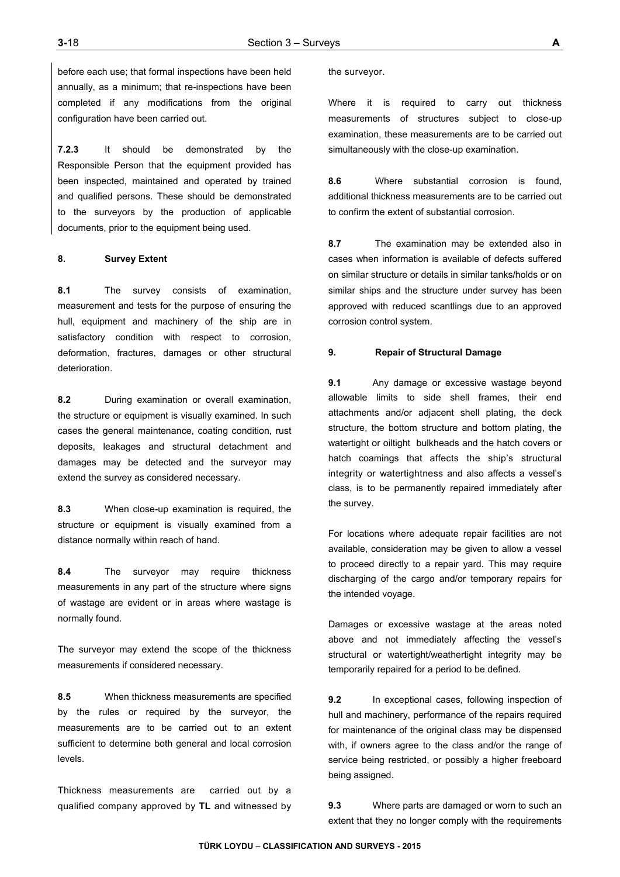before each use; that formal inspections have been held annually, as a minimum; that re-inspections have been completed if any modifications from the original configuration have been carried out.

**7.2.3** It should be demonstrated by the Responsible Person that the equipment provided has been inspected, maintained and operated by trained and qualified persons. These should be demonstrated to the surveyors by the production of applicable documents, prior to the equipment being used.

#### 8. Survey Extent

**8.1** The survey consists of examination, measurement and tests for the purpose of ensuring the hull, equipment and machinery of the ship are in satisfactory condition with respect to corrosion, deformation, fractures, damages or other structural deterioration.

**8.2** During examination or overall examination, the structure or equipment is visually examined. In such cases the general maintenance, coating condition, rust deposits, leakages and structural detachment and damages may be detected and the surveyor may extend the survey as considered necessary.

**8.3** When close-up examination is required, the structure or equipment is visually examined from a distance normally within reach of hand.

**8.4** The surveyor may require thickness measurements in any part of the structure where signs of wastage are evident or in areas where wastage is normally found.

The surveyor may extend the scope of the thickness measurements if considered necessary.

**8.5** When thickness measurements are specified by the rules or required by the surveyor, the measurements are to be carried out to an extent sufficient to determine both general and local corrosion levels.

Thickness measurements are carried out by a qualified company approved by **TL** and witnessed by the surveyor.

Where it is required to carry out thickness measurements of structures subject to close-up examination, these measurements are to be carried out simultaneously with the close-up examination.

**8.6** Where substantial corrosion is found, additional thickness measurements are to be carried out to confirm the extent of substantial corrosion.

**8.7** The examination may be extended also in cases when information is available of defects suffered on similar structure or details in similar tanks/holds or on similar ships and the structure under survey has been approved with reduced scantlings due to an approved corrosion control system.

#### 9. Repair of Structural Damage

**9.1** Any damage or excessive wastage beyond allowable limits to side shell frames, their end attachments and/or adjacent shell plating, the deck structure, the bottom structure and bottom plating, the watertight or oiltight bulkheads and the hatch covers or hatch coamings that affects the ship's structural integrity or watertightness and also affects a vessel's class, is to be permanently repaired immediately after the survey.

For locations where adequate repair facilities are not available, consideration may be given to allow a vessel to proceed directly to a repair yard. This may require discharging of the cargo and/or temporary repairs for the intended voyage.

Damages or excessive wastage at the areas noted above and not immediately affecting the vessel's structural or watertight/weathertight integrity may be temporarily repaired for a period to be defined.

**9.2** In exceptional cases, following inspection of hull and machinery, performance of the repairs required for maintenance of the original class may be dispensed with, if owners agree to the class and/or the range of service being restricted, or possibly a higher freeboard being assigned.

**9.3** Where parts are damaged or worn to such an extent that they no longer comply with the requirements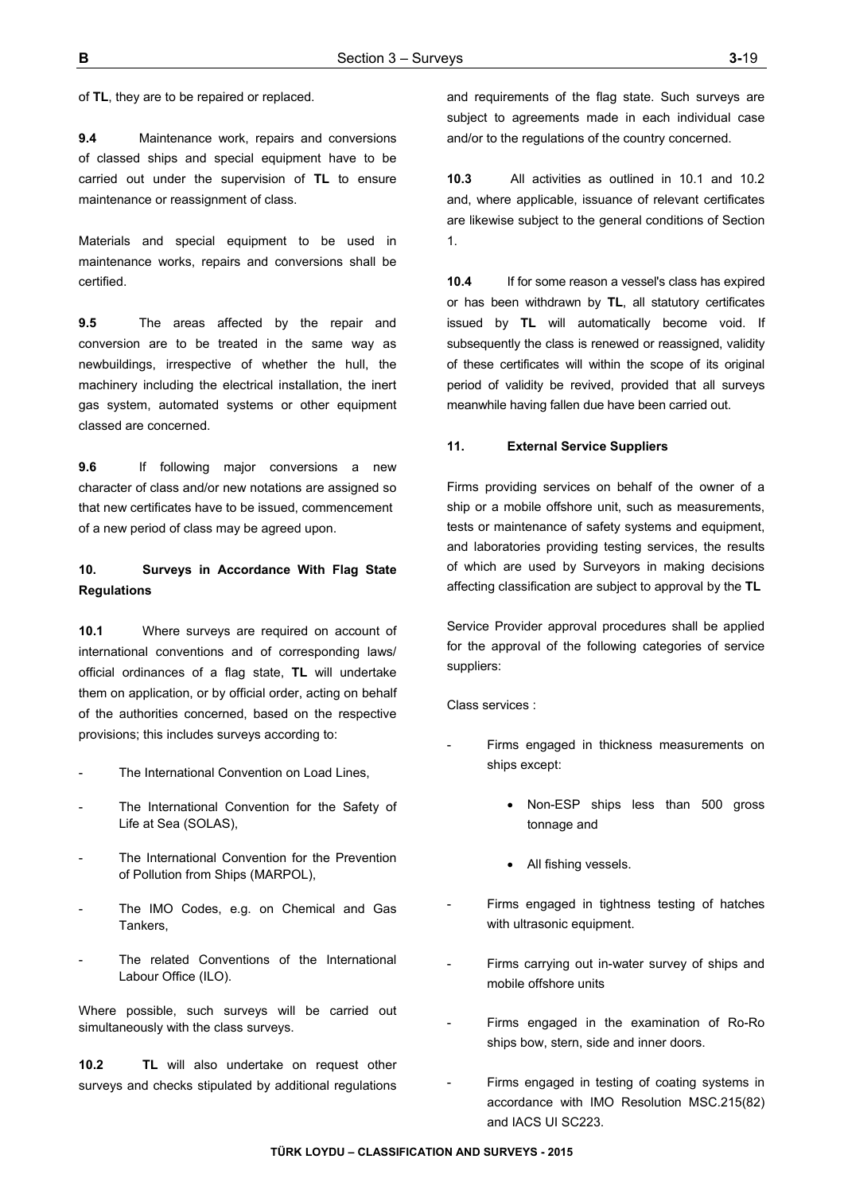of **TL**, they are to be repaired or replaced.

**9.4** Maintenance work, repairs and conversions of classed ships and special equipment have to be carried out under the supervision of **TL** to ensure maintenance or reassignment of class.

Materials and special equipment to be used in maintenance works, repairs and conversions shall be certified.

**9.5** The areas affected by the repair and conversion are to be treated in the same way as newbuildings, irrespective of whether the hull, the machinery including the electrical installation, the inert gas system, automated systems or other equipment classed are concerned.

**9.6** If following major conversions a new character of class and/or new notations are assigned so that new certificates have to be issued, commencement of a new period of class may be agreed upon.

## 10. Surveys in Accordance With Flag State Regulations

**10.1** Where surveys are required on account of international conventions and of corresponding laws/ official ordinances of a flag state, **TL** will undertake them on application, or by official order, acting on behalf of the authorities concerned, based on the respective provisions; this includes surveys according to:

- The International Convention on Load Lines,
- The International Convention for the Safety of Life at Sea (SOLAS),
- The International Convention for the Prevention of Pollution from Ships (MARPOL),
- The IMO Codes, e.g. on Chemical and Gas Tankers,
- The related Conventions of the International Labour Office (ILO).

Where possible, such surveys will be carried out simultaneously with the class surveys.

**10.2** **TL** will also undertake on request other surveys and checks stipulated by additional regulations and requirements of the flag state. Such surveys are subject to agreements made in each individual case and/or to the regulations of the country concerned.

**10.3** All activities as outlined in 10.1 and 10.2 and, where applicable, issuance of relevant certificates are likewise subject to the general conditions of Section 1.

**10.4** If for some reason a vessel's class has expired or has been withdrawn by **TL**, all statutory certificates issued by **TL** will automatically become void. If subsequently the class is renewed or reassigned, validity of these certificates will within the scope of its original period of validity be revived, provided that all surveys meanwhile having fallen due have been carried out.

## 11. External Service Suppliers

Firms providing services on behalf of the owner of a ship or a mobile offshore unit, such as measurements, tests or maintenance of safety systems and equipment, and laboratories providing testing services, the results of which are used by Surveyors in making decisions affecting classification are subject to approval by the **TL**

Service Provider approval procedures shall be applied for the approval of the following categories of service suppliers:

Class services :

- Firms engaged in thickness measurements on ships except:
  - Non-ESP ships less than 500 gross tonnage and
  - All fishing vessels.
- Firms engaged in tightness testing of hatches with ultrasonic equipment.
- Firms carrying out in-water survey of ships and mobile offshore units
- Firms engaged in the examination of Ro-Ro ships bow, stern, side and inner doors.
- Firms engaged in testing of coating systems in accordance with IMO Resolution MSC.215(82) and IACS UI SC223.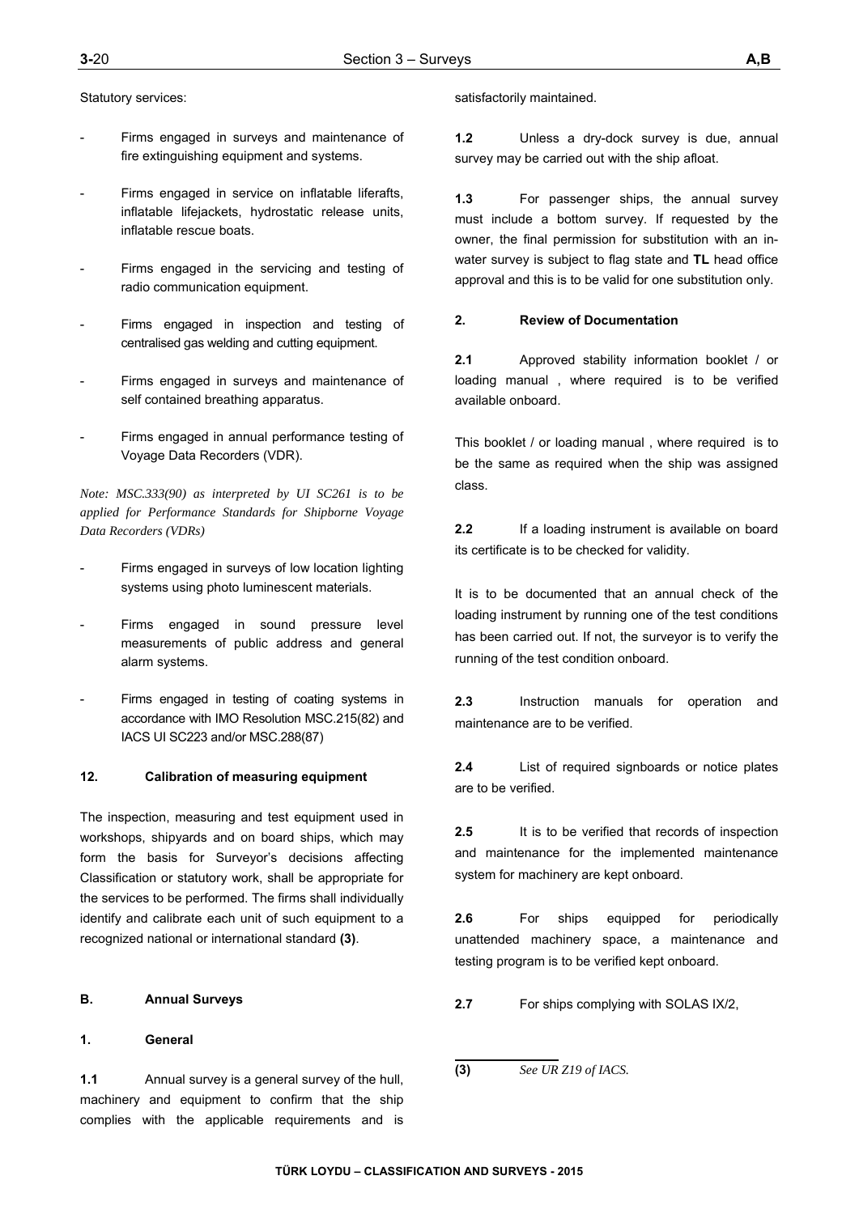Statutory services:

- Firms engaged in surveys and maintenance of fire extinguishing equipment and systems.

- Firms engaged in service on inflatable liferafts, inflatable lifejackets, hydrostatic release units, inflatable rescue boats.

- Firms engaged in the servicing and testing of radio communication equipment.

- Firms engaged in inspection and testing of centralised gas welding and cutting equipment.

- Firms engaged in surveys and maintenance of self contained breathing apparatus.

- Firms engaged in annual performance testing of Voyage Data Recorders (VDR).

*Note: MSC.333(90) as interpreted by UI SC261 is to be applied for Performance Standards for Shipborne Voyage Data Recorders (VDRs)*

- Firms engaged in surveys of low location lighting systems using photo luminescent materials.

- Firms engaged in sound pressure level measurements of public address and general alarm systems.

- Firms engaged in testing of coating systems in accordance with IMO Resolution MSC.215(82) and IACS UI SC223 and/or MSC.288(87)

### 12. Calibration of measuring equipment

The inspection, measuring and test equipment used in workshops, shipyards and on board ships, which may form the basis for Surveyor's decisions affecting Classification or statutory work, shall be appropriate for the services to be performed. The firms shall individually identify and calibrate each unit of such equipment to a recognized national or international standard **(3)**.

## B. Annual Surveys

### 1. General

**1.1** Annual survey is a general survey of the hull, machinery and equipment to confirm that the ship complies with the applicable requirements and is satisfactorily maintained.

**1.2** Unless a dry-dock survey is due, annual survey may be carried out with the ship afloat.

**1.3** For passenger ships, the annual survey must include a bottom survey. If requested by the owner, the final permission for substitution with an in-water survey is subject to flag state and **TL** head office approval and this is to be valid for one substitution only.

### 2. Review of Documentation

**2.1** Approved stability information booklet / or loading manual , where required is to be verified available onboard.

This booklet / or loading manual , where required is to be the same as required when the ship was assigned class.

**2.2** If a loading instrument is available on board its certificate is to be checked for validity.

It is to be documented that an annual check of the loading instrument by running one of the test conditions has been carried out. If not, the surveyor is to verify the running of the test condition onboard.

**2.3** Instruction manuals for operation and maintenance are to be verified.

**2.4** List of required signboards or notice plates are to be verified.

**2.5** It is to be verified that records of inspection and maintenance for the implemented maintenance system for machinery are kept onboard.

**2.6** For ships equipped for periodically unattended machinery space, a maintenance and testing program is to be verified kept onboard.

**2.7** For ships complying with SOLAS IX/2,

---

**(3)** *See UR Z19 of IACS.*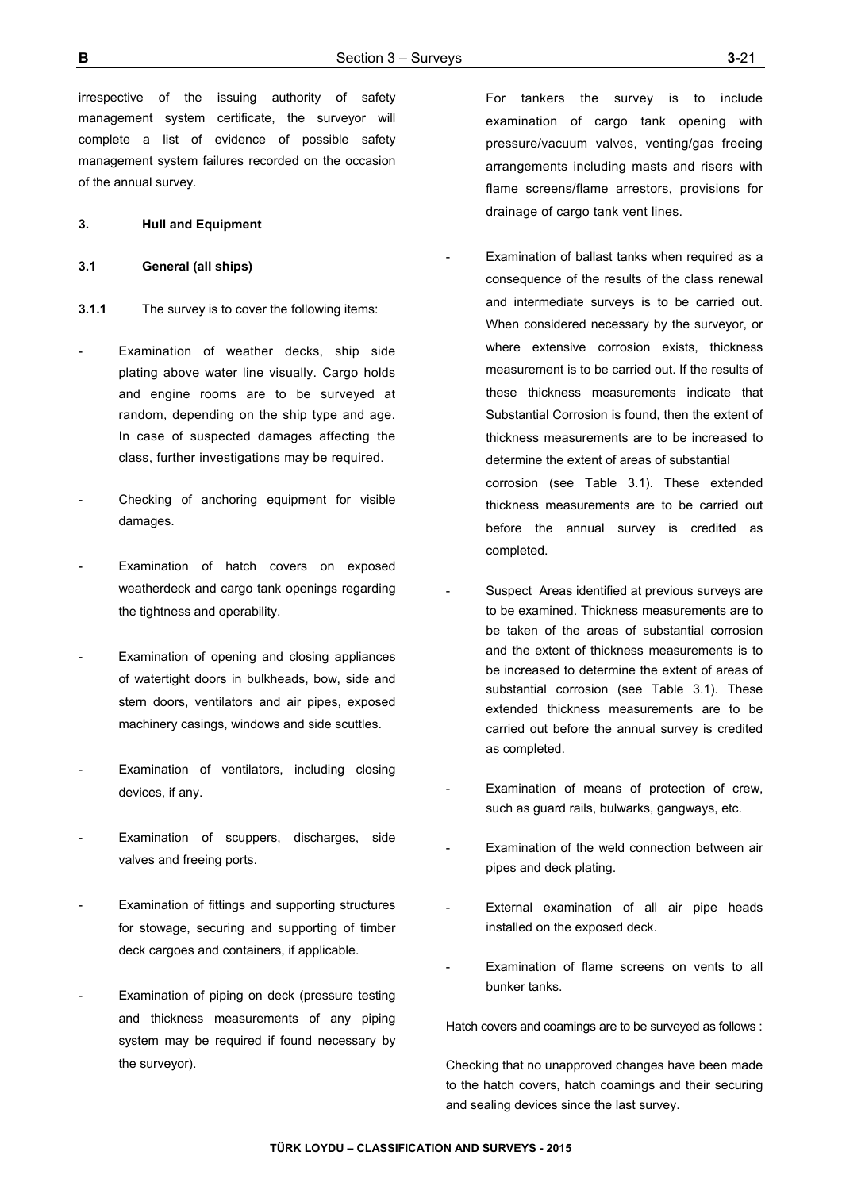irrespective of the issuing authority of safety management system certificate, the surveyor will complete a list of evidence of possible safety management system failures recorded on the occasion of the annual survey.

**3. Hull and Equipment**

**3.1 General (all ships)**

**3.1.1** The survey is to cover the following items:

- Examination of weather decks, ship side plating above water line visually. Cargo holds and engine rooms are to be surveyed at random, depending on the ship type and age. In case of suspected damages affecting the class, further investigations may be required.
- Checking of anchoring equipment for visible damages.
- Examination of hatch covers on exposed weatherdeck and cargo tank openings regarding the tightness and operability.
- Examination of opening and closing appliances of watertight doors in bulkheads, bow, side and stern doors, ventilators and air pipes, exposed machinery casings, windows and side scuttles.
- Examination of ventilators, including closing devices, if any.
- Examination of scuppers, discharges, side valves and freeing ports.
- Examination of fittings and supporting structures for stowage, securing and supporting of timber deck cargoes and containers, if applicable.
- Examination of piping on deck (pressure testing and thickness measurements of any piping system may be required if found necessary by the surveyor).

  For tankers the survey is to include examination of cargo tank opening with pressure/vacuum valves, venting/gas freeing arrangements including masts and risers with flame screens/flame arrestors, provisions for drainage of cargo tank vent lines.
- Examination of ballast tanks when required as a consequence of the results of the class renewal and intermediate surveys is to be carried out. When considered necessary by the surveyor, or where extensive corrosion exists, thickness measurement is to be carried out. If the results of these thickness measurements indicate that Substantial Corrosion is found, then the extent of thickness measurements are to be increased to determine the extent of areas of substantial corrosion (see Table 3.1). These extended thickness measurements are to be carried out before the annual survey is credited as completed.
- Suspect Areas identified at previous surveys are to be examined. Thickness measurements are to be taken of the areas of substantial corrosion and the extent of thickness measurements is to be increased to determine the extent of areas of substantial corrosion (see Table 3.1). These extended thickness measurements are to be carried out before the annual survey is credited as completed.
- Examination of means of protection of crew, such as guard rails, bulwarks, gangways, etc.
- Examination of the weld connection between air pipes and deck plating.
- External examination of all air pipe heads installed on the exposed deck.
- Examination of flame screens on vents to all bunker tanks.

Hatch covers and coamings are to be surveyed as follows :

Checking that no unapproved changes have been made to the hatch covers, hatch coamings and their securing and sealing devices since the last survey.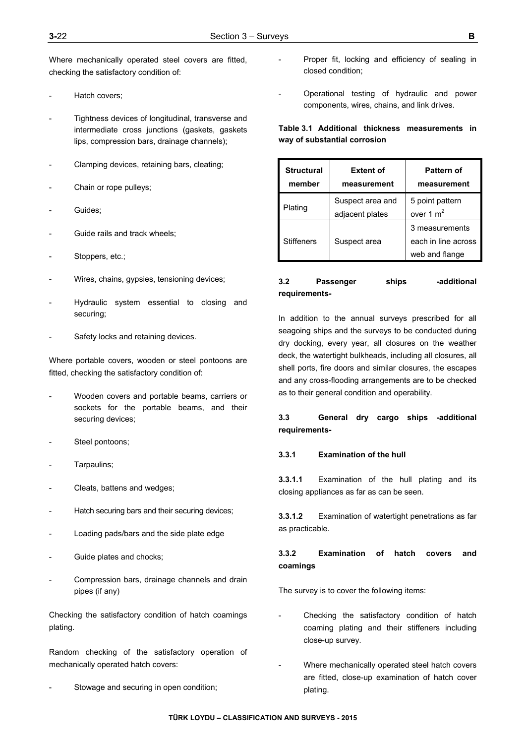Where mechanically operated steel covers are fitted, checking the satisfactory condition of:

- Hatch covers;
- Tightness devices of longitudinal, transverse and intermediate cross junctions (gaskets, gaskets lips, compression bars, drainage channels);
- Clamping devices, retaining bars, cleating;
- Chain or rope pulleys;
- Guides;
- Guide rails and track wheels;
- Stoppers, etc.;
- Wires, chains, gypsies, tensioning devices;
- Hydraulic system essential to closing and securing;
- Safety locks and retaining devices.

Where portable covers, wooden or steel pontoons are fitted, checking the satisfactory condition of:

- Wooden covers and portable beams, carriers or sockets for the portable beams, and their securing devices;
- Steel pontoons;
- Tarpaulins;
- Cleats, battens and wedges;
- Hatch securing bars and their securing devices;
- Loading pads/bars and the side plate edge
- Guide plates and chocks;
- Compression bars, drainage channels and drain pipes (if any)

Checking the satisfactory condition of hatch coamings plating.

Random checking of the satisfactory operation of mechanically operated hatch covers:

- Stowage and securing in open condition;
- Proper fit, locking and efficiency of sealing in closed condition;
- Operational testing of hydraulic and power components, wires, chains, and link drives.

**Table 3.1 Additional thickness measurements in way of substantial corrosion**

| Structural member | Extent of measurement | Pattern of measurement |
|---|---|---|
| Plating | Suspect area and adjacent plates | 5 point pattern over 1 $m^2$ |
| Stiffeners | Suspect area | 3 measurements each in line across web and flange |

### 3.2 Passenger ships -additional requirements-

In addition to the annual surveys prescribed for all seagoing ships and the surveys to be conducted during dry docking, every year, all closures on the weather deck, the watertight bulkheads, including all closures, all shell ports, fire doors and similar closures, the escapes and any cross-flooding arrangements are to be checked as to their general condition and operability.

### 3.3 General dry cargo ships -additional requirements-

#### 3.3.1 Examination of the hull

**3.3.1.1** Examination of the hull plating and its closing appliances as far as can be seen.

**3.3.1.2** Examination of watertight penetrations as far as practicable.

#### 3.3.2 Examination of hatch covers and coamings

The survey is to cover the following items:

- Checking the satisfactory condition of hatch coaming plating and their stiffeners including close-up survey.
- Where mechanically operated steel hatch covers are fitted, close-up examination of hatch cover plating.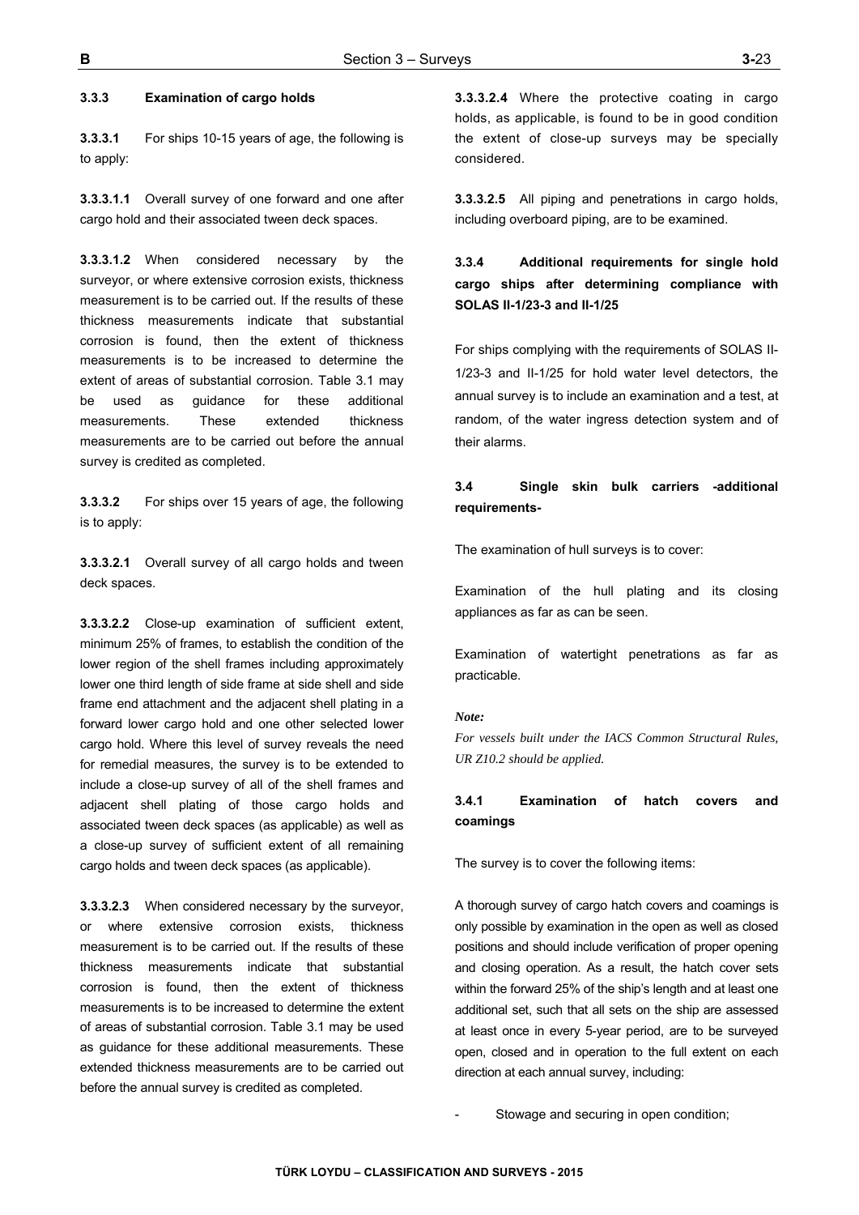### 3.3.3 Examination of cargo holds

**3.3.3.1** For ships 10-15 years of age, the following is to apply:

**3.3.3.1.1** Overall survey of one forward and one after cargo hold and their associated tween deck spaces.

**3.3.3.1.2** When considered necessary by the surveyor, or where extensive corrosion exists, thickness measurement is to be carried out. If the results of these thickness measurements indicate that substantial corrosion is found, then the extent of thickness measurements is to be increased to determine the extent of areas of substantial corrosion. Table 3.1 may be used as guidance for these additional measurements. These extended thickness measurements are to be carried out before the annual survey is credited as completed.

**3.3.3.2** For ships over 15 years of age, the following is to apply:

**3.3.3.2.1** Overall survey of all cargo holds and tween deck spaces.

**3.3.3.2.2** Close-up examination of sufficient extent, minimum 25% of frames, to establish the condition of the lower region of the shell frames including approximately lower one third length of side frame at side shell and side frame end attachment and the adjacent shell plating in a forward lower cargo hold and one other selected lower cargo hold. Where this level of survey reveals the need for remedial measures, the survey is to be extended to include a close-up survey of all of the shell frames and adjacent shell plating of those cargo holds and associated tween deck spaces (as applicable) as well as a close-up survey of sufficient extent of all remaining cargo holds and tween deck spaces (as applicable).

**3.3.3.2.3** When considered necessary by the surveyor, or where extensive corrosion exists, thickness measurement is to be carried out. If the results of these thickness measurements indicate that substantial corrosion is found, then the extent of thickness measurements is to be increased to determine the extent of areas of substantial corrosion. Table 3.1 may be used as guidance for these additional measurements. These extended thickness measurements are to be carried out before the annual survey is credited as completed.

**3.3.3.2.4** Where the protective coating in cargo holds, as applicable, is found to be in good condition the extent of close-up surveys may be specially considered.

**3.3.3.2.5** All piping and penetrations in cargo holds, including overboard piping, are to be examined.

### 3.3.4 Additional requirements for single hold cargo ships after determining compliance with SOLAS II-1/23-3 and II-1/25

For ships complying with the requirements of SOLAS II-1/23-3 and II-1/25 for hold water level detectors, the annual survey is to include an examination and a test, at random, of the water ingress detection system and of their alarms.

## 3.4 Single skin bulk carriers -additional requirements-

The examination of hull surveys is to cover:

Examination of the hull plating and its closing appliances as far as can be seen.

Examination of watertight penetrations as far as practicable.

*Note:*

*For vessels built under the IACS Common Structural Rules, UR Z10.2 should be applied.*

### 3.4.1 Examination of hatch covers and coamings

The survey is to cover the following items:

A thorough survey of cargo hatch covers and coamings is only possible by examination in the open as well as closed positions and should include verification of proper opening and closing operation. As a result, the hatch cover sets within the forward 25% of the ship's length and at least one additional set, such that all sets on the ship are assessed at least once in every 5-year period, are to be surveyed open, closed and in operation to the full extent on each direction at each annual survey, including:

- Stowage and securing in open condition;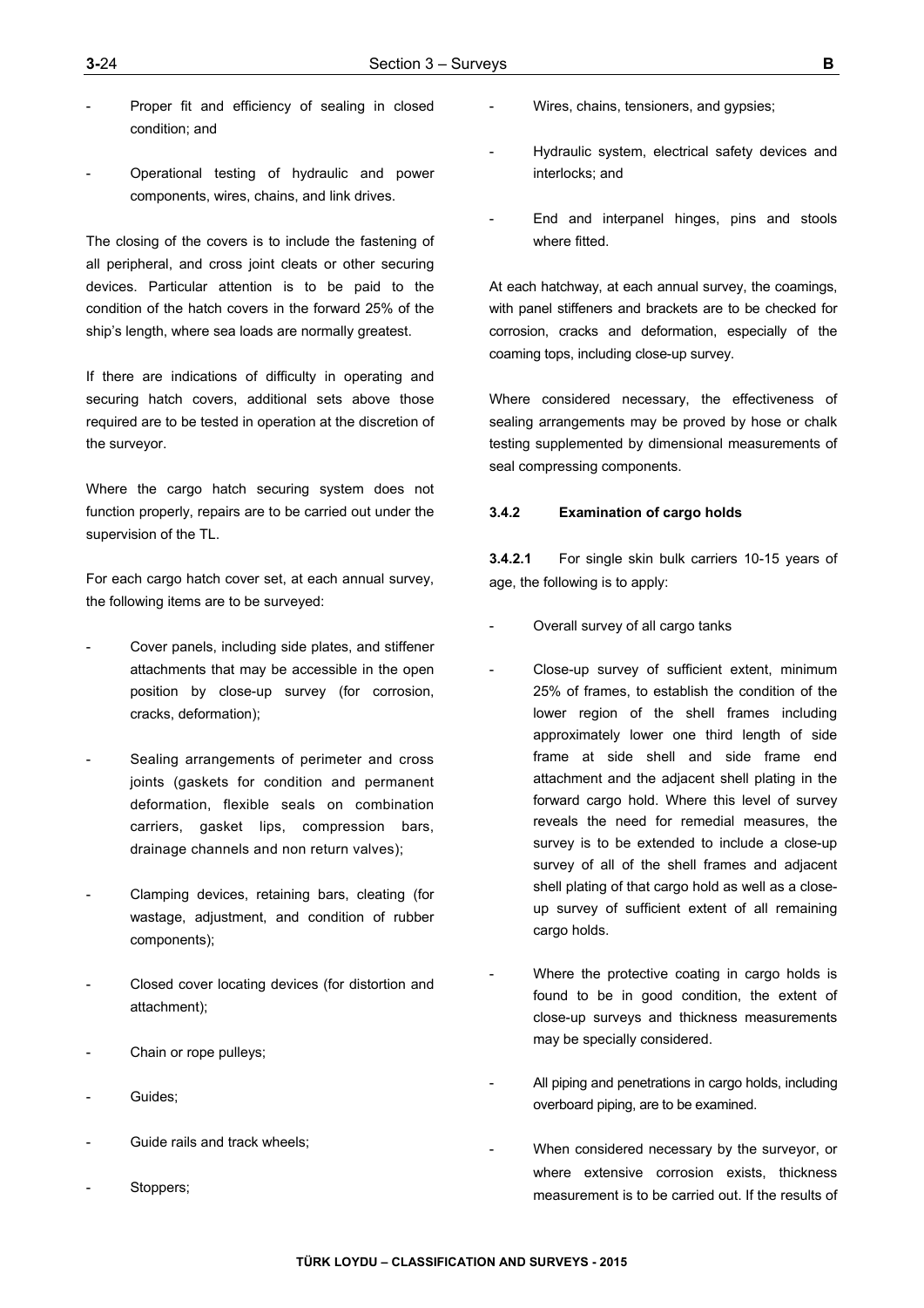- Proper fit and efficiency of sealing in closed condition; and

- Operational testing of hydraulic and power components, wires, chains, and link drives.

The closing of the covers is to include the fastening of all peripheral, and cross joint cleats or other securing devices. Particular attention is to be paid to the condition of the hatch covers in the forward 25% of the ship's length, where sea loads are normally greatest.

If there are indications of difficulty in operating and securing hatch covers, additional sets above those required are to be tested in operation at the discretion of the surveyor.

Where the cargo hatch securing system does not function properly, repairs are to be carried out under the supervision of the TL.

For each cargo hatch cover set, at each annual survey, the following items are to be surveyed:

- Cover panels, including side plates, and stiffener attachments that may be accessible in the open position by close-up survey (for corrosion, cracks, deformation);

- Sealing arrangements of perimeter and cross joints (gaskets for condition and permanent deformation, flexible seals on combination carriers, gasket lips, compression bars, drainage channels and non return valves);

- Clamping devices, retaining bars, cleating (for wastage, adjustment, and condition of rubber components);

- Closed cover locating devices (for distortion and attachment);

- Chain or rope pulleys;

- Guides;

- Guide rails and track wheels;

- Stoppers;

- Wires, chains, tensioners, and gypsies;

- Hydraulic system, electrical safety devices and interlocks; and

- End and interpanel hinges, pins and stools where fitted.

At each hatchway, at each annual survey, the coamings, with panel stiffeners and brackets are to be checked for corrosion, cracks and deformation, especially of the coaming tops, including close-up survey.

Where considered necessary, the effectiveness of sealing arrangements may be proved by hose or chalk testing supplemented by dimensional measurements of seal compressing components.

**3.4.2 Examination of cargo holds**

**3.4.2.1** For single skin bulk carriers 10-15 years of age, the following is to apply:

- Overall survey of all cargo tanks

- Close-up survey of sufficient extent, minimum 25% of frames, to establish the condition of the lower region of the shell frames including approximately lower one third length of side frame at side shell and side frame end attachment and the adjacent shell plating in the forward cargo hold. Where this level of survey reveals the need for remedial measures, the survey is to be extended to include a close-up survey of all of the shell frames and adjacent shell plating of that cargo hold as well as a close-up survey of sufficient extent of all remaining cargo holds.

- Where the protective coating in cargo holds is found to be in good condition, the extent of close-up surveys and thickness measurements may be specially considered.

- All piping and penetrations in cargo holds, including overboard piping, are to be examined.

- When considered necessary by the surveyor, or where extensive corrosion exists, thickness measurement is to be carried out. If the results of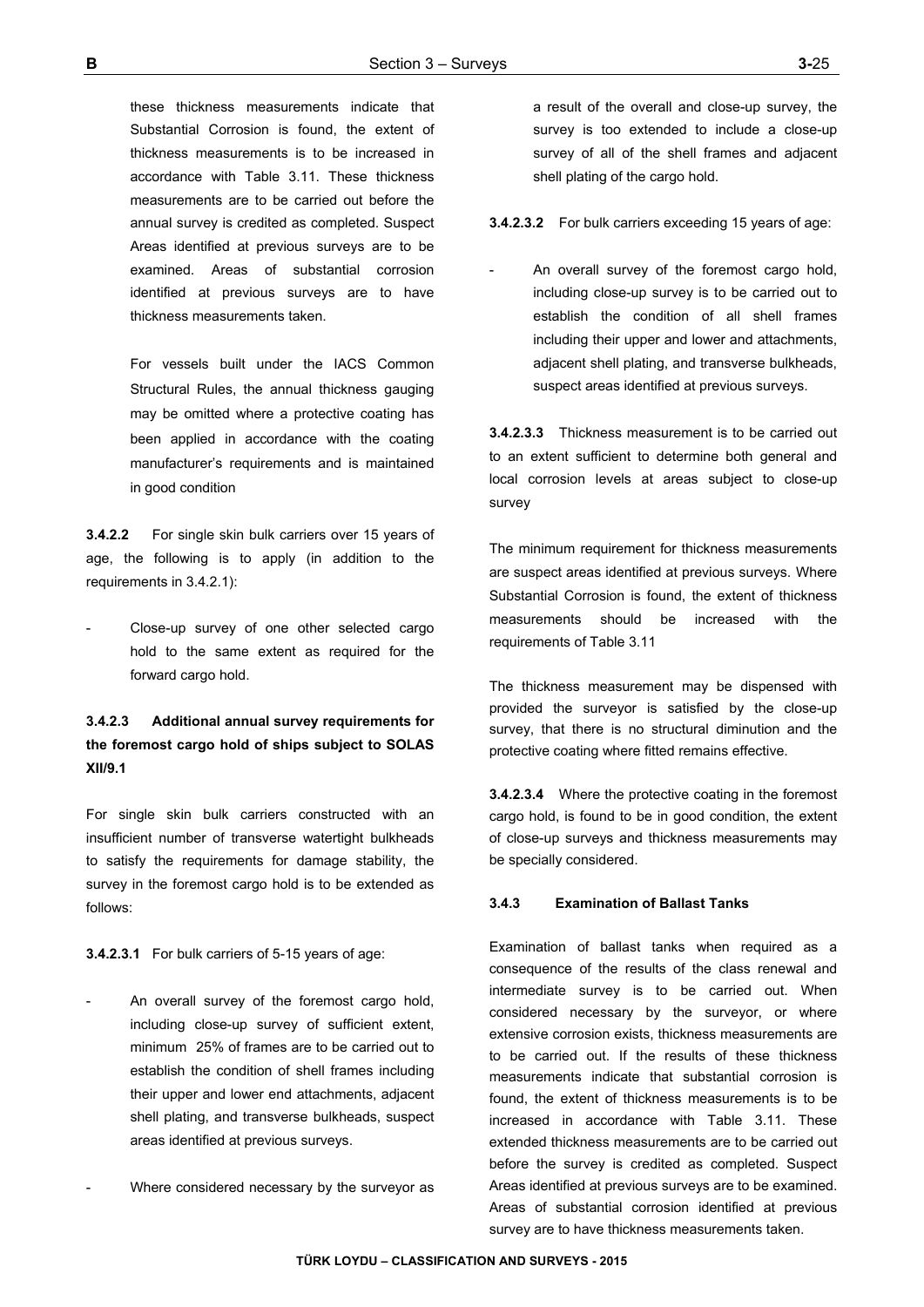these thickness measurements indicate that Substantial Corrosion is found, the extent of thickness measurements is to be increased in accordance with Table 3.11. These thickness measurements are to be carried out before the annual survey is credited as completed. Suspect Areas identified at previous surveys are to be examined. Areas of substantial corrosion identified at previous surveys are to have thickness measurements taken.

For vessels built under the IACS Common Structural Rules, the annual thickness gauging may be omitted where a protective coating has been applied in accordance with the coating manufacturer's requirements and is maintained in good condition

**3.4.2.2** For single skin bulk carriers over 15 years of age, the following is to apply (in addition to the requirements in 3.4.2.1):

- Close-up survey of one other selected cargo hold to the same extent as required for the forward cargo hold.

**3.4.2.3 Additional annual survey requirements for the foremost cargo hold of ships subject to SOLAS XII/9.1**

For single skin bulk carriers constructed with an insufficient number of transverse watertight bulkheads to satisfy the requirements for damage stability, the survey in the foremost cargo hold is to be extended as follows:

**3.4.2.3.1** For bulk carriers of 5-15 years of age:

- An overall survey of the foremost cargo hold, including close-up survey of sufficient extent, minimum 25% of frames are to be carried out to establish the condition of shell frames including their upper and lower end attachments, adjacent shell plating, and transverse bulkheads, suspect areas identified at previous surveys.

- Where considered necessary by the surveyor as a result of the overall and close-up survey, the survey is too extended to include a close-up survey of all of the shell frames and adjacent shell plating of the cargo hold.

**3.4.2.3.2** For bulk carriers exceeding 15 years of age:

- An overall survey of the foremost cargo hold, including close-up survey is to be carried out to establish the condition of all shell frames including their upper and lower and attachments, adjacent shell plating, and transverse bulkheads, suspect areas identified at previous surveys.

**3.4.2.3.3** Thickness measurement is to be carried out to an extent sufficient to determine both general and local corrosion levels at areas subject to close-up survey

The minimum requirement for thickness measurements are suspect areas identified at previous surveys. Where Substantial Corrosion is found, the extent of thickness measurements should be increased with the requirements of Table 3.11

The thickness measurement may be dispensed with provided the surveyor is satisfied by the close-up survey, that there is no structural diminution and the protective coating where fitted remains effective.

**3.4.2.3.4** Where the protective coating in the foremost cargo hold, is found to be in good condition, the extent of close-up surveys and thickness measurements may be specially considered.

#### 3.4.3 Examination of Ballast Tanks

Examination of ballast tanks when required as a consequence of the results of the class renewal and intermediate survey is to be carried out. When considered necessary by the surveyor, or where extensive corrosion exists, thickness measurements are to be carried out. If the results of these thickness measurements indicate that substantial corrosion is found, the extent of thickness measurements is to be increased in accordance with Table 3.11. These extended thickness measurements are to be carried out before the survey is credited as completed. Suspect Areas identified at previous surveys are to be examined. Areas of substantial corrosion identified at previous survey are to have thickness measurements taken.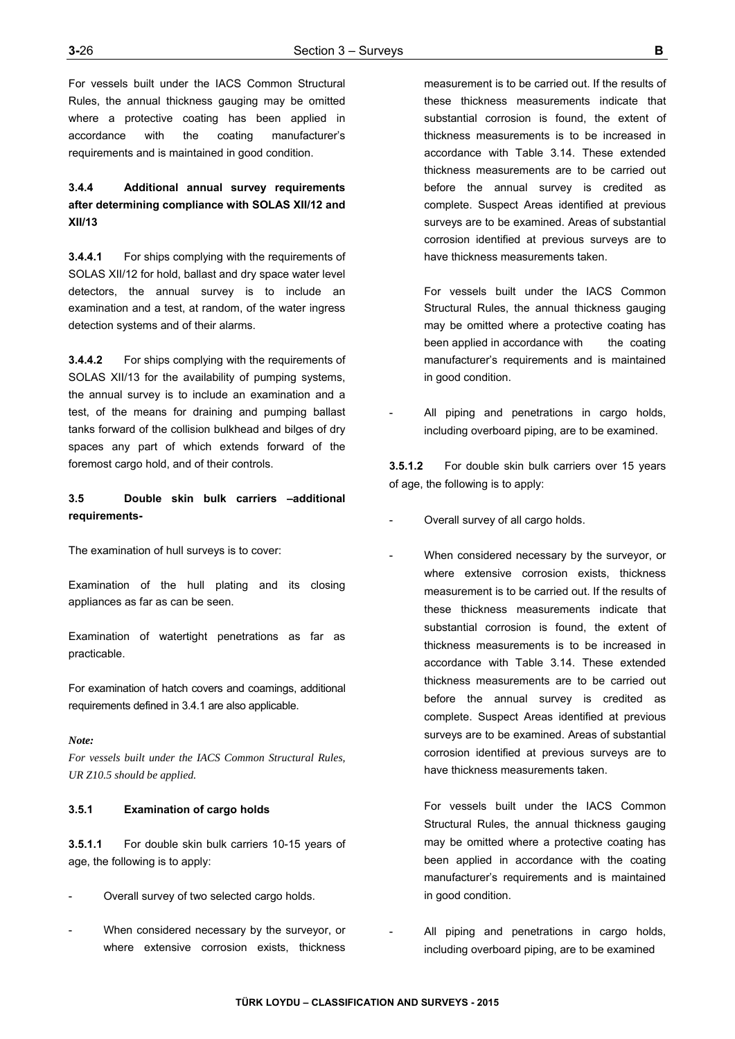For vessels built under the IACS Common Structural Rules, the annual thickness gauging may be omitted where a protective coating has been applied in accordance with the coating manufacturer's requirements and is maintained in good condition.

### 3.4.4 Additional annual survey requirements after determining compliance with SOLAS XII/12 and XII/13

**3.4.4.1** For ships complying with the requirements of SOLAS XII/12 for hold, ballast and dry space water level detectors, the annual survey is to include an examination and a test, at random, of the water ingress detection systems and of their alarms.

**3.4.4.2** For ships complying with the requirements of SOLAS XII/13 for the availability of pumping systems, the annual survey is to include an examination and a test, of the means for draining and pumping ballast tanks forward of the collision bulkhead and bilges of dry spaces any part of which extends forward of the foremost cargo hold, and of their controls.

## 3.5 Double skin bulk carriers –additional requirements-

The examination of hull surveys is to cover:

Examination of the hull plating and its closing appliances as far as can be seen.

Examination of watertight penetrations as far as practicable.

For examination of hatch covers and coamings, additional requirements defined in 3.4.1 are also applicable.

*Note:*

*For vessels built under the IACS Common Structural Rules, UR Z10.5 should be applied.*

### 3.5.1 Examination of cargo holds

**3.5.1.1** For double skin bulk carriers 10-15 years of age, the following is to apply:

- Overall survey of two selected cargo holds.

- When considered necessary by the surveyor, or where extensive corrosion exists, thickness measurement is to be carried out. If the results of these thickness measurements indicate that substantial corrosion is found, the extent of thickness measurements is to be increased in accordance with Table 3.14. These extended thickness measurements are to be carried out before the annual survey is credited as complete. Suspect Areas identified at previous surveys are to be examined. Areas of substantial corrosion identified at previous surveys are to have thickness measurements taken.

  For vessels built under the IACS Common Structural Rules, the annual thickness gauging may be omitted where a protective coating has been applied in accordance with the coating manufacturer's requirements and is maintained in good condition.

- All piping and penetrations in cargo holds, including overboard piping, are to be examined.

**3.5.1.2** For double skin bulk carriers over 15 years of age, the following is to apply:

- Overall survey of all cargo holds.

- When considered necessary by the surveyor, or where extensive corrosion exists, thickness measurement is to be carried out. If the results of these thickness measurements indicate that substantial corrosion is found, the extent of thickness measurements is to be increased in accordance with Table 3.14. These extended thickness measurements are to be carried out before the annual survey is credited as complete. Suspect Areas identified at previous surveys are to be examined. Areas of substantial corrosion identified at previous surveys are to have thickness measurements taken.

  For vessels built under the IACS Common Structural Rules, the annual thickness gauging may be omitted where a protective coating has been applied in accordance with the coating manufacturer's requirements and is maintained in good condition.

- All piping and penetrations in cargo holds, including overboard piping, are to be examined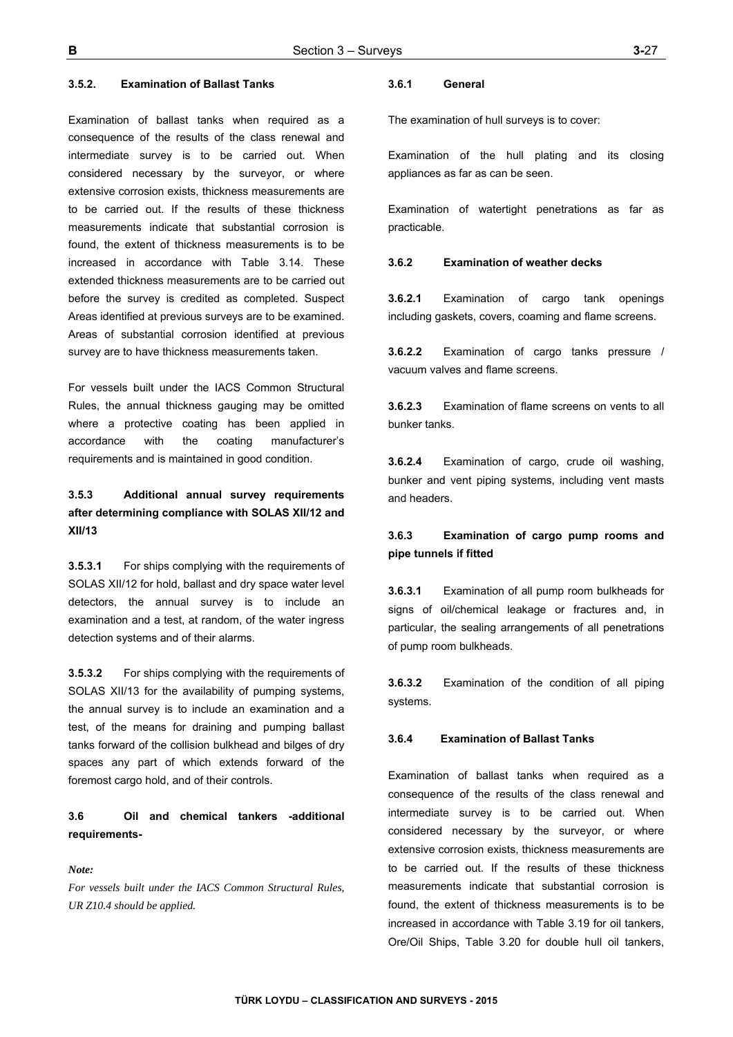#### 3.5.2. Examination of Ballast Tanks

Examination of ballast tanks when required as a consequence of the results of the class renewal and intermediate survey is to be carried out. When considered necessary by the surveyor, or where extensive corrosion exists, thickness measurements are to be carried out. If the results of these thickness measurements indicate that substantial corrosion is found, the extent of thickness measurements is to be increased in accordance with Table 3.14. These extended thickness measurements are to be carried out before the survey is credited as completed. Suspect Areas identified at previous surveys are to be examined. Areas of substantial corrosion identified at previous survey are to have thickness measurements taken.

For vessels built under the IACS Common Structural Rules, the annual thickness gauging may be omitted where a protective coating has been applied in accordance with the coating manufacturer's requirements and is maintained in good condition.

#### 3.5.3 Additional annual survey requirements after determining compliance with SOLAS XII/12 and XII/13

**3.5.3.1** For ships complying with the requirements of SOLAS XII/12 for hold, ballast and dry space water level detectors, the annual survey is to include an examination and a test, at random, of the water ingress detection systems and of their alarms.

**3.5.3.2** For ships complying with the requirements of SOLAS XII/13 for the availability of pumping systems, the annual survey is to include an examination and a test, of the means for draining and pumping ballast tanks forward of the collision bulkhead and bilges of dry spaces any part of which extends forward of the foremost cargo hold, and of their controls.

### 3.6 Oil and chemical tankers -additional requirements-

*Note:*

*For vessels built under the IACS Common Structural Rules, UR Z10.4 should be applied.*

#### 3.6.1 General

The examination of hull surveys is to cover:

Examination of the hull plating and its closing appliances as far as can be seen.

Examination of watertight penetrations as far as practicable.

#### 3.6.2 Examination of weather decks

**3.6.2.1** Examination of cargo tank openings including gaskets, covers, coaming and flame screens.

**3.6.2.2** Examination of cargo tanks pressure / vacuum valves and flame screens.

**3.6.2.3** Examination of flame screens on vents to all bunker tanks.

**3.6.2.4** Examination of cargo, crude oil washing, bunker and vent piping systems, including vent masts and headers.

#### 3.6.3 Examination of cargo pump rooms and pipe tunnels if fitted

**3.6.3.1** Examination of all pump room bulkheads for signs of oil/chemical leakage or fractures and, in particular, the sealing arrangements of all penetrations of pump room bulkheads.

**3.6.3.2** Examination of the condition of all piping systems.

#### 3.6.4 Examination of Ballast Tanks

Examination of ballast tanks when required as a consequence of the results of the class renewal and intermediate survey is to be carried out. When considered necessary by the surveyor, or where extensive corrosion exists, thickness measurements are to be carried out. If the results of these thickness measurements indicate that substantial corrosion is found, the extent of thickness measurements is to be increased in accordance with Table 3.19 for oil tankers, Ore/Oil Ships, Table 3.20 for double hull oil tankers,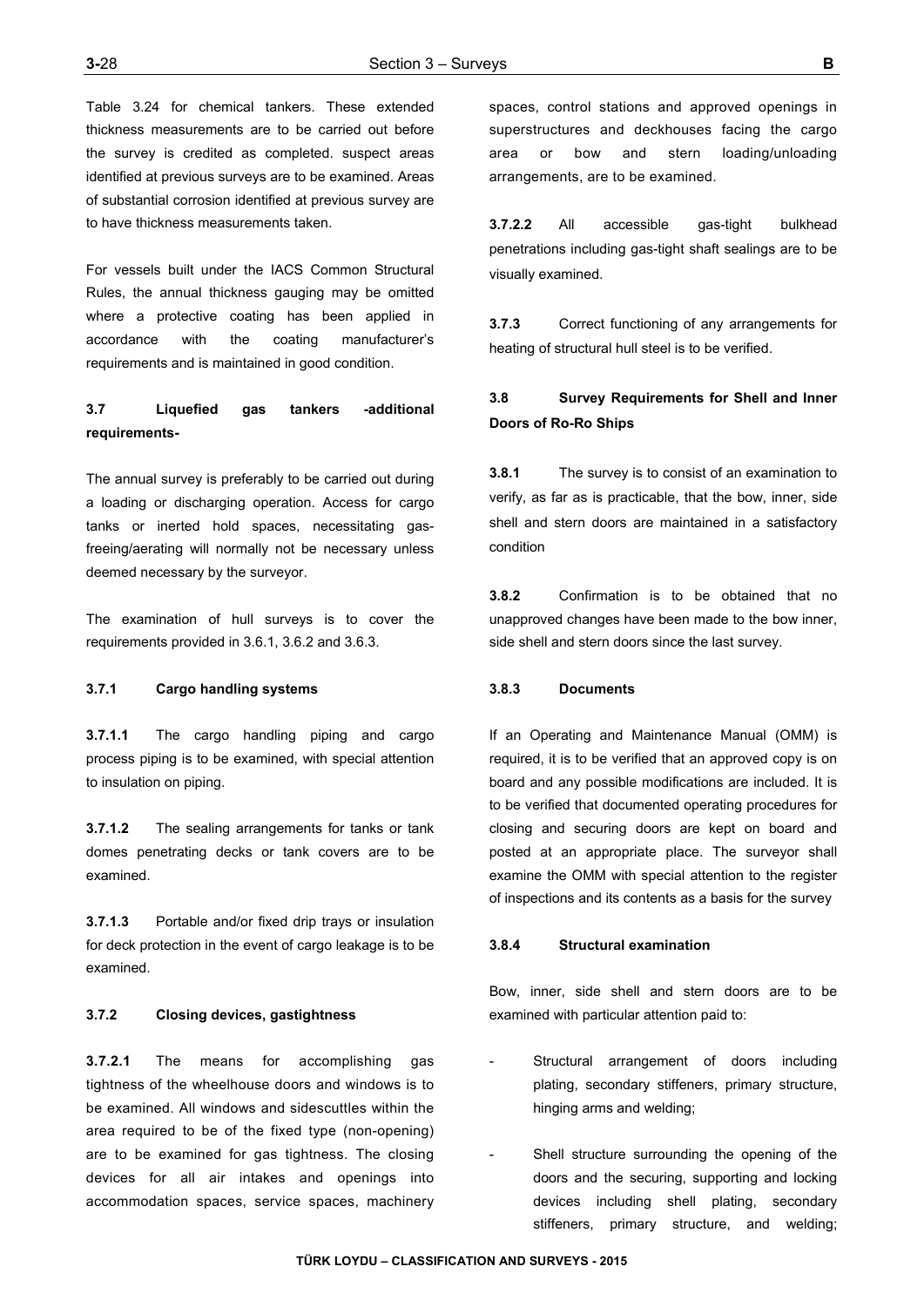Table 3.24 for chemical tankers. These extended thickness measurements are to be carried out before the survey is credited as completed. suspect areas identified at previous surveys are to be examined. Areas of substantial corrosion identified at previous survey are to have thickness measurements taken.

For vessels built under the IACS Common Structural Rules, the annual thickness gauging may be omitted where a protective coating has been applied in accordance with the coating manufacturer's requirements and is maintained in good condition.

### 3.7 Liquefied gas tankers -additional requirements-

The annual survey is preferably to be carried out during a loading or discharging operation. Access for cargo tanks or inerted hold spaces, necessitating gas-freeing/aerating will normally not be necessary unless deemed necessary by the surveyor.

The examination of hull surveys is to cover the requirements provided in 3.6.1, 3.6.2 and 3.6.3.

#### 3.7.1 Cargo handling systems

**3.7.1.1** The cargo handling piping and cargo process piping is to be examined, with special attention to insulation on piping.

**3.7.1.2** The sealing arrangements for tanks or tank domes penetrating decks or tank covers are to be examined.

**3.7.1.3** Portable and/or fixed drip trays or insulation for deck protection in the event of cargo leakage is to be examined.

#### 3.7.2 Closing devices, gastightness

**3.7.2.1** The means for accomplishing gas tightness of the wheelhouse doors and windows is to be examined. All windows and sidescuttles within the area required to be of the fixed type (non-opening) are to be examined for gas tightness. The closing devices for all air intakes and openings into accommodation spaces, service spaces, machinery spaces, control stations and approved openings in superstructures and deckhouses facing the cargo area or bow and stern loading/unloading arrangements, are to be examined.

**3.7.2.2** All accessible gas-tight bulkhead penetrations including gas-tight shaft sealings are to be visually examined.

**3.7.3** Correct functioning of any arrangements for heating of structural hull steel is to be verified.

### 3.8 Survey Requirements for Shell and Inner Doors of Ro-Ro Ships

**3.8.1** The survey is to consist of an examination to verify, as far as is practicable, that the bow, inner, side shell and stern doors are maintained in a satisfactory condition

**3.8.2** Confirmation is to be obtained that no unapproved changes have been made to the bow inner, side shell and stern doors since the last survey.

#### 3.8.3 Documents

If an Operating and Maintenance Manual (OMM) is required, it is to be verified that an approved copy is on board and any possible modifications are included. It is to be verified that documented operating procedures for closing and securing doors are kept on board and posted at an appropriate place. The surveyor shall examine the OMM with special attention to the register of inspections and its contents as a basis for the survey

#### 3.8.4 Structural examination

Bow, inner, side shell and stern doors are to be examined with particular attention paid to:

- Structural arrangement of doors including plating, secondary stiffeners, primary structure, hinging arms and welding;
- Shell structure surrounding the opening of the doors and the securing, supporting and locking devices including shell plating, secondary stiffeners, primary structure, and welding;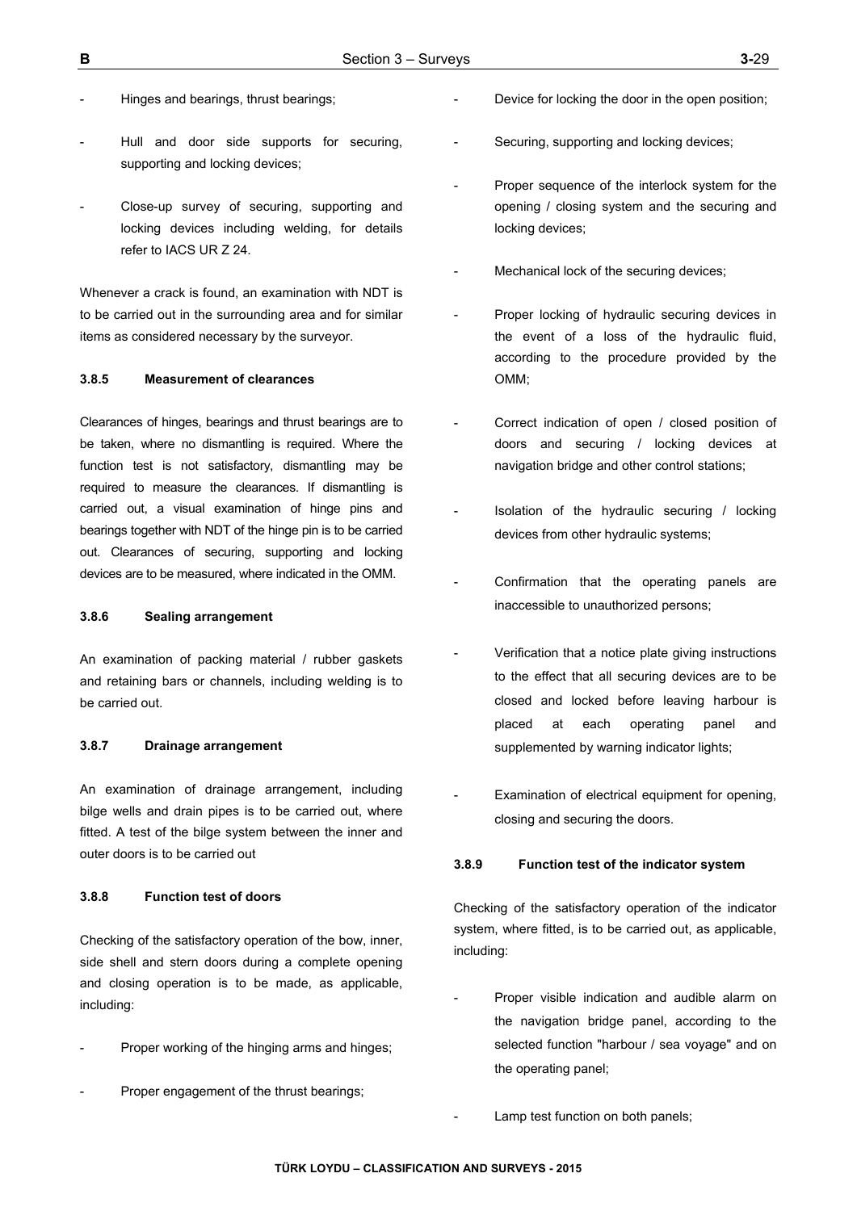- Hinges and bearings, thrust bearings;
- Hull and door side supports for securing, supporting and locking devices;
- Close-up survey of securing, supporting and locking devices including welding, for details refer to IACS UR Z 24.

Whenever a crack is found, an examination with NDT is to be carried out in the surrounding area and for similar items as considered necessary by the surveyor.

#### 3.8.5 Measurement of clearances

Clearances of hinges, bearings and thrust bearings are to be taken, where no dismantling is required. Where the function test is not satisfactory, dismantling may be required to measure the clearances. If dismantling is carried out, a visual examination of hinge pins and bearings together with NDT of the hinge pin is to be carried out. Clearances of securing, supporting and locking devices are to be measured, where indicated in the OMM.

#### 3.8.6 Sealing arrangement

An examination of packing material / rubber gaskets and retaining bars or channels, including welding is to be carried out.

#### 3.8.7 Drainage arrangement

An examination of drainage arrangement, including bilge wells and drain pipes is to be carried out, where fitted. A test of the bilge system between the inner and outer doors is to be carried out

#### 3.8.8 Function test of doors

Checking of the satisfactory operation of the bow, inner, side shell and stern doors during a complete opening and closing operation is to be made, as applicable, including:

- Proper working of the hinging arms and hinges;
- Proper engagement of the thrust bearings;
- Device for locking the door in the open position;
- Securing, supporting and locking devices;
- Proper sequence of the interlock system for the opening / closing system and the securing and locking devices;
- Mechanical lock of the securing devices;
- Proper locking of hydraulic securing devices in the event of a loss of the hydraulic fluid, according to the procedure provided by the OMM;
- Correct indication of open / closed position of doors and securing / locking devices at navigation bridge and other control stations;
- Isolation of the hydraulic securing / locking devices from other hydraulic systems;
- Confirmation that the operating panels are inaccessible to unauthorized persons;
- Verification that a notice plate giving instructions to the effect that all securing devices are to be closed and locked before leaving harbour is placed at each operating panel and supplemented by warning indicator lights;
- Examination of electrical equipment for opening, closing and securing the doors.

#### 3.8.9 Function test of the indicator system

Checking of the satisfactory operation of the indicator system, where fitted, is to be carried out, as applicable, including:

- Proper visible indication and audible alarm on the navigation bridge panel, according to the selected function "harbour / sea voyage" and on the operating panel;
- Lamp test function on both panels;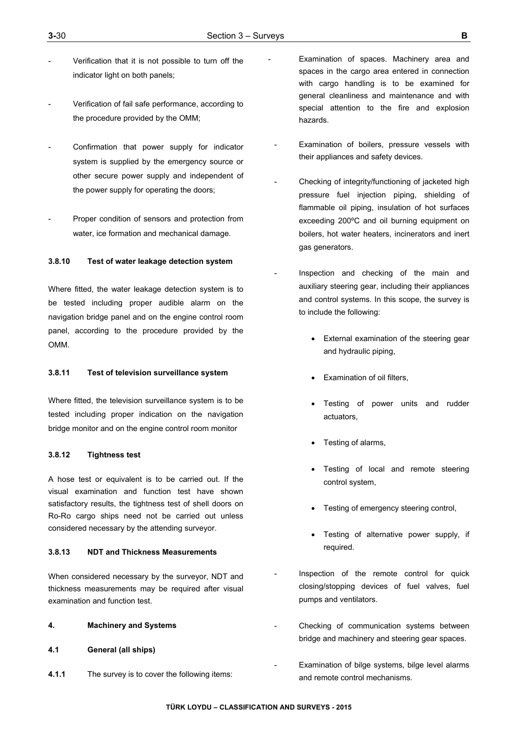- Verification that it is not possible to turn off the indicator light on both panels;

- Verification of fail safe performance, according to the procedure provided by the OMM;

- Confirmation that power supply for indicator system is supplied by the emergency source or other secure power supply and independent of the power supply for operating the doors;

- Proper condition of sensors and protection from water, ice formation and mechanical damage.

#### 3.8.10 Test of water leakage detection system

Where fitted, the water leakage detection system is to be tested including proper audible alarm on the navigation bridge panel and on the engine control room panel, according to the procedure provided by the OMM.

#### 3.8.11 Test of television surveillance system

Where fitted, the television surveillance system is to be tested including proper indication on the navigation bridge monitor and on the engine control room monitor

#### 3.8.12 Tightness test

A hose test or equivalent is to be carried out. If the visual examination and function test have shown satisfactory results, the tightness test of shell doors on Ro-Ro cargo ships need not be carried out unless considered necessary by the attending surveyor.

#### 3.8.13 NDT and Thickness Measurements

When considered necessary by the surveyor, NDT and thickness measurements may be required after visual examination and function test.

## 4. Machinery and Systems

### 4.1 General (all ships)

**4.1.1** The survey is to cover the following items:

- Examination of spaces. Machinery area and spaces in the cargo area entered in connection with cargo handling is to be examined for general cleanliness and maintenance and with special attention to the fire and explosion hazards.

- Examination of boilers, pressure vessels with their appliances and safety devices.

- Checking of integrity/functioning of jacketed high pressure fuel injection piping, shielding of flammable oil piping, insulation of hot surfaces exceeding 200ºC and oil burning equipment on boilers, hot water heaters, incinerators and inert gas generators.

- Inspection and checking of the main and auxiliary steering gear, including their appliances and control systems. In this scope, the survey is to include the following:

    - External examination of the steering gear and hydraulic piping,
    - Examination of oil filters,
    - Testing of power units and rudder actuators,
    - Testing of alarms,
    - Testing of local and remote steering control system,
    - Testing of emergency steering control,
    - Testing of alternative power supply, if required.

- Inspection of the remote control for quick closing/stopping devices of fuel valves, fuel pumps and ventilators.

- Checking of communication systems between bridge and machinery and steering gear spaces.

- Examination of bilge systems, bilge level alarms and remote control mechanisms.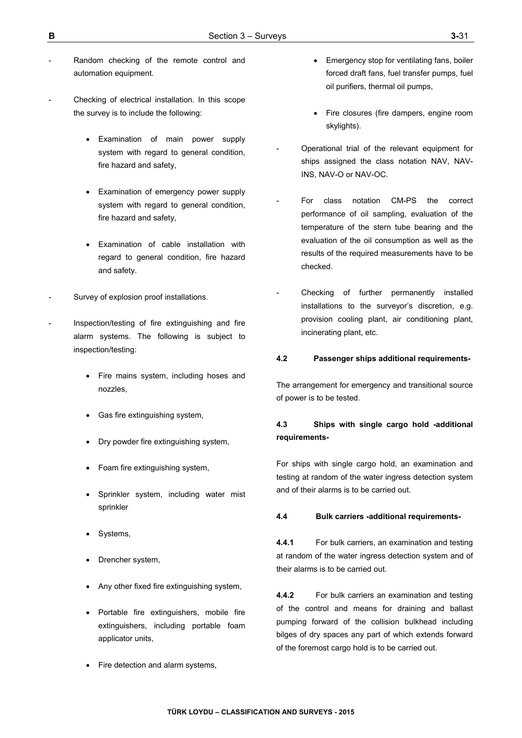- Random checking of the remote control and automation equipment.

- Checking of electrical installation. In this scope the survey is to include the following:

  - Examination of main power supply system with regard to general condition, fire hazard and safety,

  - Examination of emergency power supply system with regard to general condition, fire hazard and safety,

  - Examination of cable installation with regard to general condition, fire hazard and safety.

- Survey of explosion proof installations.

- Inspection/testing of fire extinguishing and fire alarm systems. The following is subject to inspection/testing:

  - Fire mains system, including hoses and nozzles,

  - Gas fire extinguishing system,

  - Dry powder fire extinguishing system,

  - Foam fire extinguishing system,

  - Sprinkler system, including water mist sprinkler

  - Systems,

  - Drencher system,

  - Any other fixed fire extinguishing system,

  - Portable fire extinguishers, mobile fire extinguishers, including portable foam applicator units,

  - Fire detection and alarm systems,

  - Emergency stop for ventilating fans, boiler forced draft fans, fuel transfer pumps, fuel oil purifiers, thermal oil pumps,

  - Fire closures (fire dampers, engine room skylights).

- Operational trial of the relevant equipment for ships assigned the class notation NAV, NAV-INS, NAV-O or NAV-OC.

- For class notation CM-PS the correct performance of oil sampling, evaluation of the temperature of the stern tube bearing and the evaluation of the oil consumption as well as the results of the required measurements have to be checked.

- Checking of further permanently installed installations to the surveyor's discretion, e.g. provision cooling plant, air conditioning plant, incinerating plant, etc.

#### 4.2 Passenger ships additional requirements-

The arrangement for emergency and transitional source of power is to be tested.

#### 4.3 Ships with single cargo hold -additional requirements-

For ships with single cargo hold, an examination and testing at random of the water ingress detection system and of their alarms is to be carried out.

#### 4.4 Bulk carriers -additional requirements-

**4.4.1** For bulk carriers, an examination and testing at random of the water ingress detection system and of their alarms is to be carried out.

**4.4.2** For bulk carriers an examination and testing of the control and means for draining and ballast pumping forward of the collision bulkhead including bilges of dry spaces any part of which extends forward of the foremost cargo hold is to be carried out.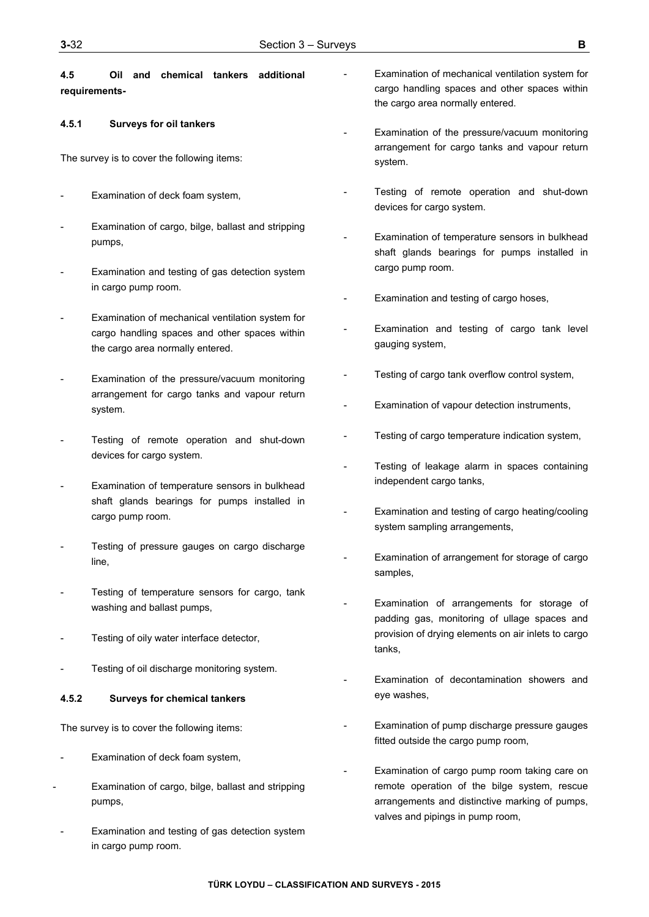**4.5 Oil and chemical tankers additional requirements-**

**4.5.1 Surveys for oil tankers**

The survey is to cover the following items:

- Examination of deck foam system,
- Examination of cargo, bilge, ballast and stripping pumps,
- Examination and testing of gas detection system in cargo pump room.
- Examination of mechanical ventilation system for cargo handling spaces and other spaces within the cargo area normally entered.
- Examination of the pressure/vacuum monitoring arrangement for cargo tanks and vapour return system.
- Testing of remote operation and shut-down devices for cargo system.
- Examination of temperature sensors in bulkhead shaft glands bearings for pumps installed in cargo pump room.
- Testing of pressure gauges on cargo discharge line,
- Testing of temperature sensors for cargo, tank washing and ballast pumps,
- Testing of oily water interface detector,
- Testing of oil discharge monitoring system.

**4.5.2 Surveys for chemical tankers**

The survey is to cover the following items:

- Examination of deck foam system,
- Examination of cargo, bilge, ballast and stripping pumps,
- Examination and testing of gas detection system in cargo pump room.
- Examination of mechanical ventilation system for cargo handling spaces and other spaces within the cargo area normally entered.
- Examination of the pressure/vacuum monitoring arrangement for cargo tanks and vapour return system.
- Testing of remote operation and shut-down devices for cargo system.
- Examination of temperature sensors in bulkhead shaft glands bearings for pumps installed in cargo pump room.
- Examination and testing of cargo hoses,
- Examination and testing of cargo tank level gauging system,
- Testing of cargo tank overflow control system,
- Examination of vapour detection instruments,
- Testing of cargo temperature indication system,
- Testing of leakage alarm in spaces containing independent cargo tanks,
- Examination and testing of cargo heating/cooling system sampling arrangements,
- Examination of arrangement for storage of cargo samples,
- Examination of arrangements for storage of padding gas, monitoring of ullage spaces and provision of drying elements on air inlets to cargo tanks,
- Examination of decontamination showers and eye washes,
- Examination of pump discharge pressure gauges fitted outside the cargo pump room,
- Examination of cargo pump room taking care on remote operation of the bilge system, rescue arrangements and distinctive marking of pumps, valves and pipings in pump room,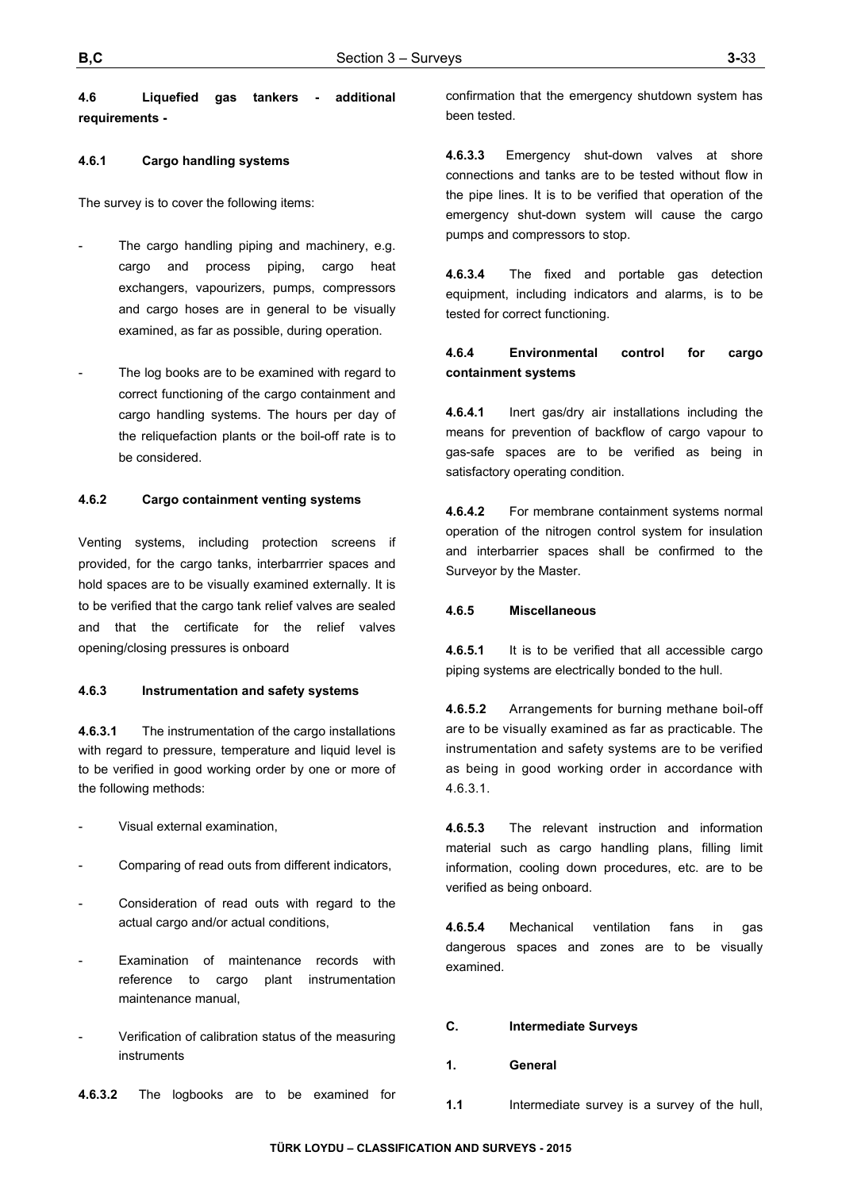**4.6 Liquefied gas tankers - additional requirements -**

**4.6.1 Cargo handling systems**

The survey is to cover the following items:

- The cargo handling piping and machinery, e.g. cargo and process piping, cargo heat exchangers, vapourizers, pumps, compressors and cargo hoses are in general to be visually examined, as far as possible, during operation.

- The log books are to be examined with regard to correct functioning of the cargo containment and cargo handling systems. The hours per day of the reliquefaction plants or the boil-off rate is to be considered.

**4.6.2 Cargo containment venting systems**

Venting systems, including protection screens if provided, for the cargo tanks, interbarrrier spaces and hold spaces are to be visually examined externally. It is to be verified that the cargo tank relief valves are sealed and that the certificate for the relief valves opening/closing pressures is onboard

**4.6.3 Instrumentation and safety systems**

**4.6.3.1** The instrumentation of the cargo installations with regard to pressure, temperature and liquid level is to be verified in good working order by one or more of the following methods:

- Visual external examination,

- Comparing of read outs from different indicators,

- Consideration of read outs with regard to the actual cargo and/or actual conditions,

- Examination of maintenance records with reference to cargo plant instrumentation maintenance manual,

- Verification of calibration status of the measuring instruments

**4.6.3.2** The logbooks are to be examined for confirmation that the emergency shutdown system has been tested.

**4.6.3.3** Emergency shut-down valves at shore connections and tanks are to be tested without flow in the pipe lines. It is to be verified that operation of the emergency shut-down system will cause the cargo pumps and compressors to stop.

**4.6.3.4** The fixed and portable gas detection equipment, including indicators and alarms, is to be tested for correct functioning.

**4.6.4 Environmental control for cargo containment systems**

**4.6.4.1** Inert gas/dry air installations including the means for prevention of backflow of cargo vapour to gas-safe spaces are to be verified as being in satisfactory operating condition.

**4.6.4.2** For membrane containment systems normal operation of the nitrogen control system for insulation and interbarrier spaces shall be confirmed to the Surveyor by the Master.

**4.6.5 Miscellaneous**

**4.6.5.1** It is to be verified that all accessible cargo piping systems are electrically bonded to the hull.

**4.6.5.2** Arrangements for burning methane boil-off are to be visually examined as far as practicable. The instrumentation and safety systems are to be verified as being in good working order in accordance with 4.6.3.1.

**4.6.5.3** The relevant instruction and information material such as cargo handling plans, filling limit information, cooling down procedures, etc. are to be verified as being onboard.

**4.6.5.4** Mechanical ventilation fans in gas dangerous spaces and zones are to be visually examined.

## C. Intermediate Surveys

### 1. General

**1.1** Intermediate survey is a survey of the hull,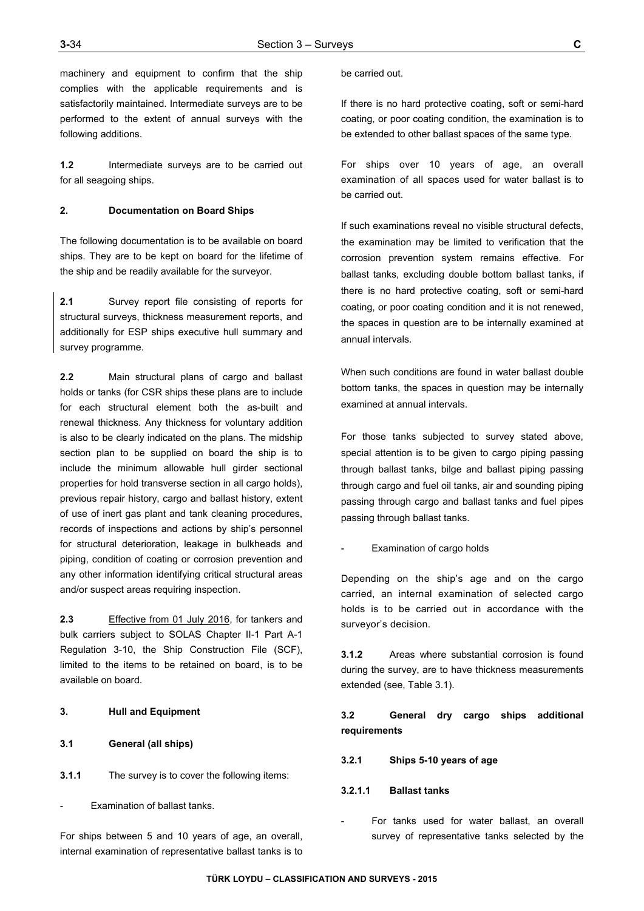machinery and equipment to confirm that the ship complies with the applicable requirements and is satisfactorily maintained. Intermediate surveys are to be performed to the extent of annual surveys with the following additions.

**1.2** Intermediate surveys are to be carried out for all seagoing ships.

**2. Documentation on Board Ships**

The following documentation is to be available on board ships. They are to be kept on board for the lifetime of the ship and be readily available for the surveyor.

**2.1** Survey report file consisting of reports for structural surveys, thickness measurement reports, and additionally for ESP ships executive hull summary and survey programme.

**2.2** Main structural plans of cargo and ballast holds or tanks (for CSR ships these plans are to include for each structural element both the as-built and renewal thickness. Any thickness for voluntary addition is also to be clearly indicated on the plans. The midship section plan to be supplied on board the ship is to include the minimum allowable hull girder sectional properties for hold transverse section in all cargo holds), previous repair history, cargo and ballast history, extent of use of inert gas plant and tank cleaning procedures, records of inspections and actions by ship's personnel for structural deterioration, leakage in bulkheads and piping, condition of coating or corrosion prevention and any other information identifying critical structural areas and/or suspect areas requiring inspection.

**2.3** Effective from 01 July 2016, for tankers and bulk carriers subject to SOLAS Chapter II-1 Part A-1 Regulation 3-10, the Ship Construction File (SCF), limited to the items to be retained on board, is to be available on board.

**3. Hull and Equipment**

**3.1 General (all ships)**

**3.1.1** The survey is to cover the following items:

- Examination of ballast tanks.

For ships between 5 and 10 years of age, an overall, internal examination of representative ballast tanks is to be carried out.

If there is no hard protective coating, soft or semi-hard coating, or poor coating condition, the examination is to be extended to other ballast spaces of the same type.

For ships over 10 years of age, an overall examination of all spaces used for water ballast is to be carried out.

If such examinations reveal no visible structural defects, the examination may be limited to verification that the corrosion prevention system remains effective. For ballast tanks, excluding double bottom ballast tanks, if there is no hard protective coating, soft or semi-hard coating, or poor coating condition and it is not renewed, the spaces in question are to be internally examined at annual intervals.

When such conditions are found in water ballast double bottom tanks, the spaces in question may be internally examined at annual intervals.

For those tanks subjected to survey stated above, special attention is to be given to cargo piping passing through ballast tanks, bilge and ballast piping passing through cargo and fuel oil tanks, air and sounding piping passing through cargo and ballast tanks and fuel pipes passing through ballast tanks.

- Examination of cargo holds

Depending on the ship's age and on the cargo carried, an internal examination of selected cargo holds is to be carried out in accordance with the surveyor's decision.

**3.1.2** Areas where substantial corrosion is found during the survey, are to have thickness measurements extended (see, Table 3.1).

**3.2 General dry cargo ships additional requirements**

**3.2.1 Ships 5-10 years of age**

**3.2.1.1 Ballast tanks**

- For tanks used for water ballast, an overall survey of representative tanks selected by the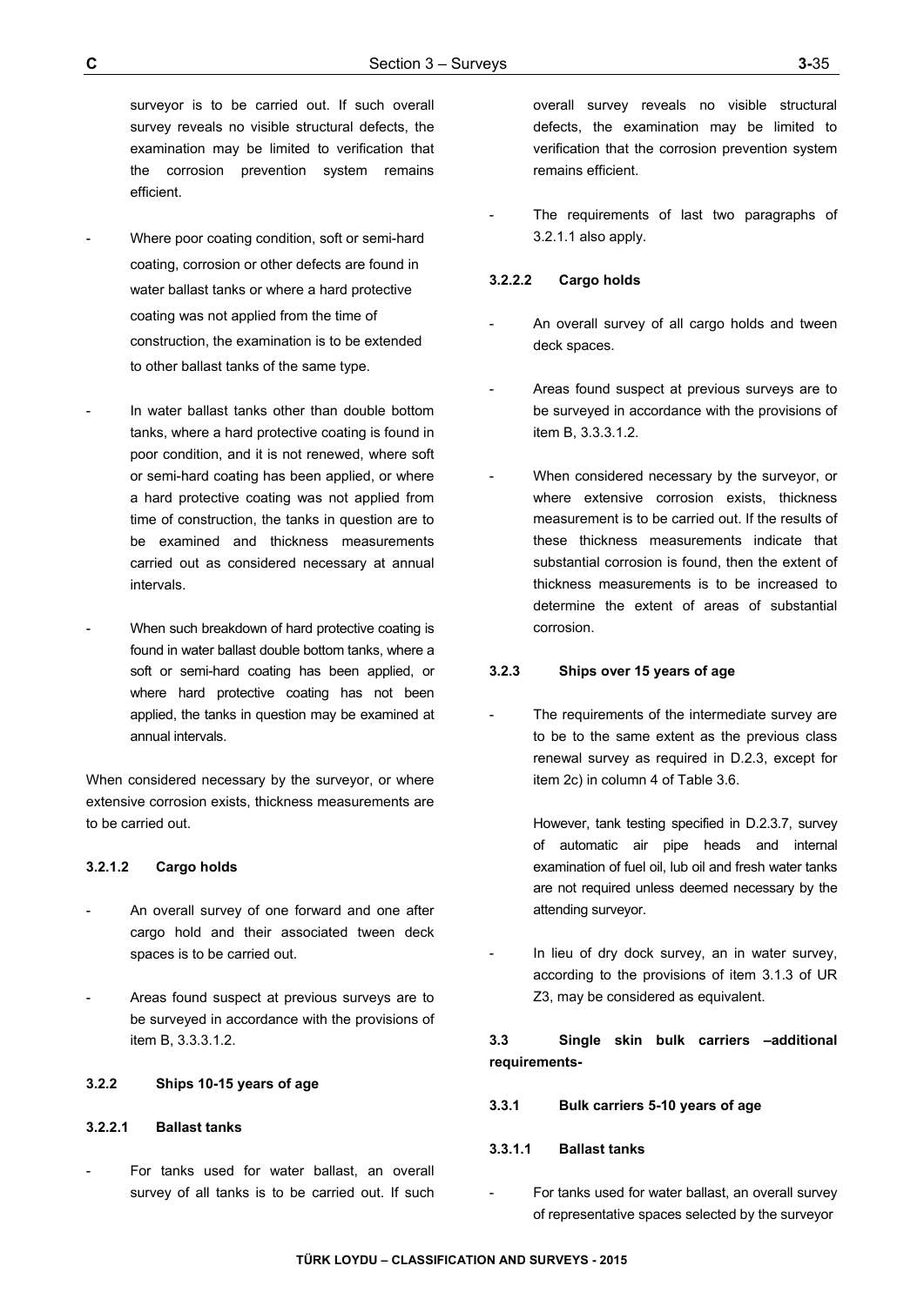surveyor is to be carried out. If such overall survey reveals no visible structural defects, the examination may be limited to verification that the corrosion prevention system remains efficient.

- Where poor coating condition, soft or semi-hard coating, corrosion or other defects are found in water ballast tanks or where a hard protective coating was not applied from the time of construction, the examination is to be extended to other ballast tanks of the same type.

- In water ballast tanks other than double bottom tanks, where a hard protective coating is found in poor condition, and it is not renewed, where soft or semi-hard coating has been applied, or where a hard protective coating was not applied from time of construction, the tanks in question are to be examined and thickness measurements carried out as considered necessary at annual intervals.

- When such breakdown of hard protective coating is found in water ballast double bottom tanks, where a soft or semi-hard coating has been applied, or where hard protective coating has not been applied, the tanks in question may be examined at annual intervals.

When considered necessary by the surveyor, or where extensive corrosion exists, thickness measurements are to be carried out.

#### 3.2.1.2 Cargo holds

- An overall survey of one forward and one after cargo hold and their associated tween deck spaces is to be carried out.

- Areas found suspect at previous surveys are to be surveyed in accordance with the provisions of item B, 3.3.3.1.2.

### 3.2.2 Ships 10-15 years of age

#### 3.2.2.1 Ballast tanks

- For tanks used for water ballast, an overall survey of all tanks is to be carried out. If such overall survey reveals no visible structural defects, the examination may be limited to verification that the corrosion prevention system remains efficient.

- The requirements of last two paragraphs of 3.2.1.1 also apply.

#### 3.2.2.2 Cargo holds

- An overall survey of all cargo holds and tween deck spaces.

- Areas found suspect at previous surveys are to be surveyed in accordance with the provisions of item B, 3.3.3.1.2.

- When considered necessary by the surveyor, or where extensive corrosion exists, thickness measurement is to be carried out. If the results of these thickness measurements indicate that substantial corrosion is found, then the extent of thickness measurements is to be increased to determine the extent of areas of substantial corrosion.

### 3.2.3 Ships over 15 years of age

- The requirements of the intermediate survey are to be to the same extent as the previous class renewal survey as required in D.2.3, except for item 2c) in column 4 of Table 3.6.

  However, tank testing specified in D.2.3.7, survey of automatic air pipe heads and internal examination of fuel oil, lub oil and fresh water tanks are not required unless deemed necessary by the attending surveyor.

- In lieu of dry dock survey, an in water survey, according to the provisions of item 3.1.3 of UR Z3, may be considered as equivalent.

## 3.3 Single skin bulk carriers –additional requirements-

### 3.3.1 Bulk carriers 5-10 years of age

#### 3.3.1.1 Ballast tanks

- For tanks used for water ballast, an overall survey of representative spaces selected by the surveyor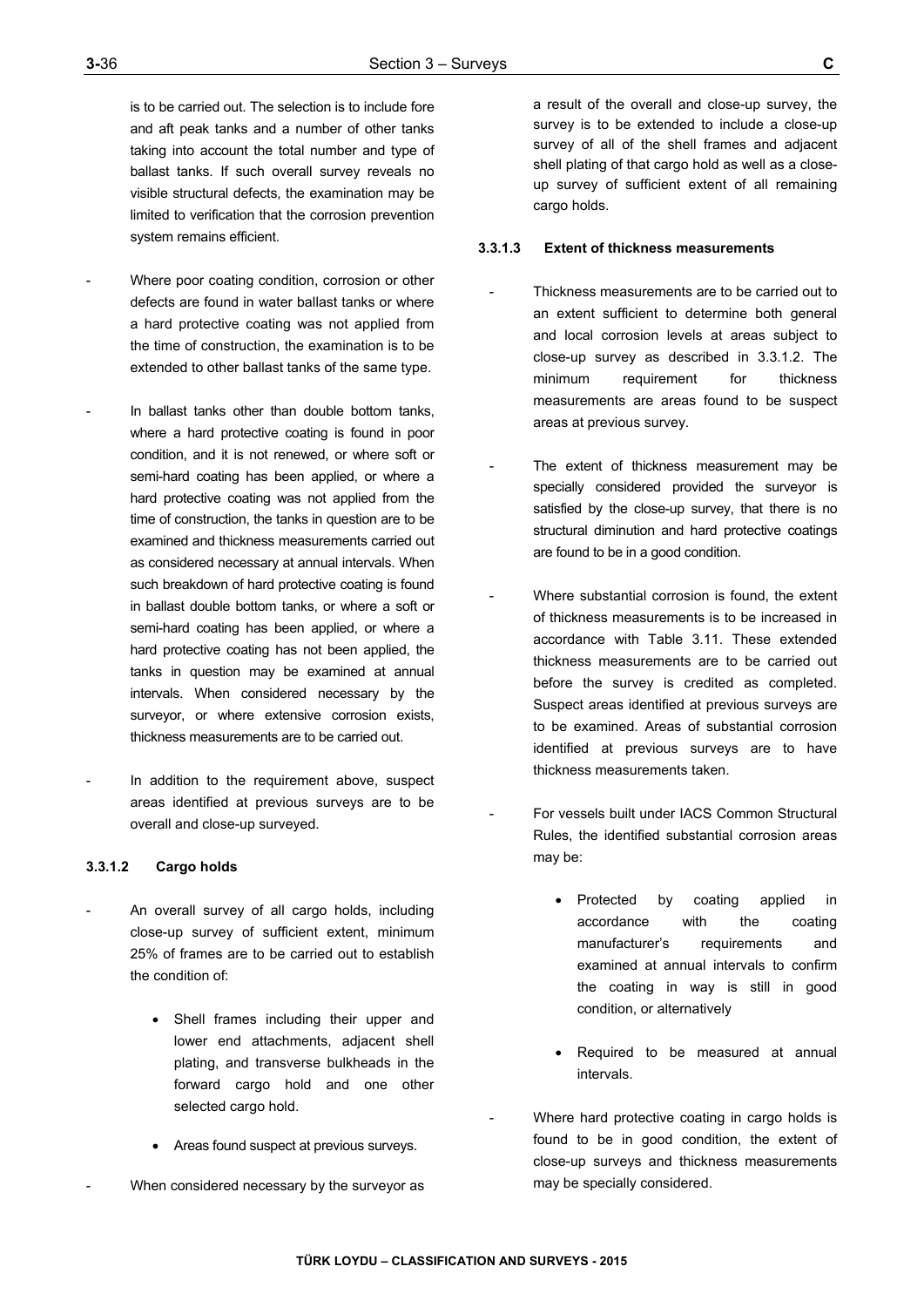is to be carried out. The selection is to include fore and aft peak tanks and a number of other tanks taking into account the total number and type of ballast tanks. If such overall survey reveals no visible structural defects, the examination may be limited to verification that the corrosion prevention system remains efficient.

- Where poor coating condition, corrosion or other defects are found in water ballast tanks or where a hard protective coating was not applied from the time of construction, the examination is to be extended to other ballast tanks of the same type.

- In ballast tanks other than double bottom tanks, where a hard protective coating is found in poor condition, and it is not renewed, or where soft or semi-hard coating has been applied, or where a hard protective coating was not applied from the time of construction, the tanks in question are to be examined and thickness measurements carried out as considered necessary at annual intervals. When such breakdown of hard protective coating is found in ballast double bottom tanks, or where a soft or semi-hard coating has been applied, or where a hard protective coating has not been applied, the tanks in question may be examined at annual intervals. When considered necessary by the surveyor, or where extensive corrosion exists, thickness measurements are to be carried out.

- In addition to the requirement above, suspect areas identified at previous surveys are to be overall and close-up surveyed.

#### 3.3.1.2 Cargo holds

- An overall survey of all cargo holds, including close-up survey of sufficient extent, minimum 25% of frames are to be carried out to establish the condition of:

    - Shell frames including their upper and lower end attachments, adjacent shell plating, and transverse bulkheads in the forward cargo hold and one other selected cargo hold.

    - Areas found suspect at previous surveys.

- When considered necessary by the surveyor as a result of the overall and close-up survey, the survey is to be extended to include a close-up survey of all of the shell frames and adjacent shell plating of that cargo hold as well as a close-up survey of sufficient extent of all remaining cargo holds.

#### 3.3.1.3 Extent of thickness measurements

- Thickness measurements are to be carried out to an extent sufficient to determine both general and local corrosion levels at areas subject to close-up survey as described in 3.3.1.2. The minimum requirement for thickness measurements are areas found to be suspect areas at previous survey.

- The extent of thickness measurement may be specially considered provided the surveyor is satisfied by the close-up survey, that there is no structural diminution and hard protective coatings are found to be in a good condition.

- Where substantial corrosion is found, the extent of thickness measurements is to be increased in accordance with Table 3.11. These extended thickness measurements are to be carried out before the survey is credited as completed. Suspect areas identified at previous surveys are to be examined. Areas of substantial corrosion identified at previous surveys are to have thickness measurements taken.

- For vessels built under IACS Common Structural Rules, the identified substantial corrosion areas may be:

    - Protected by coating applied in accordance with the coating manufacturer's requirements and examined at annual intervals to confirm the coating in way is still in good condition, or alternatively

    - Required to be measured at annual intervals.

- Where hard protective coating in cargo holds is found to be in good condition, the extent of close-up surveys and thickness measurements may be specially considered.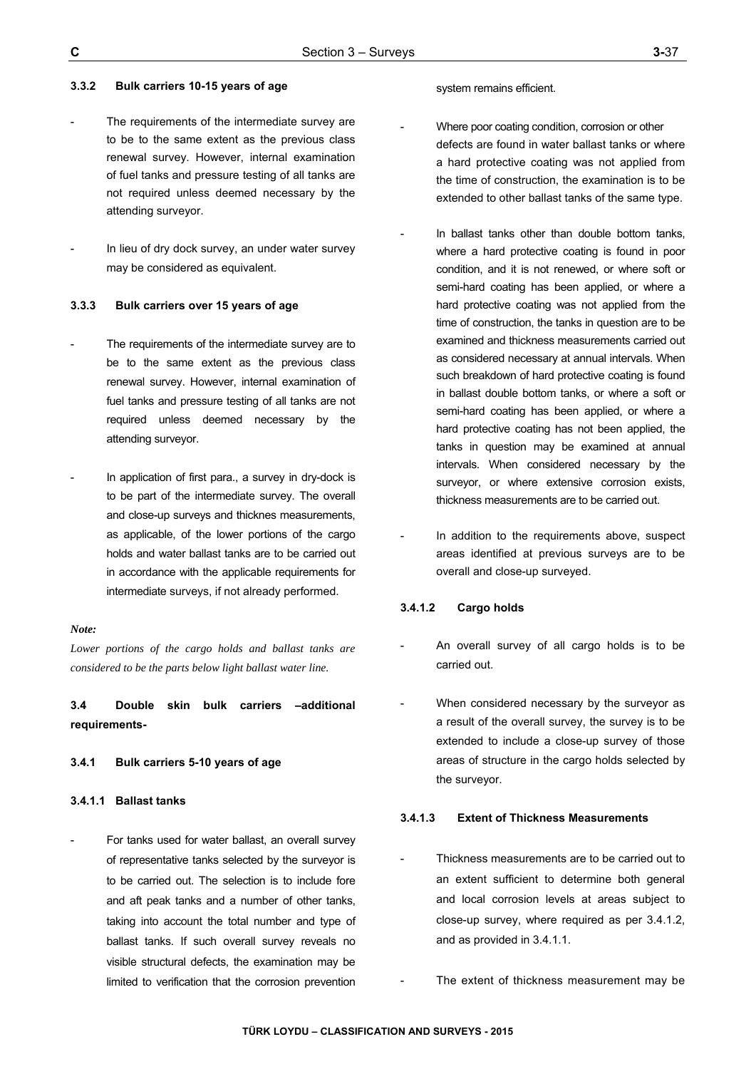#### 3.3.2 Bulk carriers 10-15 years of age

- The requirements of the intermediate survey are to be to the same extent as the previous class renewal survey. However, internal examination of fuel tanks and pressure testing of all tanks are not required unless deemed necessary by the attending surveyor.

- In lieu of dry dock survey, an under water survey may be considered as equivalent.

#### 3.3.3 Bulk carriers over 15 years of age

- The requirements of the intermediate survey are to be to the same extent as the previous class renewal survey. However, internal examination of fuel tanks and pressure testing of all tanks are not required unless deemed necessary by the attending surveyor.

- In application of first para., a survey in dry-dock is to be part of the intermediate survey. The overall and close-up surveys and thicknes measurements, as applicable, of the lower portions of the cargo holds and water ballast tanks are to be carried out in accordance with the applicable requirements for intermediate surveys, if not already performed.

*Note:*

*Lower portions of the cargo holds and ballast tanks are considered to be the parts below light ballast water line.*

### 3.4 Double skin bulk carriers –additional requirements-

#### 3.4.1 Bulk carriers 5-10 years of age

##### 3.4.1.1 Ballast tanks

- For tanks used for water ballast, an overall survey of representative tanks selected by the surveyor is to be carried out. The selection is to include fore and aft peak tanks and a number of other tanks, taking into account the total number and type of ballast tanks. If such overall survey reveals no visible structural defects, the examination may be limited to verification that the corrosion prevention system remains efficient.

- Where poor coating condition, corrosion or other defects are found in water ballast tanks or where a hard protective coating was not applied from the time of construction, the examination is to be extended to other ballast tanks of the same type.

- In ballast tanks other than double bottom tanks, where a hard protective coating is found in poor condition, and it is not renewed, or where soft or semi-hard coating has been applied, or where a hard protective coating was not applied from the time of construction, the tanks in question are to be examined and thickness measurements carried out as considered necessary at annual intervals. When such breakdown of hard protective coating is found in ballast double bottom tanks, or where a soft or semi-hard coating has been applied, or where a hard protective coating has not been applied, the tanks in question may be examined at annual intervals. When considered necessary by the surveyor, or where extensive corrosion exists, thickness measurements are to be carried out.

- In addition to the requirements above, suspect areas identified at previous surveys are to be overall and close-up surveyed.

##### 3.4.1.2 Cargo holds

- An overall survey of all cargo holds is to be carried out.

- When considered necessary by the surveyor as a result of the overall survey, the survey is to be extended to include a close-up survey of those areas of structure in the cargo holds selected by the surveyor.

##### 3.4.1.3 Extent of Thickness Measurements

- Thickness measurements are to be carried out to an extent sufficient to determine both general and local corrosion levels at areas subject to close-up survey, where required as per 3.4.1.2, and as provided in 3.4.1.1.

- The extent of thickness measurement may be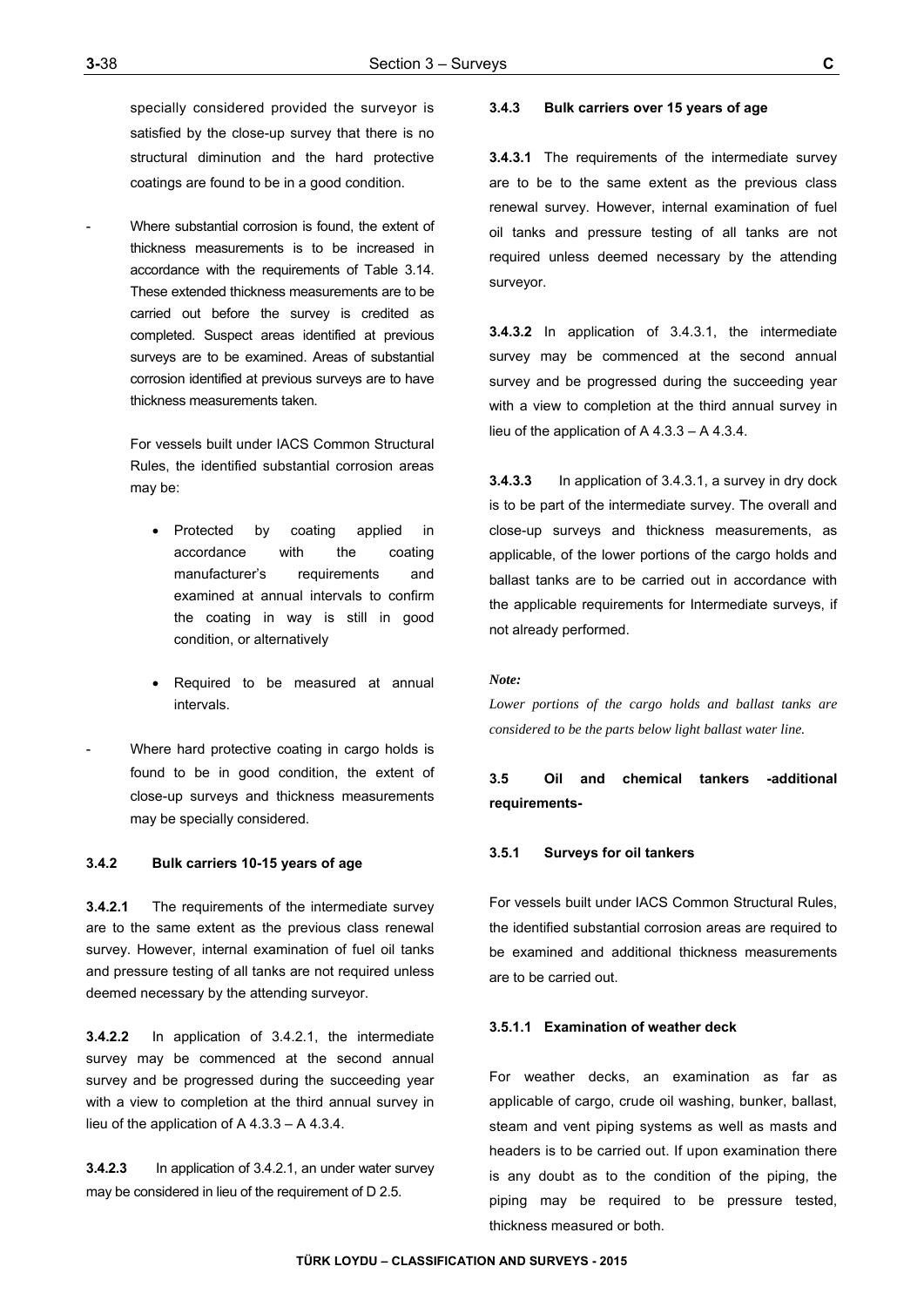specially considered provided the surveyor is satisfied by the close-up survey that there is no structural diminution and the hard protective coatings are found to be in a good condition.

- Where substantial corrosion is found, the extent of thickness measurements is to be increased in accordance with the requirements of Table 3.14. These extended thickness measurements are to be carried out before the survey is credited as completed. Suspect areas identified at previous surveys are to be examined. Areas of substantial corrosion identified at previous surveys are to have thickness measurements taken.

  For vessels built under IACS Common Structural Rules, the identified substantial corrosion areas may be:

  - Protected by coating applied in accordance with the coating manufacturer's requirements and examined at annual intervals to confirm the coating in way is still in good condition, or alternatively

  - Required to be measured at annual intervals.

- Where hard protective coating in cargo holds is found to be in good condition, the extent of close-up surveys and thickness measurements may be specially considered.

#### 3.4.2 Bulk carriers 10-15 years of age

**3.4.2.1** The requirements of the intermediate survey are to the same extent as the previous class renewal survey. However, internal examination of fuel oil tanks and pressure testing of all tanks are not required unless deemed necessary by the attending surveyor.

**3.4.2.2** In application of 3.4.2.1, the intermediate survey may be commenced at the second annual survey and be progressed during the succeeding year with a view to completion at the third annual survey in lieu of the application of A 4.3.3 – A 4.3.4.

**3.4.2.3** In application of 3.4.2.1, an under water survey may be considered in lieu of the requirement of D 2.5.

#### 3.4.3 Bulk carriers over 15 years of age

**3.4.3.1** The requirements of the intermediate survey are to be to the same extent as the previous class renewal survey. However, internal examination of fuel oil tanks and pressure testing of all tanks are not required unless deemed necessary by the attending surveyor.

**3.4.3.2** In application of 3.4.3.1, the intermediate survey may be commenced at the second annual survey and be progressed during the succeeding year with a view to completion at the third annual survey in lieu of the application of A 4.3.3 – A 4.3.4.

**3.4.3.3** In application of 3.4.3.1, a survey in dry dock is to be part of the intermediate survey. The overall and close-up surveys and thickness measurements, as applicable, of the lower portions of the cargo holds and ballast tanks are to be carried out in accordance with the applicable requirements for Intermediate surveys, if not already performed.

*Note:*

*Lower portions of the cargo holds and ballast tanks are considered to be the parts below light ballast water line.*

### 3.5 Oil and chemical tankers -additional requirements-

#### 3.5.1 Surveys for oil tankers

For vessels built under IACS Common Structural Rules, the identified substantial corrosion areas are required to be examined and additional thickness measurements are to be carried out.

**3.5.1.1 Examination of weather deck**

For weather decks, an examination as far as applicable of cargo, crude oil washing, bunker, ballast, steam and vent piping systems as well as masts and headers is to be carried out. If upon examination there is any doubt as to the condition of the piping, the piping may be required to be pressure tested, thickness measured or both.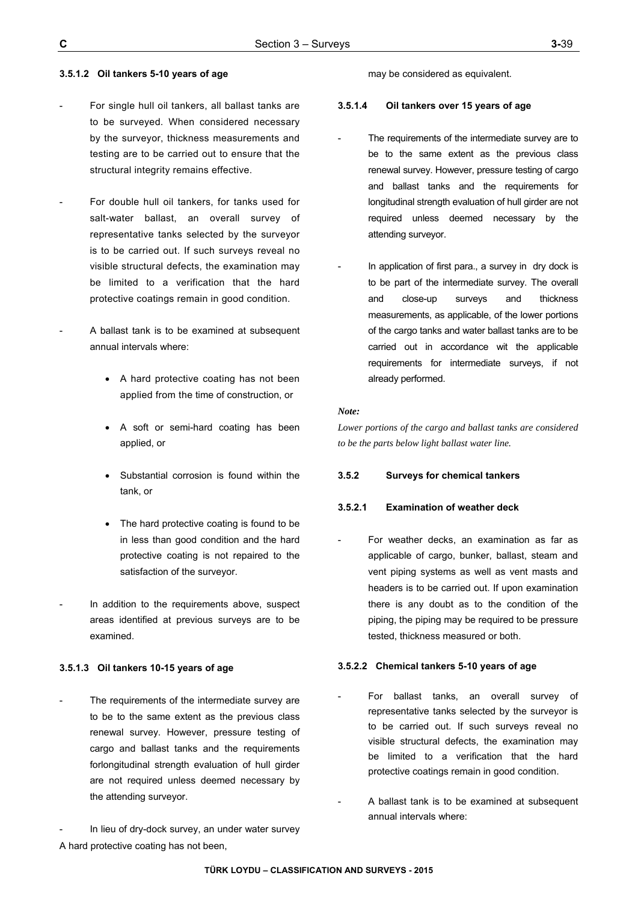#### 3.5.1.2 Oil tankers 5-10 years of age

- For single hull oil tankers, all ballast tanks are to be surveyed. When considered necessary by the surveyor, thickness measurements and testing are to be carried out to ensure that the structural integrity remains effective.

- For double hull oil tankers, for tanks used for salt-water ballast, an overall survey of representative tanks selected by the surveyor is to be carried out. If such surveys reveal no visible structural defects, the examination may be limited to a verification that the hard protective coatings remain in good condition.

- A ballast tank is to be examined at subsequent annual intervals where:

    - A hard protective coating has not been applied from the time of construction, or
    - A soft or semi-hard coating has been applied, or
    - Substantial corrosion is found within the tank, or
    - The hard protective coating is found to be in less than good condition and the hard protective coating is not repaired to the satisfaction of the surveyor.

- In addition to the requirements above, suspect areas identified at previous surveys are to be examined.

#### 3.5.1.3 Oil tankers 10-15 years of age

- The requirements of the intermediate survey are to be to the same extent as the previous class renewal survey. However, pressure testing of cargo and ballast tanks and the requirements forlongitudinal strength evaluation of hull girder are not required unless deemed necessary by the attending surveyor.

- In lieu of dry-dock survey, an under water survey A hard protective coating has not been, may be considered as equivalent.

#### 3.5.1.4 Oil tankers over 15 years of age

- The requirements of the intermediate survey are to be to the same extent as the previous class renewal survey. However, pressure testing of cargo and ballast tanks and the requirements for longitudinal strength evaluation of hull girder are not required unless deemed necessary by the attending surveyor.

- In application of first para., a survey in dry dock is to be part of the intermediate survey. The overall and close-up surveys and thickness measurements, as applicable, of the lower portions of the cargo tanks and water ballast tanks are to be carried out in accordance wit the applicable requirements for intermediate surveys, if not already performed.

*Note:*

*Lower portions of the cargo and ballast tanks are considered to be the parts below light ballast water line.*

### 3.5.2 Surveys for chemical tankers

#### 3.5.2.1 Examination of weather deck

- For weather decks, an examination as far as applicable of cargo, bunker, ballast, steam and vent piping systems as well as vent masts and headers is to be carried out. If upon examination there is any doubt as to the condition of the piping, the piping may be required to be pressure tested, thickness measured or both.

#### 3.5.2.2 Chemical tankers 5-10 years of age

- For ballast tanks, an overall survey of representative tanks selected by the surveyor is to be carried out. If such surveys reveal no visible structural defects, the examination may be limited to a verification that the hard protective coatings remain in good condition.

- A ballast tank is to be examined at subsequent annual intervals where: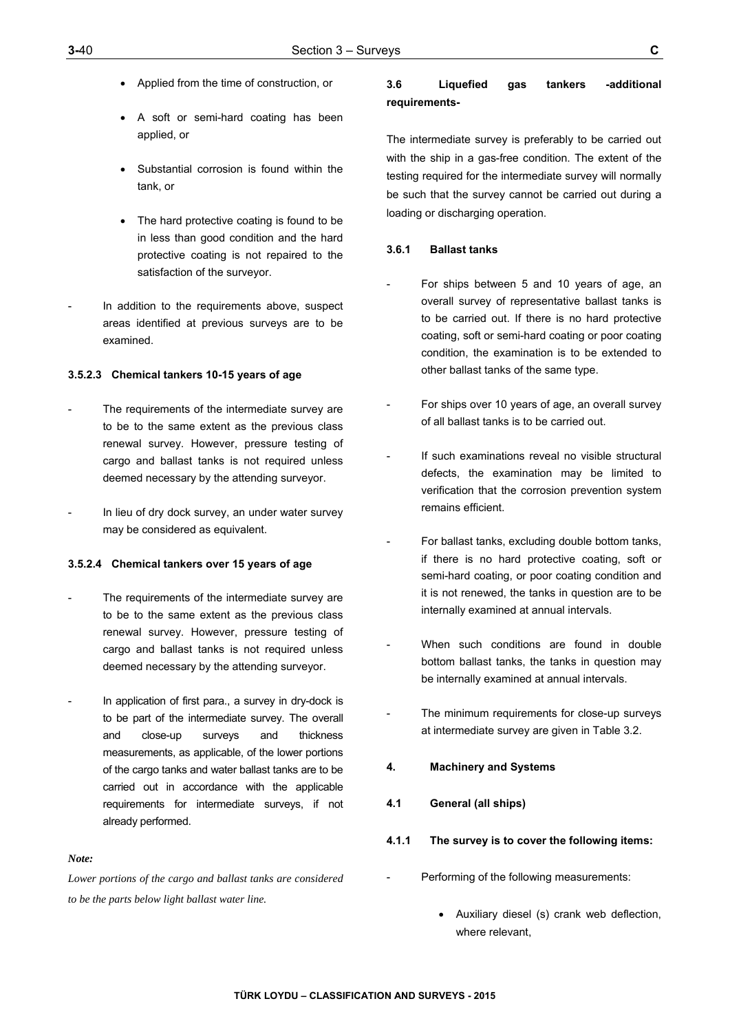- Applied from the time of construction, or
- A soft or semi-hard coating has been applied, or
- Substantial corrosion is found within the tank, or
- The hard protective coating is found to be in less than good condition and the hard protective coating is not repaired to the satisfaction of the surveyor.

- In addition to the requirements above, suspect areas identified at previous surveys are to be examined.

#### 3.5.2.3 Chemical tankers 10-15 years of age

- The requirements of the intermediate survey are to be to the same extent as the previous class renewal survey. However, pressure testing of cargo and ballast tanks is not required unless deemed necessary by the attending surveyor.

- In lieu of dry dock survey, an under water survey may be considered as equivalent.

#### 3.5.2.4 Chemical tankers over 15 years of age

- The requirements of the intermediate survey are to be to the same extent as the previous class renewal survey. However, pressure testing of cargo and ballast tanks is not required unless deemed necessary by the attending surveyor.

- In application of first para., a survey in dry-dock is to be part of the intermediate survey. The overall and close-up surveys and thickness measurements, as applicable, of the lower portions of the cargo tanks and water ballast tanks are to be carried out in accordance with the applicable requirements for intermediate surveys, if not already performed.

*Note:*

*Lower portions of the cargo and ballast tanks are considered to be the parts below light ballast water line.*

### 3.6 Liquefied gas tankers -additional requirements-

The intermediate survey is preferably to be carried out with the ship in a gas-free condition. The extent of the testing required for the intermediate survey will normally be such that the survey cannot be carried out during a loading or discharging operation.

#### 3.6.1 Ballast tanks

- For ships between 5 and 10 years of age, an overall survey of representative ballast tanks is to be carried out. If there is no hard protective coating, soft or semi-hard coating or poor coating condition, the examination is to be extended to other ballast tanks of the same type.

- For ships over 10 years of age, an overall survey of all ballast tanks is to be carried out.

- If such examinations reveal no visible structural defects, the examination may be limited to verification that the corrosion prevention system remains efficient.

- For ballast tanks, excluding double bottom tanks, if there is no hard protective coating, soft or semi-hard coating, or poor coating condition and it is not renewed, the tanks in question are to be internally examined at annual intervals.

- When such conditions are found in double bottom ballast tanks, the tanks in question may be internally examined at annual intervals.

- The minimum requirements for close-up surveys at intermediate survey are given in Table 3.2.

## 4. Machinery and Systems

### 4.1 General (all ships)

#### 4.1.1 The survey is to cover the following items:

- Performing of the following measurements:

  - Auxiliary diesel (s) crank web deflection, where relevant,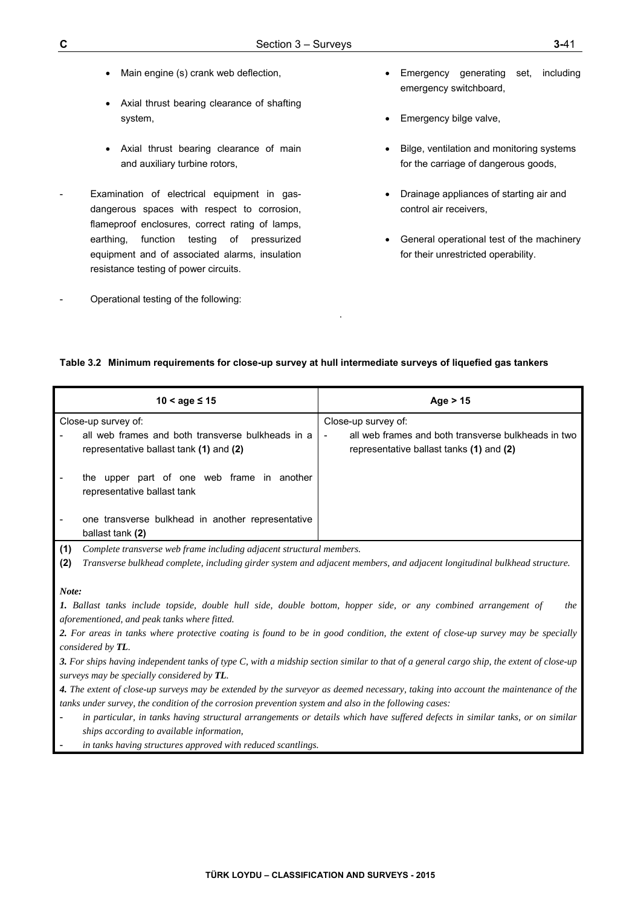- Main engine (s) crank web deflection,
- Axial thrust bearing clearance of shafting system,
- Axial thrust bearing clearance of main and auxiliary turbine rotors,

- Examination of electrical equipment in gas-dangerous spaces with respect to corrosion, flameproof enclosures, correct rating of lamps, earthing, function testing of pressurized equipment and of associated alarms, insulation resistance testing of power circuits.

- Operational testing of the following:

  - Emergency generating set, including emergency switchboard,
  - Emergency bilge valve,
  - Bilge, ventilation and monitoring systems for the carriage of dangerous goods,
  - Drainage appliances of starting air and control air receivers,
  - General operational test of the machinery for their unrestricted operability.

**Table 3.2 Minimum requirements for close-up survey at hull intermediate surveys of liquefied gas tankers**

| 10 < age ≤ 15 | Age > 15 |
|---|---|
| Close-up survey of:<br>- all web frames and both transverse bulkheads in a representative ballast tank **(1)** and **(2)**<br>- the upper part of one web frame in another representative ballast tank<br>- one transverse bulkhead in another representative ballast tank **(2)** | Close-up survey of:<br>- all web frames and both transverse bulkheads in two representative ballast tanks **(1)** and **(2)** |

**(1)** *Complete transverse web frame including adjacent structural members.*

**(2)** *Transverse bulkhead complete, including girder system and adjacent members, and adjacent longitudinal bulkhead structure.*

***Note:***

***1.*** *Ballast tanks include topside, double hull side, double bottom, hopper side, or any combined arrangement of the aforementioned, and peak tanks where fitted.*

***2.*** *For areas in tanks where protective coating is found to be in good condition, the extent of close-up survey may be specially considered by **TL**.*

***3.*** *For ships having independent tanks of type C, with a midship section similar to that of a general cargo ship, the extent of close-up surveys may be specially considered by **TL**.*

***4.*** *The extent of close-up surveys may be extended by the surveyor as deemed necessary, taking into account the maintenance of the tanks under survey, the condition of the corrosion prevention system and also in the following cases:*

- *in particular, in tanks having structural arrangements or details which have suffered defects in similar tanks, or on similar ships according to available information,*
- *in tanks having structures approved with reduced scantlings.*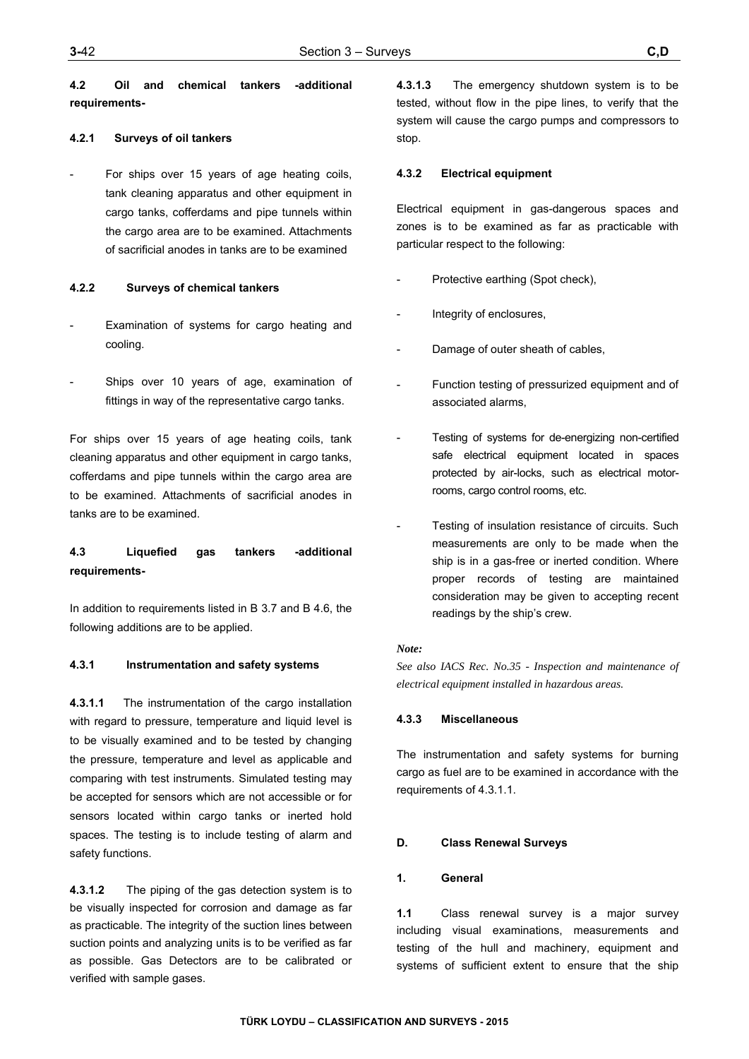#### 4.2 Oil and chemical tankers -additional requirements-

**4.2.1 Surveys of oil tankers**

- For ships over 15 years of age heating coils, tank cleaning apparatus and other equipment in cargo tanks, cofferdams and pipe tunnels within the cargo area are to be examined. Attachments of sacrificial anodes in tanks are to be examined

**4.2.2 Surveys of chemical tankers**

- Examination of systems for cargo heating and cooling.
- Ships over 10 years of age, examination of fittings in way of the representative cargo tanks.

For ships over 15 years of age heating coils, tank cleaning apparatus and other equipment in cargo tanks, cofferdams and pipe tunnels within the cargo area are to be examined. Attachments of sacrificial anodes in tanks are to be examined.

#### 4.3 Liquefied gas tankers -additional requirements-

In addition to requirements listed in B 3.7 and B 4.6, the following additions are to be applied.

**4.3.1 Instrumentation and safety systems**

**4.3.1.1** The instrumentation of the cargo installation with regard to pressure, temperature and liquid level is to be visually examined and to be tested by changing the pressure, temperature and level as applicable and comparing with test instruments. Simulated testing may be accepted for sensors which are not accessible or for sensors located within cargo tanks or inerted hold spaces. The testing is to include testing of alarm and safety functions.

**4.3.1.2** The piping of the gas detection system is to be visually inspected for corrosion and damage as far as practicable. The integrity of the suction lines between suction points and analyzing units is to be verified as far as possible. Gas Detectors are to be calibrated or verified with sample gases.

**4.3.1.3** The emergency shutdown system is to be tested, without flow in the pipe lines, to verify that the system will cause the cargo pumps and compressors to stop.

**4.3.2 Electrical equipment**

Electrical equipment in gas-dangerous spaces and zones is to be examined as far as practicable with particular respect to the following:

- Protective earthing (Spot check),
- Integrity of enclosures,
- Damage of outer sheath of cables,
- Function testing of pressurized equipment and of associated alarms,
- Testing of systems for de-energizing non-certified safe electrical equipment located in spaces protected by air-locks, such as electrical motor-rooms, cargo control rooms, etc.
- Testing of insulation resistance of circuits. Such measurements are only to be made when the ship is in a gas-free or inerted condition. Where proper records of testing are maintained consideration may be given to accepting recent readings by the ship's crew.

*Note:*

*See also IACS Rec. No.35 - Inspection and maintenance of electrical equipment installed in hazardous areas.*

**4.3.3 Miscellaneous**

The instrumentation and safety systems for burning cargo as fuel are to be examined in accordance with the requirements of 4.3.1.1.

## D. Class Renewal Surveys

### 1. General

**1.1** Class renewal survey is a major survey including visual examinations, measurements and testing of the hull and machinery, equipment and systems of sufficient extent to ensure that the ship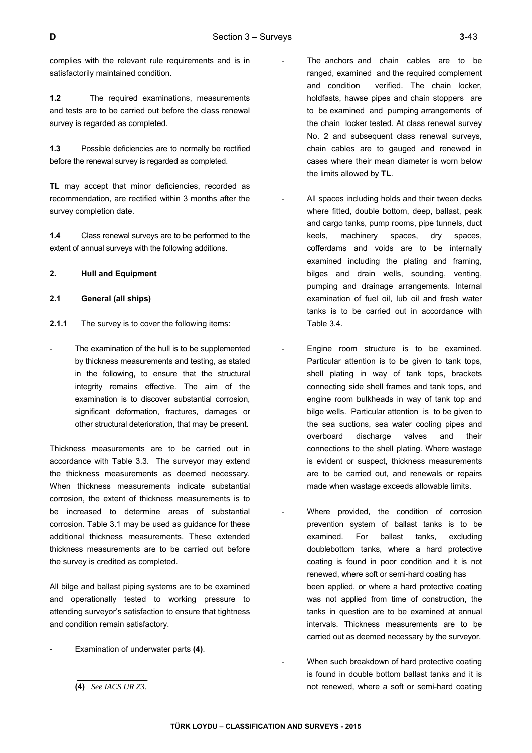complies with the relevant rule requirements and is in satisfactorily maintained condition.

**1.2** The required examinations, measurements and tests are to be carried out before the class renewal survey is regarded as completed.

**1.3** Possible deficiencies are to normally be rectified before the renewal survey is regarded as completed.

**TL** may accept that minor deficiencies, recorded as recommendation, are rectified within 3 months after the survey completion date.

**1.4** Class renewal surveys are to be performed to the extent of annual surveys with the following additions.

**2. Hull and Equipment**

**2.1 General (all ships)**

**2.1.1** The survey is to cover the following items:

- The examination of the hull is to be supplemented by thickness measurements and testing, as stated in the following, to ensure that the structural integrity remains effective. The aim of the examination is to discover substantial corrosion, significant deformation, fractures, damages or other structural deterioration, that may be present.

Thickness measurements are to be carried out in accordance with Table 3.3. The surveyor may extend the thickness measurements as deemed necessary. When thickness measurements indicate substantial corrosion, the extent of thickness measurements is to be increased to determine areas of substantial corrosion. Table 3.1 may be used as guidance for these additional thickness measurements. These extended thickness measurements are to be carried out before the survey is credited as completed.

All bilge and ballast piping systems are to be examined and operationally tested to working pressure to attending surveyor's satisfaction to ensure that tightness and condition remain satisfactory.

- Examination of underwater parts **(4)**.

- The anchors and chain cables are to be ranged, examined and the required complement and condition verified. The chain locker, holdfasts, hawse pipes and chain stoppers are to be examined and pumping arrangements of the chain locker tested. At class renewal survey No. 2 and subsequent class renewal surveys, chain cables are to gauged and renewed in cases where their mean diameter is worn below the limits allowed by **TL**.

- All spaces including holds and their tween decks where fitted, double bottom, deep, ballast, peak and cargo tanks, pump rooms, pipe tunnels, duct keels, machinery spaces, dry spaces, cofferdams and voids are to be internally examined including the plating and framing, bilges and drain wells, sounding, venting, pumping and drainage arrangements. Internal examination of fuel oil, lub oil and fresh water tanks is to be carried out in accordance with Table 3.4.

- Engine room structure is to be examined. Particular attention is to be given to tank tops, shell plating in way of tank tops, brackets connecting side shell frames and tank tops, and engine room bulkheads in way of tank top and bilge wells. Particular attention is to be given to the sea suctions, sea water cooling pipes and overboard discharge valves and their connections to the shell plating. Where wastage is evident or suspect, thickness measurements are to be carried out, and renewals or repairs made when wastage exceeds allowable limits.

- Where provided, the condition of corrosion prevention system of ballast tanks is to be examined. For ballast tanks, excluding doublebottom tanks, where a hard protective coating is found in poor condition and it is not renewed, where soft or semi-hard coating has been applied, or where a hard protective coating was not applied from time of construction, the tanks in question are to be examined at annual intervals. Thickness measurements are to be carried out as deemed necessary by the surveyor.

- When such breakdown of hard protective coating is found in double bottom ballast tanks and it is not renewed, where a soft or semi-hard coating

---

**(4)** *See IACS UR Z3.*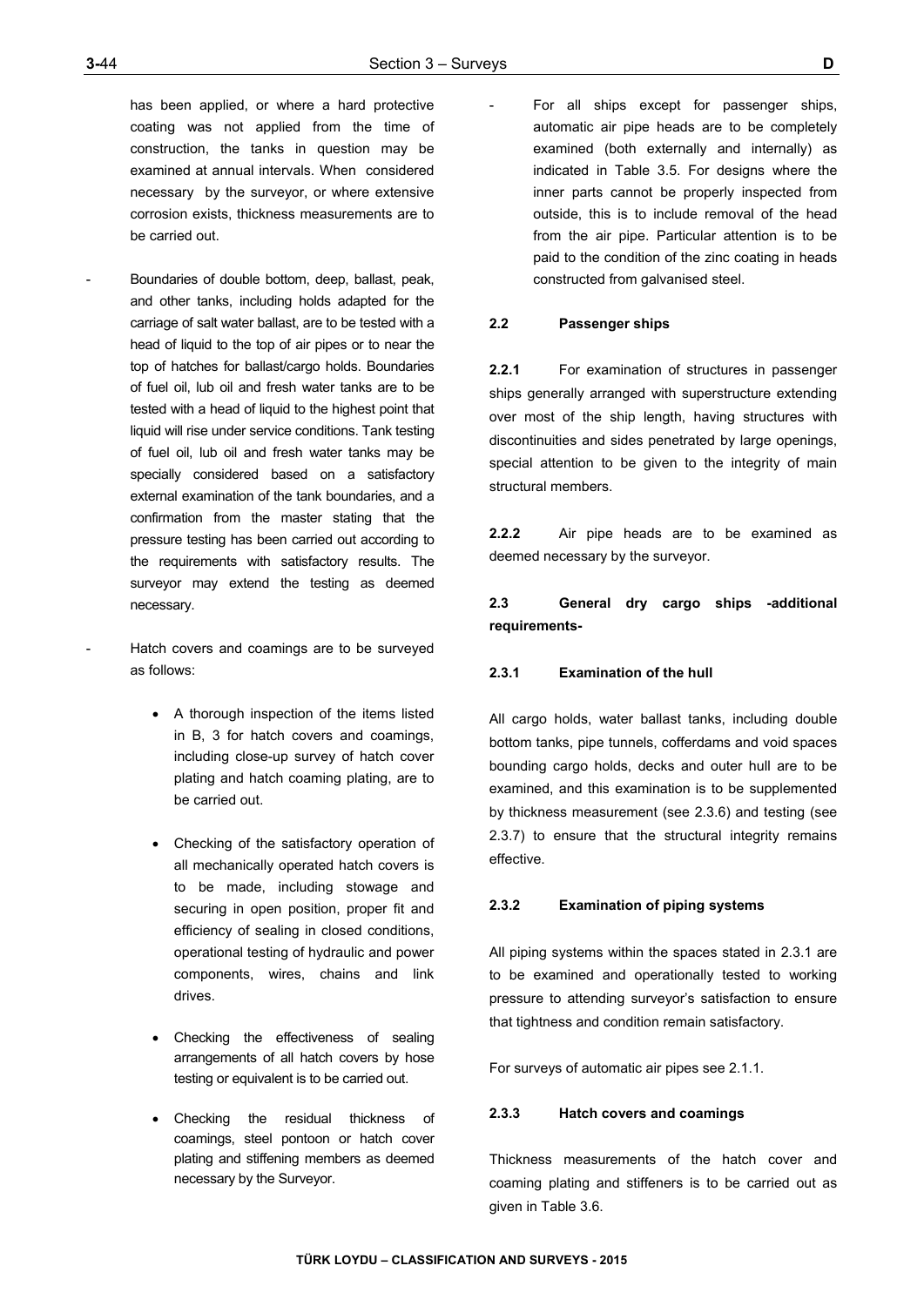has been applied, or where a hard protective coating was not applied from the time of construction, the tanks in question may be examined at annual intervals. When considered necessary by the surveyor, or where extensive corrosion exists, thickness measurements are to be carried out.

- Boundaries of double bottom, deep, ballast, peak, and other tanks, including holds adapted for the carriage of salt water ballast, are to be tested with a head of liquid to the top of air pipes or to near the top of hatches for ballast/cargo holds. Boundaries of fuel oil, lub oil and fresh water tanks are to be tested with a head of liquid to the highest point that liquid will rise under service conditions. Tank testing of fuel oil, lub oil and fresh water tanks may be specially considered based on a satisfactory external examination of the tank boundaries, and a confirmation from the master stating that the pressure testing has been carried out according to the requirements with satisfactory results. The surveyor may extend the testing as deemed necessary.

- Hatch covers and coamings are to be surveyed as follows:

  - A thorough inspection of the items listed in B, 3 for hatch covers and coamings, including close-up survey of hatch cover plating and hatch coaming plating, are to be carried out.

  - Checking of the satisfactory operation of all mechanically operated hatch covers is to be made, including stowage and securing in open position, proper fit and efficiency of sealing in closed conditions, operational testing of hydraulic and power components, wires, chains and link drives.

  - Checking the effectiveness of sealing arrangements of all hatch covers by hose testing or equivalent is to be carried out.

  - Checking the residual thickness of coamings, steel pontoon or hatch cover plating and stiffening members as deemed necessary by the Surveyor.

- For all ships except for passenger ships, automatic air pipe heads are to be completely examined (both externally and internally) as indicated in Table 3.5. For designs where the inner parts cannot be properly inspected from outside, this is to include removal of the head from the air pipe. Particular attention is to be paid to the condition of the zinc coating in heads constructed from galvanised steel.

### 2.2 Passenger ships

**2.2.1** For examination of structures in passenger ships generally arranged with superstructure extending over most of the ship length, having structures with discontinuities and sides penetrated by large openings, special attention to be given to the integrity of main structural members.

**2.2.2** Air pipe heads are to be examined as deemed necessary by the surveyor.

### 2.3 General dry cargo ships -additional requirements-

#### 2.3.1 Examination of the hull

All cargo holds, water ballast tanks, including double bottom tanks, pipe tunnels, cofferdams and void spaces bounding cargo holds, decks and outer hull are to be examined, and this examination is to be supplemented by thickness measurement (see 2.3.6) and testing (see 2.3.7) to ensure that the structural integrity remains effective.

#### 2.3.2 Examination of piping systems

All piping systems within the spaces stated in 2.3.1 are to be examined and operationally tested to working pressure to attending surveyor's satisfaction to ensure that tightness and condition remain satisfactory.

For surveys of automatic air pipes see 2.1.1.

#### 2.3.3 Hatch covers and coamings

Thickness measurements of the hatch cover and coaming plating and stiffeners is to be carried out as given in Table 3.6.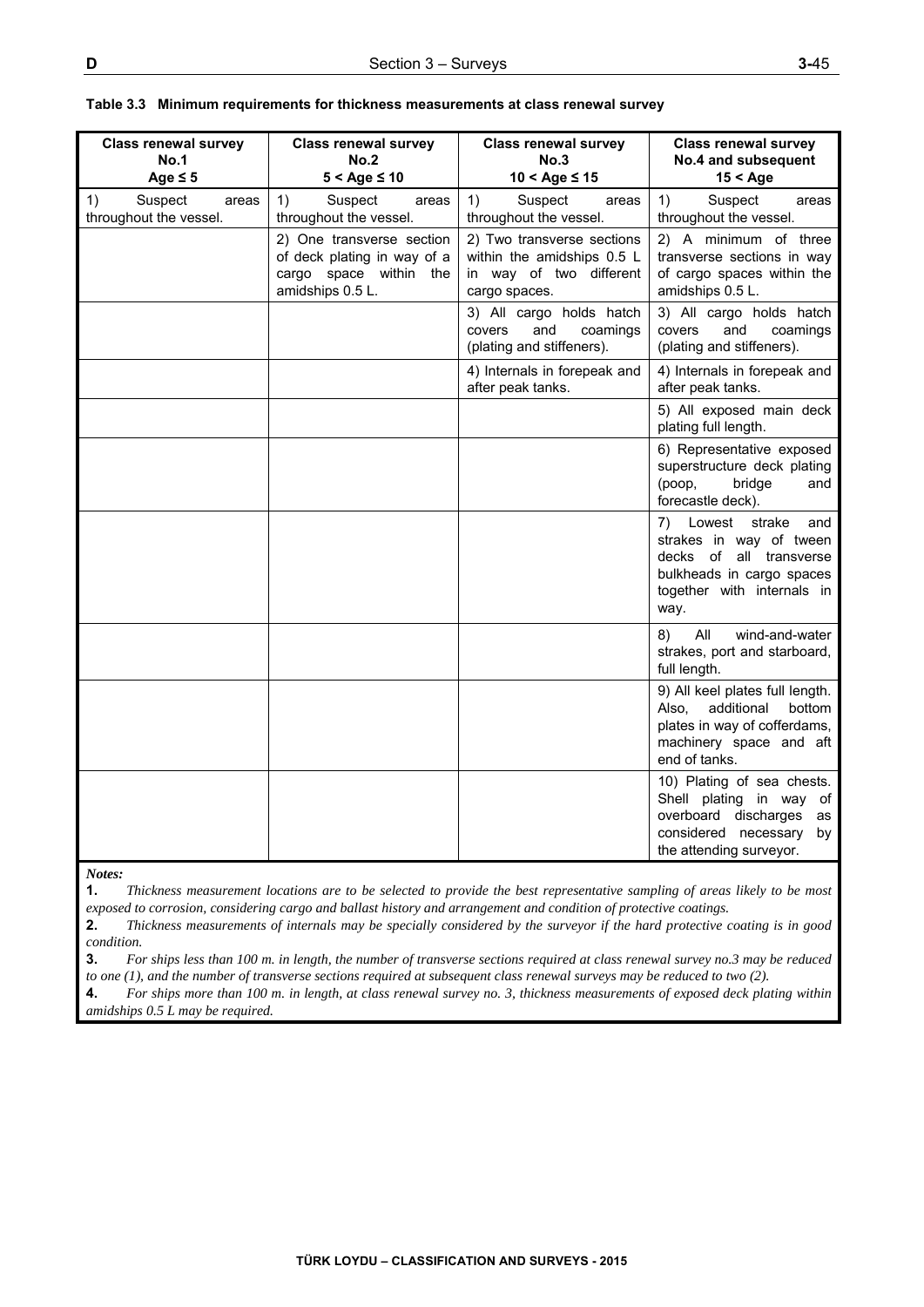**Table 3.3 Minimum requirements for thickness measurements at class renewal survey**

| **Class renewal survey No.1 Age ≤ 5** | **Class renewal survey No.2 5 < Age ≤ 10** | **Class renewal survey No.3 10 < Age ≤ 15** | **Class renewal survey No.4 and subsequent 15 < Age** |
|---|---|---|---|
| 1) Suspect areas throughout the vessel. | 1) Suspect areas throughout the vessel. | 1) Suspect areas throughout the vessel. | 1) Suspect areas throughout the vessel. |
| | 2) One transverse section of deck plating in way of a cargo space within the amidships 0.5 L. | 2) Two transverse sections within the amidships 0.5 L in way of two different cargo spaces. | 2) A minimum of three transverse sections in way of cargo spaces within the amidships 0.5 L. |
| | | 3) All cargo holds hatch covers and coamings (plating and stiffeners). | 3) All cargo holds hatch covers and coamings (plating and stiffeners). |
| | | 4) Internals in forepeak and after peak tanks. | 4) Internals in forepeak and after peak tanks. |
| | | | 5) All exposed main deck plating full length. |
| | | | 6) Representative exposed superstructure deck plating (poop, bridge and forecastle deck). |
| | | | 7) Lowest strake and strakes in way of tween decks of all transverse bulkheads in cargo spaces together with internals in way. |
| | | | 8) All wind-and-water strakes, port and starboard, full length. |
| | | | 9) All keel plates full length. Also, additional bottom plates in way of cofferdams, machinery space and aft end of tanks. |
| | | | 10) Plating of sea chests. Shell plating in way of overboard discharges as considered necessary by the attending surveyor. |

***Notes:***

**1.** *Thickness measurement locations are to be selected to provide the best representative sampling of areas likely to be most exposed to corrosion, considering cargo and ballast history and arrangement and condition of protective coatings.*

**2.** *Thickness measurements of internals may be specially considered by the surveyor if the hard protective coating is in good condition.*

**3.** *For ships less than 100 m. in length, the number of transverse sections required at class renewal survey no.3 may be reduced to one (1), and the number of transverse sections required at subsequent class renewal surveys may be reduced to two (2).*

**4.** *For ships more than 100 m. in length, at class renewal survey no. 3, thickness measurements of exposed deck plating within amidships 0.5 L may be required.*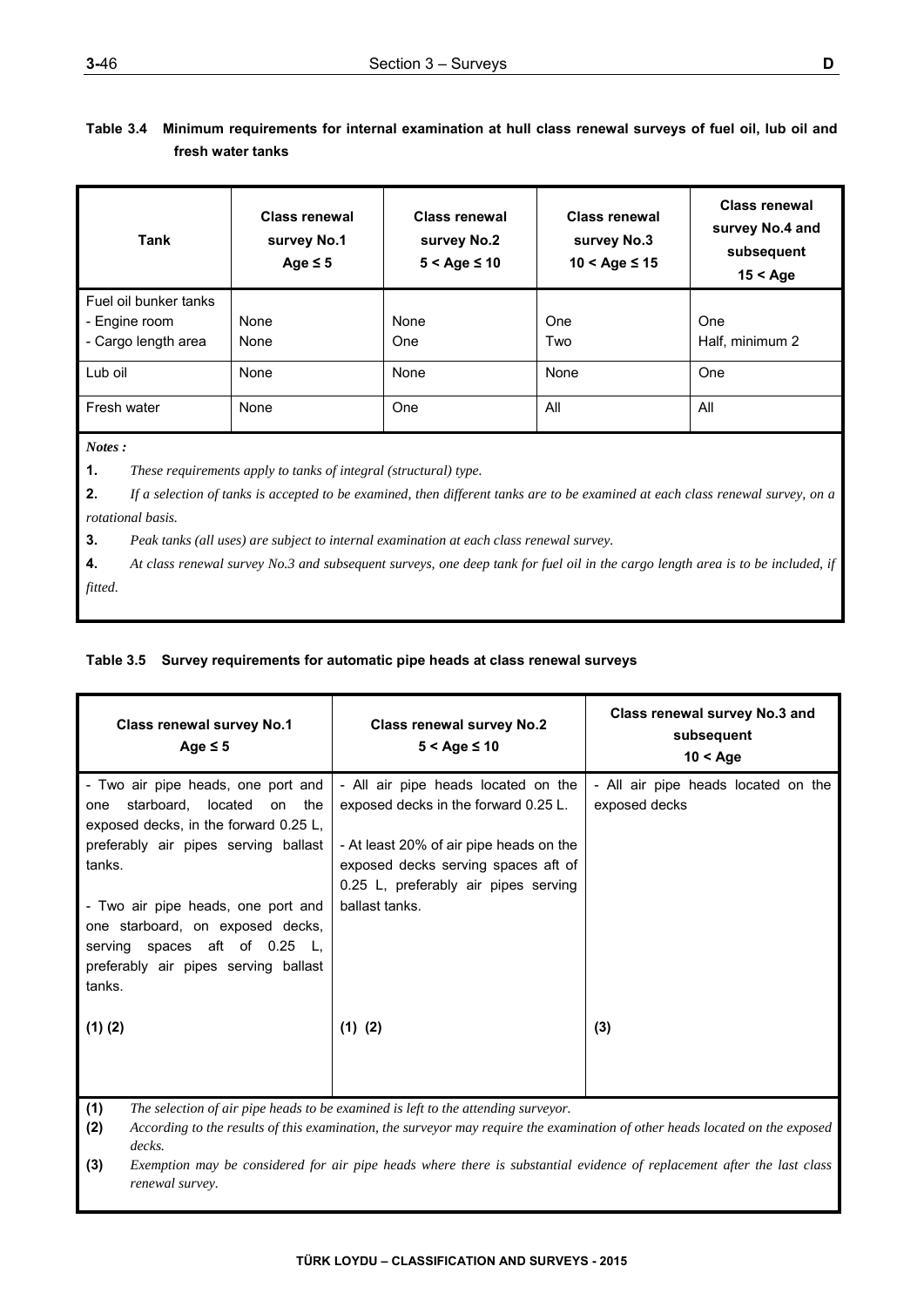**Table 3.4 Minimum requirements for internal examination at hull class renewal surveys of fuel oil, lub oil and fresh water tanks**

| Tank | Class renewal survey No.1 Age ≤ 5 | Class renewal survey No.2 5 < Age ≤ 10 | Class renewal survey No.3 10 < Age ≤ 15 | Class renewal survey No.4 and subsequent 15 < Age |
|---|---|---|---|---|
| Fuel oil bunker tanks | | | | |
| - Engine room | None | None | One | One |
| - Cargo length area | None | One | Two | Half, minimum 2 |
| Lub oil | None | None | None | One |
| Fresh water | None | One | All | All |

*Notes :*

**1.** *These requirements apply to tanks of integral (structural) type.*

**2.** *If a selection of tanks is accepted to be examined, then different tanks are to be examined at each class renewal survey, on a rotational basis.*

**3.** *Peak tanks (all uses) are subject to internal examination at each class renewal survey.*

**4.** *At class renewal survey No.3 and subsequent surveys, one deep tank for fuel oil in the cargo length area is to be included, if fitted.*

**Table 3.5 Survey requirements for automatic pipe heads at class renewal surveys**

| Class renewal survey No.1 Age ≤ 5 | Class renewal survey No.2 5 < Age ≤ 10 | Class renewal survey No.3 and subsequent 10 < Age |
|---|---|---|
| - Two air pipe heads, one port and one starboard, located on the exposed decks, in the forward 0.25 L, preferably air pipes serving ballast tanks.<br><br>- Two air pipe heads, one port and one starboard, on exposed decks, serving spaces aft of 0.25 L, preferably air pipes serving ballast tanks.<br><br>**(1) (2)** | - All air pipe heads located on the exposed decks in the forward 0.25 L.<br><br>- At least 20% of air pipe heads on the exposed decks serving spaces aft of 0.25 L, preferably air pipes serving ballast tanks.<br><br>**(1) (2)** | - All air pipe heads located on the exposed decks<br><br>**(3)** |

**(1)** *The selection of air pipe heads to be examined is left to the attending surveyor.*

**(2)** *According to the results of this examination, the surveyor may require the examination of other heads located on the exposed decks.*

**(3)** *Exemption may be considered for air pipe heads where there is substantial evidence of replacement after the last class renewal survey.*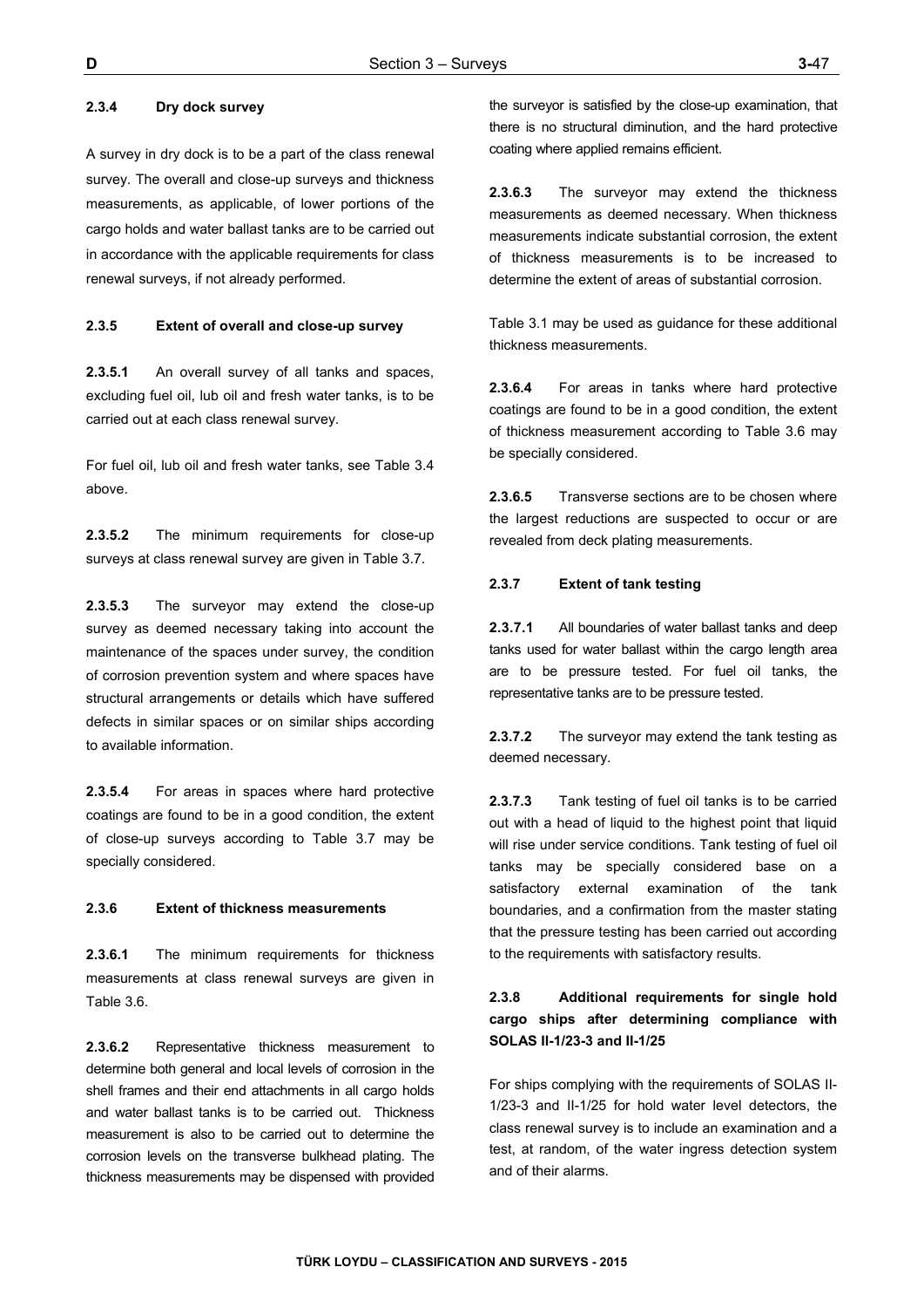#### 2.3.4 Dry dock survey

A survey in dry dock is to be a part of the class renewal survey. The overall and close-up surveys and thickness measurements, as applicable, of lower portions of the cargo holds and water ballast tanks are to be carried out in accordance with the applicable requirements for class renewal surveys, if not already performed.

#### 2.3.5 Extent of overall and close-up survey

**2.3.5.1** An overall survey of all tanks and spaces, excluding fuel oil, lub oil and fresh water tanks, is to be carried out at each class renewal survey.

For fuel oil, lub oil and fresh water tanks, see Table 3.4 above.

**2.3.5.2** The minimum requirements for close-up surveys at class renewal survey are given in Table 3.7.

**2.3.5.3** The surveyor may extend the close-up survey as deemed necessary taking into account the maintenance of the spaces under survey, the condition of corrosion prevention system and where spaces have structural arrangements or details which have suffered defects in similar spaces or on similar ships according to available information.

**2.3.5.4** For areas in spaces where hard protective coatings are found to be in a good condition, the extent of close-up surveys according to Table 3.7 may be specially considered.

#### 2.3.6 Extent of thickness measurements

**2.3.6.1** The minimum requirements for thickness measurements at class renewal surveys are given in Table 3.6.

**2.3.6.2** Representative thickness measurement to determine both general and local levels of corrosion in the shell frames and their end attachments in all cargo holds and water ballast tanks is to be carried out. Thickness measurement is also to be carried out to determine the corrosion levels on the transverse bulkhead plating. The thickness measurements may be dispensed with provided the surveyor is satisfied by the close-up examination, that there is no structural diminution, and the hard protective coating where applied remains efficient.

**2.3.6.3** The surveyor may extend the thickness measurements as deemed necessary. When thickness measurements indicate substantial corrosion, the extent of thickness measurements is to be increased to determine the extent of areas of substantial corrosion.

Table 3.1 may be used as guidance for these additional thickness measurements.

**2.3.6.4** For areas in tanks where hard protective coatings are found to be in a good condition, the extent of thickness measurement according to Table 3.6 may be specially considered.

**2.3.6.5** Transverse sections are to be chosen where the largest reductions are suspected to occur or are revealed from deck plating measurements.

#### 2.3.7 Extent of tank testing

**2.3.7.1** All boundaries of water ballast tanks and deep tanks used for water ballast within the cargo length area are to be pressure tested. For fuel oil tanks, the representative tanks are to be pressure tested.

**2.3.7.2** The surveyor may extend the tank testing as deemed necessary.

**2.3.7.3** Tank testing of fuel oil tanks is to be carried out with a head of liquid to the highest point that liquid will rise under service conditions. Tank testing of fuel oil tanks may be specially considered base on a satisfactory external examination of the tank boundaries, and a confirmation from the master stating that the pressure testing has been carried out according to the requirements with satisfactory results.

#### 2.3.8 Additional requirements for single hold cargo ships after determining compliance with SOLAS II-1/23-3 and II-1/25

For ships complying with the requirements of SOLAS II-1/23-3 and II-1/25 for hold water level detectors, the class renewal survey is to include an examination and a test, at random, of the water ingress detection system and of their alarms.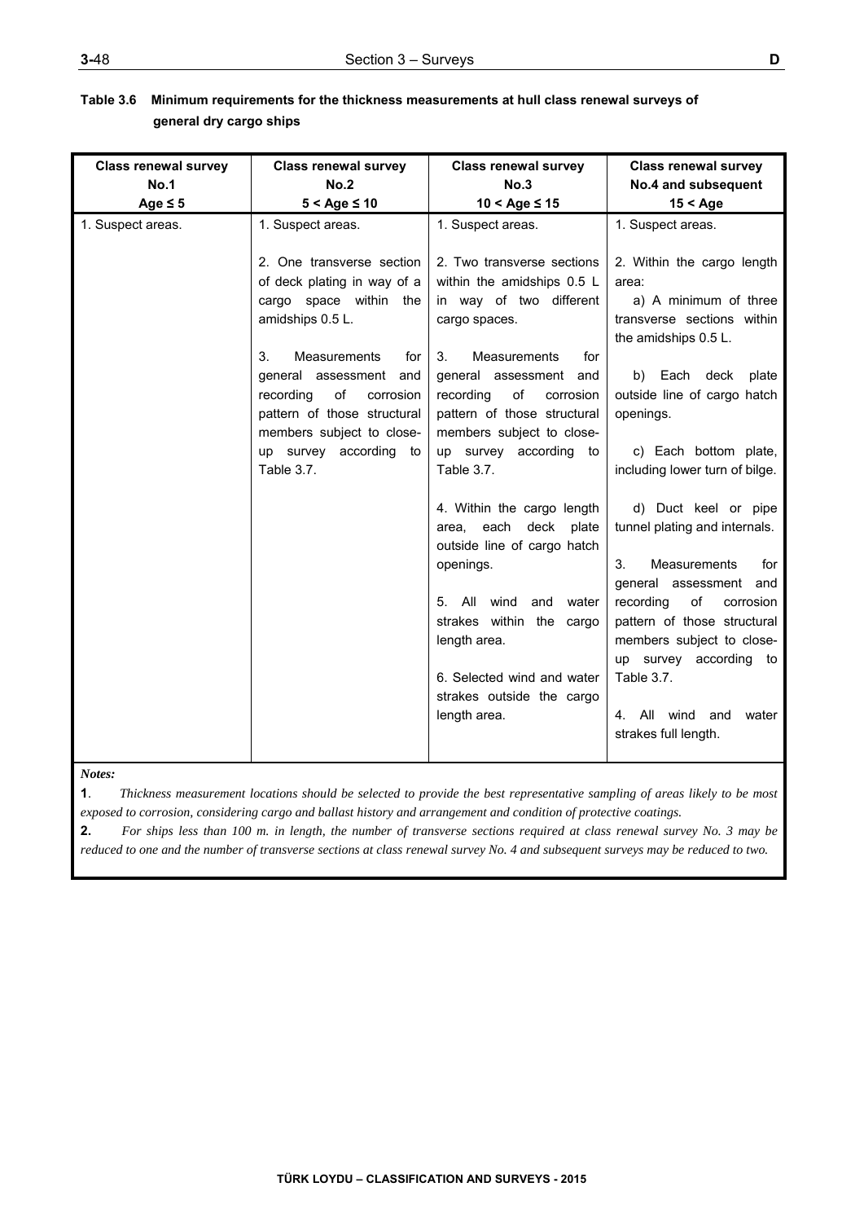**Table 3.6 Minimum requirements for the thickness measurements at hull class renewal surveys of general dry cargo ships**

| Class renewal survey No.1 Age ≤ 5 | Class renewal survey No.2 5 < Age ≤ 10 | Class renewal survey No.3 10 < Age ≤ 15 | Class renewal survey No.4 and subsequent 15 < Age |
|---|---|---|---|
| 1. Suspect areas. | 1. Suspect areas.<br><br>2. One transverse section of deck plating in way of a cargo space within the amidships 0.5 L.<br><br>3. Measurements for general assessment and recording of corrosion pattern of those structural members subject to close-up survey according to Table 3.7. | 1. Suspect areas.<br><br>2. Two transverse sections within the amidships 0.5 L in way of two different cargo spaces.<br><br>3. Measurements for general assessment and recording of corrosion pattern of those structural members subject to close-up survey according to Table 3.7.<br><br>4. Within the cargo length area, each deck plate outside line of cargo hatch openings.<br><br>5. All wind and water strakes within the cargo length area.<br><br>6. Selected wind and water strakes outside the cargo length area. | 1. Suspect areas.<br><br>2. Within the cargo length area:<br>a) A minimum of three transverse sections within the amidships 0.5 L.<br>b) Each deck plate outside line of cargo hatch openings.<br>c) Each bottom plate, including lower turn of bilge.<br>d) Duct keel or pipe tunnel plating and internals.<br><br>3. Measurements for general assessment and recording of corrosion pattern of those structural members subject to close-up survey according to Table 3.7.<br><br>4. All wind and water strakes full length. |

***Notes:***

**1**. *Thickness measurement locations should be selected to provide the best representative sampling of areas likely to be most exposed to corrosion, considering cargo and ballast history and arrangement and condition of protective coatings.*

**2.** *For ships less than 100 m. in length, the number of transverse sections required at class renewal survey No. 3 may be reduced to one and the number of transverse sections at class renewal survey No. 4 and subsequent surveys may be reduced to two.*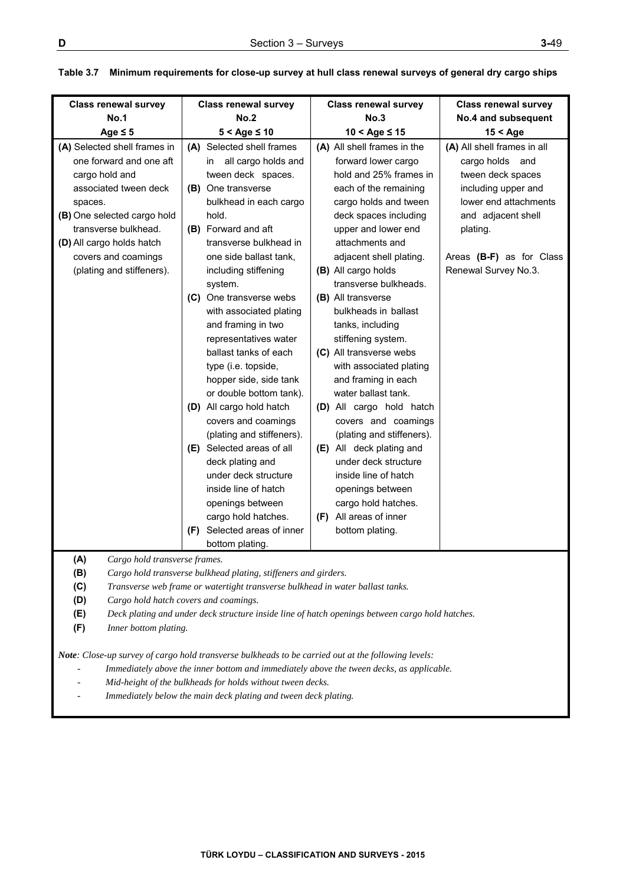**Table 3.7 Minimum requirements for close-up survey at hull class renewal surveys of general dry cargo ships**

| Class renewal survey No.1 Age ≤ 5 | Class renewal survey No.2 5 < Age ≤ 10 | Class renewal survey No.3 10 < Age ≤ 15 | Class renewal survey No.4 and subsequent 15 < Age |
|---|---|---|---|
| **(A)** Selected shell frames in one forward and one aft cargo hold and associated tween deck spaces.<br>**(B)** One selected cargo hold transverse bulkhead.<br>**(D)** All cargo holds hatch covers and coamings (plating and stiffeners). | **(A)** Selected shell frames in all cargo holds and tween deck spaces.<br>**(B)** One transverse bulkhead in each cargo hold.<br>**(B)** Forward and aft transverse bulkhead in one side ballast tank, including stiffening system.<br>**(C)** One transverse webs with associated plating and framing in two representatives water ballast tanks of each type (i.e. topside, hopper side, side tank or double bottom tank).<br>**(D)** All cargo hold hatch covers and coamings (plating and stiffeners).<br>**(E)** Selected areas of all deck plating and under deck structure inside line of hatch openings between cargo hold hatches.<br>**(F)** Selected areas of inner bottom plating. | **(A)** All shell frames in the forward lower cargo hold and 25% frames in each of the remaining cargo holds and tween deck spaces including upper and lower end attachments and adjacent shell plating.<br>**(B)** All cargo holds transverse bulkheads.<br>**(B)** All transverse bulkheads in ballast tanks, including stiffening system.<br>**(C)** All transverse webs with associated plating and framing in each water ballast tank.<br>**(D)** All cargo hold hatch covers and coamings (plating and stiffeners).<br>**(E)** All deck plating and under deck structure inside line of hatch openings between cargo hold hatches.<br>**(F)** All areas of inner bottom plating. | **(A)** All shell frames in all cargo holds and tween deck spaces including upper and lower end attachments and adjacent shell plating.<br><br>Areas **(B-F)** as for Class Renewal Survey No.3. |

**(A)** *Cargo hold transverse frames.*

**(B)** *Cargo hold transverse bulkhead plating, stiffeners and girders.*

**(C)** *Transverse web frame or watertight transverse bulkhead in water ballast tanks.*

**(D)** *Cargo hold hatch covers and coamings.*

**(E)** *Deck plating and under deck structure inside line of hatch openings between cargo hold hatches.*

**(F)** *Inner bottom plating.*

***Note**: Close-up survey of cargo hold transverse bulkheads to be carried out at the following levels:*

- *Immediately above the inner bottom and immediately above the tween decks, as applicable.*
- *Mid-height of the bulkheads for holds without tween decks.*
- *Immediately below the main deck plating and tween deck plating.*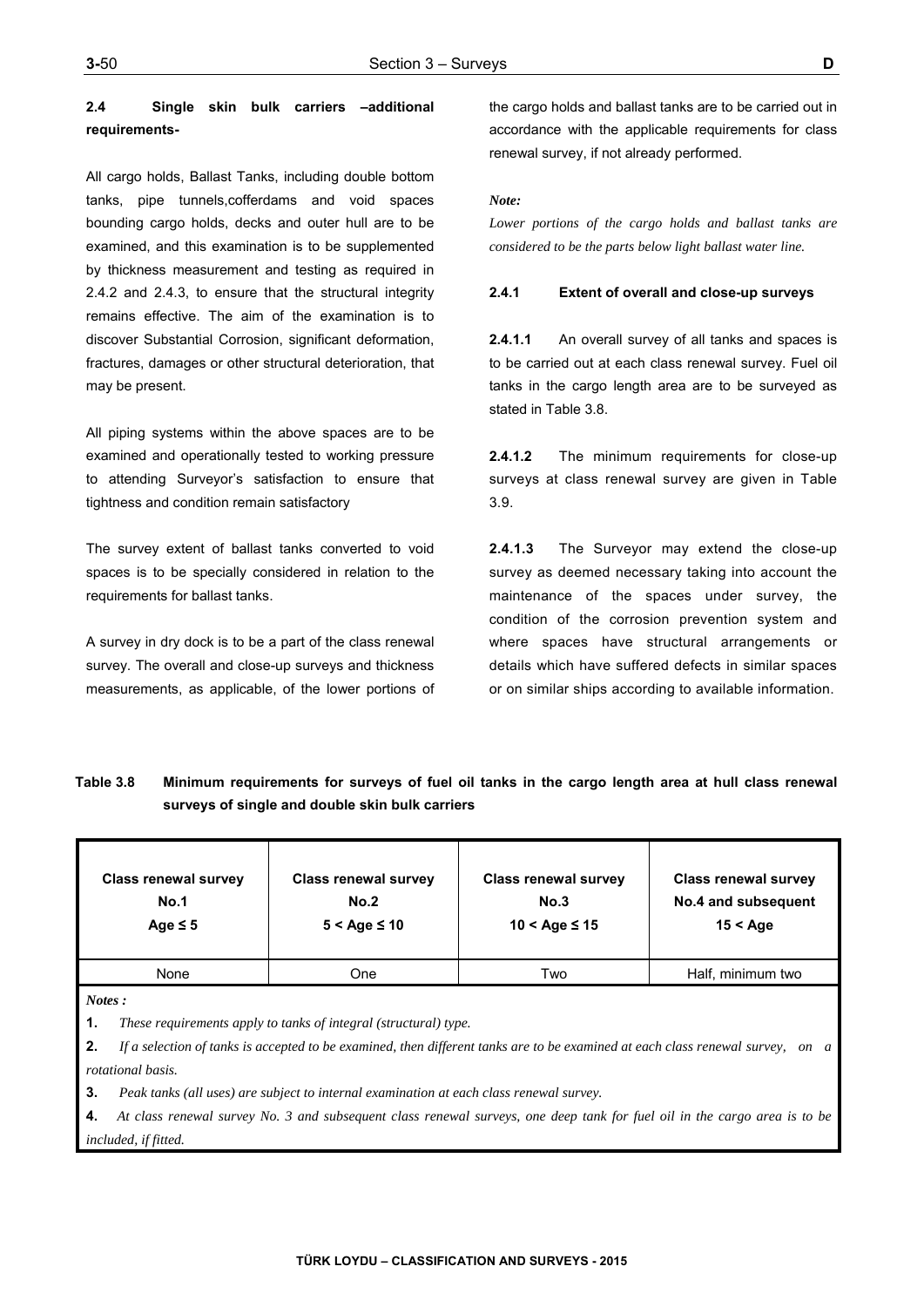### 2.4 Single skin bulk carriers –additional requirements-

All cargo holds, Ballast Tanks, including double bottom tanks, pipe tunnels,cofferdams and void spaces bounding cargo holds, decks and outer hull are to be examined, and this examination is to be supplemented by thickness measurement and testing as required in 2.4.2 and 2.4.3, to ensure that the structural integrity remains effective. The aim of the examination is to discover Substantial Corrosion, significant deformation, fractures, damages or other structural deterioration, that may be present.

All piping systems within the above spaces are to be examined and operationally tested to working pressure to attending Surveyor's satisfaction to ensure that tightness and condition remain satisfactory

The survey extent of ballast tanks converted to void spaces is to be specially considered in relation to the requirements for ballast tanks.

A survey in dry dock is to be a part of the class renewal survey. The overall and close-up surveys and thickness measurements, as applicable, of the lower portions of the cargo holds and ballast tanks are to be carried out in accordance with the applicable requirements for class renewal survey, if not already performed.

*Note:*

*Lower portions of the cargo holds and ballast tanks are considered to be the parts below light ballast water line.*

#### 2.4.1 Extent of overall and close-up surveys

**2.4.1.1** An overall survey of all tanks and spaces is to be carried out at each class renewal survey. Fuel oil tanks in the cargo length area are to be surveyed as stated in Table 3.8.

**2.4.1.2** The minimum requirements for close-up surveys at class renewal survey are given in Table 3.9.

**2.4.1.3** The Surveyor may extend the close-up survey as deemed necessary taking into account the maintenance of the spaces under survey, the condition of the corrosion prevention system and where spaces have structural arrangements or details which have suffered defects in similar spaces or on similar ships according to available information.

**Table 3.8 Minimum requirements for surveys of fuel oil tanks in the cargo length area at hull class renewal surveys of single and double skin bulk carriers**

| Class renewal survey No.1 Age ≤ 5 | Class renewal survey No.2 5 < Age ≤ 10 | Class renewal survey No.3 10 < Age ≤ 15 | Class renewal survey No.4 and subsequent 15 < Age |
|---|---|---|---|
| None | One | Two | Half, minimum two |

*Notes :*

**1.** *These requirements apply to tanks of integral (structural) type.*

**2.** *If a selection of tanks is accepted to be examined, then different tanks are to be examined at each class renewal survey, on a rotational basis.*

**3.** *Peak tanks (all uses) are subject to internal examination at each class renewal survey.*

**4.** *At class renewal survey No. 3 and subsequent class renewal surveys, one deep tank for fuel oil in the cargo area is to be included, if fitted.*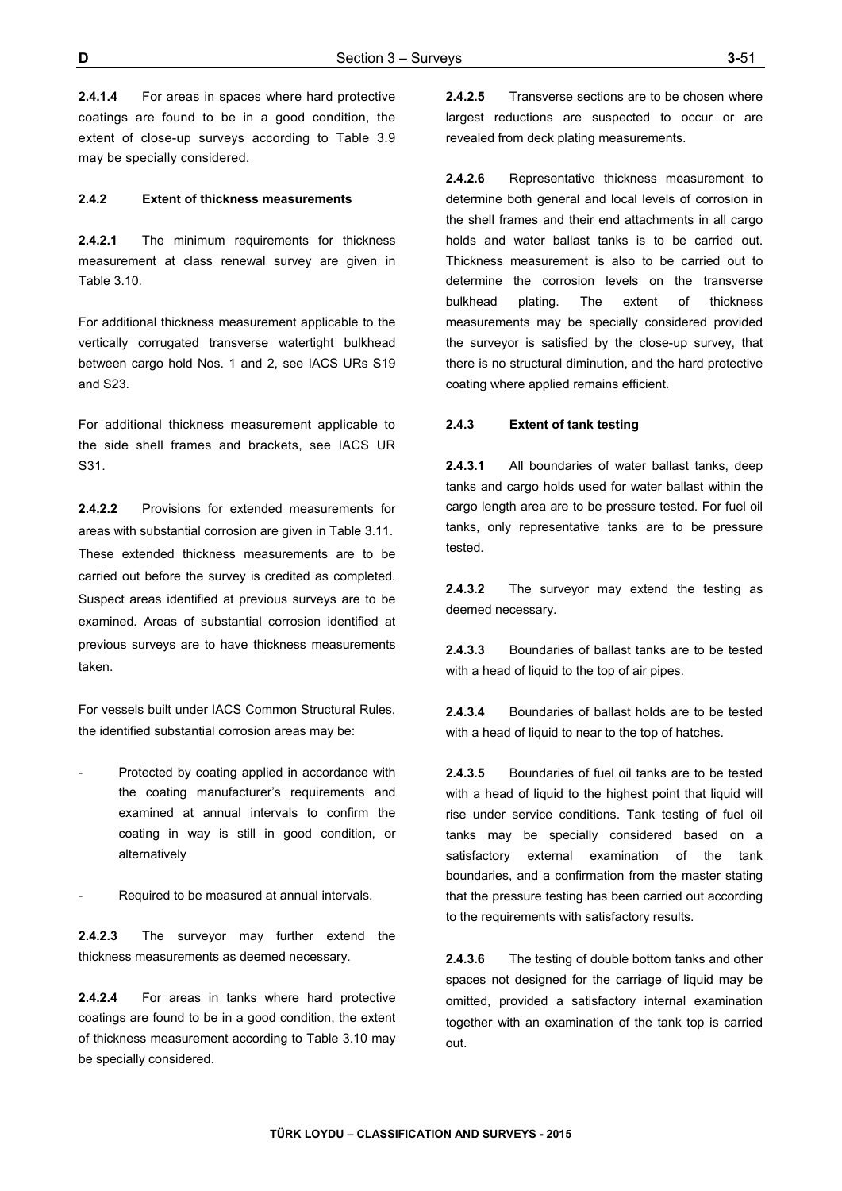**2.4.1.4** For areas in spaces where hard protective coatings are found to be in a good condition, the extent of close-up surveys according to Table 3.9 may be specially considered.

#### 2.4.2 Extent of thickness measurements

**2.4.2.1** The minimum requirements for thickness measurement at class renewal survey are given in Table 3.10.

For additional thickness measurement applicable to the vertically corrugated transverse watertight bulkhead between cargo hold Nos. 1 and 2, see IACS URs S19 and S23.

For additional thickness measurement applicable to the side shell frames and brackets, see IACS UR S31.

**2.4.2.2** Provisions for extended measurements for areas with substantial corrosion are given in Table 3.11. These extended thickness measurements are to be carried out before the survey is credited as completed. Suspect areas identified at previous surveys are to be examined. Areas of substantial corrosion identified at previous surveys are to have thickness measurements taken.

For vessels built under IACS Common Structural Rules, the identified substantial corrosion areas may be:

- Protected by coating applied in accordance with the coating manufacturer's requirements and examined at annual intervals to confirm the coating in way is still in good condition, or alternatively
- Required to be measured at annual intervals.

**2.4.2.3** The surveyor may further extend the thickness measurements as deemed necessary.

**2.4.2.4** For areas in tanks where hard protective coatings are found to be in a good condition, the extent of thickness measurement according to Table 3.10 may be specially considered.

**2.4.2.5** Transverse sections are to be chosen where largest reductions are suspected to occur or are revealed from deck plating measurements.

**2.4.2.6** Representative thickness measurement to determine both general and local levels of corrosion in the shell frames and their end attachments in all cargo holds and water ballast tanks is to be carried out. Thickness measurement is also to be carried out to determine the corrosion levels on the transverse bulkhead plating. The extent of thickness measurements may be specially considered provided the surveyor is satisfied by the close-up survey, that there is no structural diminution, and the hard protective coating where applied remains efficient.

#### 2.4.3 Extent of tank testing

**2.4.3.1** All boundaries of water ballast tanks, deep tanks and cargo holds used for water ballast within the cargo length area are to be pressure tested. For fuel oil tanks, only representative tanks are to be pressure tested.

**2.4.3.2** The surveyor may extend the testing as deemed necessary.

**2.4.3.3** Boundaries of ballast tanks are to be tested with a head of liquid to the top of air pipes.

**2.4.3.4** Boundaries of ballast holds are to be tested with a head of liquid to near to the top of hatches.

**2.4.3.5** Boundaries of fuel oil tanks are to be tested with a head of liquid to the highest point that liquid will rise under service conditions. Tank testing of fuel oil tanks may be specially considered based on a satisfactory external examination of the tank boundaries, and a confirmation from the master stating that the pressure testing has been carried out according to the requirements with satisfactory results.

**2.4.3.6** The testing of double bottom tanks and other spaces not designed for the carriage of liquid may be omitted, provided a satisfactory internal examination together with an examination of the tank top is carried out.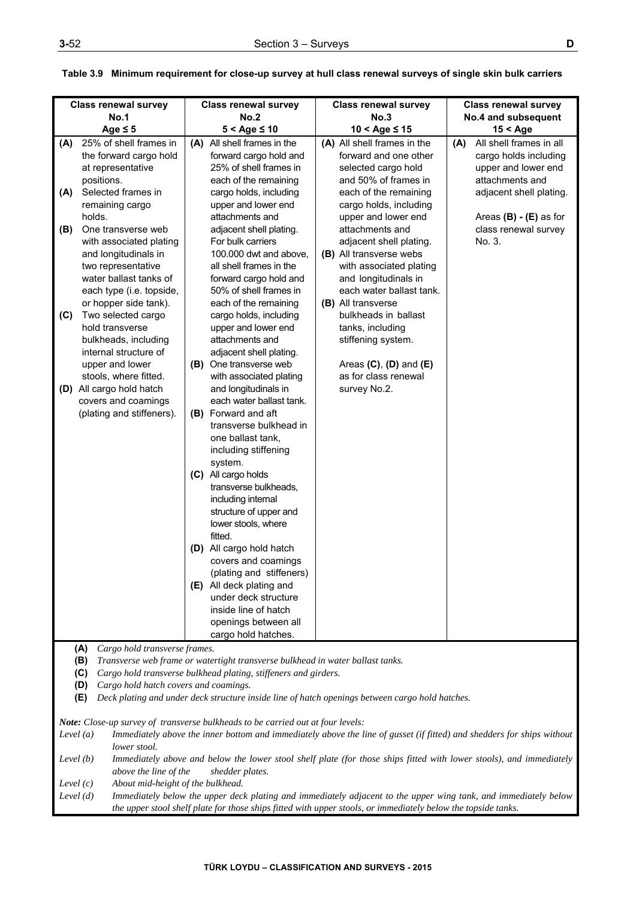**Table 3.9 Minimum requirement for close-up survey at hull class renewal surveys of single skin bulk carriers**

| Class renewal survey No.1 Age ≤ 5 | Class renewal survey No.2 5 < Age ≤ 10 | Class renewal survey No.3 10 < Age ≤ 15 | Class renewal survey No.4 and subsequent 15 < Age |
|---|---|---|---|
| **(A)** 25% of shell frames in the forward cargo hold at representative positions.<br>**(A)** Selected frames in remaining cargo holds.<br>**(B)** One transverse web with associated plating and longitudinals in two representative water ballast tanks of each type (i.e. topside, or hopper side tank).<br>**(C)** Two selected cargo hold transverse bulkheads, including internal structure of upper and lower stools, where fitted.<br>**(D)** All cargo hold hatch covers and coamings (plating and stiffeners). | **(A)** All shell frames in the forward cargo hold and 25% of shell frames in each of the remaining cargo holds, including upper and lower end attachments and adjacent shell plating. For bulk carriers 100.000 dwt and above, all shell frames in the forward cargo hold and 50% of shell frames in each of the remaining cargo holds, including upper and lower end attachments and adjacent shell plating.<br>**(B)** One transverse web with associated plating and longitudinals in each water ballast tank.<br>**(B)** Forward and aft transverse bulkhead in one ballast tank, including stiffening system.<br>**(C)** All cargo holds transverse bulkheads, including internal structure of upper and lower stools, where fitted.<br>**(D)** All cargo hold hatch covers and coamings (plating and stiffeners)<br>**(E)** All deck plating and under deck structure inside line of hatch openings between all cargo hold hatches. | **(A)** All shell frames in the forward and one other selected cargo hold and 50% of frames in each of the remaining cargo holds, including upper and lower end attachments and adjacent shell plating.<br>**(B)** All transverse webs with associated plating and longitudinals in each water ballast tank.<br>**(B)** All transverse bulkheads in ballast tanks, including stiffening system.<br><br>Areas **(C)**, **(D)** and **(E)** as for class renewal survey No.2. | **(A)** All shell frames in all cargo holds including upper and lower end attachments and adjacent shell plating.<br><br>Areas **(B) - (E)** as for class renewal survey No. 3. |

**(A)** *Cargo hold transverse frames.*

**(B)** *Transverse web frame or watertight transverse bulkhead in water ballast tanks.*

**(C)** *Cargo hold transverse bulkhead plating, stiffeners and girders.*

**(D)** *Cargo hold hatch covers and coamings.*

**(E)** *Deck plating and under deck structure inside line of hatch openings between cargo hold hatches.*

***Note:*** *Close-up survey of transverse bulkheads to be carried out at four levels:*

*Level (a)* *Immediately above the inner bottom and immediately above the line of gusset (if fitted) and shedders for ships without lower stool.*

*Level (b)* *Immediately above and below the lower stool shelf plate (for those ships fitted with lower stools), and immediately above the line of the shedder plates.*

*Level (c)* *About mid-height of the bulkhead.*

*Level (d)* *Immediately below the upper deck plating and immediately adjacent to the upper wing tank, and immediately below the upper stool shelf plate for those ships fitted with upper stools, or immediately below the topside tanks.*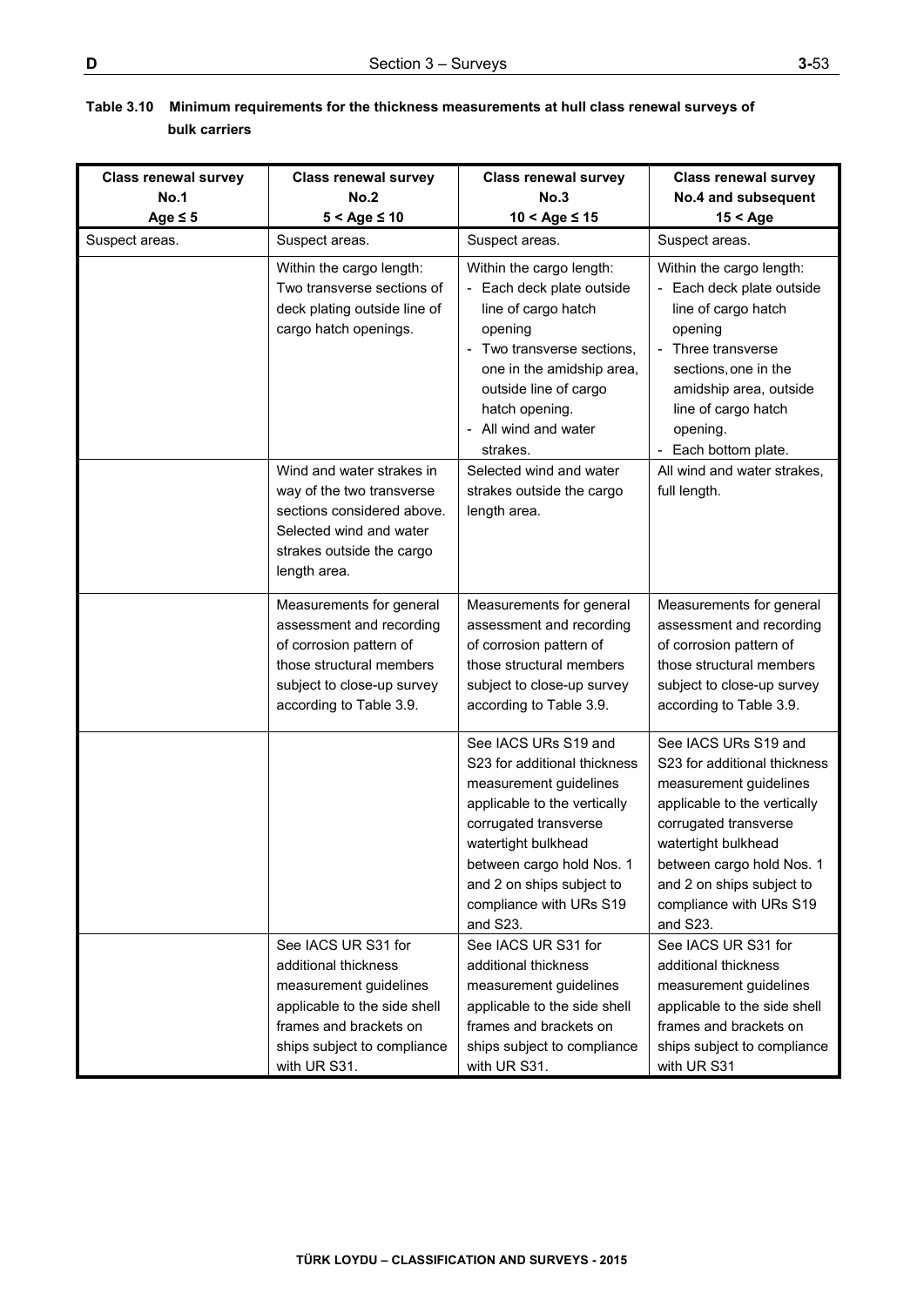**Table 3.10 Minimum requirements for the thickness measurements at hull class renewal surveys of bulk carriers**

| Class renewal survey No.1 Age ≤ 5 | Class renewal survey No.2 5 < Age ≤ 10 | Class renewal survey No.3 10 < Age ≤ 15 | Class renewal survey No.4 and subsequent 15 < Age |
|---|---|---|---|
| Suspect areas. | Suspect areas. | Suspect areas. | Suspect areas. |
| | Within the cargo length: Two transverse sections of deck plating outside line of cargo hatch openings. | Within the cargo length: - Each deck plate outside line of cargo hatch opening - Two transverse sections, one in the amidship area, outside line of cargo hatch opening. - All wind and water strakes. | Within the cargo length: - Each deck plate outside line of cargo hatch opening - Three transverse sections, one in the amidship area, outside line of cargo hatch opening. - Each bottom plate. |
| | Wind and water strakes in way of the two transverse sections considered above. Selected wind and water strakes outside the cargo length area. | Selected wind and water strakes outside the cargo length area. | All wind and water strakes, full length. |
| | Measurements for general assessment and recording of corrosion pattern of those structural members subject to close-up survey according to Table 3.9. | Measurements for general assessment and recording of corrosion pattern of those structural members subject to close-up survey according to Table 3.9. | Measurements for general assessment and recording of corrosion pattern of those structural members subject to close-up survey according to Table 3.9. |
| | | See IACS URs S19 and S23 for additional thickness measurement guidelines applicable to the vertically corrugated transverse watertight bulkhead between cargo hold Nos. 1 and 2 on ships subject to compliance with URs S19 and S23. | See IACS URs S19 and S23 for additional thickness measurement guidelines applicable to the vertically corrugated transverse watertight bulkhead between cargo hold Nos. 1 and 2 on ships subject to compliance with URs S19 and S23. |
| | See IACS UR S31 for additional thickness measurement guidelines applicable to the side shell frames and brackets on ships subject to compliance with UR S31. | See IACS UR S31 for additional thickness measurement guidelines applicable to the side shell frames and brackets on ships subject to compliance with UR S31. | See IACS UR S31 for additional thickness measurement guidelines applicable to the side shell frames and brackets on ships subject to compliance with UR S31 |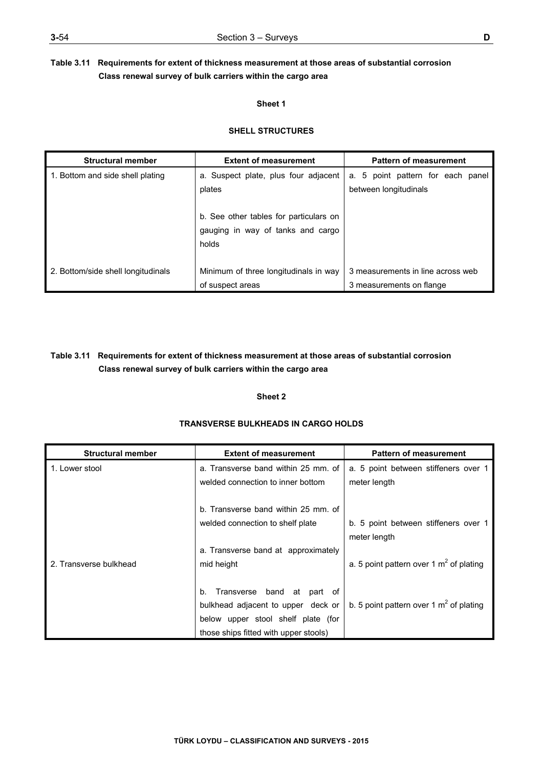**Table 3.11 Requirements for extent of thickness measurement at those areas of substantial corrosion Class renewal survey of bulk carriers within the cargo area**

**Sheet 1**

**SHELL STRUCTURES**

| Structural member | Extent of measurement | Pattern of measurement |
|---|---|---|
| 1. Bottom and side shell plating | a. Suspect plate, plus four adjacent plates<br><br>b. See other tables for particulars on gauging in way of tanks and cargo holds | a. 5 point pattern for each panel between longitudinals |
| 2. Bottom/side shell longitudinals | Minimum of three longitudinals in way of suspect areas | 3 measurements in line across web<br>3 measurements on flange |

**Table 3.11 Requirements for extent of thickness measurement at those areas of substantial corrosion Class renewal survey of bulk carriers within the cargo area**

**Sheet 2**

**TRANSVERSE BULKHEADS IN CARGO HOLDS**

| Structural member | Extent of measurement | Pattern of measurement |
|---|---|---|
| 1. Lower stool | a. Transverse band within 25 mm. of welded connection to inner bottom<br><br>b. Transverse band within 25 mm. of welded connection to shelf plate | a. 5 point between stiffeners over 1 meter length<br><br>b. 5 point between stiffeners over 1 meter length |
| 2. Transverse bulkhead | a. Transverse band at approximately mid height<br><br>b. Transverse band at part of bulkhead adjacent to upper deck or below upper stool shelf plate (for those ships fitted with upper stools) | a. 5 point pattern over 1 $m^2$ of plating<br><br>b. 5 point pattern over 1 $m^2$ of plating |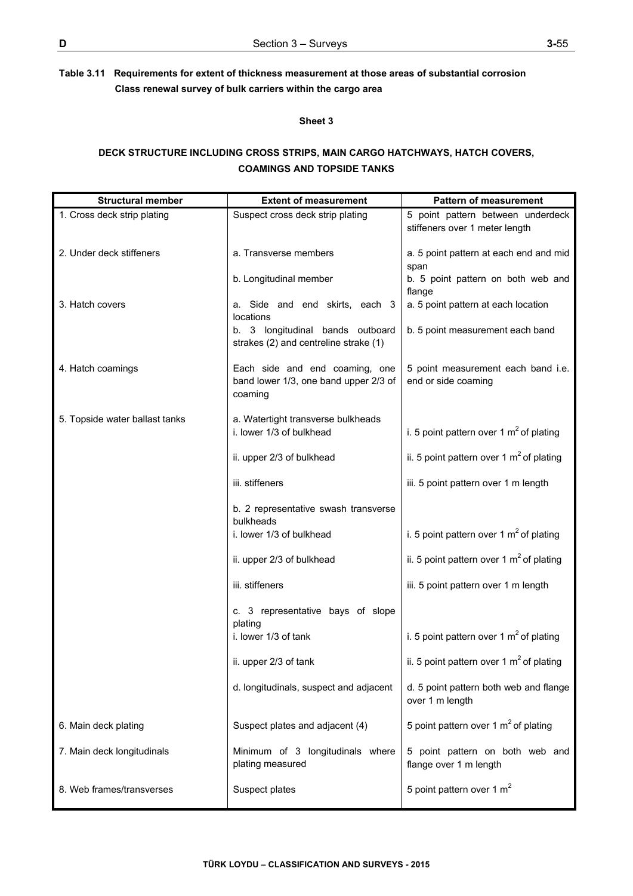**Table 3.11 Requirements for extent of thickness measurement at those areas of substantial corrosion Class renewal survey of bulk carriers within the cargo area**

**Sheet 3**

**DECK STRUCTURE INCLUDING CROSS STRIPS, MAIN CARGO HATCHWAYS, HATCH COVERS, COAMINGS AND TOPSIDE TANKS**

| Structural member | Extent of measurement | Pattern of measurement |
|---|---|---|
| 1. Cross deck strip plating | Suspect cross deck strip plating | 5 point pattern between underdeck stiffeners over 1 meter length |
| 2. Under deck stiffeners | a. Transverse members | a. 5 point pattern at each end and mid span |
| | b. Longitudinal member | b. 5 point pattern on both web and flange |
| 3. Hatch covers | a. Side and end skirts, each 3 locations | a. 5 point pattern at each location |
| | b. 3 longitudinal bands outboard strakes (2) and centreline strake (1) | b. 5 point measurement each band |
| 4. Hatch coamings | Each side and end coaming, one band lower 1/3, one band upper 2/3 of coaming | 5 point measurement each band i.e. end or side coaming |
| 5. Topside water ballast tanks | a. Watertight transverse bulkheads | |
| | i. lower 1/3 of bulkhead | i. 5 point pattern over 1 $m^2$ of plating |
| | ii. upper 2/3 of bulkhead | ii. 5 point pattern over 1 $m^2$ of plating |
| | iii. stiffeners | iii. 5 point pattern over 1 m length |
| | b. 2 representative swash transverse bulkheads | |
| | i. lower 1/3 of bulkhead | i. 5 point pattern over 1 $m^2$ of plating |
| | ii. upper 2/3 of bulkhead | ii. 5 point pattern over 1 $m^2$ of plating |
| | iii. stiffeners | iii. 5 point pattern over 1 m length |
| | c. 3 representative bays of slope plating | |
| | i. lower 1/3 of tank | i. 5 point pattern over 1 $m^2$ of plating |
| | ii. upper 2/3 of tank | ii. 5 point pattern over 1 $m^2$ of plating |
| | d. longitudinals, suspect and adjacent | d. 5 point pattern both web and flange over 1 m length |
| 6. Main deck plating | Suspect plates and adjacent (4) | 5 point pattern over 1 $m^2$ of plating |
| 7. Main deck longitudinals | Minimum of 3 longitudinals where plating measured | 5 point pattern on both web and flange over 1 m length |
| 8. Web frames/transverses | Suspect plates | 5 point pattern over 1 $m^2$ |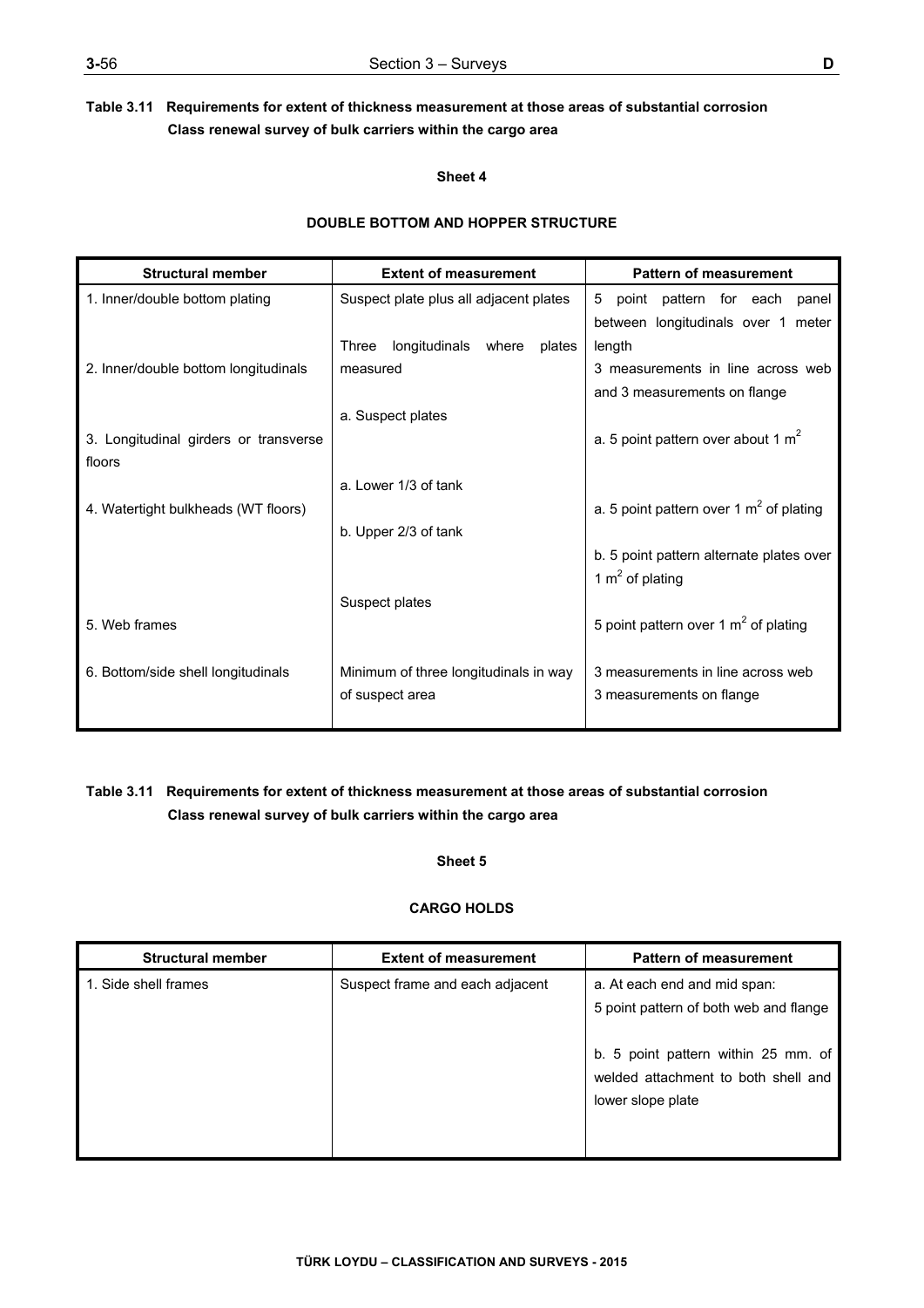**Table 3.11 Requirements for extent of thickness measurement at those areas of substantial corrosion Class renewal survey of bulk carriers within the cargo area**

**Sheet 4**

**DOUBLE BOTTOM AND HOPPER STRUCTURE**

| Structural member | Extent of measurement | Pattern of measurement |
|---|---|---|
| 1. Inner/double bottom plating | Suspect plate plus all adjacent plates | 5 point pattern for each panel between longitudinals over 1 meter length |
| 2. Inner/double bottom longitudinals | Three longitudinals where plates measured | 3 measurements in line across web and 3 measurements on flange |
| 3. Longitudinal girders or transverse floors | a. Suspect plates | a. 5 point pattern over about 1 $m^2$ |
| 4. Watertight bulkheads (WT floors) | a. Lower 1/3 of tank<br>b. Upper 2/3 of tank | a. 5 point pattern over 1 $m^2$ of plating<br>b. 5 point pattern alternate plates over 1 $m^2$ of plating |
| 5. Web frames | Suspect plates | 5 point pattern over 1 $m^2$ of plating |
| 6. Bottom/side shell longitudinals | Minimum of three longitudinals in way of suspect area | 3 measurements in line across web<br>3 measurements on flange |

**Table 3.11 Requirements for extent of thickness measurement at those areas of substantial corrosion Class renewal survey of bulk carriers within the cargo area**

**Sheet 5**

**CARGO HOLDS**

| Structural member | Extent of measurement | Pattern of measurement |
|---|---|---|
| 1. Side shell frames | Suspect frame and each adjacent | a. At each end and mid span:<br>5 point pattern of both web and flange<br><br>b. 5 point pattern within 25 mm. of welded attachment to both shell and lower slope plate |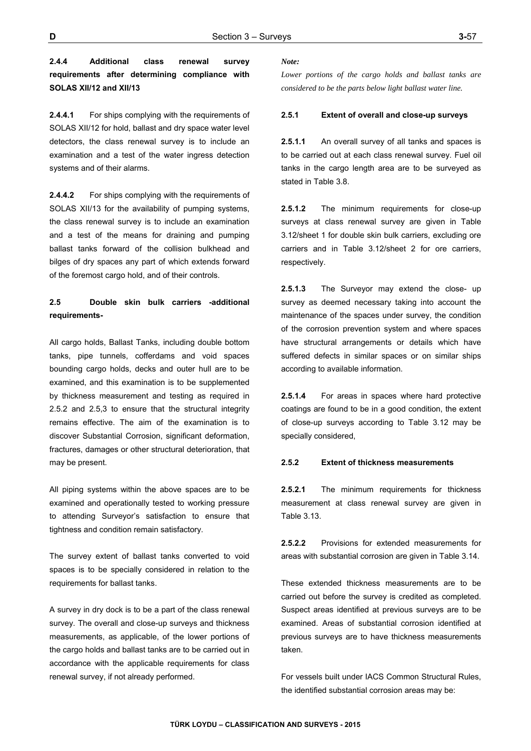#### 2.4.4 Additional class renewal survey requirements after determining compliance with SOLAS XII/12 and XII/13

**2.4.4.1** For ships complying with the requirements of SOLAS XII/12 for hold, ballast and dry space water level detectors, the class renewal survey is to include an examination and a test of the water ingress detection systems and of their alarms.

**2.4.4.2** For ships complying with the requirements of SOLAS XII/13 for the availability of pumping systems, the class renewal survey is to include an examination and a test of the means for draining and pumping ballast tanks forward of the collision bulkhead and bilges of dry spaces any part of which extends forward of the foremost cargo hold, and of their controls.

### 2.5 Double skin bulk carriers -additional requirements-

All cargo holds, Ballast Tanks, including double bottom tanks, pipe tunnels, cofferdams and void spaces bounding cargo holds, decks and outer hull are to be examined, and this examination is to be supplemented by thickness measurement and testing as required in 2.5.2 and 2.5,3 to ensure that the structural integrity remains effective. The aim of the examination is to discover Substantial Corrosion, significant deformation, fractures, damages or other structural deterioration, that may be present.

All piping systems within the above spaces are to be examined and operationally tested to working pressure to attending Surveyor's satisfaction to ensure that tightness and condition remain satisfactory.

The survey extent of ballast tanks converted to void spaces is to be specially considered in relation to the requirements for ballast tanks.

A survey in dry dock is to be a part of the class renewal survey. The overall and close-up surveys and thickness measurements, as applicable, of the lower portions of the cargo holds and ballast tanks are to be carried out in accordance with the applicable requirements for class renewal survey, if not already performed.

*Note:*

*Lower portions of the cargo holds and ballast tanks are considered to be the parts below light ballast water line.*

#### 2.5.1 Extent of overall and close-up surveys

**2.5.1.1** An overall survey of all tanks and spaces is to be carried out at each class renewal survey. Fuel oil tanks in the cargo length area are to be surveyed as stated in Table 3.8.

**2.5.1.2** The minimum requirements for close-up surveys at class renewal survey are given in Table 3.12/sheet 1 for double skin bulk carriers, excluding ore carriers and in Table 3.12/sheet 2 for ore carriers, respectively.

**2.5.1.3** The Surveyor may extend the close- up survey as deemed necessary taking into account the maintenance of the spaces under survey, the condition of the corrosion prevention system and where spaces have structural arrangements or details which have suffered defects in similar spaces or on similar ships according to available information.

**2.5.1.4** For areas in spaces where hard protective coatings are found to be in a good condition, the extent of close-up surveys according to Table 3.12 may be specially considered,

#### 2.5.2 Extent of thickness measurements

**2.5.2.1** The minimum requirements for thickness measurement at class renewal survey are given in Table 3.13.

**2.5.2.2** Provisions for extended measurements for areas with substantial corrosion are given in Table 3.14.

These extended thickness measurements are to be carried out before the survey is credited as completed. Suspect areas identified at previous surveys are to be examined. Areas of substantial corrosion identified at previous surveys are to have thickness measurements taken.

For vessels built under IACS Common Structural Rules, the identified substantial corrosion areas may be: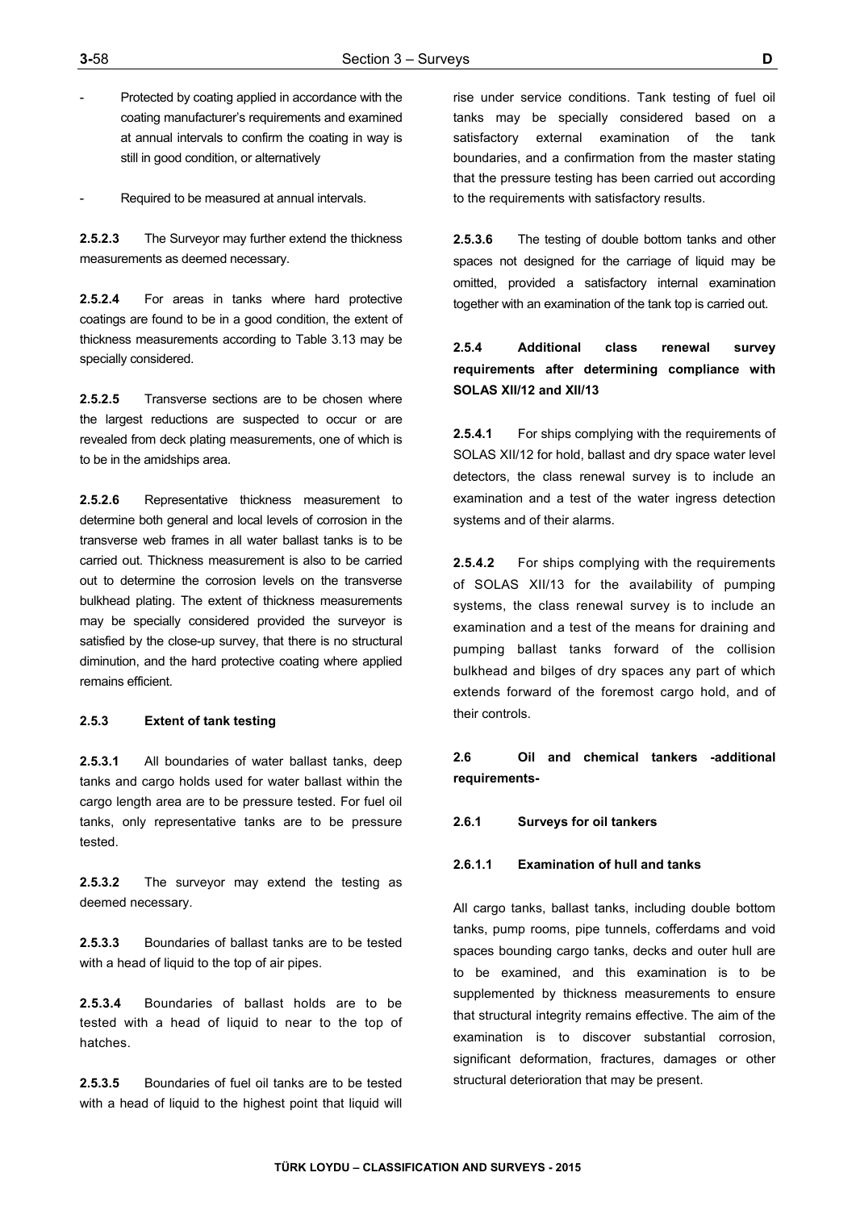- Protected by coating applied in accordance with the coating manufacturer's requirements and examined at annual intervals to confirm the coating in way is still in good condition, or alternatively

- Required to be measured at annual intervals.

**2.5.2.3** The Surveyor may further extend the thickness measurements as deemed necessary.

**2.5.2.4** For areas in tanks where hard protective coatings are found to be in a good condition, the extent of thickness measurements according to Table 3.13 may be specially considered.

**2.5.2.5** Transverse sections are to be chosen where the largest reductions are suspected to occur or are revealed from deck plating measurements, one of which is to be in the amidships area.

**2.5.2.6** Representative thickness measurement to determine both general and local levels of corrosion in the transverse web frames in all water ballast tanks is to be carried out. Thickness measurement is also to be carried out to determine the corrosion levels on the transverse bulkhead plating. The extent of thickness measurements may be specially considered provided the surveyor is satisfied by the close-up survey, that there is no structural diminution, and the hard protective coating where applied remains efficient.

#### 2.5.3 Extent of tank testing

**2.5.3.1** All boundaries of water ballast tanks, deep tanks and cargo holds used for water ballast within the cargo length area are to be pressure tested. For fuel oil tanks, only representative tanks are to be pressure tested.

**2.5.3.2** The surveyor may extend the testing as deemed necessary.

**2.5.3.3** Boundaries of ballast tanks are to be tested with a head of liquid to the top of air pipes.

**2.5.3.4** Boundaries of ballast holds are to be tested with a head of liquid to near to the top of hatches.

**2.5.3.5** Boundaries of fuel oil tanks are to be tested with a head of liquid to the highest point that liquid will rise under service conditions. Tank testing of fuel oil tanks may be specially considered based on a satisfactory external examination of the tank boundaries, and a confirmation from the master stating that the pressure testing has been carried out according to the requirements with satisfactory results.

**2.5.3.6** The testing of double bottom tanks and other spaces not designed for the carriage of liquid may be omitted, provided a satisfactory internal examination together with an examination of the tank top is carried out.

#### 2.5.4 Additional class renewal survey requirements after determining compliance with SOLAS XII/12 and XII/13

**2.5.4.1** For ships complying with the requirements of SOLAS XII/12 for hold, ballast and dry space water level detectors, the class renewal survey is to include an examination and a test of the water ingress detection systems and of their alarms.

**2.5.4.2** For ships complying with the requirements of SOLAS XII/13 for the availability of pumping systems, the class renewal survey is to include an examination and a test of the means for draining and pumping ballast tanks forward of the collision bulkhead and bilges of dry spaces any part of which extends forward of the foremost cargo hold, and of their controls.

### 2.6 Oil and chemical tankers -additional requirements-

#### 2.6.1 Surveys for oil tankers

##### 2.6.1.1 Examination of hull and tanks

All cargo tanks, ballast tanks, including double bottom tanks, pump rooms, pipe tunnels, cofferdams and void spaces bounding cargo tanks, decks and outer hull are to be examined, and this examination is to be supplemented by thickness measurements to ensure that structural integrity remains effective. The aim of the examination is to discover substantial corrosion, significant deformation, fractures, damages or other structural deterioration that may be present.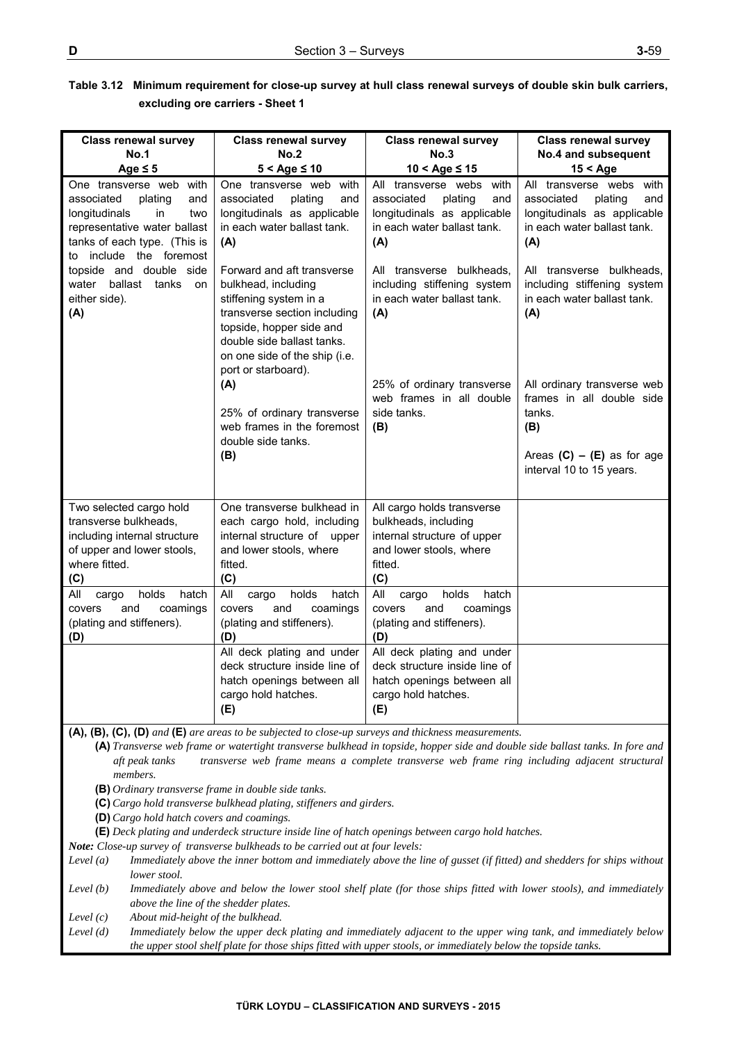**Table 3.12 Minimum requirement for close-up survey at hull class renewal surveys of double skin bulk carriers, excluding ore carriers - Sheet 1**

| Class renewal survey No.1 Age ≤ 5 | Class renewal survey No.2 5 < Age ≤ 10 | Class renewal survey No.3 10 < Age ≤ 15 | Class renewal survey No.4 and subsequent 15 < Age |
|---|---|---|---|
| One transverse web with associated plating and longitudinals in two representative water ballast tanks of each type. (This is to include the foremost topside and double side water ballast tanks on either side). **(A)** | One transverse web with associated plating and longitudinals as applicable in each water ballast tank. **(A)**<br><br>Forward and aft transverse bulkhead, including stiffening system in a transverse section including topside, hopper side and double side ballast tanks. on one side of the ship (i.e. port or starboard). **(A)**<br><br>25% of ordinary transverse web frames in the foremost double side tanks. **(B)** | All transverse webs with associated plating and longitudinals as applicable in each water ballast tank. **(A)**<br><br>All transverse bulkheads, including stiffening system in each water ballast tank. **(A)**<br><br>25% of ordinary transverse web frames in all double side tanks. **(B)** | All transverse webs with associated plating and longitudinals as applicable in each water ballast tank. **(A)**<br><br>All transverse bulkheads, including stiffening system in each water ballast tank. **(A)**<br><br>All ordinary transverse web frames in all double side tanks. **(B)**<br><br>Areas **(C) – (E)** as for age interval 10 to 15 years. |
| Two selected cargo hold transverse bulkheads, including internal structure of upper and lower stools, where fitted. **(C)** | One transverse bulkhead in each cargo hold, including internal structure of upper and lower stools, where fitted. **(C)** | All cargo holds transverse bulkheads, including internal structure of upper and lower stools, where fitted. **(C)** | |
| All cargo holds hatch covers and coamings (plating and stiffeners). **(D)** | All cargo holds hatch covers and coamings (plating and stiffeners). **(D)** | All cargo holds hatch covers and coamings (plating and stiffeners). **(D)** | |
| | All deck plating and under deck structure inside line of hatch openings between all cargo hold hatches. **(E)** | All deck plating and under deck structure inside line of hatch openings between all cargo hold hatches. **(E)** | |

**(A), (B), (C), (D)** *and* **(E)** *are areas to be subjected to close-up surveys and thickness measurements.*

**(A)** *Transverse web frame or watertight transverse bulkhead in topside, hopper side and double side ballast tanks. In fore and aft peak tanks transverse web frame means a complete transverse web frame ring including adjacent structural members.*

**(B)** *Ordinary transverse frame in double side tanks.*

**(C)** *Cargo hold transverse bulkhead plating, stiffeners and girders.*

**(D)** *Cargo hold hatch covers and coamings.*

**(E)** *Deck plating and underdeck structure inside line of hatch openings between cargo hold hatches.*

***Note:*** *Close-up survey of transverse bulkheads to be carried out at four levels:*

*Level (a)* *Immediately above the inner bottom and immediately above the line of gusset (if fitted) and shedders for ships without lower stool.*

*Level (b)* *Immediately above and below the lower stool shelf plate (for those ships fitted with lower stools), and immediately above the line of the shedder plates.*

*Level (c)* *About mid-height of the bulkhead.*

*Level (d)* *Immediately below the upper deck plating and immediately adjacent to the upper wing tank, and immediately below the upper stool shelf plate for those ships fitted with upper stools, or immediately below the topside tanks.*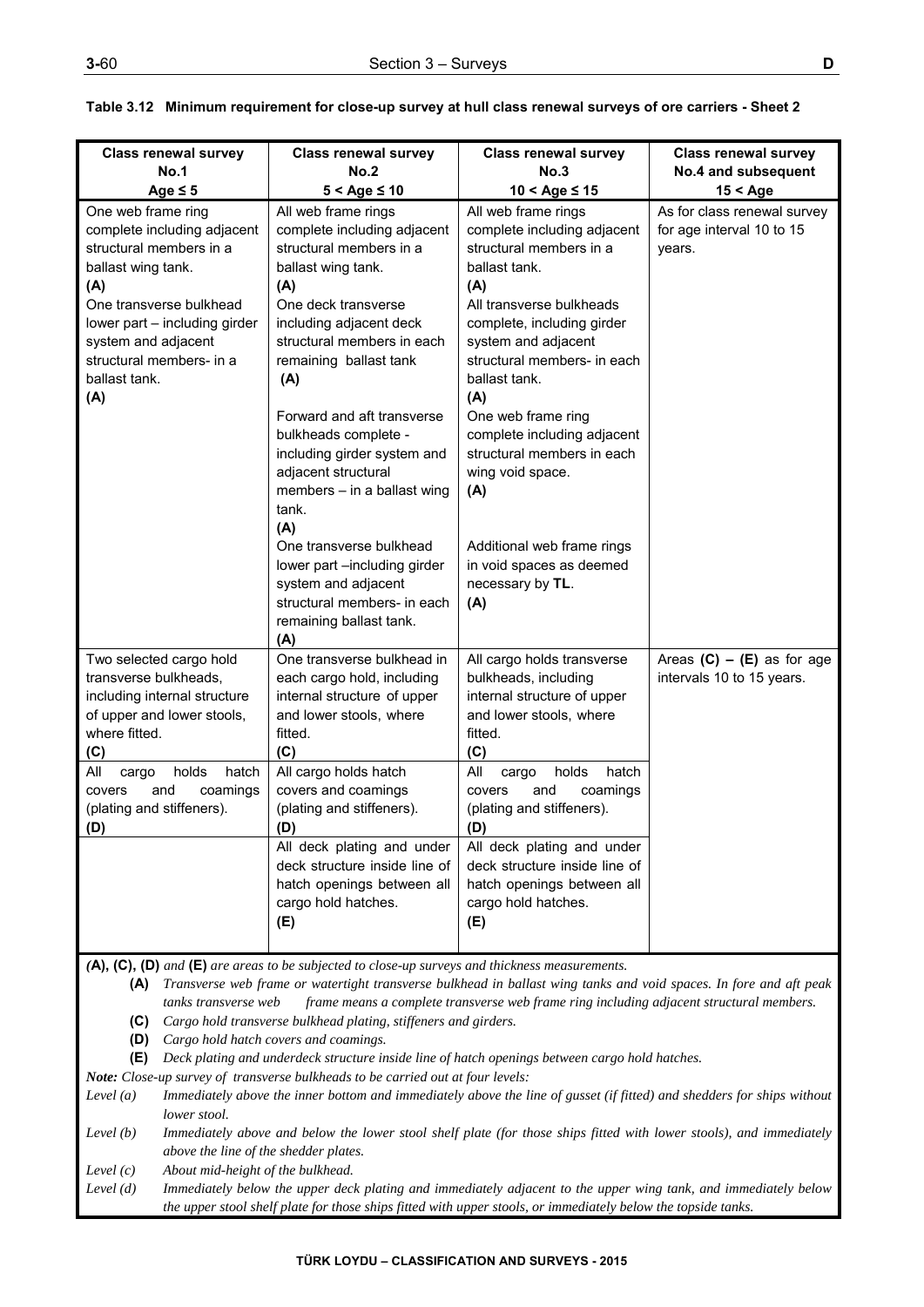**Table 3.12 Minimum requirement for close-up survey at hull class renewal surveys of ore carriers - Sheet 2**

| Class renewal survey No.1 Age ≤ 5 | Class renewal survey No.2 5 < Age ≤ 10 | Class renewal survey No.3 10 < Age ≤ 15 | Class renewal survey No.4 and subsequent 15 < Age |
|---|---|---|---|
| One web frame ring complete including adjacent structural members in a ballast wing tank. **(A)** One transverse bulkhead lower part – including girder system and adjacent structural members- in a ballast tank. **(A)** | All web frame rings complete including adjacent structural members in a ballast wing tank. **(A)** One deck transverse including adjacent deck structural members in each remaining ballast tank **(A)** Forward and aft transverse bulkheads complete - including girder system and adjacent structural members – in a ballast wing tank. **(A)** One transverse bulkhead lower part –including girder system and adjacent structural members- in each remaining ballast tank. **(A)** | All web frame rings complete including adjacent structural members in a ballast tank. **(A)** All transverse bulkheads complete, including girder system and adjacent structural members- in each ballast tank. **(A)** One web frame ring complete including adjacent structural members in each wing void space. **(A)** Additional web frame rings in void spaces as deemed necessary by **TL**. **(A)** | As for class renewal survey for age interval 10 to 15 years. |
| Two selected cargo hold transverse bulkheads, including internal structure of upper and lower stools, where fitted. **(C)** All cargo holds hatch covers and coamings (plating and stiffeners). **(D)** | One transverse bulkhead in each cargo hold, including internal structure of upper and lower stools, where fitted. **(C)** All cargo holds hatch covers and coamings (plating and stiffeners). **(D)** All deck plating and under deck structure inside line of hatch openings between all cargo hold hatches. **(E)** | All cargo holds transverse bulkheads, including internal structure of upper and lower stools, where fitted. **(C)** All cargo holds hatch covers and coamings (plating and stiffeners). **(D)** All deck plating and under deck structure inside line of hatch openings between all cargo hold hatches. **(E)** | Areas **(C) – (E)** as for age intervals 10 to 15 years. |

*(**A**), (**C**), (**D**) and (**E**) are areas to be subjected to close-up surveys and thickness measurements.*

**(A)** *Transverse web frame or watertight transverse bulkhead in ballast wing tanks and void spaces. In fore and aft peak tanks transverse web frame means a complete transverse web frame ring including adjacent structural members.*

**(C)** *Cargo hold transverse bulkhead plating, stiffeners and girders.*

**(D)** *Cargo hold hatch covers and coamings.*

**(E)** *Deck plating and underdeck structure inside line of hatch openings between cargo hold hatches.*

***Note:** Close-up survey of transverse bulkheads to be carried out at four levels:*

*Level (a)* *Immediately above the inner bottom and immediately above the line of gusset (if fitted) and shedders for ships without lower stool.*

*Level (b)* *Immediately above and below the lower stool shelf plate (for those ships fitted with lower stools), and immediately above the line of the shedder plates.*

*Level (c)* *About mid-height of the bulkhead.*

*Level (d)* *Immediately below the upper deck plating and immediately adjacent to the upper wing tank, and immediately below the upper stool shelf plate for those ships fitted with upper stools, or immediately below the topside tanks.*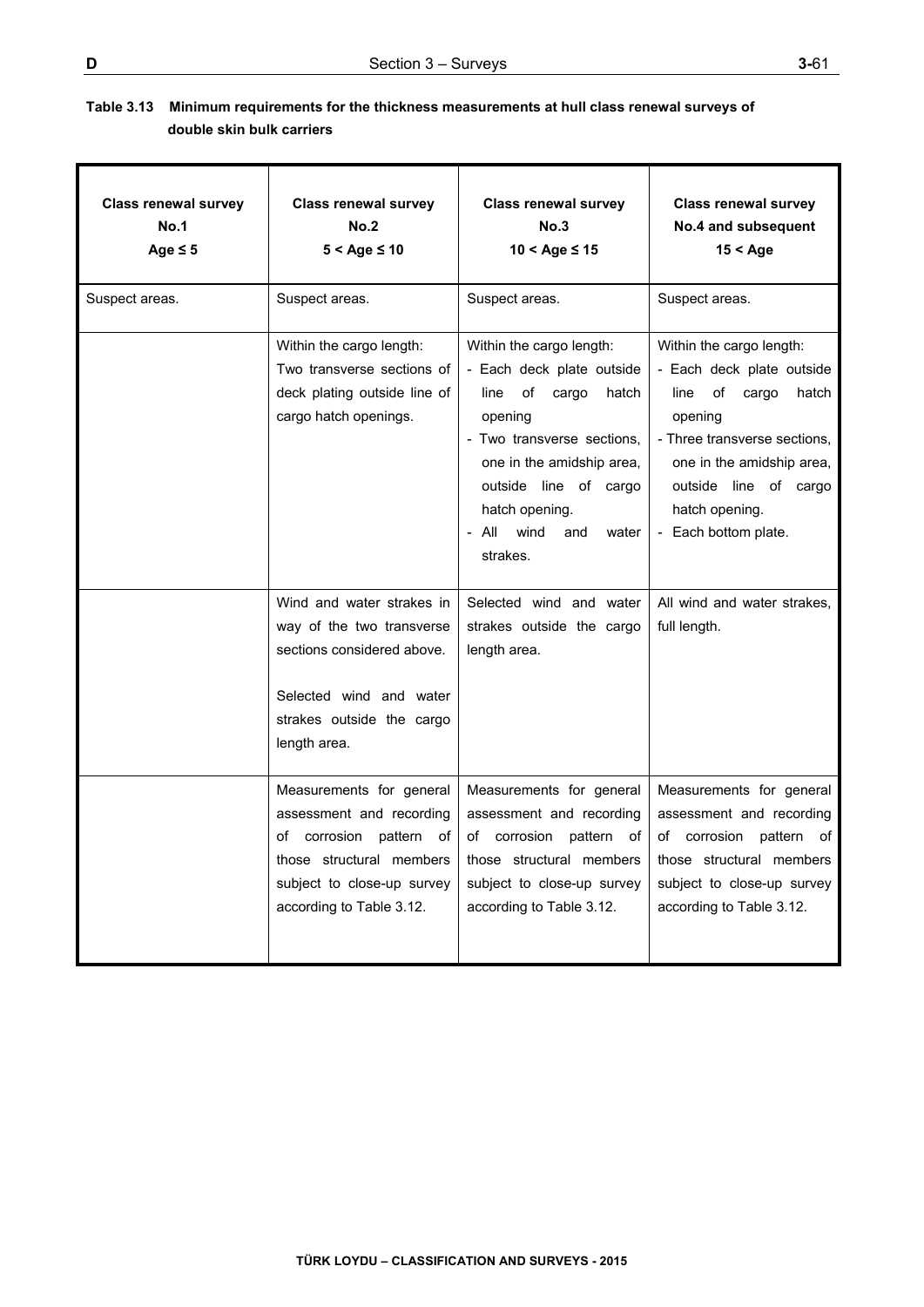**Table 3.13 Minimum requirements for the thickness measurements at hull class renewal surveys of double skin bulk carriers**

| Class renewal survey No.1 Age ≤ 5 | Class renewal survey No.2 5 < Age ≤ 10 | Class renewal survey No.3 10 < Age ≤ 15 | Class renewal survey No.4 and subsequent 15 < Age |
|---|---|---|---|
| Suspect areas. | Suspect areas. | Suspect areas. | Suspect areas. |
| | Within the cargo length: Two transverse sections of deck plating outside line of cargo hatch openings. | Within the cargo length:<br>- Each deck plate outside line of cargo hatch opening<br>- Two transverse sections, one in the amidship area, outside line of cargo hatch opening.<br>- All wind and water strakes. | Within the cargo length:<br>- Each deck plate outside line of cargo hatch opening<br>- Three transverse sections, one in the amidship area, outside line of cargo hatch opening.<br>- Each bottom plate. |
| | Wind and water strakes in way of the two transverse sections considered above.<br><br>Selected wind and water strakes outside the cargo length area. | Selected wind and water strakes outside the cargo length area. | All wind and water strakes, full length. |
| | Measurements for general assessment and recording of corrosion pattern of those structural members subject to close-up survey according to Table 3.12. | Measurements for general assessment and recording of corrosion pattern of those structural members subject to close-up survey according to Table 3.12. | Measurements for general assessment and recording of corrosion pattern of those structural members subject to close-up survey according to Table 3.12. |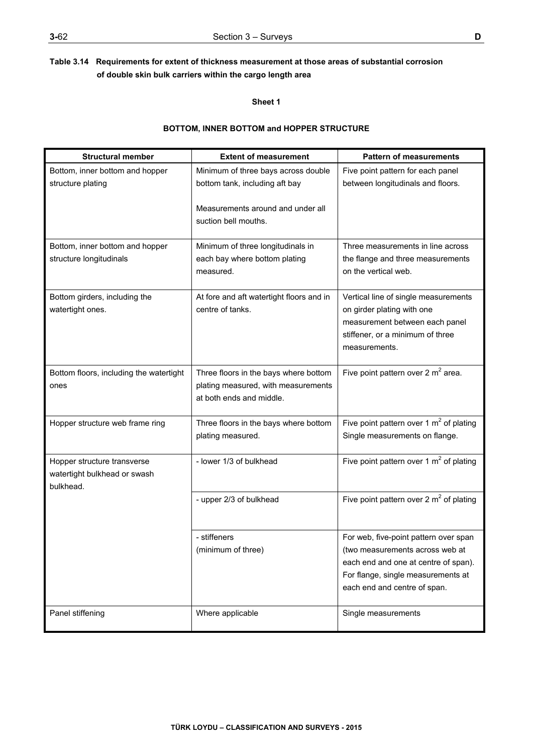**Table 3.14 Requirements for extent of thickness measurement at those areas of substantial corrosion of double skin bulk carriers within the cargo length area**

**Sheet 1**

**BOTTOM, INNER BOTTOM and HOPPER STRUCTURE**

| Structural member | Extent of measurement | Pattern of measurements |
|---|---|---|
| Bottom, inner bottom and hopper structure plating | Minimum of three bays across double bottom tank, including aft bay<br><br>Measurements around and under all suction bell mouths. | Five point pattern for each panel between longitudinals and floors. |
| Bottom, inner bottom and hopper structure longitudinals | Minimum of three longitudinals in each bay where bottom plating measured. | Three measurements in line across the flange and three measurements on the vertical web. |
| Bottom girders, including the watertight ones. | At fore and aft watertight floors and in centre of tanks. | Vertical line of single measurements on girder plating with one measurement between each panel stiffener, or a minimum of three measurements. |
| Bottom floors, including the watertight ones | Three floors in the bays where bottom plating measured, with measurements at both ends and middle. | Five point pattern over 2 $m^2$ area. |
| Hopper structure web frame ring | Three floors in the bays where bottom plating measured. | Five point pattern over 1 $m^2$ of plating Single measurements on flange. |
| Hopper structure transverse watertight bulkhead or swash bulkhead. | - lower 1/3 of bulkhead | Five point pattern over 1 $m^2$ of plating |
| | - upper 2/3 of bulkhead | Five point pattern over 2 $m^2$ of plating |
| | - stiffeners (minimum of three) | For web, five-point pattern over span (two measurements across web at each end and one at centre of span). For flange, single measurements at each end and centre of span. |
| Panel stiffening | Where applicable | Single measurements |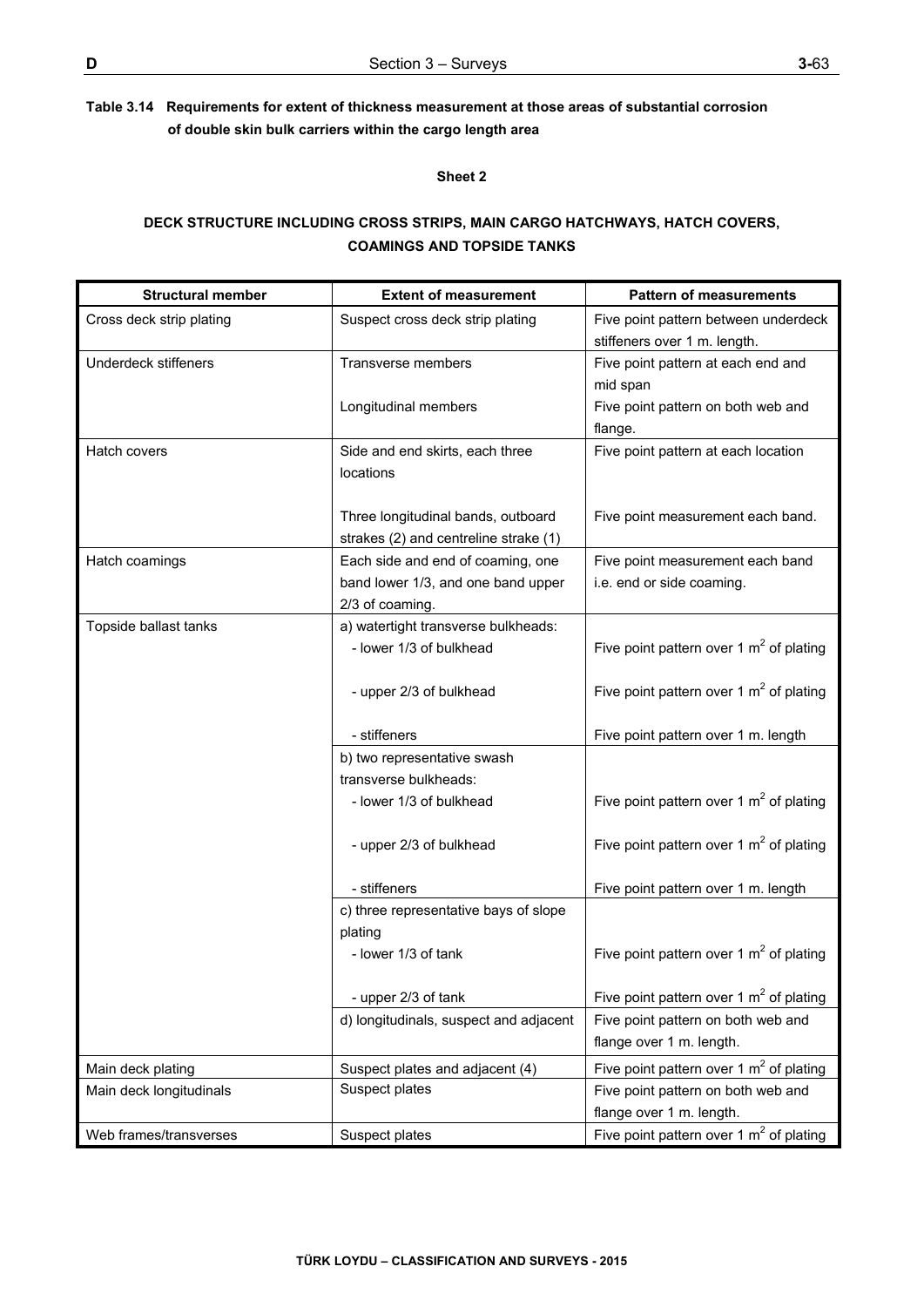**Table 3.14 Requirements for extent of thickness measurement at those areas of substantial corrosion of double skin bulk carriers within the cargo length area**

**Sheet 2**

**DECK STRUCTURE INCLUDING CROSS STRIPS, MAIN CARGO HATCHWAYS, HATCH COVERS, COAMINGS AND TOPSIDE TANKS**

| Structural member | Extent of measurement | Pattern of measurements |
|---|---|---|
| Cross deck strip plating | Suspect cross deck strip plating | Five point pattern between underdeck stiffeners over 1 m. length. |
| Underdeck stiffeners | Transverse members | Five point pattern at each end and mid span |
| | Longitudinal members | Five point pattern on both web and flange. |
| Hatch covers | Side and end skirts, each three locations | Five point pattern at each location |
| | Three longitudinal bands, outboard strakes (2) and centreline strake (1) | Five point measurement each band. |
| Hatch coamings | Each side and end of coaming, one band lower 1/3, and one band upper 2/3 of coaming. | Five point measurement each band i.e. end or side coaming. |
| Topside ballast tanks | a) watertight transverse bulkheads: | |
| | - lower 1/3 of bulkhead | Five point pattern over 1 $m^2$ of plating |
| | - upper 2/3 of bulkhead | Five point pattern over 1 $m^2$ of plating |
| | - stiffeners | Five point pattern over 1 m. length |
| | b) two representative swash transverse bulkheads: | |
| | - lower 1/3 of bulkhead | Five point pattern over 1 $m^2$ of plating |
| | - upper 2/3 of bulkhead | Five point pattern over 1 $m^2$ of plating |
| | - stiffeners | Five point pattern over 1 m. length |
| | c) three representative bays of slope plating | |
| | - lower 1/3 of tank | Five point pattern over 1 $m^2$ of plating |
| | - upper 2/3 of tank | Five point pattern over 1 $m^2$ of plating |
| | d) longitudinals, suspect and adjacent | Five point pattern on both web and flange over 1 m. length. |
| Main deck plating | Suspect plates and adjacent (4) | Five point pattern over 1 $m^2$ of plating |
| Main deck longitudinals | Suspect plates | Five point pattern on both web and flange over 1 m. length. |
| Web frames/transverses | Suspect plates | Five point pattern over 1 $m^2$ of plating |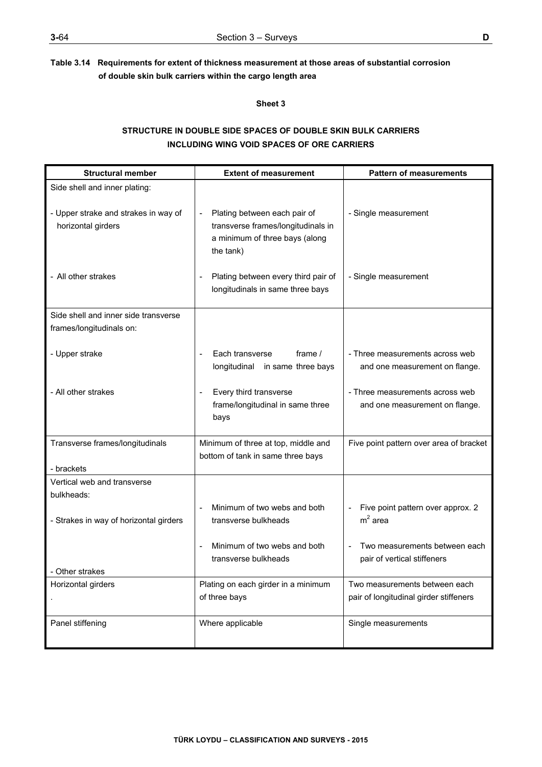**Table 3.14 Requirements for extent of thickness measurement at those areas of substantial corrosion of double skin bulk carriers within the cargo length area**

**Sheet 3**

**STRUCTURE IN DOUBLE SIDE SPACES OF DOUBLE SKIN BULK CARRIERS INCLUDING WING VOID SPACES OF ORE CARRIERS**

| Structural member | Extent of measurement | Pattern of measurements |
|---|---|---|
| Side shell and inner plating: | | |
| - Upper strake and strakes in way of horizontal girders | - Plating between each pair of transverse frames/longitudinals in a minimum of three bays (along the tank) | - Single measurement |
| - All other strakes | - Plating between every third pair of longitudinals in same three bays | - Single measurement |
| Side shell and inner side transverse frames/longitudinals on: | | |
| - Upper strake | - Each transverse frame / longitudinal in same three bays | - Three measurements across web and one measurement on flange. |
| - All other strakes | - Every third transverse frame/longitudinal in same three bays | - Three measurements across web and one measurement on flange. |
| Transverse frames/longitudinals<br>- brackets | Minimum of three at top, middle and bottom of tank in same three bays | Five point pattern over area of bracket |
| Vertical web and transverse bulkheads: | | |
| - Strakes in way of horizontal girders | - Minimum of two webs and both transverse bulkheads | - Five point pattern over approx. 2 $m^2$ area |
| - Other strakes | - Minimum of two webs and both transverse bulkheads | - Two measurements between each pair of vertical stiffeners |
| Horizontal girders<br>. | Plating on each girder in a minimum of three bays | Two measurements between each pair of longitudinal girder stiffeners |
| Panel stiffening | Where applicable | Single measurements |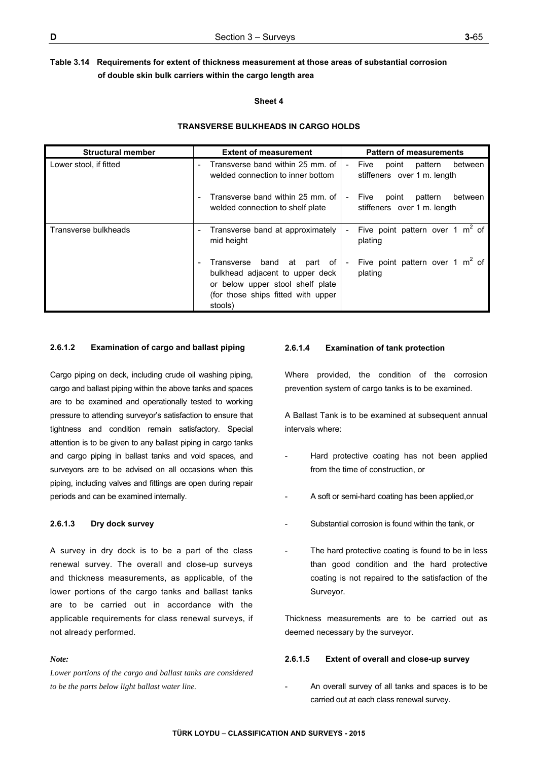**Table 3.14 Requirements for extent of thickness measurement at those areas of substantial corrosion of double skin bulk carriers within the cargo length area**

**Sheet 4**

**TRANSVERSE BULKHEADS IN CARGO HOLDS**

| Structural member | Extent of measurement | Pattern of measurements |
|---|---|---|
| Lower stool, if fitted | - Transverse band within 25 mm. of welded connection to inner bottom<br><br>- Transverse band within 25 mm. of welded connection to shelf plate | - Five point pattern between stiffeners over 1 m. length<br><br>- Five point pattern between stiffeners over 1 m. length |
| Transverse bulkheads | - Transverse band at approximately mid height<br><br>- Transverse band at part of bulkhead adjacent to upper deck or below upper stool shelf plate (for those ships fitted with upper stools) | - Five point pattern over 1 $m^2$ of plating<br><br>- Five point pattern over 1 $m^2$ of plating |

#### 2.6.1.2 Examination of cargo and ballast piping

Cargo piping on deck, including crude oil washing piping, cargo and ballast piping within the above tanks and spaces are to be examined and operationally tested to working pressure to attending surveyor's satisfaction to ensure that tightness and condition remain satisfactory. Special attention is to be given to any ballast piping in cargo tanks and cargo piping in ballast tanks and void spaces, and surveyors are to be advised on all occasions when this piping, including valves and fittings are open during repair periods and can be examined internally.

#### 2.6.1.3 Dry dock survey

A survey in dry dock is to be a part of the class renewal survey. The overall and close-up surveys and thickness measurements, as applicable, of the lower portions of the cargo tanks and ballast tanks are to be carried out in accordance with the applicable requirements for class renewal surveys, if not already performed.

*Note:*

*Lower portions of the cargo and ballast tanks are considered to be the parts below light ballast water line.*

#### 2.6.1.4 Examination of tank protection

Where provided, the condition of the corrosion prevention system of cargo tanks is to be examined.

A Ballast Tank is to be examined at subsequent annual intervals where:

- Hard protective coating has not been applied from the time of construction, or
- A soft or semi-hard coating has been applied,or
- Substantial corrosion is found within the tank, or
- The hard protective coating is found to be in less than good condition and the hard protective coating is not repaired to the satisfaction of the Surveyor.

Thickness measurements are to be carried out as deemed necessary by the surveyor.

#### 2.6.1.5 Extent of overall and close-up survey

- An overall survey of all tanks and spaces is to be carried out at each class renewal survey.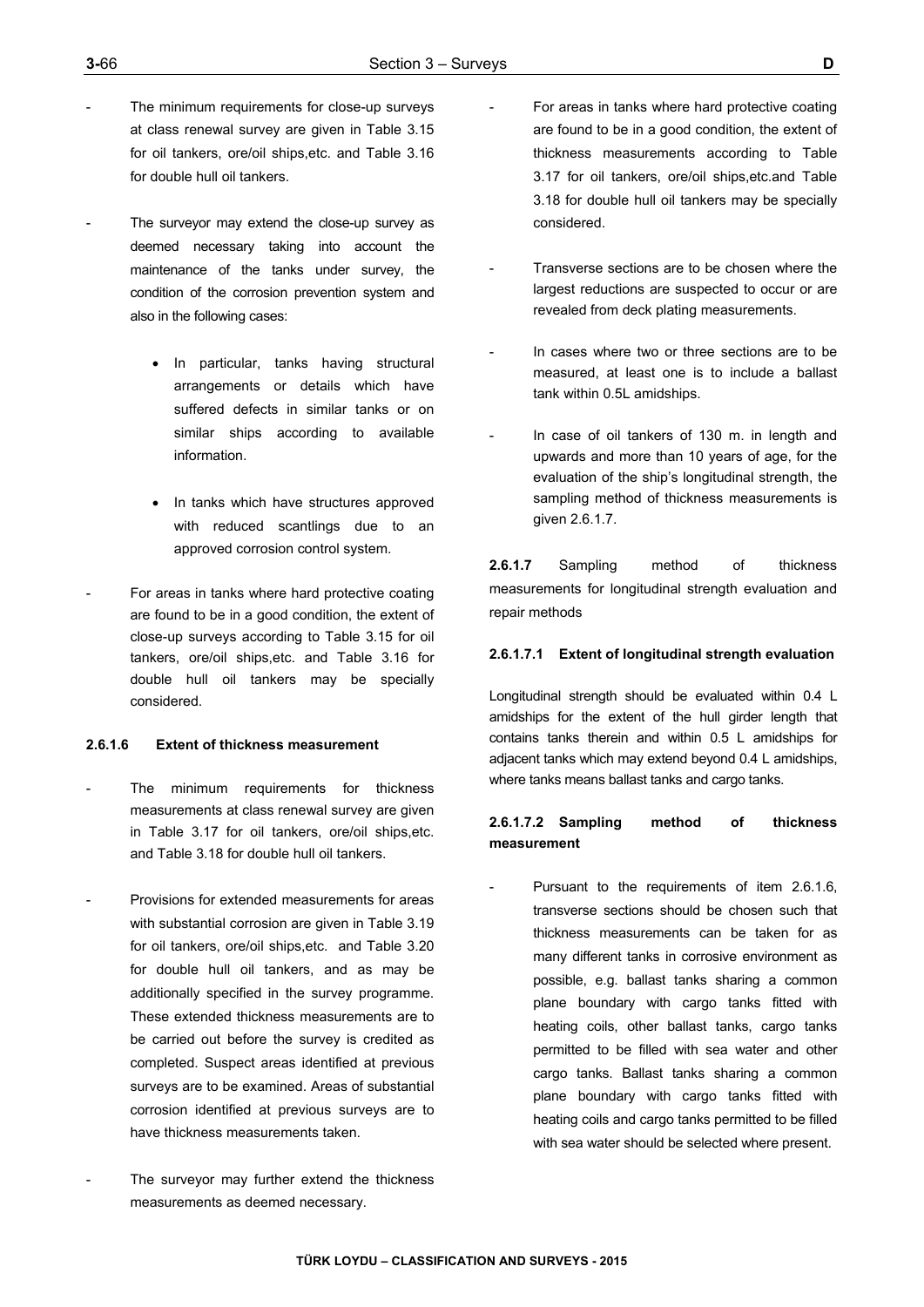- The minimum requirements for close-up surveys at class renewal survey are given in Table 3.15 for oil tankers, ore/oil ships,etc. and Table 3.16 for double hull oil tankers.

- The surveyor may extend the close-up survey as deemed necessary taking into account the maintenance of the tanks under survey, the condition of the corrosion prevention system and also in the following cases:

  - In particular, tanks having structural arrangements or details which have suffered defects in similar tanks or on similar ships according to available information.

  - In tanks which have structures approved with reduced scantlings due to an approved corrosion control system.

- For areas in tanks where hard protective coating are found to be in a good condition, the extent of close-up surveys according to Table 3.15 for oil tankers, ore/oil ships,etc. and Table 3.16 for double hull oil tankers may be specially considered.

#### 2.6.1.6 Extent of thickness measurement

- The minimum requirements for thickness measurements at class renewal survey are given in Table 3.17 for oil tankers, ore/oil ships,etc. and Table 3.18 for double hull oil tankers.

- Provisions for extended measurements for areas with substantial corrosion are given in Table 3.19 for oil tankers, ore/oil ships,etc. and Table 3.20 for double hull oil tankers, and as may be additionally specified in the survey programme. These extended thickness measurements are to be carried out before the survey is credited as completed. Suspect areas identified at previous surveys are to be examined. Areas of substantial corrosion identified at previous surveys are to have thickness measurements taken.

- The surveyor may further extend the thickness measurements as deemed necessary.

- For areas in tanks where hard protective coating are found to be in a good condition, the extent of thickness measurements according to Table 3.17 for oil tankers, ore/oil ships,etc.and Table 3.18 for double hull oil tankers may be specially considered.

- Transverse sections are to be chosen where the largest reductions are suspected to occur or are revealed from deck plating measurements.

- In cases where two or three sections are to be measured, at least one is to include a ballast tank within 0.5L amidships.

- In case of oil tankers of 130 m. in length and upwards and more than 10 years of age, for the evaluation of the ship's longitudinal strength, the sampling method of thickness measurements is given 2.6.1.7.

**2.6.1.7** Sampling method of thickness measurements for longitudinal strength evaluation and repair methods

#### 2.6.1.7.1 Extent of longitudinal strength evaluation

Longitudinal strength should be evaluated within 0.4 L amidships for the extent of the hull girder length that contains tanks therein and within 0.5 L amidships for adjacent tanks which may extend beyond 0.4 L amidships, where tanks means ballast tanks and cargo tanks.

#### 2.6.1.7.2 Sampling method of thickness measurement

- Pursuant to the requirements of item 2.6.1.6, transverse sections should be chosen such that thickness measurements can be taken for as many different tanks in corrosive environment as possible, e.g. ballast tanks sharing a common plane boundary with cargo tanks fitted with heating coils, other ballast tanks, cargo tanks permitted to be filled with sea water and other cargo tanks. Ballast tanks sharing a common plane boundary with cargo tanks fitted with heating coils and cargo tanks permitted to be filled with sea water should be selected where present.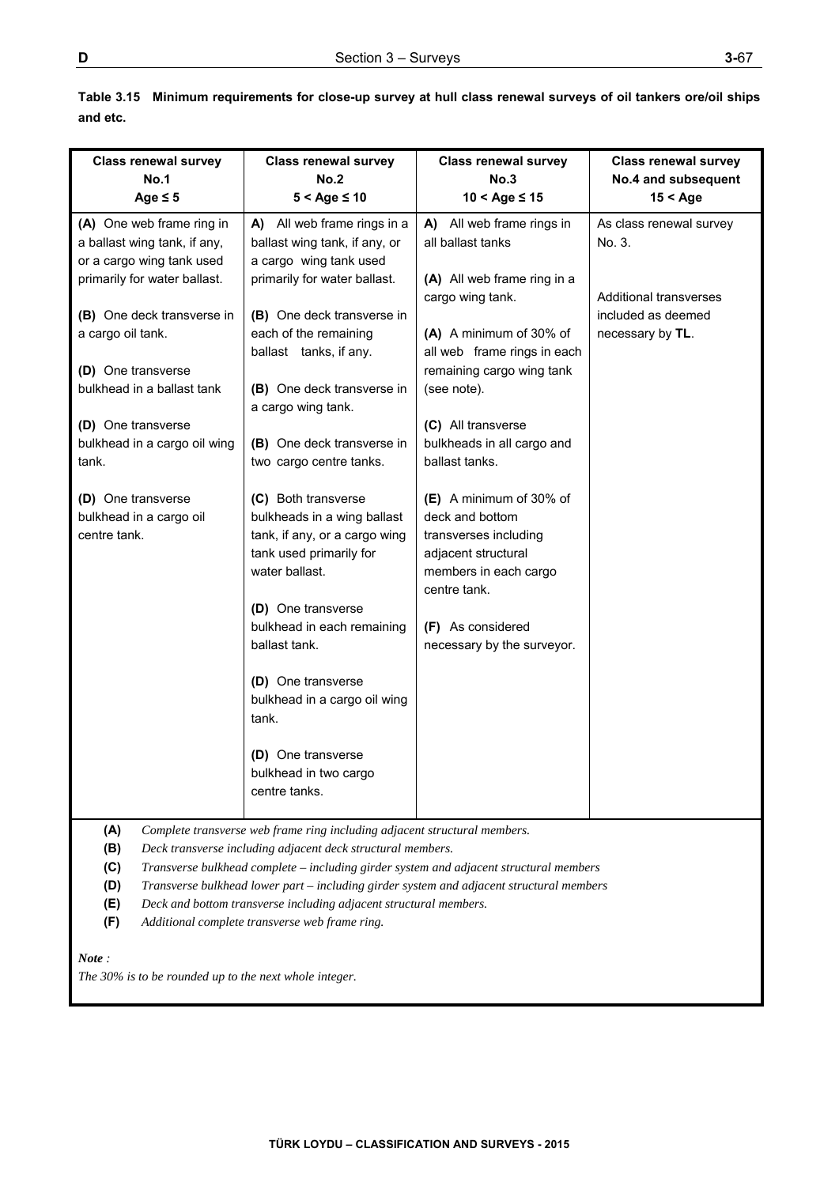**Table 3.15 Minimum requirements for close-up survey at hull class renewal surveys of oil tankers ore/oil ships and etc.**

| Class renewal survey No.1 Age ≤ 5 | Class renewal survey No.2 5 < Age ≤ 10 | Class renewal survey No.3 10 < Age ≤ 15 | Class renewal survey No.4 and subsequent 15 < Age |
|---|---|---|---|
| **(A)** One web frame ring in a ballast wing tank, if any, or a cargo wing tank used primarily for water ballast.<br><br>**(B)** One deck transverse in a cargo oil tank.<br><br>**(D)** One transverse bulkhead in a ballast tank<br><br>**(D)** One transverse bulkhead in a cargo oil wing tank.<br><br>**(D)** One transverse bulkhead in a cargo oil centre tank. | **A)** All web frame rings in a ballast wing tank, if any, or a cargo wing tank used primarily for water ballast.<br><br>**(B)** One deck transverse in each of the remaining ballast tanks, if any.<br><br>**(B)** One deck transverse in a cargo wing tank.<br><br>**(B)** One deck transverse in two cargo centre tanks.<br><br>**(C)** Both transverse bulkheads in a wing ballast tank, if any, or a cargo wing tank used primarily for water ballast.<br><br>**(D)** One transverse bulkhead in each remaining ballast tank.<br><br>**(D)** One transverse bulkhead in a cargo oil wing tank.<br><br>**(D)** One transverse bulkhead in two cargo centre tanks. | **A)** All web frame rings in all ballast tanks<br><br>**(A)** All web frame ring in a cargo wing tank.<br><br>**(A)** A minimum of 30% of all web frame rings in each remaining cargo wing tank (see note).<br><br>**(C)** All transverse bulkheads in all cargo and ballast tanks.<br><br>**(E)** A minimum of 30% of deck and bottom transverses including adjacent structural members in each cargo centre tank.<br><br>**(F)** As considered necessary by the surveyor. | As class renewal survey No. 3.<br><br>Additional transverses included as deemed necessary by **TL**. |

**(A)** *Complete transverse web frame ring including adjacent structural members.*

**(B)** *Deck transverse including adjacent deck structural members.*

**(C)** *Transverse bulkhead complete – including girder system and adjacent structural members*

**(D)** *Transverse bulkhead lower part – including girder system and adjacent structural members*

**(E)** *Deck and bottom transverse including adjacent structural members.*

**(F)** *Additional complete transverse web frame ring.*

***Note*** *:*

*The 30% is to be rounded up to the next whole integer.*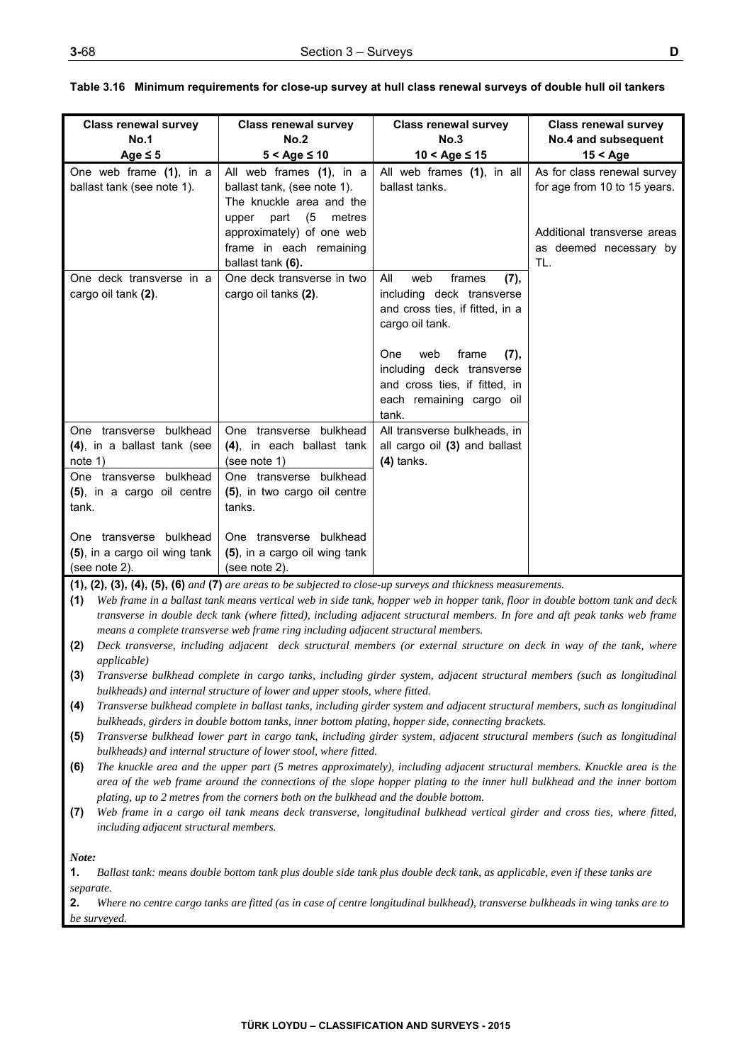**Table 3.16 Minimum requirements for close-up survey at hull class renewal surveys of double hull oil tankers**

| Class renewal survey No.1 Age ≤ 5 | Class renewal survey No.2 5 < Age ≤ 10 | Class renewal survey No.3 10 < Age ≤ 15 | Class renewal survey No.4 and subsequent 15 < Age |
|---|---|---|---|
| One web frame **(1)**, in a ballast tank (see note 1). | All web frames **(1)**, in a ballast tank, (see note 1). The knuckle area and the upper part (5 metres approximately) of one web frame in each remaining ballast tank **(6)**. | All web frames **(1)**, in all ballast tanks. | As for class renewal survey for age from 10 to 15 years.<br><br>Additional transverse areas as deemed necessary by TL. |
| One deck transverse in a cargo oil tank **(2)**. | One deck transverse in two cargo oil tanks **(2)**. | All web frames **(7)**, including deck transverse and cross ties, if fitted, in a cargo oil tank.<br><br>One web frame **(7)**, including deck transverse and cross ties, if fitted, in each remaining cargo oil tank. | |
| One transverse bulkhead **(4)**, in a ballast tank (see note 1) | One transverse bulkhead **(4)**, in each ballast tank (see note 1) | All transverse bulkheads, in all cargo oil **(3)** and ballast **(4)** tanks. | |
| One transverse bulkhead **(5)**, in a cargo oil centre tank.<br><br>One transverse bulkhead **(5)**, in a cargo oil wing tank (see note 2). | One transverse bulkhead **(5)**, in two cargo oil centre tanks.<br><br>One transverse bulkhead **(5)**, in a cargo oil wing tank (see note 2). | | |

**(1), (2), (3), (4), (5), (6)** *and* **(7)** *are areas to be subjected to close-up surveys and thickness measurements.*

**(1)** *Web frame in a ballast tank means vertical web in side tank, hopper web in hopper tank, floor in double bottom tank and deck transverse in double deck tank (where fitted), including adjacent structural members. In fore and aft peak tanks web frame means a complete transverse web frame ring including adjacent structural members.*

**(2)** *Deck transverse, including adjacent deck structural members (or external structure on deck in way of the tank, where applicable)*

**(3)** *Transverse bulkhead complete in cargo tanks, including girder system, adjacent structural members (such as longitudinal bulkheads) and internal structure of lower and upper stools, where fitted.*

**(4)** *Transverse bulkhead complete in ballast tanks, including girder system and adjacent structural members, such as longitudinal bulkheads, girders in double bottom tanks, inner bottom plating, hopper side, connecting brackets.*

**(5)** *Transverse bulkhead lower part in cargo tank, including girder system, adjacent structural members (such as longitudinal bulkheads) and internal structure of lower stool, where fitted.*

**(6)** *The knuckle area and the upper part (5 metres approximately), including adjacent structural members. Knuckle area is the area of the web frame around the connections of the slope hopper plating to the inner hull bulkhead and the inner bottom plating, up to 2 metres from the corners both on the bulkhead and the double bottom.*

**(7)** *Web frame in a cargo oil tank means deck transverse, longitudinal bulkhead vertical girder and cross ties, where fitted, including adjacent structural members.*

***Note:***

**1.** *Ballast tank: means double bottom tank plus double side tank plus double deck tank, as applicable, even if these tanks are separate.*

**2.** *Where no centre cargo tanks are fitted (as in case of centre longitudinal bulkhead), transverse bulkheads in wing tanks are to be surveyed.*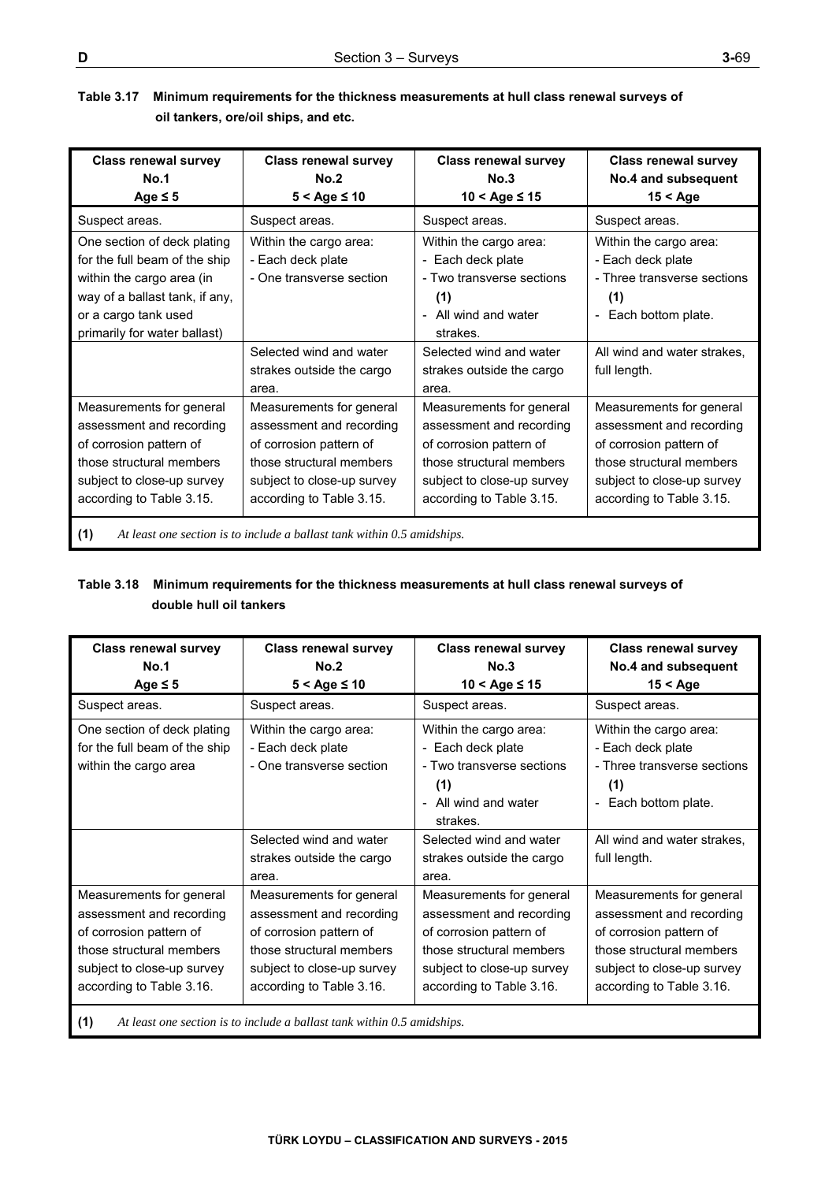**Table 3.17 Minimum requirements for the thickness measurements at hull class renewal surveys of oil tankers, ore/oil ships, and etc.**

| Class renewal survey No.1 Age ≤ 5 | Class renewal survey No.2 5 < Age ≤ 10 | Class renewal survey No.3 10 < Age ≤ 15 | Class renewal survey No.4 and subsequent 15 < Age |
|---|---|---|---|
| Suspect areas. | Suspect areas. | Suspect areas. | Suspect areas. |
| One section of deck plating for the full beam of the ship within the cargo area (in way of a ballast tank, if any, or a cargo tank used primarily for water ballast) | Within the cargo area:<br>- Each deck plate<br>- One transverse section | Within the cargo area:<br>- Each deck plate<br>- Two transverse sections **(1)**<br>- All wind and water strakes. | Within the cargo area:<br>- Each deck plate<br>- Three transverse sections **(1)**<br>- Each bottom plate. |
| | Selected wind and water strakes outside the cargo area. | Selected wind and water strakes outside the cargo area. | All wind and water strakes, full length. |
| Measurements for general assessment and recording of corrosion pattern of those structural members subject to close-up survey according to Table 3.15. | Measurements for general assessment and recording of corrosion pattern of those structural members subject to close-up survey according to Table 3.15. | Measurements for general assessment and recording of corrosion pattern of those structural members subject to close-up survey according to Table 3.15. | Measurements for general assessment and recording of corrosion pattern of those structural members subject to close-up survey according to Table 3.15. |

**(1)** *At least one section is to include a ballast tank within 0.5 amidships.*

**Table 3.18 Minimum requirements for the thickness measurements at hull class renewal surveys of double hull oil tankers**

| Class renewal survey No.1 Age ≤ 5 | Class renewal survey No.2 5 < Age ≤ 10 | Class renewal survey No.3 10 < Age ≤ 15 | Class renewal survey No.4 and subsequent 15 < Age |
|---|---|---|---|
| Suspect areas. | Suspect areas. | Suspect areas. | Suspect areas. |
| One section of deck plating for the full beam of the ship within the cargo area | Within the cargo area:<br>- Each deck plate<br>- One transverse section | Within the cargo area:<br>- Each deck plate<br>- Two transverse sections **(1)**<br>- All wind and water strakes. | Within the cargo area:<br>- Each deck plate<br>- Three transverse sections **(1)**<br>- Each bottom plate. |
| | Selected wind and water strakes outside the cargo area. | Selected wind and water strakes outside the cargo area. | All wind and water strakes, full length. |
| Measurements for general assessment and recording of corrosion pattern of those structural members subject to close-up survey according to Table 3.16. | Measurements for general assessment and recording of corrosion pattern of those structural members subject to close-up survey according to Table 3.16. | Measurements for general assessment and recording of corrosion pattern of those structural members subject to close-up survey according to Table 3.16. | Measurements for general assessment and recording of corrosion pattern of those structural members subject to close-up survey according to Table 3.16. |

**(1)** *At least one section is to include a ballast tank within 0.5 amidships.*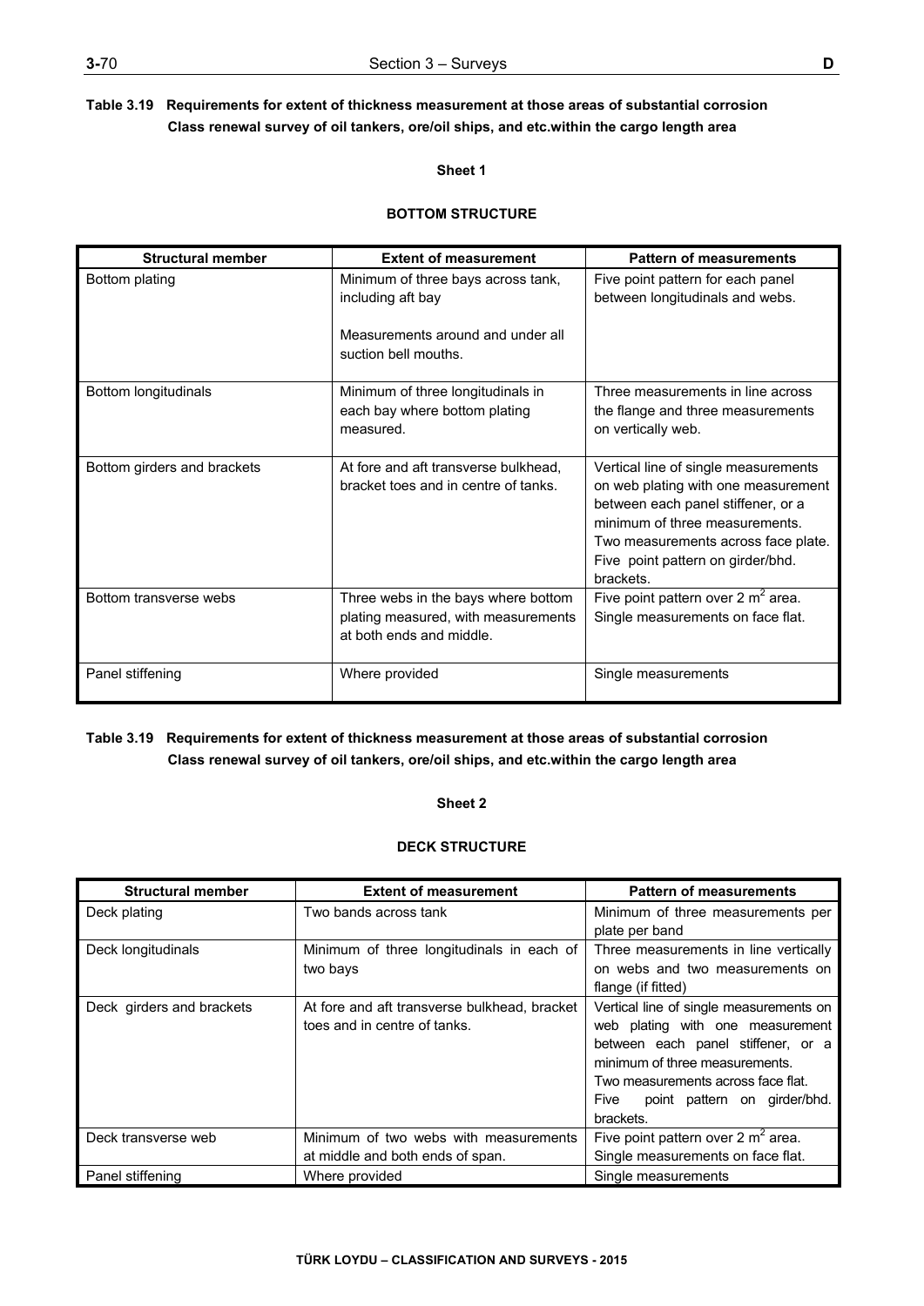**Table 3.19 Requirements for extent of thickness measurement at those areas of substantial corrosion Class renewal survey of oil tankers, ore/oil ships, and etc.within the cargo length area**

**Sheet 1**

**BOTTOM STRUCTURE**

| Structural member | Extent of measurement | Pattern of measurements |
|---|---|---|
| Bottom plating | Minimum of three bays across tank, including aft bay<br><br>Measurements around and under all suction bell mouths. | Five point pattern for each panel between longitudinals and webs. |
| Bottom longitudinals | Minimum of three longitudinals in each bay where bottom plating measured. | Three measurements in line across the flange and three measurements on vertically web. |
| Bottom girders and brackets | At fore and aft transverse bulkhead, bracket toes and in centre of tanks. | Vertical line of single measurements on web plating with one measurement between each panel stiffener, or a minimum of three measurements. Two measurements across face plate. Five point pattern on girder/bhd. brackets. |
| Bottom transverse webs | Three webs in the bays where bottom plating measured, with measurements at both ends and middle. | Five point pattern over 2 $m^2$ area. Single measurements on face flat. |
| Panel stiffening | Where provided | Single measurements |

**Table 3.19 Requirements for extent of thickness measurement at those areas of substantial corrosion Class renewal survey of oil tankers, ore/oil ships, and etc.within the cargo length area**

**Sheet 2**

**DECK STRUCTURE**

| Structural member | Extent of measurement | Pattern of measurements |
|---|---|---|
| Deck plating | Two bands across tank | Minimum of three measurements per plate per band |
| Deck longitudinals | Minimum of three longitudinals in each of two bays | Three measurements in line vertically on webs and two measurements on flange (if fitted) |
| Deck girders and brackets | At fore and aft transverse bulkhead, bracket toes and in centre of tanks. | Vertical line of single measurements on web plating with one measurement between each panel stiffener, or a minimum of three measurements. Two measurements across face flat. Five point pattern on girder/bhd. brackets. |
| Deck transverse web | Minimum of two webs with measurements at middle and both ends of span. | Five point pattern over 2 $m^2$ area. Single measurements on face flat. |
| Panel stiffening | Where provided | Single measurements |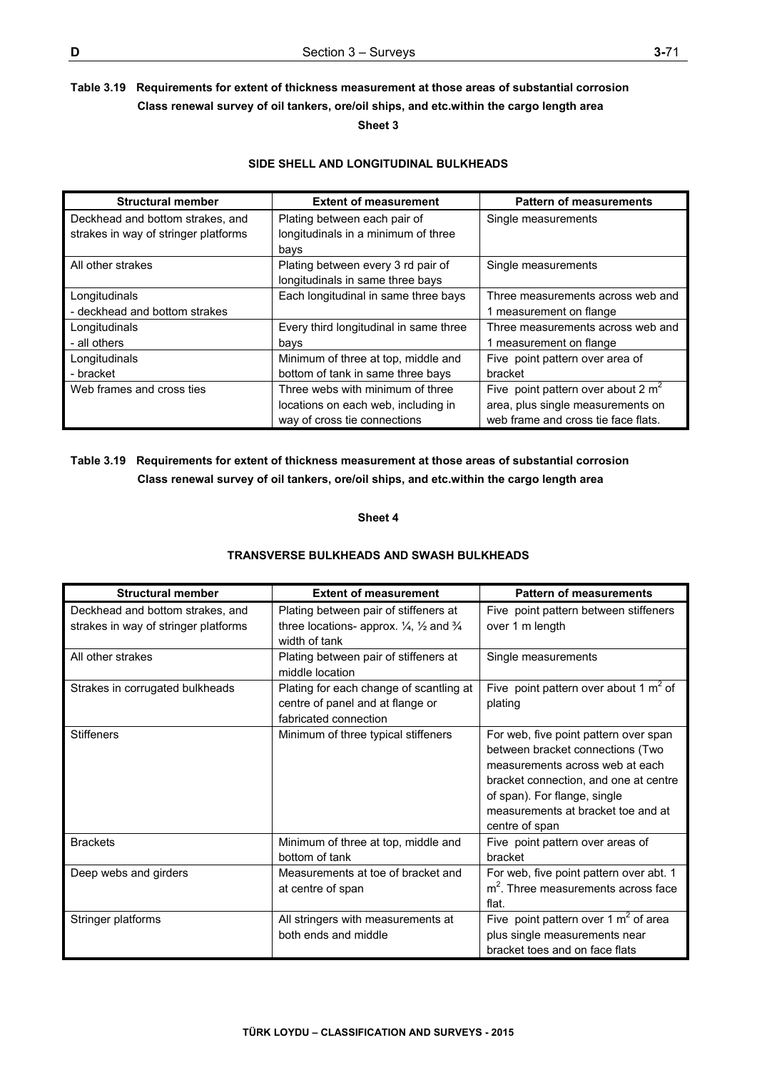**Table 3.19 Requirements for extent of thickness measurement at those areas of substantial corrosion Class renewal survey of oil tankers, ore/oil ships, and etc.within the cargo length area**

**Sheet 3**

**SIDE SHELL AND LONGITUDINAL BULKHEADS**

| Structural member | Extent of measurement | Pattern of measurements |
|---|---|---|
| Deckhead and bottom strakes, and strakes in way of stringer platforms | Plating between each pair of longitudinals in a minimum of three bays | Single measurements |
| All other strakes | Plating between every 3 rd pair of longitudinals in same three bays | Single measurements |
| Longitudinals - deckhead and bottom strakes | Each longitudinal in same three bays | Three measurements across web and 1 measurement on flange |
| Longitudinals - all others | Every third longitudinal in same three bays | Three measurements across web and 1 measurement on flange |
| Longitudinals - bracket | Minimum of three at top, middle and bottom of tank in same three bays | Five point pattern over area of bracket |
| Web frames and cross ties | Three webs with minimum of three locations on each web, including in way of cross tie connections | Five point pattern over about 2 m$^2$ area, plus single measurements on web frame and cross tie face flats. |

**Table 3.19 Requirements for extent of thickness measurement at those areas of substantial corrosion Class renewal survey of oil tankers, ore/oil ships, and etc.within the cargo length area**

**Sheet 4**

**TRANSVERSE BULKHEADS AND SWASH BULKHEADS**

| Structural member | Extent of measurement | Pattern of measurements |
|---|---|---|
| Deckhead and bottom strakes, and strakes in way of stringer platforms | Plating between pair of stiffeners at three locations- approx. ¼, ½ and ¾ width of tank | Five point pattern between stiffeners over 1 m length |
| All other strakes | Plating between stiffeners at middle location | Single measurements |
| Strakes in corrugated bulkheads | Plating for each change of scantling at centre of panel and at flange or fabricated connection | Five point pattern over about 1 m$^2$ of plating |
| Stiffeners | Minimum of three typical stiffeners | For web, five point pattern over span between bracket connections (Two measurements across web at each bracket connection, and one at centre of span). For flange, single measurements at bracket toe and at centre of span |
| Brackets | Minimum of three at top, middle and bottom of tank | Five point pattern over areas of bracket |
| Deep webs and girders | Measurements at toe of bracket and at centre of span | For web, five point pattern over abt. 1 m$^2$. Three measurements across face flat. |
| Stringer platforms | All stringers with measurements at both ends and middle | Five point pattern over 1 m$^2$ of area plus single measurements near bracket toes and on face flats |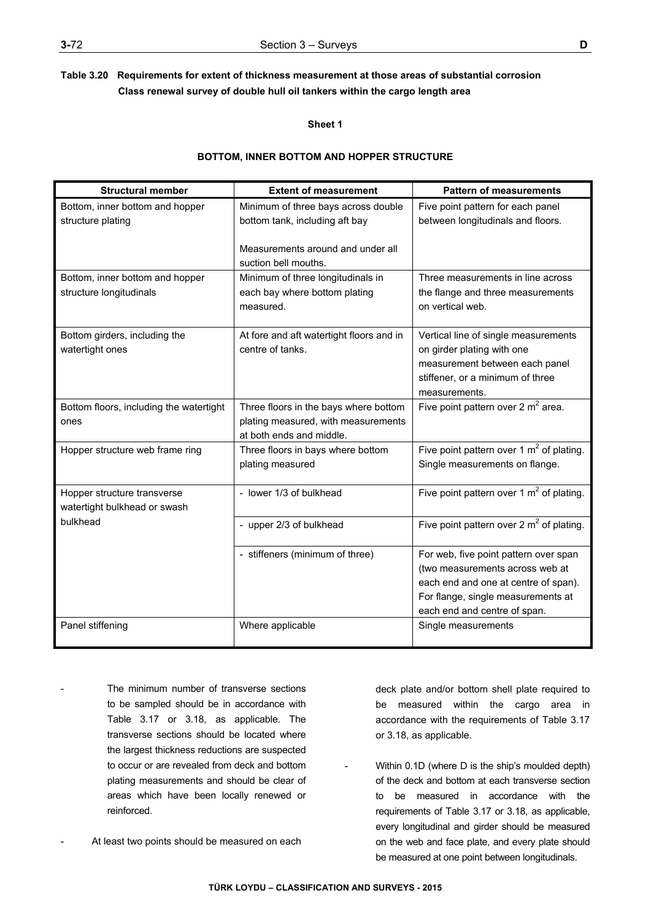**Table 3.20 Requirements for extent of thickness measurement at those areas of substantial corrosion Class renewal survey of double hull oil tankers within the cargo length area**

**Sheet 1**

**BOTTOM, INNER BOTTOM AND HOPPER STRUCTURE**

| Structural member | Extent of measurement | Pattern of measurements |
|---|---|---|
| Bottom, inner bottom and hopper structure plating | Minimum of three bays across double bottom tank, including aft bay<br><br>Measurements around and under all suction bell mouths. | Five point pattern for each panel between longitudinals and floors. |
| Bottom, inner bottom and hopper structure longitudinals | Minimum of three longitudinals in each bay where bottom plating measured. | Three measurements in line across the flange and three measurements on vertical web. |
| Bottom girders, including the watertight ones | At fore and aft watertight floors and in centre of tanks. | Vertical line of single measurements on girder plating with one measurement between each panel stiffener, or a minimum of three measurements. |
| Bottom floors, including the watertight ones | Three floors in the bays where bottom plating measured, with measurements at both ends and middle. | Five point pattern over 2 $m^2$ area. |
| Hopper structure web frame ring | Three floors in bays where bottom plating measured | Five point pattern over 1 $m^2$ of plating. Single measurements on flange. |
| Hopper structure transverse watertight bulkhead or swash bulkhead | - lower 1/3 of bulkhead | Five point pattern over 1 $m^2$ of plating. |
| | - upper 2/3 of bulkhead | Five point pattern over 2 $m^2$ of plating. |
| | - stiffeners (minimum of three) | For web, five point pattern over span (two measurements across web at each end and one at centre of span). For flange, single measurements at each end and centre of span. |
| Panel stiffening | Where applicable | Single measurements |

- The minimum number of transverse sections to be sampled should be in accordance with Table 3.17 or 3.18, as applicable. The transverse sections should be located where the largest thickness reductions are suspected to occur or are revealed from deck and bottom plating measurements and should be clear of areas which have been locally renewed or reinforced.

- At least two points should be measured on each deck plate and/or bottom shell plate required to be measured within the cargo area in accordance with the requirements of Table 3.17 or 3.18, as applicable.

- Within 0.1D (where D is the ship's moulded depth) of the deck and bottom at each transverse section to be measured in accordance with the requirements of Table 3.17 or 3.18, as applicable, every longitudinal and girder should be measured on the web and face plate, and every plate should be measured at one point between longitudinals.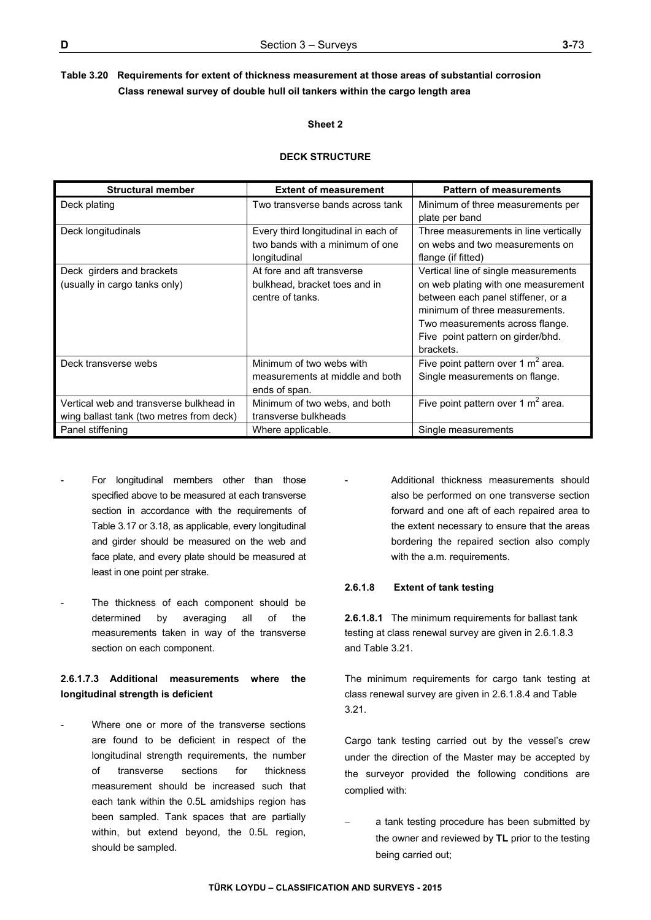**Table 3.20 Requirements for extent of thickness measurement at those areas of substantial corrosion Class renewal survey of double hull oil tankers within the cargo length area**

**Sheet 2**

**DECK STRUCTURE**

| Structural member | Extent of measurement | Pattern of measurements |
|---|---|---|
| Deck plating | Two transverse bands across tank | Minimum of three measurements per plate per band |
| Deck longitudinals | Every third longitudinal in each of two bands with a minimum of one longitudinal | Three measurements in line vertically on webs and two measurements on flange (if fitted) |
| Deck girders and brackets (usually in cargo tanks only) | At fore and aft transverse bulkhead, bracket toes and in centre of tanks. | Vertical line of single measurements on web plating with one measurement between each panel stiffener, or a minimum of three measurements. Two measurements across flange. Five point pattern on girder/bhd. brackets. |
| Deck transverse webs | Minimum of two webs with measurements at middle and both ends of span. | Five point pattern over 1 $m^2$ area. Single measurements on flange. |
| Vertical web and transverse bulkhead in wing ballast tank (two metres from deck) | Minimum of two webs, and both transverse bulkheads | Five point pattern over 1 $m^2$ area. |
| Panel stiffening | Where applicable. | Single measurements |

- For longitudinal members other than those specified above to be measured at each transverse section in accordance with the requirements of Table 3.17 or 3.18, as applicable, every longitudinal and girder should be measured on the web and face plate, and every plate should be measured at least in one point per strake.

- The thickness of each component should be determined by averaging all of the measurements taken in way of the transverse section on each component.

**2.6.1.7.3 Additional measurements where the longitudinal strength is deficient**

- Where one or more of the transverse sections are found to be deficient in respect of the longitudinal strength requirements, the number of transverse sections for thickness measurement should be increased such that each tank within the 0.5L amidships region has been sampled. Tank spaces that are partially within, but extend beyond, the 0.5L region, should be sampled.

- Additional thickness measurements should also be performed on one transverse section forward and one aft of each repaired area to the extent necessary to ensure that the areas bordering the repaired section also comply with the a.m. requirements.

**2.6.1.8 Extent of tank testing**

**2.6.1.8.1** The minimum requirements for ballast tank testing at class renewal survey are given in 2.6.1.8.3 and Table 3.21.

The minimum requirements for cargo tank testing at class renewal survey are given in 2.6.1.8.4 and Table 3.21.

Cargo tank testing carried out by the vessel's crew under the direction of the Master may be accepted by the surveyor provided the following conditions are complied with:

– a tank testing procedure has been submitted by the owner and reviewed by **TL** prior to the testing being carried out;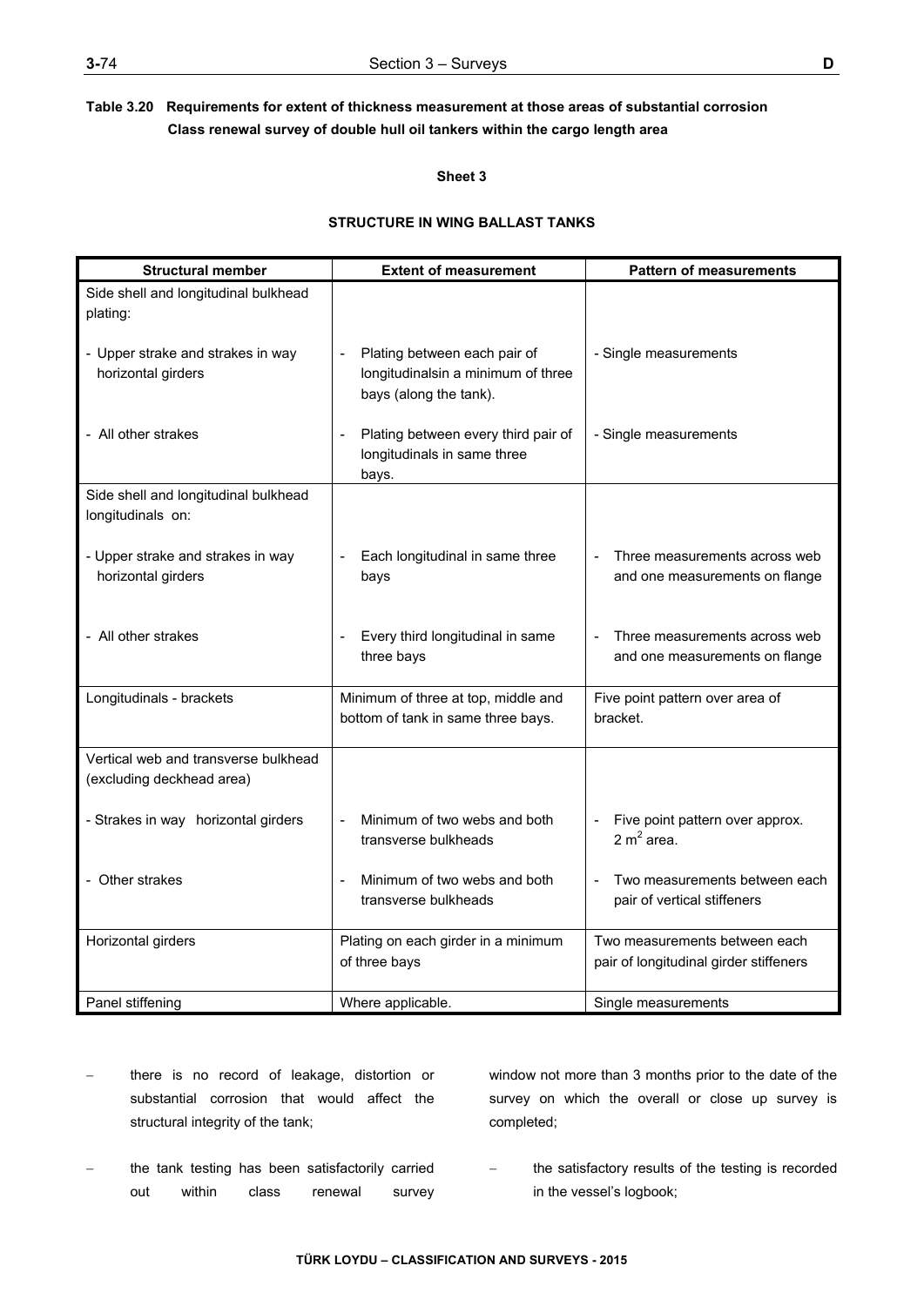**Table 3.20 Requirements for extent of thickness measurement at those areas of substantial corrosion Class renewal survey of double hull oil tankers within the cargo length area**

**Sheet 3**

**STRUCTURE IN WING BALLAST TANKS**

| Structural member | Extent of measurement | Pattern of measurements |
|---|---|---|
| Side shell and longitudinal bulkhead plating: | | |
| - Upper strake and strakes in way horizontal girders | - Plating between each pair of longitudinalsin a minimum of three bays (along the tank). | - Single measurements |
| - All other strakes | - Plating between every third pair of longitudinals in same three bays. | - Single measurements |
| Side shell and longitudinal bulkhead longitudinals on: | | |
| - Upper strake and strakes in way horizontal girders | - Each longitudinal in same three bays | - Three measurements across web and one measurements on flange |
| - All other strakes | - Every third longitudinal in same three bays | - Three measurements across web and one measurements on flange |
| Longitudinals - brackets | Minimum of three at top, middle and bottom of tank in same three bays. | Five point pattern over area of bracket. |
| Vertical web and transverse bulkhead (excluding deckhead area) | | |
| - Strakes in way horizontal girders | - Minimum of two webs and both transverse bulkheads | - Five point pattern over approx. 2 $m^2$ area. |
| - Other strakes | - Minimum of two webs and both transverse bulkheads | - Two measurements between each pair of vertical stiffeners |
| Horizontal girders | Plating on each girder in a minimum of three bays | Two measurements between each pair of longitudinal girder stiffeners |
| Panel stiffening | Where applicable. | Single measurements |

- there is no record of leakage, distortion or substantial corrosion that would affect the structural integrity of the tank;
- the tank testing has been satisfactorily carried out within class renewal survey window not more than 3 months prior to the date of the survey on which the overall or close up survey is completed;
- the satisfactory results of the testing is recorded in the vessel's logbook;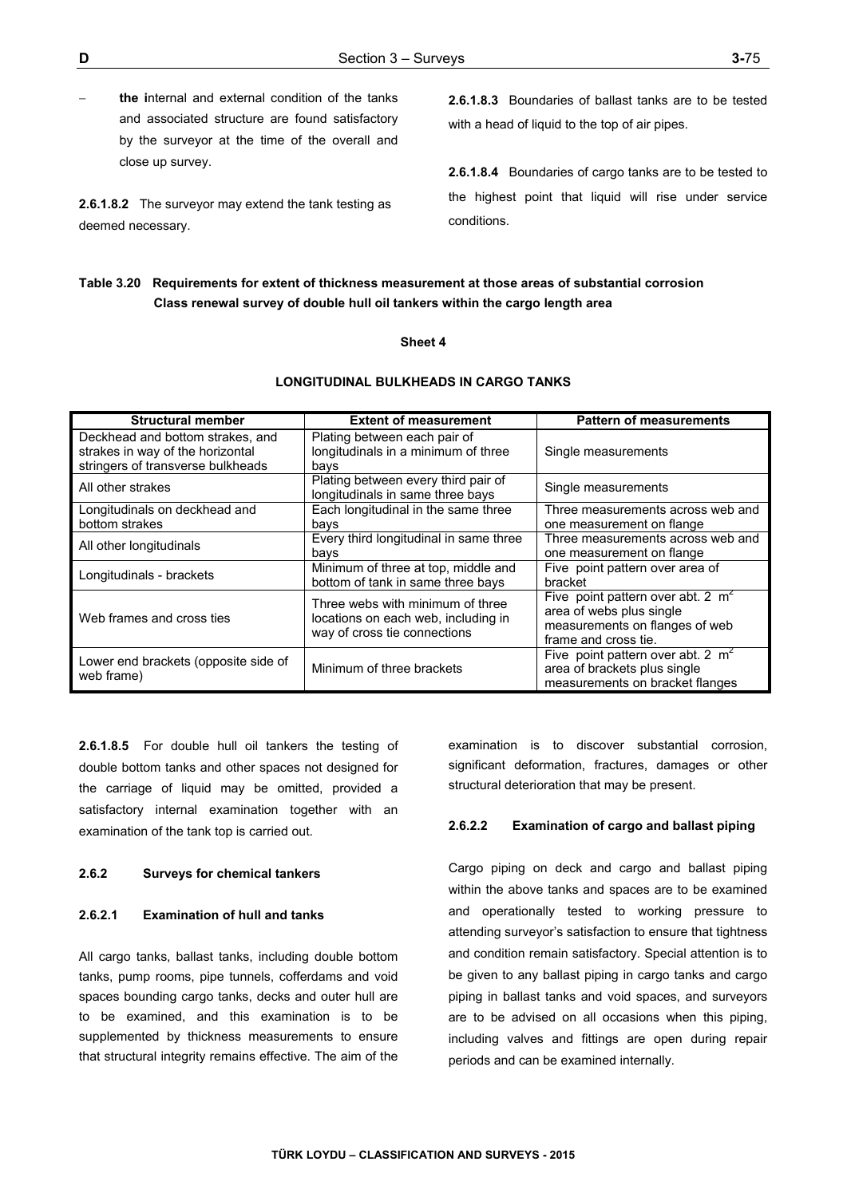- **the i**nternal and external condition of the tanks and associated structure are found satisfactory by the surveyor at the time of the overall and close up survey.

**2.6.1.8.2** The surveyor may extend the tank testing as deemed necessary.

**2.6.1.8.3** Boundaries of ballast tanks are to be tested with a head of liquid to the top of air pipes.

**2.6.1.8.4** Boundaries of cargo tanks are to be tested to the highest point that liquid will rise under service conditions.

**Table 3.20 Requirements for extent of thickness measurement at those areas of substantial corrosion Class renewal survey of double hull oil tankers within the cargo length area**

**Sheet 4**

**LONGITUDINAL BULKHEADS IN CARGO TANKS**

| Structural member | Extent of measurement | Pattern of measurements |
|---|---|---|
| Deckhead and bottom strakes, and strakes in way of the horizontal stringers of transverse bulkheads | Plating between each pair of longitudinals in a minimum of three bays | Single measurements |
| All other strakes | Plating between every third pair of longitudinals in same three bays | Single measurements |
| Longitudinals on deckhead and bottom strakes | Each longitudinal in the same three bays | Three measurements across web and one measurement on flange |
| All other longitudinals | Every third longitudinal in same three bays | Three measurements across web and one measurement on flange |
| Longitudinals - brackets | Minimum of three at top, middle and bottom of tank in same three bays | Five point pattern over area of bracket |
| Web frames and cross ties | Three webs with minimum of three locations on each web, including in way of cross tie connections | Five point pattern over abt. 2 $m^2$ area of webs plus single measurements on flanges of web frame and cross tie. |
| Lower end brackets (opposite side of web frame) | Minimum of three brackets | Five point pattern over abt. 2 $m^2$ area of brackets plus single measurements on bracket flanges |

**2.6.1.8.5** For double hull oil tankers the testing of double bottom tanks and other spaces not designed for the carriage of liquid may be omitted, provided a satisfactory internal examination together with an examination of the tank top is carried out.

#### 2.6.2 Surveys for chemical tankers

#### 2.6.2.1 Examination of hull and tanks

All cargo tanks, ballast tanks, including double bottom tanks, pump rooms, pipe tunnels, cofferdams and void spaces bounding cargo tanks, decks and outer hull are to be examined, and this examination is to be supplemented by thickness measurements to ensure that structural integrity remains effective. The aim of the examination is to discover substantial corrosion, significant deformation, fractures, damages or other structural deterioration that may be present.

#### 2.6.2.2 Examination of cargo and ballast piping

Cargo piping on deck and cargo and ballast piping within the above tanks and spaces are to be examined and operationally tested to working pressure to attending surveyor's satisfaction to ensure that tightness and condition remain satisfactory. Special attention is to be given to any ballast piping in cargo tanks and cargo piping in ballast tanks and void spaces, and surveyors are to be advised on all occasions when this piping, including valves and fittings are open during repair periods and can be examined internally.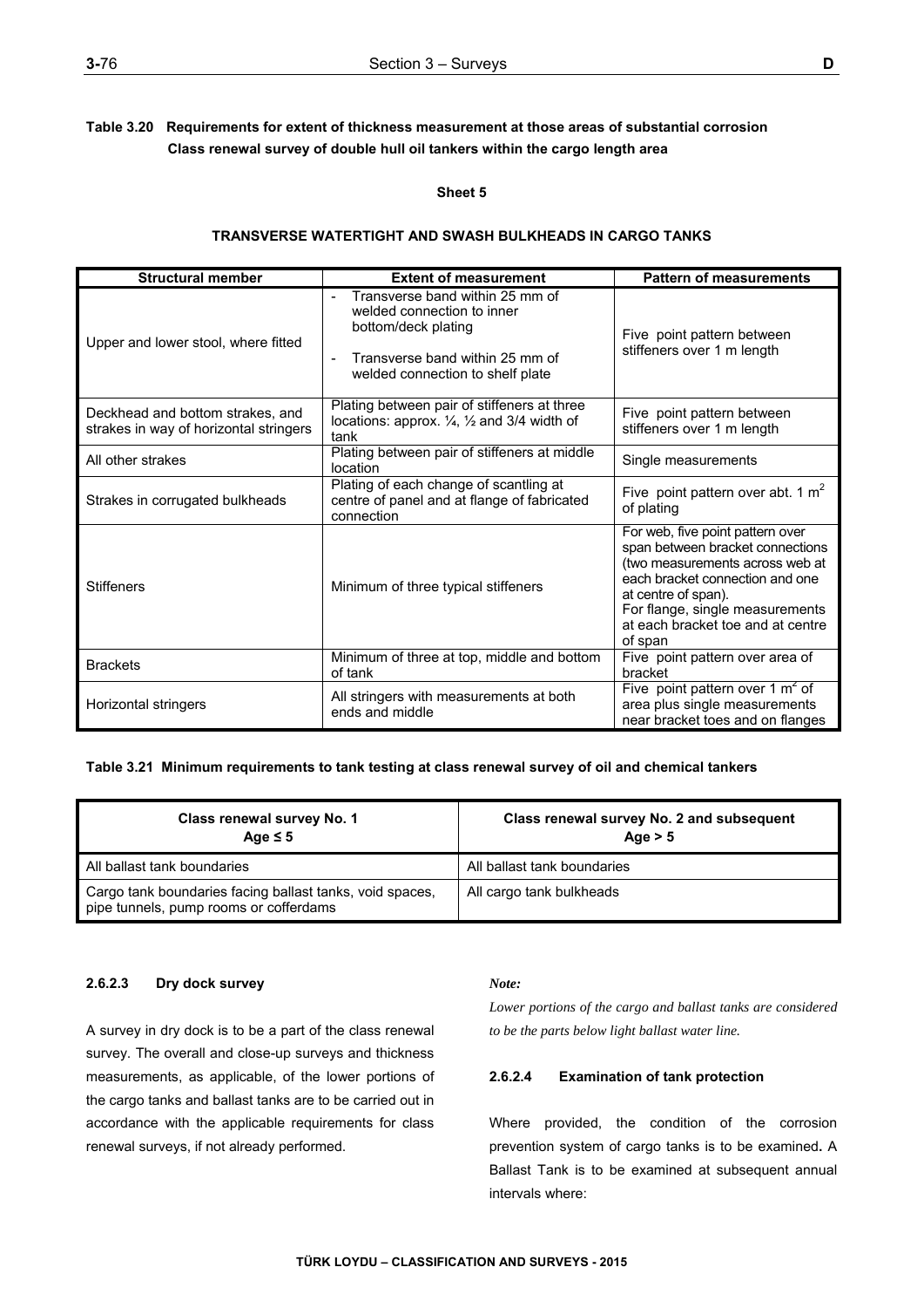**Table 3.20 Requirements for extent of thickness measurement at those areas of substantial corrosion Class renewal survey of double hull oil tankers within the cargo length area**

**Sheet 5**

**TRANSVERSE WATERTIGHT AND SWASH BULKHEADS IN CARGO TANKS**

| Structural member | Extent of measurement | Pattern of measurements |
|---|---|---|
| Upper and lower stool, where fitted | - Transverse band within 25 mm of welded connection to inner bottom/deck plating<br>- Transverse band within 25 mm of welded connection to shelf plate | Five point pattern between stiffeners over 1 m length |
| Deckhead and bottom strakes, and strakes in way of horizontal stringers | Plating between pair of stiffeners at three locations: approx. ¼, ½ and 3/4 width of tank | Five point pattern between stiffeners over 1 m length |
| All other strakes | Plating between pair of stiffeners at middle location | Single measurements |
| Strakes in corrugated bulkheads | Plating of each change of scantling at centre of panel and at flange of fabricated connection | Five point pattern over abt. 1 $m^2$ of plating |
| Stiffeners | Minimum of three typical stiffeners | For web, five point pattern over span between bracket connections (two measurements across web at each bracket connection and one at centre of span).<br>For flange, single measurements at each bracket toe and at centre of span |
| Brackets | Minimum of three at top, middle and bottom of tank | Five point pattern over area of bracket |
| Horizontal stringers | All stringers with measurements at both ends and middle | Five point pattern over 1 $m^2$ of area plus single measurements near bracket toes and on flanges |

**Table 3.21 Minimum requirements to tank testing at class renewal survey of oil and chemical tankers**

| Class renewal survey No. 1<br>Age ≤ 5 | Class renewal survey No. 2 and subsequent<br>Age > 5 |
|---|---|
| All ballast tank boundaries | All ballast tank boundaries |
| Cargo tank boundaries facing ballast tanks, void spaces, pipe tunnels, pump rooms or cofferdams | All cargo tank bulkheads |

#### 2.6.2.3 Dry dock survey

A survey in dry dock is to be a part of the class renewal survey. The overall and close-up surveys and thickness measurements, as applicable, of the lower portions of the cargo tanks and ballast tanks are to be carried out in accordance with the applicable requirements for class renewal surveys, if not already performed.

*Note:*

*Lower portions of the cargo and ballast tanks are considered to be the parts below light ballast water line.*

#### 2.6.2.4 Examination of tank protection

Where provided, the condition of the corrosion prevention system of cargo tanks is to be examined**.** A Ballast Tank is to be examined at subsequent annual intervals where: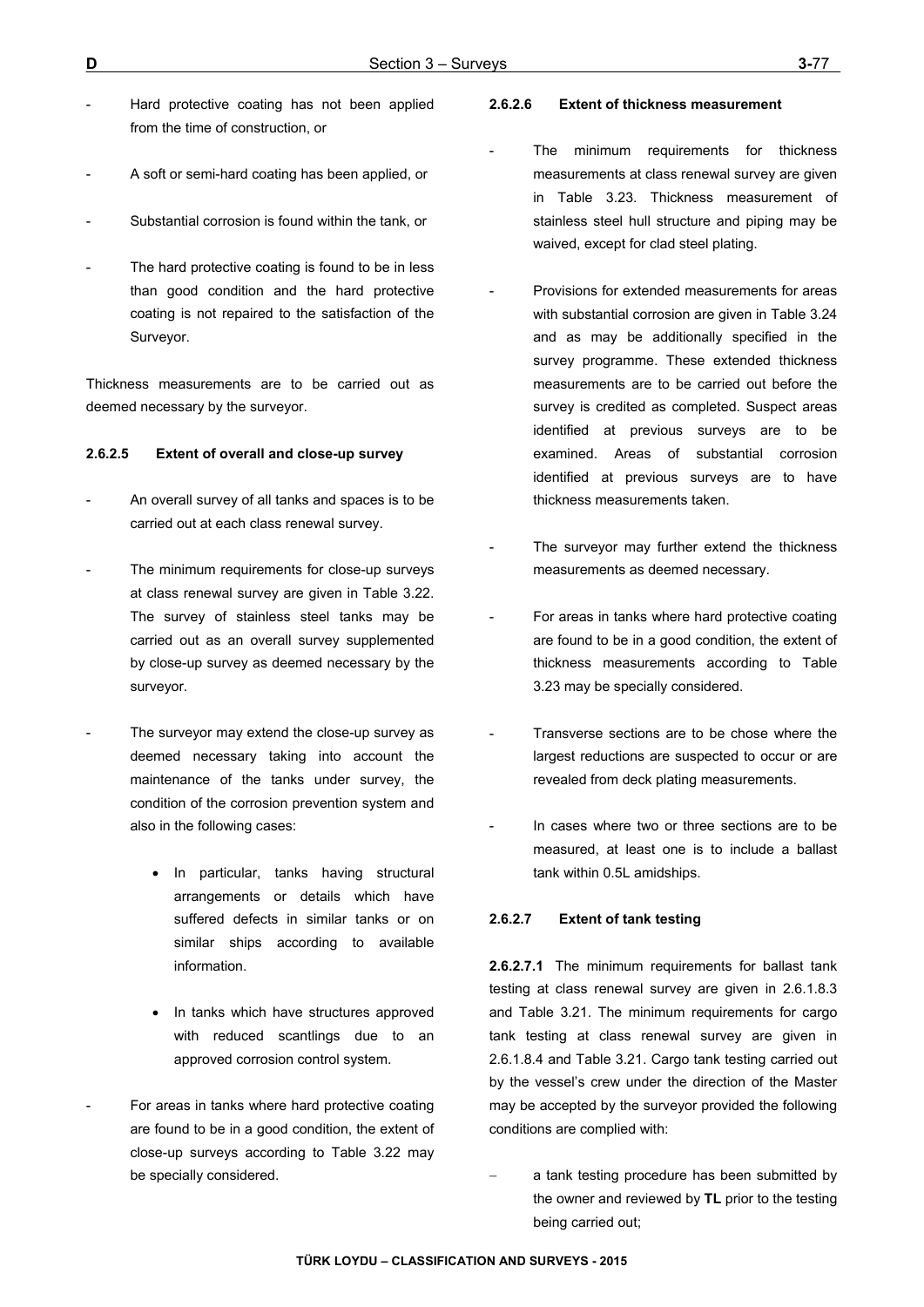- Hard protective coating has not been applied from the time of construction, or

- A soft or semi-hard coating has been applied, or

- Substantial corrosion is found within the tank, or

- The hard protective coating is found to be in less than good condition and the hard protective coating is not repaired to the satisfaction of the Surveyor.

Thickness measurements are to be carried out as deemed necessary by the surveyor.

#### 2.6.2.5 Extent of overall and close-up survey

- An overall survey of all tanks and spaces is to be carried out at each class renewal survey.

- The minimum requirements for close-up surveys at class renewal survey are given in Table 3.22. The survey of stainless steel tanks may be carried out as an overall survey supplemented by close-up survey as deemed necessary by the surveyor.

- The surveyor may extend the close-up survey as deemed necessary taking into account the maintenance of the tanks under survey, the condition of the corrosion prevention system and also in the following cases:

  - In particular, tanks having structural arrangements or details which have suffered defects in similar tanks or on similar ships according to available information.

  - In tanks which have structures approved with reduced scantlings due to an approved corrosion control system.

- For areas in tanks where hard protective coating are found to be in a good condition, the extent of close-up surveys according to Table 3.22 may be specially considered.

#### 2.6.2.6 Extent of thickness measurement

- The minimum requirements for thickness measurements at class renewal survey are given in Table 3.23. Thickness measurement of stainless steel hull structure and piping may be waived, except for clad steel plating.

- Provisions for extended measurements for areas with substantial corrosion are given in Table 3.24 and as may be additionally specified in the survey programme. These extended thickness measurements are to be carried out before the survey is credited as completed. Suspect areas identified at previous surveys are to be examined. Areas of substantial corrosion identified at previous surveys are to have thickness measurements taken.

- The surveyor may further extend the thickness measurements as deemed necessary.

- For areas in tanks where hard protective coating are found to be in a good condition, the extent of thickness measurements according to Table 3.23 may be specially considered.

- Transverse sections are to be chose where the largest reductions are suspected to occur or are revealed from deck plating measurements.

- In cases where two or three sections are to be measured, at least one is to include a ballast tank within 0.5L amidships.

#### 2.6.2.7 Extent of tank testing

**2.6.2.7.1** The minimum requirements for ballast tank testing at class renewal survey are given in 2.6.1.8.3 and Table 3.21. The minimum requirements for cargo tank testing at class renewal survey are given in 2.6.1.8.4 and Table 3.21. Cargo tank testing carried out by the vessel's crew under the direction of the Master may be accepted by the surveyor provided the following conditions are complied with:

- a tank testing procedure has been submitted by the owner and reviewed by **TL** prior to the testing being carried out;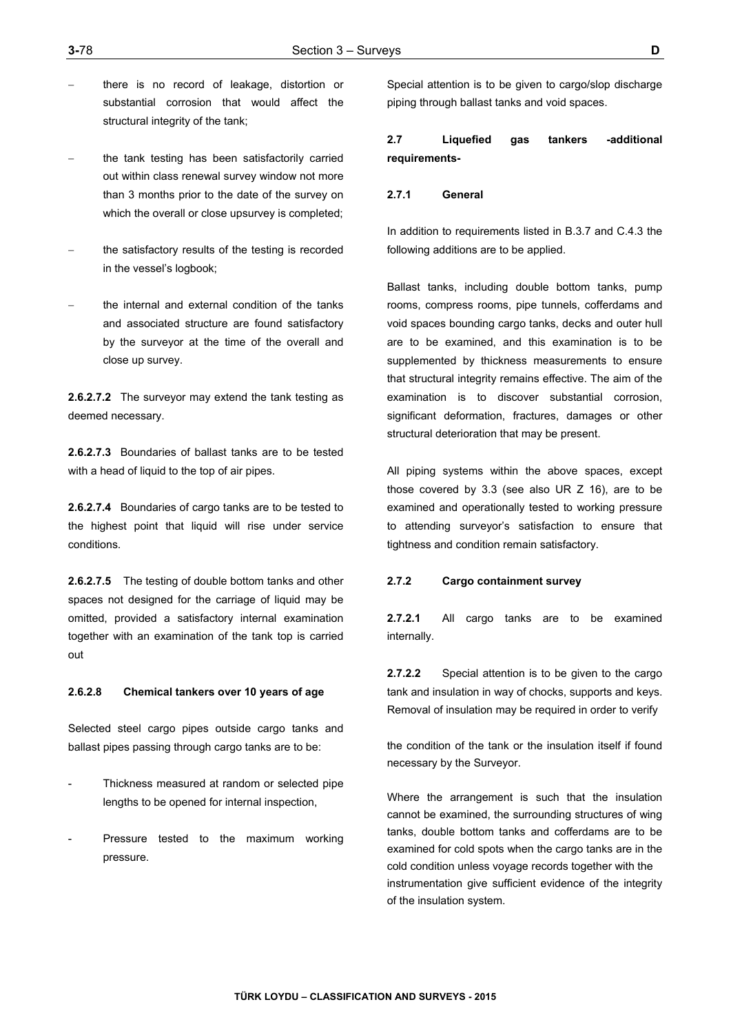- there is no record of leakage, distortion or substantial corrosion that would affect the structural integrity of the tank;

- the tank testing has been satisfactorily carried out within class renewal survey window not more than 3 months prior to the date of the survey on which the overall or close upsurvey is completed;

- the satisfactory results of the testing is recorded in the vessel's logbook;

- the internal and external condition of the tanks and associated structure are found satisfactory by the surveyor at the time of the overall and close up survey.

**2.6.2.7.2** The surveyor may extend the tank testing as deemed necessary.

**2.6.2.7.3** Boundaries of ballast tanks are to be tested with a head of liquid to the top of air pipes.

**2.6.2.7.4** Boundaries of cargo tanks are to be tested to the highest point that liquid will rise under service conditions.

**2.6.2.7.5** The testing of double bottom tanks and other spaces not designed for the carriage of liquid may be omitted, provided a satisfactory internal examination together with an examination of the tank top is carried out

#### 2.6.2.8 Chemical tankers over 10 years of age

Selected steel cargo pipes outside cargo tanks and ballast pipes passing through cargo tanks are to be:

- Thickness measured at random or selected pipe lengths to be opened for internal inspection,

- Pressure tested to the maximum working pressure.

Special attention is to be given to cargo/slop discharge piping through ballast tanks and void spaces.

### 2.7 Liquefied gas tankers -additional requirements-

#### 2.7.1 General

In addition to requirements listed in B.3.7 and C.4.3 the following additions are to be applied.

Ballast tanks, including double bottom tanks, pump rooms, compress rooms, pipe tunnels, cofferdams and void spaces bounding cargo tanks, decks and outer hull are to be examined, and this examination is to be supplemented by thickness measurements to ensure that structural integrity remains effective. The aim of the examination is to discover substantial corrosion, significant deformation, fractures, damages or other structural deterioration that may be present.

All piping systems within the above spaces, except those covered by 3.3 (see also UR Z 16), are to be examined and operationally tested to working pressure to attending surveyor's satisfaction to ensure that tightness and condition remain satisfactory.

#### 2.7.2 Cargo containment survey

**2.7.2.1** All cargo tanks are to be examined internally.

**2.7.2.2** Special attention is to be given to the cargo tank and insulation in way of chocks, supports and keys. Removal of insulation may be required in order to verify the condition of the tank or the insulation itself if found necessary by the Surveyor.

Where the arrangement is such that the insulation cannot be examined, the surrounding structures of wing tanks, double bottom tanks and cofferdams are to be examined for cold spots when the cargo tanks are in the cold condition unless voyage records together with the instrumentation give sufficient evidence of the integrity of the insulation system.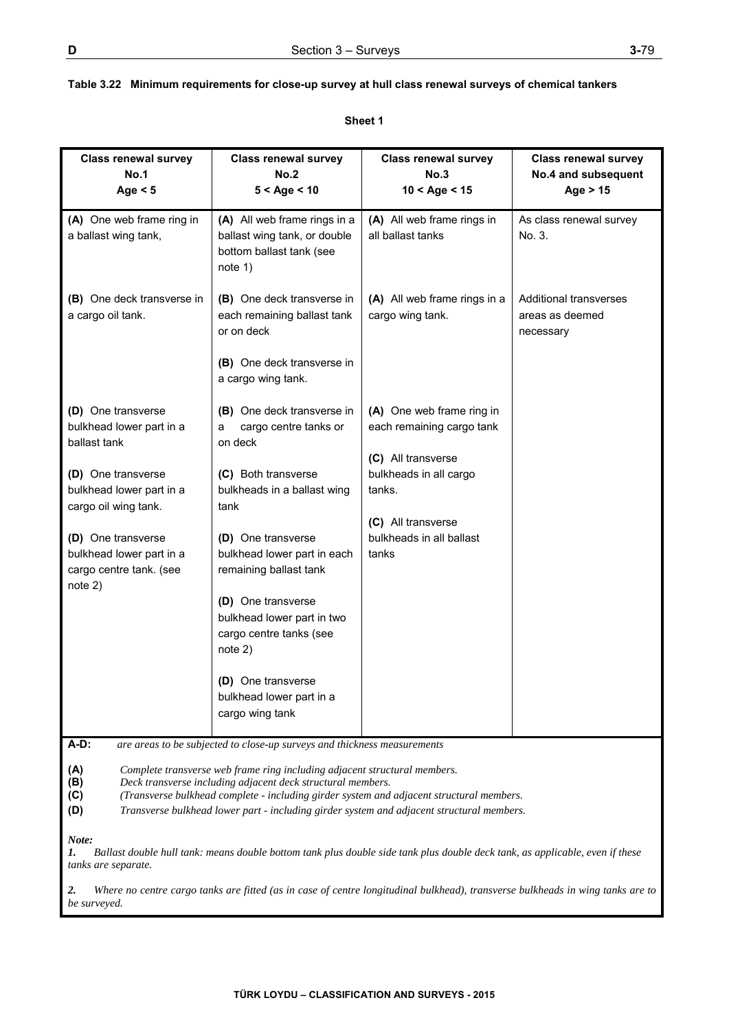**Table 3.22 Minimum requirements for close-up survey at hull class renewal surveys of chemical tankers**

**Sheet 1**

| Class renewal survey No.1 Age < 5 | Class renewal survey No.2 5 < Age < 10 | Class renewal survey No.3 10 < Age < 15 | Class renewal survey No.4 and subsequent Age > 15 |
|---|---|---|---|
| **(A)** One web frame ring in a ballast wing tank, | **(A)** All web frame rings in a ballast wing tank, or double bottom ballast tank (see note 1) | **(A)** All web frame rings in all ballast tanks | As class renewal survey No. 3. |
| **(B)** One deck transverse in a cargo oil tank. | **(B)** One deck transverse in each remaining ballast tank or on deck<br><br>**(B)** One deck transverse in a cargo wing tank. | **(A)** All web frame rings in a cargo wing tank. | Additional transverses areas as deemed necessary |
| **(D)** One transverse bulkhead lower part in a ballast tank<br><br>**(D)** One transverse bulkhead lower part in a cargo oil wing tank.<br><br>**(D)** One transverse bulkhead lower part in a cargo centre tank. (see note 2) | **(B)** One deck transverse in a cargo centre tanks or on deck<br><br>**(C)** Both transverse bulkheads in a ballast wing tank<br><br>**(D)** One transverse bulkhead lower part in each remaining ballast tank<br><br>**(D)** One transverse bulkhead lower part in two cargo centre tanks (see note 2)<br><br>**(D)** One transverse bulkhead lower part in a cargo wing tank | **(A)** One web frame ring in each remaining cargo tank<br><br>**(C)** All transverse bulkheads in all cargo tanks.<br><br>**(C)** All transverse bulkheads in all ballast tanks | |

**A-D:** *are areas to be subjected to close-up surveys and thickness measurements*

**(A)** *Complete transverse web frame ring including adjacent structural members.*
**(B)** *Deck transverse including adjacent deck structural members.*
**(C)** *(Transverse bulkhead complete - including girder system and adjacent structural members.*
**(D)** *Transverse bulkhead lower part - including girder system and adjacent structural members.*

***Note:***

***1.*** *Ballast double hull tank: means double bottom tank plus double side tank plus double deck tank, as applicable, even if these tanks are separate.*

***2.*** *Where no centre cargo tanks are fitted (as in case of centre longitudinal bulkhead), transverse bulkheads in wing tanks are to be surveyed.*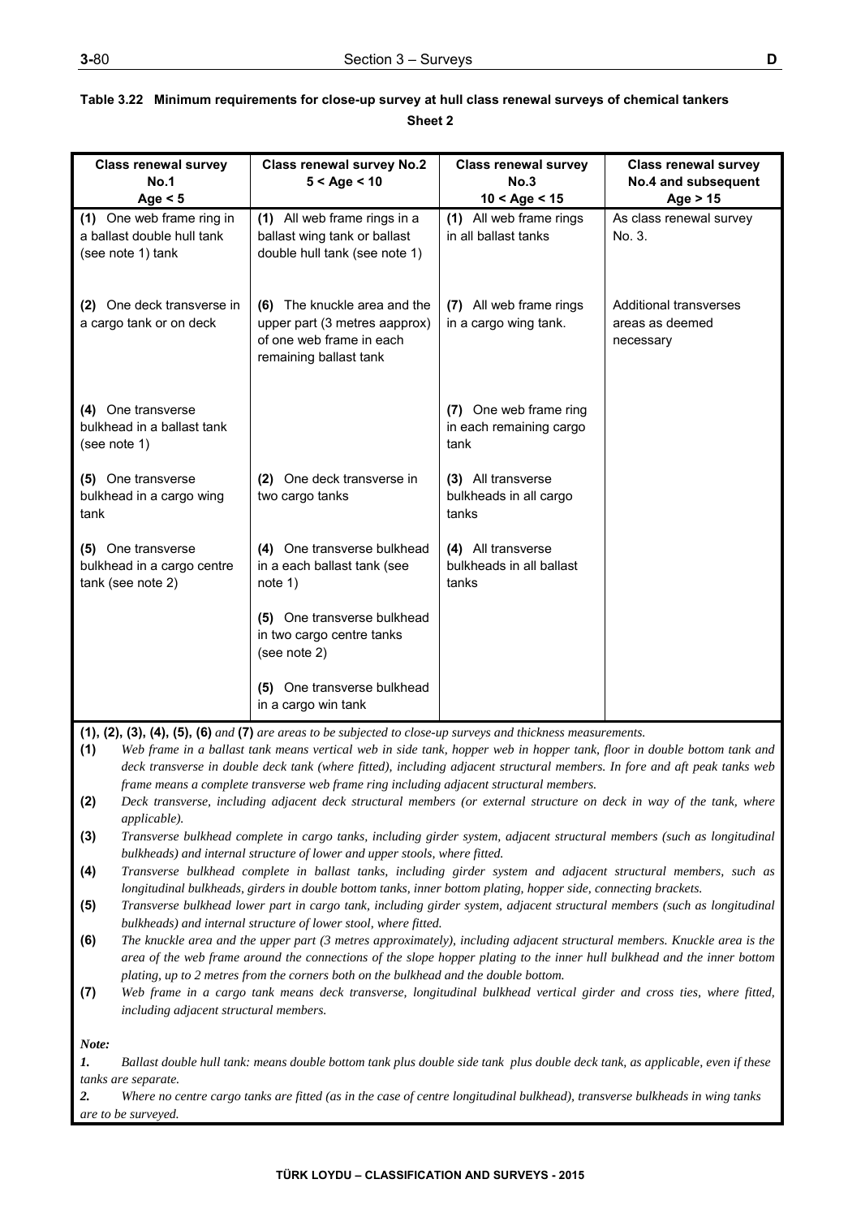**Table 3.22 Minimum requirements for close-up survey at hull class renewal surveys of chemical tankers**

**Sheet 2**

| Class renewal survey No.1<br>Age < 5 | Class renewal survey No.2<br>5 < Age < 10 | Class renewal survey No.3<br>10 < Age < 15 | Class renewal survey No.4 and subsequent<br>Age > 15 |
|---|---|---|---|
| **(1)** One web frame ring in a ballast double hull tank (see note 1) tank | **(1)** All web frame rings in a ballast wing tank or ballast double hull tank (see note 1) | **(1)** All web frame rings in all ballast tanks | As class renewal survey No. 3. |
| **(2)** One deck transverse in a cargo tank or on deck | **(6)** The knuckle area and the upper part (3 metres aapprox) of one web frame in each remaining ballast tank | **(7)** All web frame rings in a cargo wing tank. | Additional transverses areas as deemed necessary |
| **(4)** One transverse bulkhead in a ballast tank (see note 1) | | **(7)** One web frame ring in each remaining cargo tank | |
| **(5)** One transverse bulkhead in a cargo wing tank | **(2)** One deck transverse in two cargo tanks | **(3)** All transverse bulkheads in all cargo tanks | |
| **(5)** One transverse bulkhead in a cargo centre tank (see note 2) | **(4)** One transverse bulkhead in a each ballast tank (see note 1)<br><br>**(5)** One transverse bulkhead in two cargo centre tanks (see note 2)<br><br>**(5)** One transverse bulkhead in a cargo win tank | **(4)** All transverse bulkheads in all ballast tanks | |

**(1), (2), (3), (4), (5), (6)** *and* **(7)** *are areas to be subjected to close-up surveys and thickness measurements.*

**(1)** *Web frame in a ballast tank means vertical web in side tank, hopper web in hopper tank, floor in double bottom tank and deck transverse in double deck tank (where fitted), including adjacent structural members. In fore and aft peak tanks web frame means a complete transverse web frame ring including adjacent structural members.*

**(2)** *Deck transverse, including adjacent deck structural members (or external structure on deck in way of the tank, where applicable).*

**(3)** *Transverse bulkhead complete in cargo tanks, including girder system, adjacent structural members (such as longitudinal bulkheads) and internal structure of lower and upper stools, where fitted.*

**(4)** *Transverse bulkhead complete in ballast tanks, including girder system and adjacent structural members, such as longitudinal bulkheads, girders in double bottom tanks, inner bottom plating, hopper side, connecting brackets.*

**(5)** *Transverse bulkhead lower part in cargo tank, including girder system, adjacent structural members (such as longitudinal bulkheads) and internal structure of lower stool, where fitted.*

**(6)** *The knuckle area and the upper part (3 metres approximately), including adjacent structural members. Knuckle area is the area of the web frame around the connections of the slope hopper plating to the inner hull bulkhead and the inner bottom plating, up to 2 metres from the corners both on the bulkhead and the double bottom.*

**(7)** *Web frame in a cargo tank means deck transverse, longitudinal bulkhead vertical girder and cross ties, where fitted, including adjacent structural members.*

***Note:***

***1.*** *Ballast double hull tank: means double bottom tank plus double side tank plus double deck tank, as applicable, even if these tanks are separate.*

***2.*** *Where no centre cargo tanks are fitted (as in the case of centre longitudinal bulkhead), transverse bulkheads in wing tanks are to be surveyed.*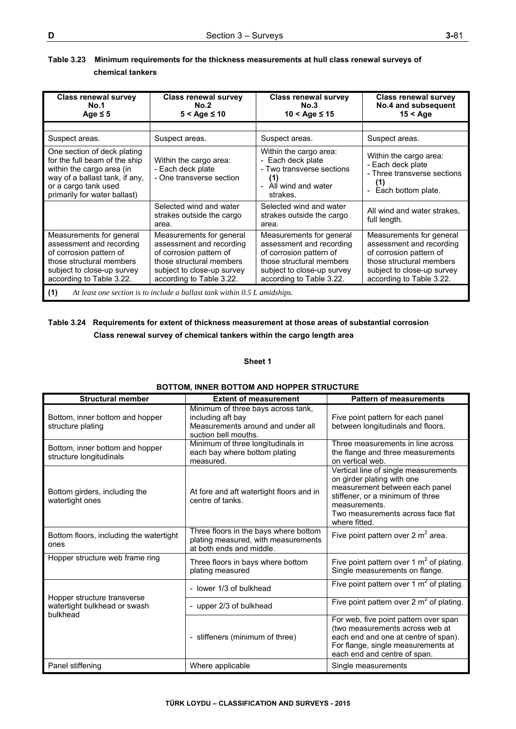**Table 3.23 Minimum requirements for the thickness measurements at hull class renewal surveys of chemical tankers**

| Class renewal survey No.1 Age ≤ 5 | Class renewal survey No.2 5 < Age ≤ 10 | Class renewal survey No.3 10 < Age ≤ 15 | Class renewal survey No.4 and subsequent 15 < Age |
|---|---|---|---|
| | | | |
| Suspect areas. | Suspect areas. | Suspect areas. | Suspect areas. |
| One section of deck plating for the full beam of the ship within the cargo area (in way of a ballast tank, if any, or a cargo tank used primarily for water ballast) | Within the cargo area: - Each deck plate - One transverse section | Within the cargo area: - Each deck plate - Two transverse sections **(1)** - All wind and water strakes. | Within the cargo area: - Each deck plate - Three transverse sections **(1)** - Each bottom plate. |
| | Selected wind and water strakes outside the cargo area. | Selected wind and water strakes outside the cargo area. | All wind and water strakes, full length. |
| Measurements for general assessment and recording of corrosion pattern of those structural members subject to close-up survey according to Table 3.22. | Measurements for general assessment and recording of corrosion pattern of those structural members subject to close-up survey according to Table 3.22. | Measurements for general assessment and recording of corrosion pattern of those structural members subject to close-up survey according to Table 3.22. | Measurements for general assessment and recording of corrosion pattern of those structural members subject to close-up survey according to Table 3.22. |

**(1)** *At least one section is to include a ballast tank within 0.5 L amidships.*

**Table 3.24 Requirements for extent of thickness measurement at those areas of substantial corrosion Class renewal survey of chemical tankers within the cargo length area**

**Sheet 1**

**BOTTOM, INNER BOTTOM AND HOPPER STRUCTURE**

| Structural member | Extent of measurement | Pattern of measurements |
|---|---|---|
| Bottom, inner bottom and hopper structure plating | Minimum of three bays across tank, including aft bay Measurements around and under all suction bell mouths. | Five point pattern for each panel between longitudinals and floors. |
| Bottom, inner bottom and hopper structure longitudinals | Minimum of three longitudinals in each bay where bottom plating measured. | Three measurements in line across the flange and three measurements on vertical web. |
| Bottom girders, including the watertight ones | At fore and aft watertight floors and in centre of tanks. | Vertical line of single measurements on girder plating with one measurement between each panel stiffener, or a minimum of three measurements. Two measurements across face flat where fitted. |
| Bottom floors, including the watertight ones | Three floors in the bays where bottom plating measured, with measurements at both ends and middle. | Five point pattern over 2 m$^2$ area. |
| Hopper structure web frame ring | Three floors in bays where bottom plating measured | Five point pattern over 1 m$^2$ of plating. Single measurements on flange. |
| Hopper structure transverse watertight bulkhead or swash bulkhead | - lower 1/3 of bulkhead | Five point pattern over 1 m$^2$ of plating. |
| | - upper 2/3 of bulkhead | Five point pattern over 2 m$^2$ of plating. |
| | - stiffeners (minimum of three) | For web, five point pattern over span (two measurements across web at each end and one at centre of span). For flange, single measurements at each end and centre of span. |
| Panel stiffening | Where applicable | Single measurements |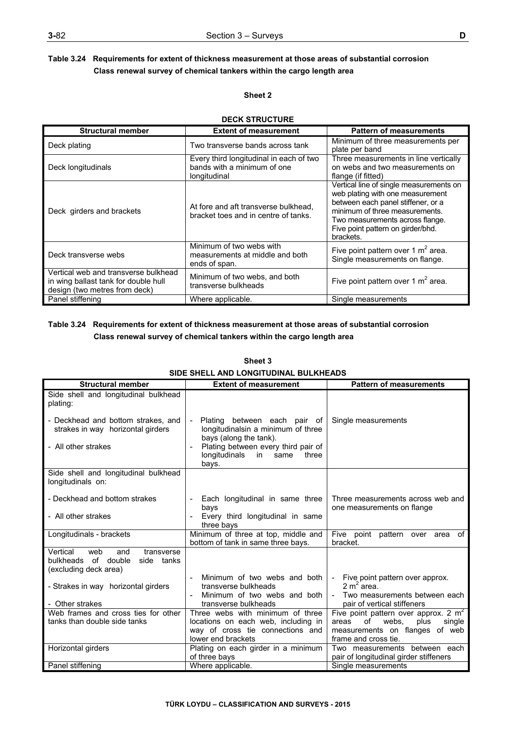**Table 3.24 Requirements for extent of thickness measurement at those areas of substantial corrosion Class renewal survey of chemical tankers within the cargo length area**

**Sheet 2**

**DECK STRUCTURE**

| Structural member | Extent of measurement | Pattern of measurements |
|---|---|---|
| Deck plating | Two transverse bands across tank | Minimum of three measurements per plate per band |
| Deck longitudinals | Every third longitudinal in each of two bands with a minimum of one longitudinal | Three measurements in line vertically on webs and two measurements on flange (if fitted) |
| Deck girders and brackets | At fore and aft transverse bulkhead, bracket toes and in centre of tanks. | Vertical line of single measurements on web plating with one measurement between each panel stiffener, or a minimum of three measurements. Two measurements across flange. Five point pattern on girder/bhd. brackets. |
| Deck transverse webs | Minimum of two webs with measurements at middle and both ends of span. | Five point pattern over 1 $m^2$ area. Single measurements on flange. |
| Vertical web and transverse bulkhead in wing ballast tank for double hull design (two metres from deck) | Minimum of two webs, and both transverse bulkheads | Five point pattern over 1 $m^2$ area. |
| Panel stiffening | Where applicable. | Single measurements |

**Table 3.24 Requirements for extent of thickness measurement at those areas of substantial corrosion Class renewal survey of chemical tankers within the cargo length area**

**Sheet 3**

**SIDE SHELL AND LONGITUDINAL BULKHEADS**

| Structural member | Extent of measurement | Pattern of measurements |
|---|---|---|
| Side shell and longitudinal bulkhead plating:<br>- Deckhead and bottom strakes, and strakes in way horizontal girders<br>- All other strakes | - Plating between each pair of longitudinalsin a minimum of three bays (along the tank).<br>- Plating between every third pair of longitudinals in same three bays. | Single measurements |
| Side shell and longitudinal bulkhead longitudinals on:<br>- Deckhead and bottom strakes<br>- All other strakes | - Each longitudinal in same three bays<br>- Every third longitudinal in same three bays | Three measurements across web and one measurements on flange |
| Longitudinals - brackets | Minimum of three at top, middle and bottom of tank in same three bays. | Five point pattern over area of bracket. |
| Vertical web and transverse bulkheads of double side tanks (excluding deck area)<br>- Strakes in way horizontal girders<br>- Other strakes | - Minimum of two webs and both transverse bulkheads<br>- Minimum of two webs and both transverse bulkheads | - Five point pattern over approx. 2 $m^2$ area.<br>- Two measurements between each pair of vertical stiffeners |
| Web frames and cross ties for other tanks than double side tanks | Three webs with minimum of three locations on each web, including in way of cross tie connections and lower end brackets | Five point pattern over approx. 2 $m^2$ areas of webs, plus single measurements on flanges of web frame and cross tie. |
| Horizontal girders | Plating on each girder in a minimum of three bays | Two measurements between each pair of longitudinal girder stiffeners |
| Panel stiffening | Where applicable. | Single measurements |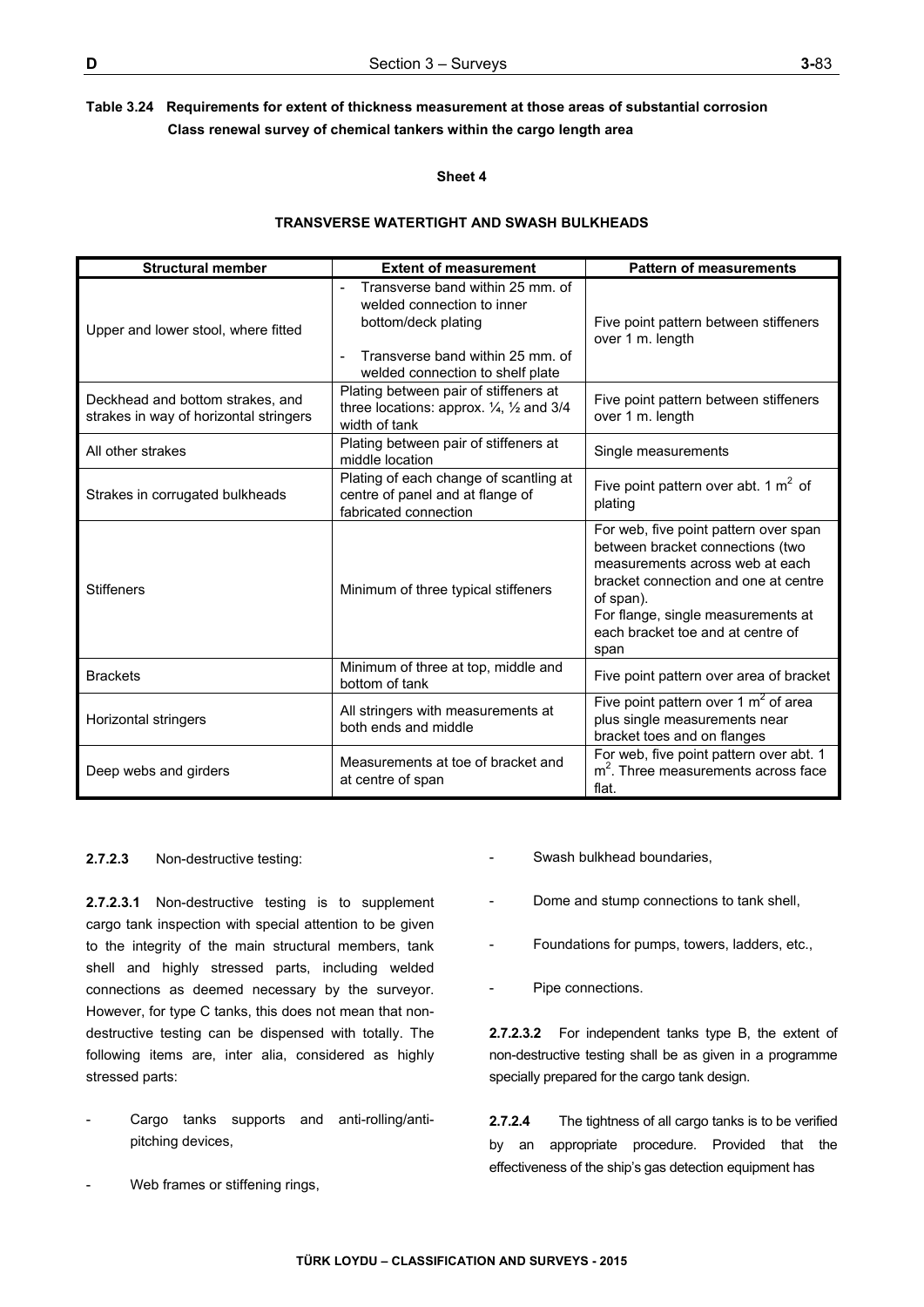**Table 3.24 Requirements for extent of thickness measurement at those areas of substantial corrosion Class renewal survey of chemical tankers within the cargo length area**

**Sheet 4**

**TRANSVERSE WATERTIGHT AND SWASH BULKHEADS**

| Structural member | Extent of measurement | Pattern of measurements |
|---|---|---|
| Upper and lower stool, where fitted | - Transverse band within 25 mm. of welded connection to inner bottom/deck plating<br>- Transverse band within 25 mm. of welded connection to shelf plate | Five point pattern between stiffeners over 1 m. length |
| Deckhead and bottom strakes, and strakes in way of horizontal stringers | Plating between pair of stiffeners at three locations: approx. ¼, ½ and 3/4 width of tank | Five point pattern between stiffeners over 1 m. length |
| All other strakes | Plating between pair of stiffeners at middle location | Single measurements |
| Strakes in corrugated bulkheads | Plating of each change of scantling at centre of panel and at flange of fabricated connection | Five point pattern over abt. 1 $m^2$ of plating |
| Stiffeners | Minimum of three typical stiffeners | For web, five point pattern over span between bracket connections (two measurements across web at each bracket connection and one at centre of span).<br>For flange, single measurements at each bracket toe and at centre of span |
| Brackets | Minimum of three at top, middle and bottom of tank | Five point pattern over area of bracket |
| Horizontal stringers | All stringers with measurements at both ends and middle | Five point pattern over 1 $m^2$ of area plus single measurements near bracket toes and on flanges |
| Deep webs and girders | Measurements at toe of bracket and at centre of span | For web, five point pattern over abt. 1 $m^2$. Three measurements across face flat. |

**2.7.2.3** Non-destructive testing:

**2.7.2.3.1** Non-destructive testing is to supplement cargo tank inspection with special attention to be given to the integrity of the main structural members, tank shell and highly stressed parts, including welded connections as deemed necessary by the surveyor. However, for type C tanks, this does not mean that non-destructive testing can be dispensed with totally. The following items are, inter alia, considered as highly stressed parts:

- Cargo tanks supports and anti-rolling/anti-pitching devices,
- Web frames or stiffening rings,
- Swash bulkhead boundaries,
- Dome and stump connections to tank shell,
- Foundations for pumps, towers, ladders, etc.,
- Pipe connections.

**2.7.2.3.2** For independent tanks type B, the extent of non-destructive testing shall be as given in a programme specially prepared for the cargo tank design.

**2.7.2.4** The tightness of all cargo tanks is to be verified by an appropriate procedure. Provided that the effectiveness of the ship's gas detection equipment has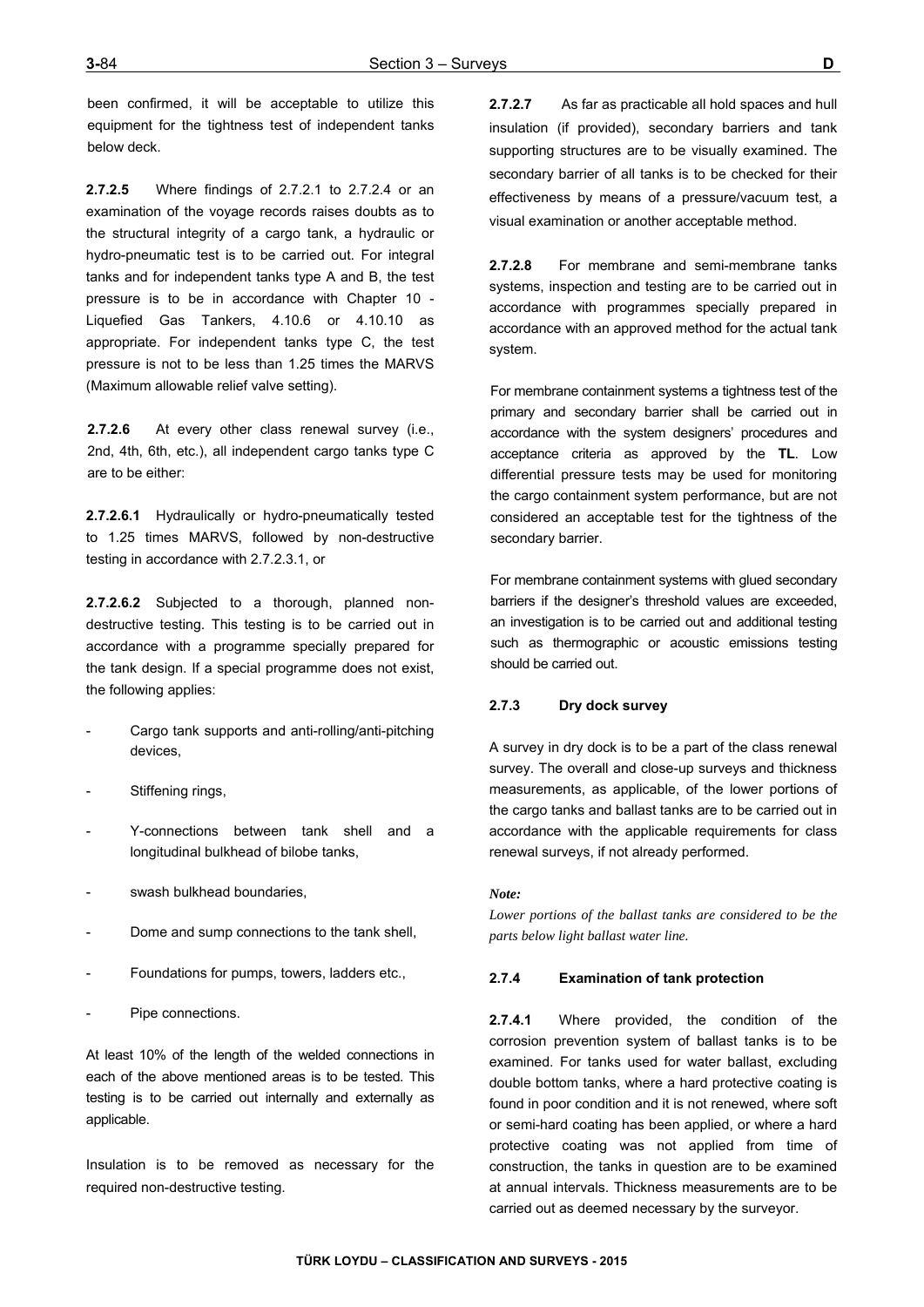been confirmed, it will be acceptable to utilize this equipment for the tightness test of independent tanks below deck.

**2.7.2.5** Where findings of 2.7.2.1 to 2.7.2.4 or an examination of the voyage records raises doubts as to the structural integrity of a cargo tank, a hydraulic or hydro-pneumatic test is to be carried out. For integral tanks and for independent tanks type A and B, the test pressure is to be in accordance with Chapter 10 - Liquefied Gas Tankers, 4.10.6 or 4.10.10 as appropriate. For independent tanks type C, the test pressure is not to be less than 1.25 times the MARVS (Maximum allowable relief valve setting).

**2.7.2.6** At every other class renewal survey (i.e., 2nd, 4th, 6th, etc.), all independent cargo tanks type C are to be either:

**2.7.2.6.1** Hydraulically or hydro-pneumatically tested to 1.25 times MARVS, followed by non-destructive testing in accordance with 2.7.2.3.1, or

**2.7.2.6.2** Subjected to a thorough, planned non-destructive testing. This testing is to be carried out in accordance with a programme specially prepared for the tank design. If a special programme does not exist, the following applies:

- Cargo tank supports and anti-rolling/anti-pitching devices,
- Stiffening rings,
- Y-connections between tank shell and a longitudinal bulkhead of bilobe tanks,
- swash bulkhead boundaries,
- Dome and sump connections to the tank shell,
- Foundations for pumps, towers, ladders etc.,
- Pipe connections.

At least 10% of the length of the welded connections in each of the above mentioned areas is to be tested. This testing is to be carried out internally and externally as applicable.

Insulation is to be removed as necessary for the required non-destructive testing.

**2.7.2.7** As far as practicable all hold spaces and hull insulation (if provided), secondary barriers and tank supporting structures are to be visually examined. The secondary barrier of all tanks is to be checked for their effectiveness by means of a pressure/vacuum test, a visual examination or another acceptable method.

**2.7.2.8** For membrane and semi-membrane tanks systems, inspection and testing are to be carried out in accordance with programmes specially prepared in accordance with an approved method for the actual tank system.

For membrane containment systems a tightness test of the primary and secondary barrier shall be carried out in accordance with the system designers' procedures and acceptance criteria as approved by the **TL**. Low differential pressure tests may be used for monitoring the cargo containment system performance, but are not considered an acceptable test for the tightness of the secondary barrier.

For membrane containment systems with glued secondary barriers if the designer's threshold values are exceeded, an investigation is to be carried out and additional testing such as thermographic or acoustic emissions testing should be carried out.

#### 2.7.3 Dry dock survey

A survey in dry dock is to be a part of the class renewal survey. The overall and close-up surveys and thickness measurements, as applicable, of the lower portions of the cargo tanks and ballast tanks are to be carried out in accordance with the applicable requirements for class renewal surveys, if not already performed.

*Note:*

*Lower portions of the ballast tanks are considered to be the parts below light ballast water line.*

#### 2.7.4 Examination of tank protection

**2.7.4.1** Where provided, the condition of the corrosion prevention system of ballast tanks is to be examined. For tanks used for water ballast, excluding double bottom tanks, where a hard protective coating is found in poor condition and it is not renewed, where soft or semi-hard coating has been applied, or where a hard protective coating was not applied from time of construction, the tanks in question are to be examined at annual intervals. Thickness measurements are to be carried out as deemed necessary by the surveyor.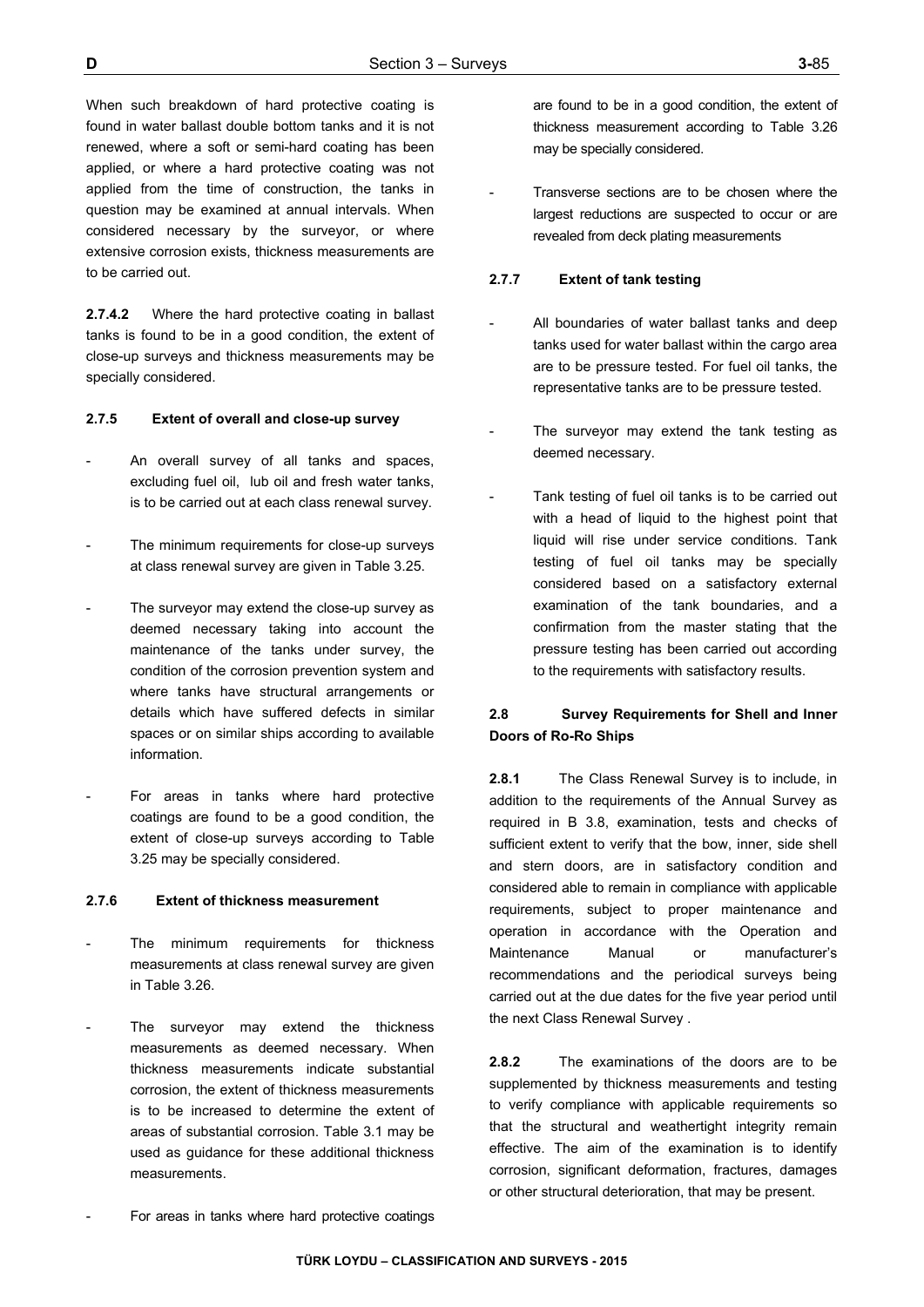When such breakdown of hard protective coating is found in water ballast double bottom tanks and it is not renewed, where a soft or semi-hard coating has been applied, or where a hard protective coating was not applied from the time of construction, the tanks in question may be examined at annual intervals. When considered necessary by the surveyor, or where extensive corrosion exists, thickness measurements are to be carried out.

**2.7.4.2** Where the hard protective coating in ballast tanks is found to be in a good condition, the extent of close-up surveys and thickness measurements may be specially considered.

#### 2.7.5 Extent of overall and close-up survey

- An overall survey of all tanks and spaces, excluding fuel oil, lub oil and fresh water tanks, is to be carried out at each class renewal survey.
- The minimum requirements for close-up surveys at class renewal survey are given in Table 3.25.
- The surveyor may extend the close-up survey as deemed necessary taking into account the maintenance of the tanks under survey, the condition of the corrosion prevention system and where tanks have structural arrangements or details which have suffered defects in similar spaces or on similar ships according to available information.
- For areas in tanks where hard protective coatings are found to be a good condition, the extent of close-up surveys according to Table 3.25 may be specially considered.

#### 2.7.6 Extent of thickness measurement

- The minimum requirements for thickness measurements at class renewal survey are given in Table 3.26.
- The surveyor may extend the thickness measurements as deemed necessary. When thickness measurements indicate substantial corrosion, the extent of thickness measurements is to be increased to determine the extent of areas of substantial corrosion. Table 3.1 may be used as guidance for these additional thickness measurements.
- For areas in tanks where hard protective coatings are found to be in a good condition, the extent of thickness measurement according to Table 3.26 may be specially considered.
- Transverse sections are to be chosen where the largest reductions are suspected to occur or are revealed from deck plating measurements

#### 2.7.7 Extent of tank testing

- All boundaries of water ballast tanks and deep tanks used for water ballast within the cargo area are to be pressure tested. For fuel oil tanks, the representative tanks are to be pressure tested.
- The surveyor may extend the tank testing as deemed necessary.
- Tank testing of fuel oil tanks is to be carried out with a head of liquid to the highest point that liquid will rise under service conditions. Tank testing of fuel oil tanks may be specially considered based on a satisfactory external examination of the tank boundaries, and a confirmation from the master stating that the pressure testing has been carried out according to the requirements with satisfactory results.

### 2.8 Survey Requirements for Shell and Inner Doors of Ro-Ro Ships

**2.8.1** The Class Renewal Survey is to include, in addition to the requirements of the Annual Survey as required in B 3.8, examination, tests and checks of sufficient extent to verify that the bow, inner, side shell and stern doors, are in satisfactory condition and considered able to remain in compliance with applicable requirements, subject to proper maintenance and operation in accordance with the Operation and Maintenance Manual or manufacturer's recommendations and the periodical surveys being carried out at the due dates for the five year period until the next Class Renewal Survey .

**2.8.2** The examinations of the doors are to be supplemented by thickness measurements and testing to verify compliance with applicable requirements so that the structural and weathertight integrity remain effective. The aim of the examination is to identify corrosion, significant deformation, fractures, damages or other structural deterioration, that may be present.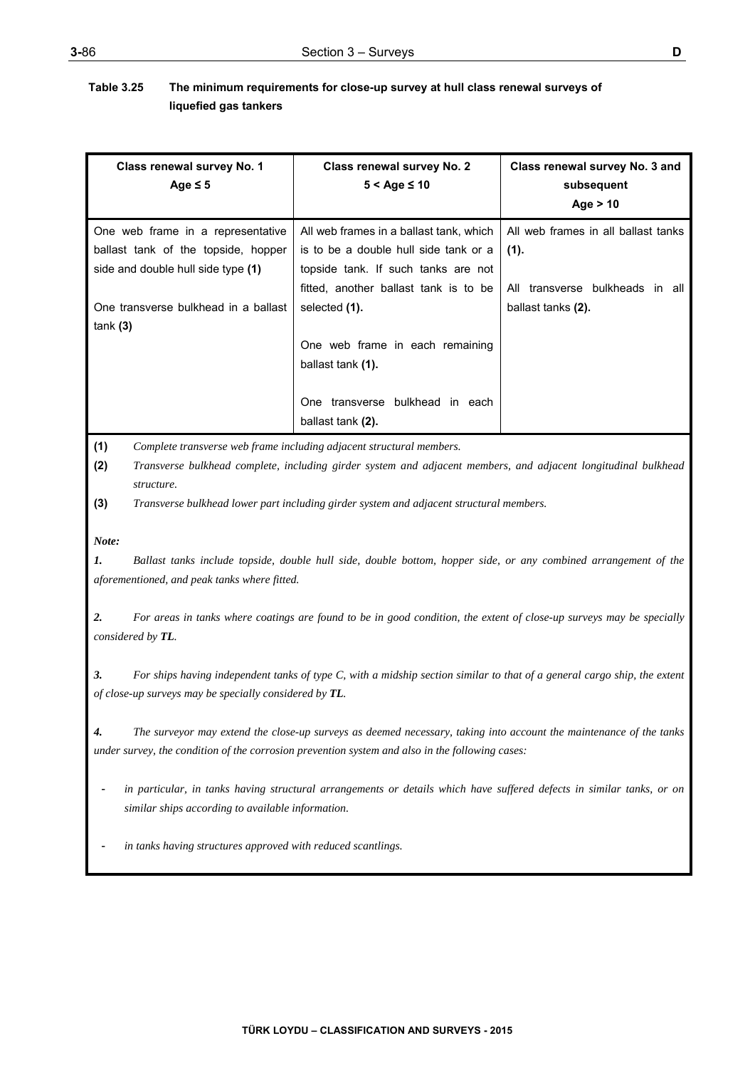**Table 3.25 The minimum requirements for close-up survey at hull class renewal surveys of liquefied gas tankers**

| Class renewal survey No. 1<br>Age ≤ 5 | Class renewal survey No. 2<br>5 < Age ≤ 10 | Class renewal survey No. 3 and subsequent<br>Age > 10 |
|---|---|---|
| One web frame in a representative ballast tank of the topside, hopper side and double hull side type **(1)**<br><br>One transverse bulkhead in a ballast tank **(3)** | All web frames in a ballast tank, which is to be a double hull side tank or a topside tank. If such tanks are not fitted, another ballast tank is to be selected **(1)**.<br><br>One web frame in each remaining ballast tank **(1)**.<br><br>One transverse bulkhead in each ballast tank **(2)**. | All web frames in all ballast tanks **(1)**.<br><br>All transverse bulkheads in all ballast tanks **(2)**. |

**(1)** *Complete transverse web frame including adjacent structural members.*

**(2)** *Transverse bulkhead complete, including girder system and adjacent members, and adjacent longitudinal bulkhead structure.*

**(3)** *Transverse bulkhead lower part including girder system and adjacent structural members.*

***Note:***

***1.*** *Ballast tanks include topside, double hull side, double bottom, hopper side, or any combined arrangement of the aforementioned, and peak tanks where fitted.*

***2.*** *For areas in tanks where coatings are found to be in good condition, the extent of close-up surveys may be specially considered by **TL**.*

***3.*** *For ships having independent tanks of type C, with a midship section similar to that of a general cargo ship, the extent of close-up surveys may be specially considered by **TL**.*

***4.*** *The surveyor may extend the close-up surveys as deemed necessary, taking into account the maintenance of the tanks under survey, the condition of the corrosion prevention system and also in the following cases:*

- *in particular, in tanks having structural arrangements or details which have suffered defects in similar tanks, or on similar ships according to available information.*

- *in tanks having structures approved with reduced scantlings.*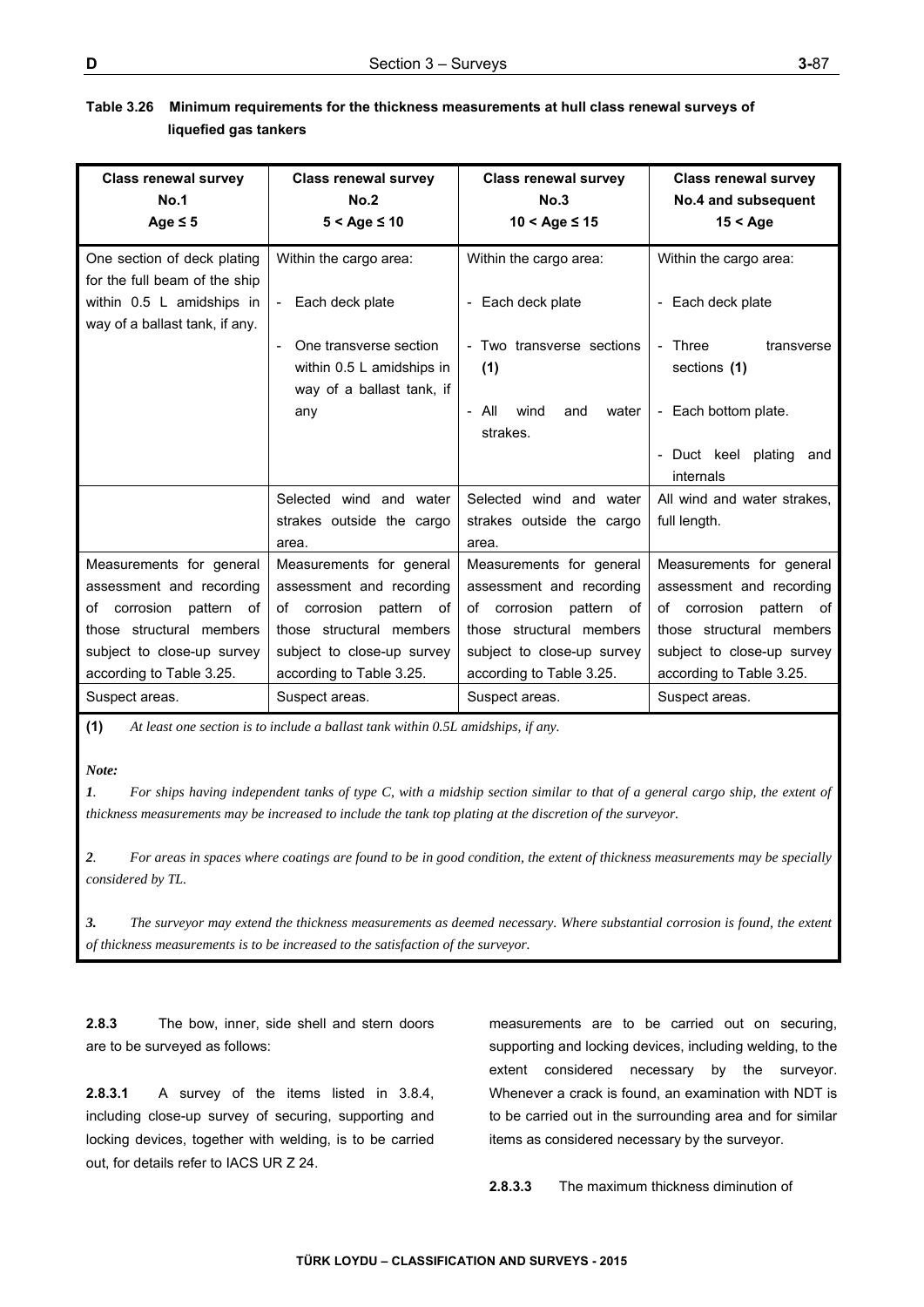**Table 3.26 Minimum requirements for the thickness measurements at hull class renewal surveys of liquefied gas tankers**

| Class renewal survey No.1 Age ≤ 5 | Class renewal survey No.2 5 < Age ≤ 10 | Class renewal survey No.3 10 < Age ≤ 15 | Class renewal survey No.4 and subsequent 15 < Age |
|---|---|---|---|
| One section of deck plating for the full beam of the ship within 0.5 L amidships in way of a ballast tank, if any. | Within the cargo area:<br>- Each deck plate<br>- One transverse section within 0.5 L amidships in way of a ballast tank, if any | Within the cargo area:<br>- Each deck plate<br>- Two transverse sections **(1)**<br>- All wind and water strakes. | Within the cargo area:<br>- Each deck plate<br>- Three transverse sections **(1)**<br>- Each bottom plate.<br>- Duct keel plating and internals |
| | Selected wind and water strakes outside the cargo area. | Selected wind and water strakes outside the cargo area. | All wind and water strakes, full length. |
| Measurements for general assessment and recording of corrosion pattern of those structural members subject to close-up survey according to Table 3.25. | Measurements for general assessment and recording of corrosion pattern of those structural members subject to close-up survey according to Table 3.25. | Measurements for general assessment and recording of corrosion pattern of those structural members subject to close-up survey according to Table 3.25. | Measurements for general assessment and recording of corrosion pattern of those structural members subject to close-up survey according to Table 3.25. |
| Suspect areas. | Suspect areas. | Suspect areas. | Suspect areas. |

**(1)** *At least one section is to include a ballast tank within 0.5L amidships, if any.*

*Note:*

***1**. For ships having independent tanks of type C, with a midship section similar to that of a general cargo ship, the extent of thickness measurements may be increased to include the tank top plating at the discretion of the surveyor.*

***2**. For areas in spaces where coatings are found to be in good condition, the extent of thickness measurements may be specially considered by TL.*

***3.** The surveyor may extend the thickness measurements as deemed necessary. Where substantial corrosion is found, the extent of thickness measurements is to be increased to the satisfaction of the surveyor.*

**2.8.3** The bow, inner, side shell and stern doors are to be surveyed as follows:

**2.8.3.1** A survey of the items listed in 3.8.4, including close-up survey of securing, supporting and locking devices, together with welding, is to be carried out, for details refer to IACS UR Z 24.

measurements are to be carried out on securing, supporting and locking devices, including welding, to the extent considered necessary by the surveyor. Whenever a crack is found, an examination with NDT is to be carried out in the surrounding area and for similar items as considered necessary by the surveyor.

**2.8.3.3** The maximum thickness diminution of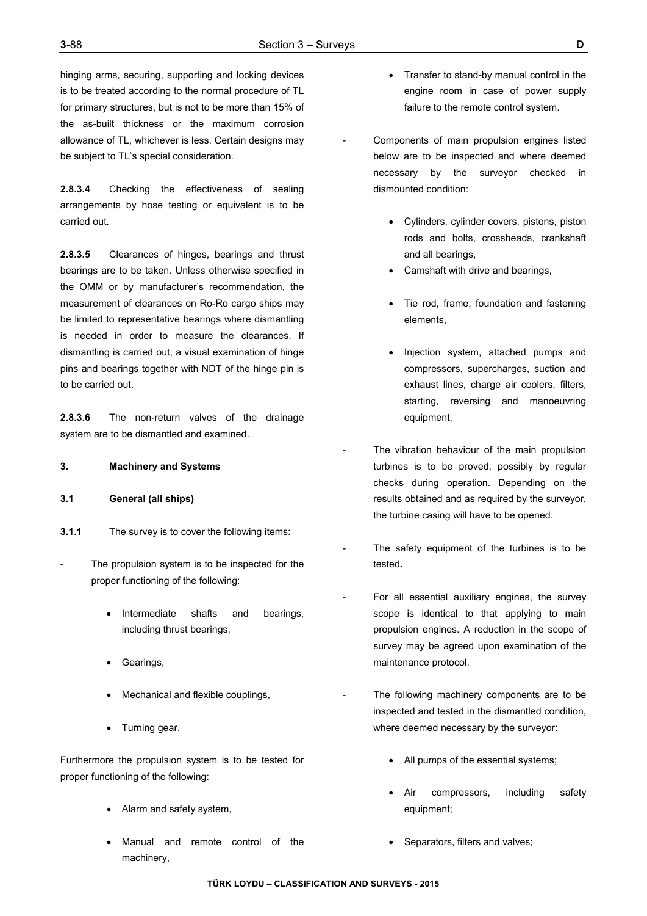hinging arms, securing, supporting and locking devices is to be treated according to the normal procedure of TL for primary structures, but is not to be more than 15% of the as-built thickness or the maximum corrosion allowance of TL, whichever is less. Certain designs may be subject to TL's special consideration.

**2.8.3.4** Checking the effectiveness of sealing arrangements by hose testing or equivalent is to be carried out.

**2.8.3.5** Clearances of hinges, bearings and thrust bearings are to be taken. Unless otherwise specified in the OMM or by manufacturer's recommendation, the measurement of clearances on Ro-Ro cargo ships may be limited to representative bearings where dismantling is needed in order to measure the clearances. If dismantling is carried out, a visual examination of hinge pins and bearings together with NDT of the hinge pin is to be carried out.

**2.8.3.6** The non-return valves of the drainage system are to be dismantled and examined.

## 3. Machinery and Systems

### 3.1 General (all ships)

**3.1.1** The survey is to cover the following items:

- The propulsion system is to be inspected for the proper functioning of the following:
  - Intermediate shafts and bearings, including thrust bearings,
  - Gearings,
  - Mechanical and flexible couplings,
  - Turning gear.

Furthermore the propulsion system is to be tested for proper functioning of the following:

  - Alarm and safety system,
  - Manual and remote control of the machinery,
  - Transfer to stand-by manual control in the engine room in case of power supply failure to the remote control system.

- Components of main propulsion engines listed below are to be inspected and where deemed necessary by the surveyor checked in dismounted condition:
  - Cylinders, cylinder covers, pistons, piston rods and bolts, crossheads, crankshaft and all bearings,
  - Camshaft with drive and bearings,
  - Tie rod, frame, foundation and fastening elements,
  - Injection system, attached pumps and compressors, supercharges, suction and exhaust lines, charge air coolers, filters, starting, reversing and manoeuvring equipment.

- The vibration behaviour of the main propulsion turbines is to be proved, possibly by regular checks during operation. Depending on the results obtained and as required by the surveyor, the turbine casing will have to be opened.

- The safety equipment of the turbines is to be tested**.**

- For all essential auxiliary engines, the survey scope is identical to that applying to main propulsion engines. A reduction in the scope of survey may be agreed upon examination of the maintenance protocol.

- The following machinery components are to be inspected and tested in the dismantled condition, where deemed necessary by the surveyor:
  - All pumps of the essential systems;
  - Air compressors, including safety equipment;
  - Separators, filters and valves;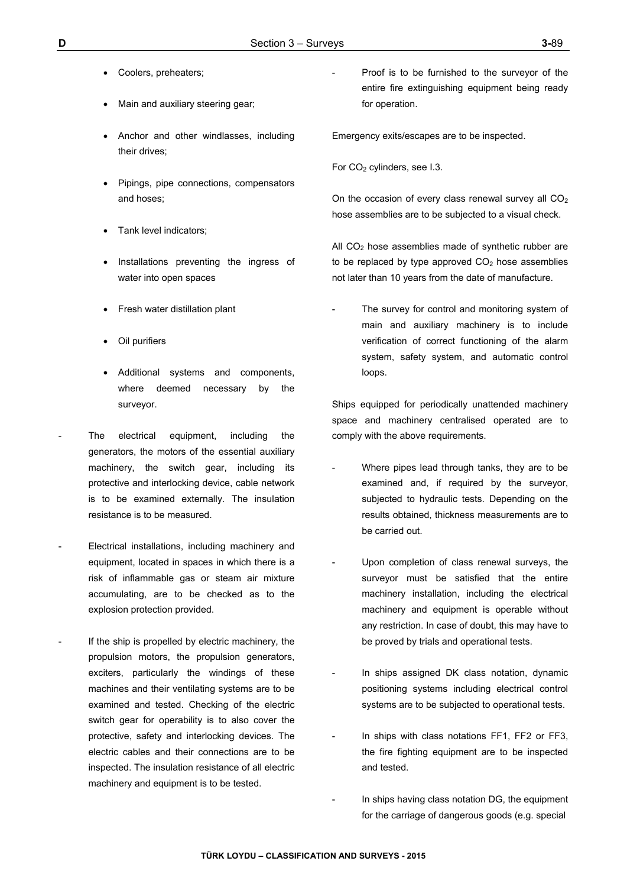- Coolers, preheaters;
- Main and auxiliary steering gear;
- Anchor and other windlasses, including their drives;
- Pipings, pipe connections, compensators and hoses;
- Tank level indicators;
- Installations preventing the ingress of water into open spaces
- Fresh water distillation plant
- Oil purifiers
- Additional systems and components, where deemed necessary by the surveyor.

- The electrical equipment, including the generators, the motors of the essential auxiliary machinery, the switch gear, including its protective and interlocking device, cable network is to be examined externally. The insulation resistance is to be measured.

- Electrical installations, including machinery and equipment, located in spaces in which there is a risk of inflammable gas or steam air mixture accumulating, are to be checked as to the explosion protection provided.

- If the ship is propelled by electric machinery, the propulsion motors, the propulsion generators, exciters, particularly the windings of these machines and their ventilating systems are to be examined and tested. Checking of the electric switch gear for operability is to also cover the protective, safety and interlocking devices. The electric cables and their connections are to be inspected. The insulation resistance of all electric machinery and equipment is to be tested.

- Proof is to be furnished to the surveyor of the entire fire extinguishing equipment being ready for operation.

Emergency exits/escapes are to be inspected.

For $CO_2$ cylinders, see I.3.

On the occasion of every class renewal survey all $CO_2$ hose assemblies are to be subjected to a visual check.

All $CO_2$ hose assemblies made of synthetic rubber are to be replaced by type approved $CO_2$ hose assemblies not later than 10 years from the date of manufacture.

- The survey for control and monitoring system of main and auxiliary machinery is to include verification of correct functioning of the alarm system, safety system, and automatic control loops.

Ships equipped for periodically unattended machinery space and machinery centralised operated are to comply with the above requirements.

- Where pipes lead through tanks, they are to be examined and, if required by the surveyor, subjected to hydraulic tests. Depending on the results obtained, thickness measurements are to be carried out.

- Upon completion of class renewal surveys, the surveyor must be satisfied that the entire machinery installation, including the electrical machinery and equipment is operable without any restriction. In case of doubt, this may have to be proved by trials and operational tests.

- In ships assigned DK class notation, dynamic positioning systems including electrical control systems are to be subjected to operational tests.

- In ships with class notations FF1, FF2 or FF3, the fire fighting equipment are to be inspected and tested.

- In ships having class notation DG, the equipment for the carriage of dangerous goods (e.g. special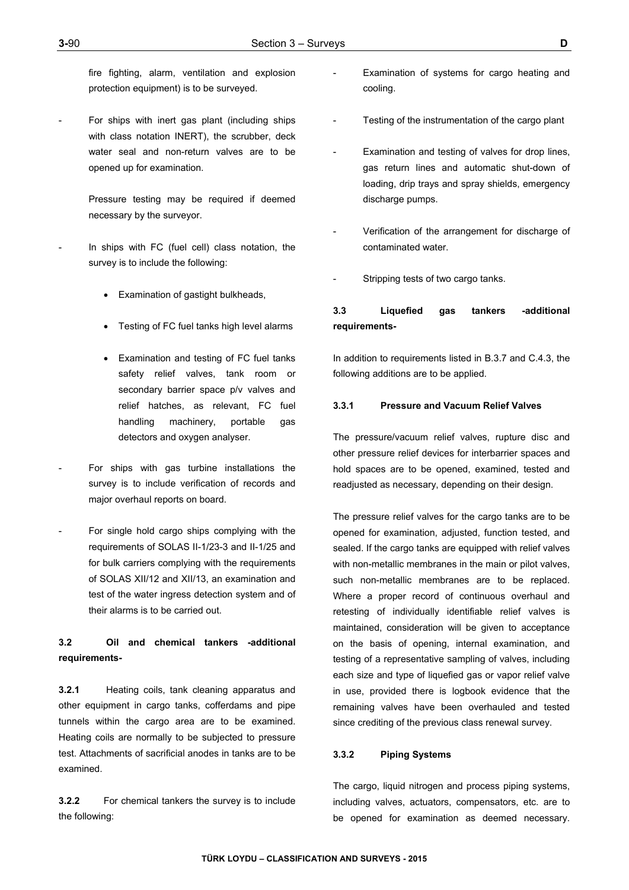fire fighting, alarm, ventilation and explosion protection equipment) is to be surveyed.

- For ships with inert gas plant (including ships with class notation INERT), the scrubber, deck water seal and non-return valves are to be opened up for examination.

  Pressure testing may be required if deemed necessary by the surveyor.

- In ships with FC (fuel cell) class notation, the survey is to include the following:

  - Examination of gastight bulkheads,
  - Testing of FC fuel tanks high level alarms
  - Examination and testing of FC fuel tanks safety relief valves, tank room or secondary barrier space p/v valves and relief hatches, as relevant, FC fuel handling machinery, portable gas detectors and oxygen analyser.

- For ships with gas turbine installations the survey is to include verification of records and major overhaul reports on board.

- For single hold cargo ships complying with the requirements of SOLAS II-1/23-3 and II-1/25 and for bulk carriers complying with the requirements of SOLAS XII/12 and XII/13, an examination and test of the water ingress detection system and of their alarms is to be carried out.

### 3.2 Oil and chemical tankers -additional requirements-

**3.2.1** Heating coils, tank cleaning apparatus and other equipment in cargo tanks, cofferdams and pipe tunnels within the cargo area are to be examined. Heating coils are normally to be subjected to pressure test. Attachments of sacrificial anodes in tanks are to be examined.

**3.2.2** For chemical tankers the survey is to include the following:

- Examination of systems for cargo heating and cooling.

- Testing of the instrumentation of the cargo plant

- Examination and testing of valves for drop lines, gas return lines and automatic shut-down of loading, drip trays and spray shields, emergency discharge pumps.

- Verification of the arrangement for discharge of contaminated water.

- Stripping tests of two cargo tanks.

### 3.3 Liquefied gas tankers -additional requirements-

In addition to requirements listed in B.3.7 and C.4.3, the following additions are to be applied.

#### 3.3.1 Pressure and Vacuum Relief Valves

The pressure/vacuum relief valves, rupture disc and other pressure relief devices for interbarrier spaces and hold spaces are to be opened, examined, tested and readjusted as necessary, depending on their design.

The pressure relief valves for the cargo tanks are to be opened for examination, adjusted, function tested, and sealed. If the cargo tanks are equipped with relief valves with non-metallic membranes in the main or pilot valves, such non-metallic membranes are to be replaced. Where a proper record of continuous overhaul and retesting of individually identifiable relief valves is maintained, consideration will be given to acceptance on the basis of opening, internal examination, and testing of a representative sampling of valves, including each size and type of liquefied gas or vapor relief valve in use, provided there is logbook evidence that the remaining valves have been overhauled and tested since crediting of the previous class renewal survey.

#### 3.3.2 Piping Systems

The cargo, liquid nitrogen and process piping systems, including valves, actuators, compensators, etc. are to be opened for examination as deemed necessary.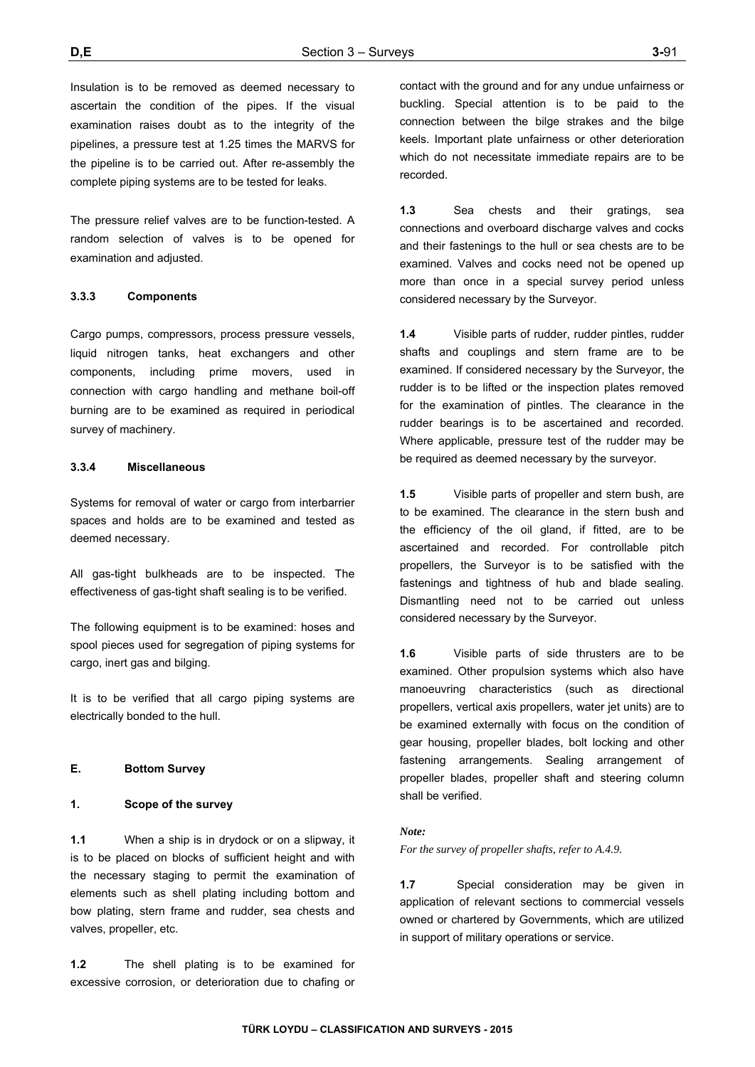Insulation is to be removed as deemed necessary to ascertain the condition of the pipes. If the visual examination raises doubt as to the integrity of the pipelines, a pressure test at 1.25 times the MARVS for the pipeline is to be carried out. After re-assembly the complete piping systems are to be tested for leaks.

The pressure relief valves are to be function-tested. A random selection of valves is to be opened for examination and adjusted.

#### 3.3.3 Components

Cargo pumps, compressors, process pressure vessels, liquid nitrogen tanks, heat exchangers and other components, including prime movers, used in connection with cargo handling and methane boil-off burning are to be examined as required in periodical survey of machinery.

#### 3.3.4 Miscellaneous

Systems for removal of water or cargo from interbarrier spaces and holds are to be examined and tested as deemed necessary.

All gas-tight bulkheads are to be inspected. The effectiveness of gas-tight shaft sealing is to be verified.

The following equipment is to be examined: hoses and spool pieces used for segregation of piping systems for cargo, inert gas and bilging.

It is to be verified that all cargo piping systems are electrically bonded to the hull.

## E. Bottom Survey

### 1. Scope of the survey

**1.1** When a ship is in drydock or on a slipway, it is to be placed on blocks of sufficient height and with the necessary staging to permit the examination of elements such as shell plating including bottom and bow plating, stern frame and rudder, sea chests and valves, propeller, etc.

**1.2** The shell plating is to be examined for excessive corrosion, or deterioration due to chafing or contact with the ground and for any undue unfairness or buckling. Special attention is to be paid to the connection between the bilge strakes and the bilge keels. Important plate unfairness or other deterioration which do not necessitate immediate repairs are to be recorded.

**1.3** Sea chests and their gratings, sea connections and overboard discharge valves and cocks and their fastenings to the hull or sea chests are to be examined. Valves and cocks need not be opened up more than once in a special survey period unless considered necessary by the Surveyor.

**1.4** Visible parts of rudder, rudder pintles, rudder shafts and couplings and stern frame are to be examined. If considered necessary by the Surveyor, the rudder is to be lifted or the inspection plates removed for the examination of pintles. The clearance in the rudder bearings is to be ascertained and recorded. Where applicable, pressure test of the rudder may be required as deemed necessary by the surveyor.

**1.5** Visible parts of propeller and stern bush, are to be examined. The clearance in the stern bush and the efficiency of the oil gland, if fitted, are to be ascertained and recorded. For controllable pitch propellers, the Surveyor is to be satisfied with the fastenings and tightness of hub and blade sealing. Dismantling need not to be carried out unless considered necessary by the Surveyor.

**1.6** Visible parts of side thrusters are to be examined. Other propulsion systems which also have manoeuvring characteristics (such as directional propellers, vertical axis propellers, water jet units) are to be examined externally with focus on the condition of gear housing, propeller blades, bolt locking and other fastening arrangements. Sealing arrangement of propeller blades, propeller shaft and steering column shall be verified.

***Note:***

*For the survey of propeller shafts, refer to A.4.9.*

**1.7** Special consideration may be given in application of relevant sections to commercial vessels owned or chartered by Governments, which are utilized in support of military operations or service.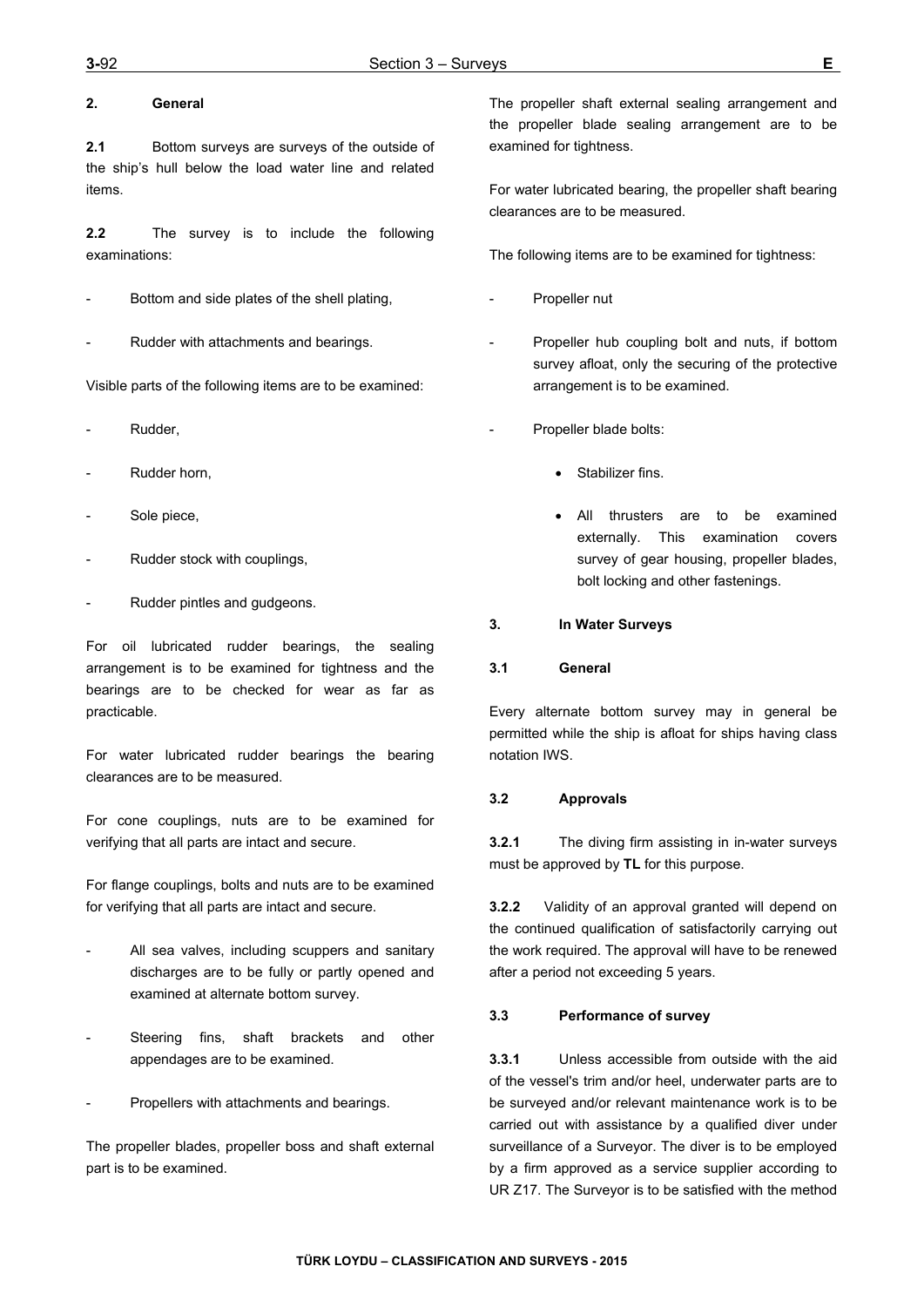## 2. General

**2.1** Bottom surveys are surveys of the outside of the ship's hull below the load water line and related items.

**2.2** The survey is to include the following examinations:

- Bottom and side plates of the shell plating,
- Rudder with attachments and bearings.

Visible parts of the following items are to be examined:

- Rudder,
- Rudder horn,
- Sole piece,
- Rudder stock with couplings,
- Rudder pintles and gudgeons.

For oil lubricated rudder bearings, the sealing arrangement is to be examined for tightness and the bearings are to be checked for wear as far as practicable.

For water lubricated rudder bearings the bearing clearances are to be measured.

For cone couplings, nuts are to be examined for verifying that all parts are intact and secure.

For flange couplings, bolts and nuts are to be examined for verifying that all parts are intact and secure.

- All sea valves, including scuppers and sanitary discharges are to be fully or partly opened and examined at alternate bottom survey.
- Steering fins, shaft brackets and other appendages are to be examined.
- Propellers with attachments and bearings.

The propeller blades, propeller boss and shaft external part is to be examined.

The propeller shaft external sealing arrangement and the propeller blade sealing arrangement are to be examined for tightness.

For water lubricated bearing, the propeller shaft bearing clearances are to be measured.

The following items are to be examined for tightness:

- Propeller nut
- Propeller hub coupling bolt and nuts, if bottom survey afloat, only the securing of the protective arrangement is to be examined.
- Propeller blade bolts:
    - Stabilizer fins.
    - All thrusters are to be examined externally. This examination covers survey of gear housing, propeller blades, bolt locking and other fastenings.

## 3. In Water Surveys

### 3.1 General

Every alternate bottom survey may in general be permitted while the ship is afloat for ships having class notation IWS.

### 3.2 Approvals

**3.2.1** The diving firm assisting in in-water surveys must be approved by **TL** for this purpose.

**3.2.2** Validity of an approval granted will depend on the continued qualification of satisfactorily carrying out the work required. The approval will have to be renewed after a period not exceeding 5 years.

### 3.3 Performance of survey

**3.3.1** Unless accessible from outside with the aid of the vessel's trim and/or heel, underwater parts are to be surveyed and/or relevant maintenance work is to be carried out with assistance by a qualified diver under surveillance of a Surveyor. The diver is to be employed by a firm approved as a service supplier according to UR Z17. The Surveyor is to be satisfied with the method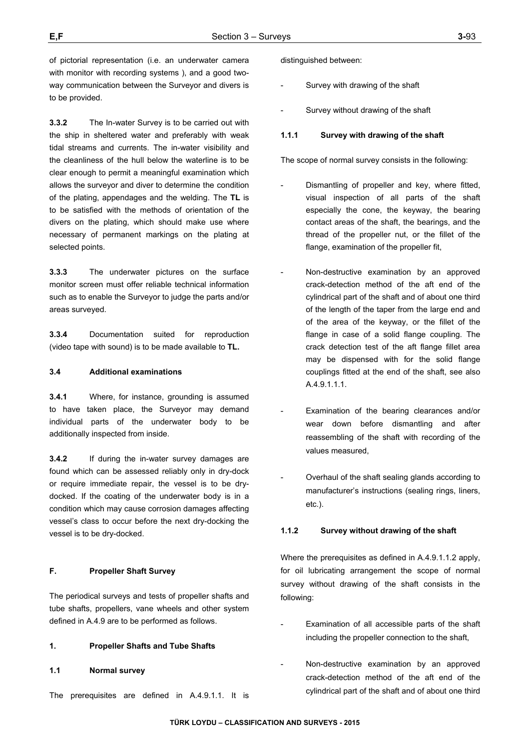of pictorial representation (i.e. an underwater camera with monitor with recording systems ), and a good two-way communication between the Surveyor and divers is to be provided.

**3.3.2** The In-water Survey is to be carried out with the ship in sheltered water and preferably with weak tidal streams and currents. The in-water visibility and the cleanliness of the hull below the waterline is to be clear enough to permit a meaningful examination which allows the surveyor and diver to determine the condition of the plating, appendages and the welding. The **TL** is to be satisfied with the methods of orientation of the divers on the plating, which should make use where necessary of permanent markings on the plating at selected points.

**3.3.3** The underwater pictures on the surface monitor screen must offer reliable technical information such as to enable the Surveyor to judge the parts and/or areas surveyed.

**3.3.4** Documentation suited for reproduction (video tape with sound) is to be made available to **TL.**

### 3.4 Additional examinations

**3.4.1** Where, for instance, grounding is assumed to have taken place, the Surveyor may demand individual parts of the underwater body to be additionally inspected from inside.

**3.4.2** If during the in-water survey damages are found which can be assessed reliably only in dry-dock or require immediate repair, the vessel is to be dry-docked. If the coating of the underwater body is in a condition which may cause corrosion damages affecting vessel's class to occur before the next dry-docking the vessel is to be dry-docked.

## F. Propeller Shaft Survey

The periodical surveys and tests of propeller shafts and tube shafts, propellers, vane wheels and other system defined in A.4.9 are to be performed as follows.

### 1. Propeller Shafts and Tube Shafts

### 1.1 Normal survey

The prerequisites are defined in A.4.9.1.1. It is distinguished between:

- Survey with drawing of the shaft
- Survey without drawing of the shaft

#### 1.1.1 Survey with drawing of the shaft

The scope of normal survey consists in the following:

- Dismantling of propeller and key, where fitted, visual inspection of all parts of the shaft especially the cone, the keyway, the bearing contact areas of the shaft, the bearings, and the thread of the propeller nut, or the fillet of the flange, examination of the propeller fit,
- Non-destructive examination by an approved crack-detection method of the aft end of the cylindrical part of the shaft and of about one third of the length of the taper from the large end and of the area of the keyway, or the fillet of the flange in case of a solid flange coupling. The crack detection test of the aft flange fillet area may be dispensed with for the solid flange couplings fitted at the end of the shaft, see also A.4.9.1.1.1.
- Examination of the bearing clearances and/or wear down before dismantling and after reassembling of the shaft with recording of the values measured,
- Overhaul of the shaft sealing glands according to manufacturer's instructions (sealing rings, liners, etc.).

#### 1.1.2 Survey without drawing of the shaft

Where the prerequisites as defined in A.4.9.1.1.2 apply, for oil lubricating arrangement the scope of normal survey without drawing of the shaft consists in the following:

- Examination of all accessible parts of the shaft including the propeller connection to the shaft,
- Non-destructive examination by an approved crack-detection method of the aft end of the cylindrical part of the shaft and of about one third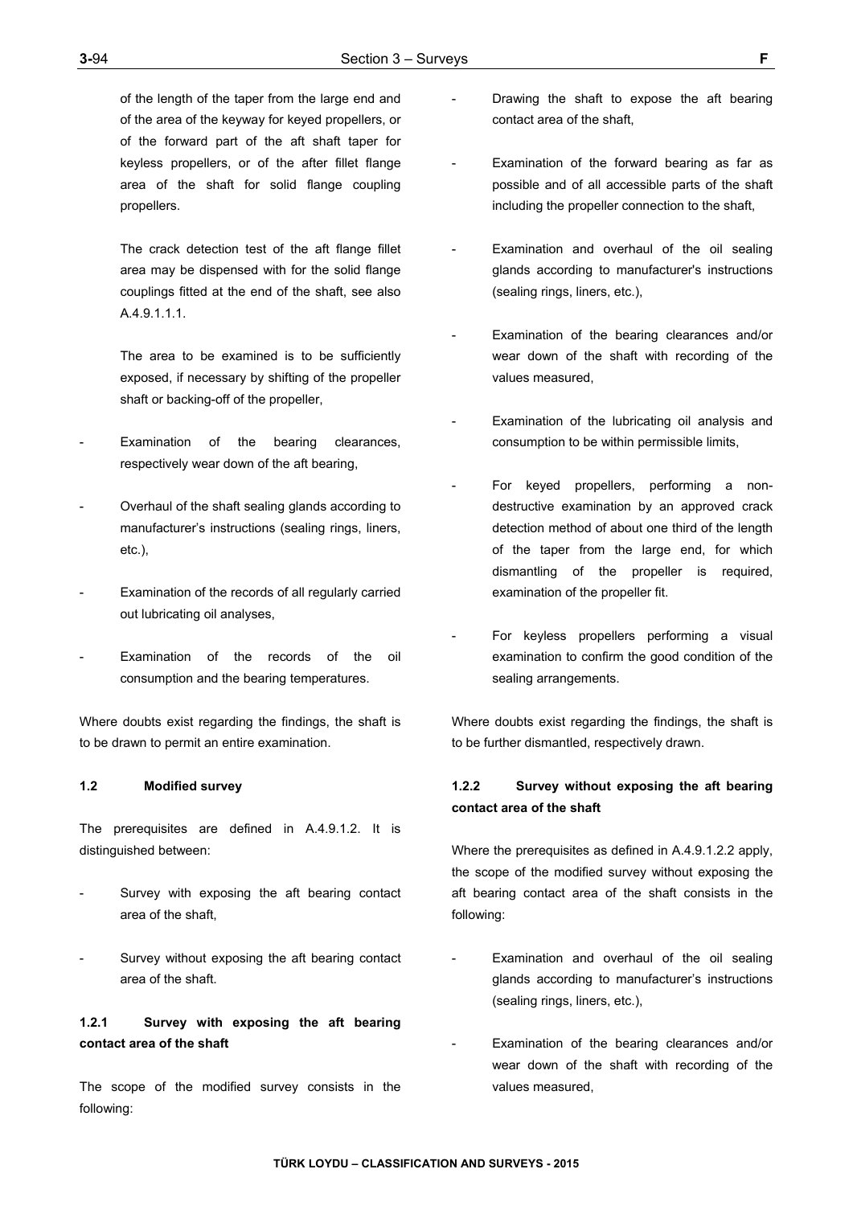of the length of the taper from the large end and of the area of the keyway for keyed propellers, or of the forward part of the aft shaft taper for keyless propellers, or of the after fillet flange area of the shaft for solid flange coupling propellers.

The crack detection test of the aft flange fillet area may be dispensed with for the solid flange couplings fitted at the end of the shaft, see also A.4.9.1.1.1.

The area to be examined is to be sufficiently exposed, if necessary by shifting of the propeller shaft or backing-off of the propeller,

- Examination of the bearing clearances, respectively wear down of the aft bearing,
- Overhaul of the shaft sealing glands according to manufacturer's instructions (sealing rings, liners, etc.),
- Examination of the records of all regularly carried out lubricating oil analyses,
- Examination of the records of the oil consumption and the bearing temperatures.

Where doubts exist regarding the findings, the shaft is to be drawn to permit an entire examination.

### 1.2 Modified survey

The prerequisites are defined in A.4.9.1.2. It is distinguished between:

- Survey with exposing the aft bearing contact area of the shaft,
- Survey without exposing the aft bearing contact area of the shaft.

#### 1.2.1 Survey with exposing the aft bearing contact area of the shaft

The scope of the modified survey consists in the following:

- Drawing the shaft to expose the aft bearing contact area of the shaft,
- Examination of the forward bearing as far as possible and of all accessible parts of the shaft including the propeller connection to the shaft,
- Examination and overhaul of the oil sealing glands according to manufacturer's instructions (sealing rings, liners, etc.),
- Examination of the bearing clearances and/or wear down of the shaft with recording of the values measured,
- Examination of the lubricating oil analysis and consumption to be within permissible limits,
- For keyed propellers, performing a non-destructive examination by an approved crack detection method of about one third of the length of the taper from the large end, for which dismantling of the propeller is required, examination of the propeller fit.
- For keyless propellers performing a visual examination to confirm the good condition of the sealing arrangements.

Where doubts exist regarding the findings, the shaft is to be further dismantled, respectively drawn.

#### 1.2.2 Survey without exposing the aft bearing contact area of the shaft

Where the prerequisites as defined in A.4.9.1.2.2 apply, the scope of the modified survey without exposing the aft bearing contact area of the shaft consists in the following:

- Examination and overhaul of the oil sealing glands according to manufacturer's instructions (sealing rings, liners, etc.),
- Examination of the bearing clearances and/or wear down of the shaft with recording of the values measured,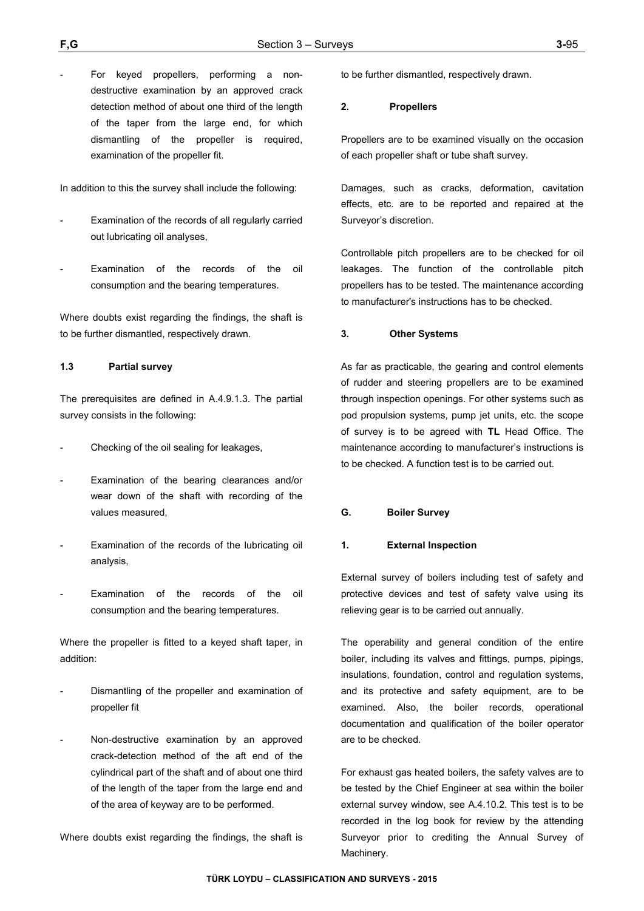- For keyed propellers, performing a non-destructive examination by an approved crack detection method of about one third of the length of the taper from the large end, for which dismantling of the propeller is required, examination of the propeller fit.

In addition to this the survey shall include the following:

- Examination of the records of all regularly carried out lubricating oil analyses,
- Examination of the records of the oil consumption and the bearing temperatures.

Where doubts exist regarding the findings, the shaft is to be further dismantled, respectively drawn.

### 1.3 Partial survey

The prerequisites are defined in A.4.9.1.3. The partial survey consists in the following:

- Checking of the oil sealing for leakages,
- Examination of the bearing clearances and/or wear down of the shaft with recording of the values measured,
- Examination of the records of the lubricating oil analysis,
- Examination of the records of the oil consumption and the bearing temperatures.

Where the propeller is fitted to a keyed shaft taper, in addition:

- Dismantling of the propeller and examination of propeller fit
- Non-destructive examination by an approved crack-detection method of the aft end of the cylindrical part of the shaft and of about one third of the length of the taper from the large end and of the area of keyway are to be performed.

Where doubts exist regarding the findings, the shaft is to be further dismantled, respectively drawn.

### 2. Propellers

Propellers are to be examined visually on the occasion of each propeller shaft or tube shaft survey.

Damages, such as cracks, deformation, cavitation effects, etc. are to be reported and repaired at the Surveyor's discretion.

Controllable pitch propellers are to be checked for oil leakages. The function of the controllable pitch propellers has to be tested. The maintenance according to manufacturer's instructions has to be checked.

### 3. Other Systems

As far as practicable, the gearing and control elements of rudder and steering propellers are to be examined through inspection openings. For other systems such as pod propulsion systems, pump jet units, etc. the scope of survey is to be agreed with **TL** Head Office. The maintenance according to manufacturer's instructions is to be checked. A function test is to be carried out.

## G. Boiler Survey

### 1. External Inspection

External survey of boilers including test of safety and protective devices and test of safety valve using its relieving gear is to be carried out annually.

The operability and general condition of the entire boiler, including its valves and fittings, pumps, pipings, insulations, foundation, control and regulation systems, and its protective and safety equipment, are to be examined. Also, the boiler records, operational documentation and qualification of the boiler operator are to be checked.

For exhaust gas heated boilers, the safety valves are to be tested by the Chief Engineer at sea within the boiler external survey window, see A.4.10.2. This test is to be recorded in the log book for review by the attending Surveyor prior to crediting the Annual Survey of Machinery.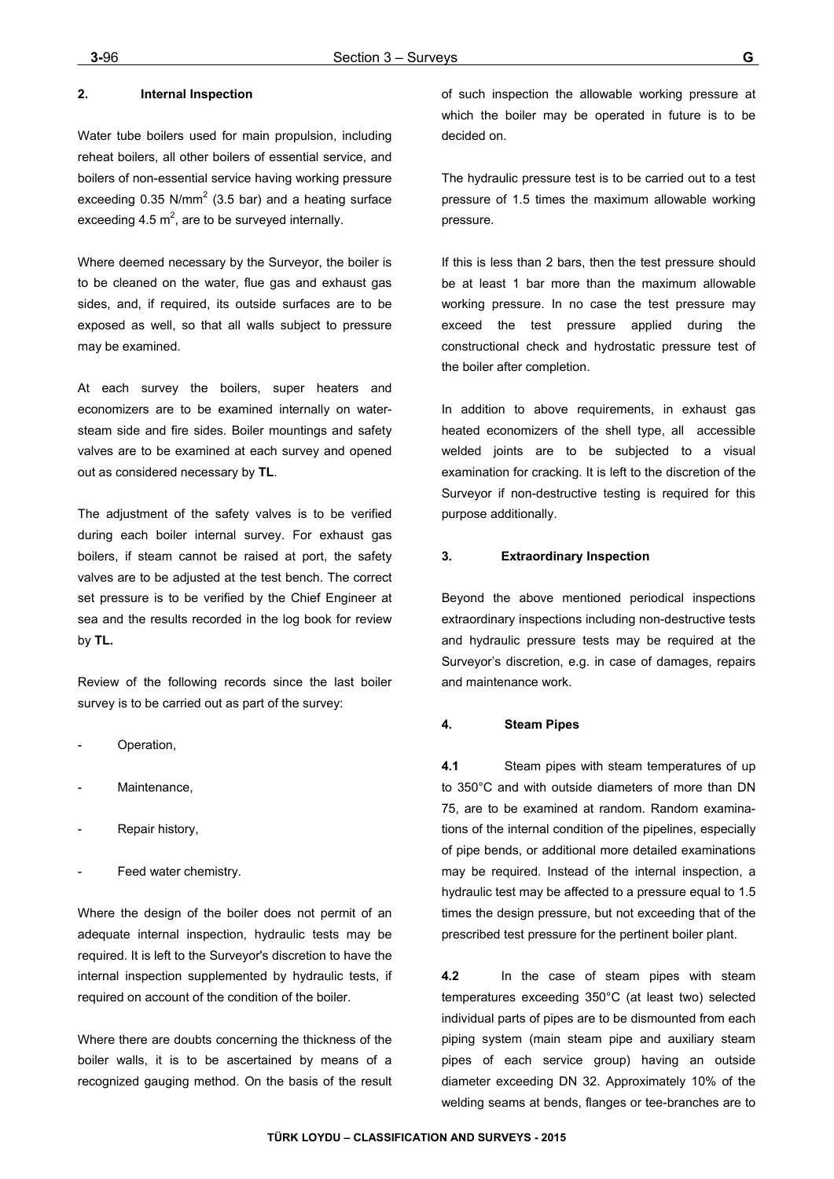## 2. Internal Inspection

Water tube boilers used for main propulsion, including reheat boilers, all other boilers of essential service, and boilers of non-essential service having working pressure exceeding 0.35 N/mm$^2$ (3.5 bar) and a heating surface exceeding 4.5 m$^2$, are to be surveyed internally.

Where deemed necessary by the Surveyor, the boiler is to be cleaned on the water, flue gas and exhaust gas sides, and, if required, its outside surfaces are to be exposed as well, so that all walls subject to pressure may be examined.

At each survey the boilers, super heaters and economizers are to be examined internally on water-steam side and fire sides. Boiler mountings and safety valves are to be examined at each survey and opened out as considered necessary by **TL**.

The adjustment of the safety valves is to be verified during each boiler internal survey. For exhaust gas boilers, if steam cannot be raised at port, the safety valves are to be adjusted at the test bench. The correct set pressure is to be verified by the Chief Engineer at sea and the results recorded in the log book for review by **TL.**

Review of the following records since the last boiler survey is to be carried out as part of the survey:

- Operation,
- Maintenance,
- Repair history,
- Feed water chemistry.

Where the design of the boiler does not permit of an adequate internal inspection, hydraulic tests may be required. It is left to the Surveyor's discretion to have the internal inspection supplemented by hydraulic tests, if required on account of the condition of the boiler.

Where there are doubts concerning the thickness of the boiler walls, it is to be ascertained by means of a recognized gauging method. On the basis of the result of such inspection the allowable working pressure at which the boiler may be operated in future is to be decided on.

The hydraulic pressure test is to be carried out to a test pressure of 1.5 times the maximum allowable working pressure.

If this is less than 2 bars, then the test pressure should be at least 1 bar more than the maximum allowable working pressure. In no case the test pressure may exceed the test pressure applied during the constructional check and hydrostatic pressure test of the boiler after completion.

In addition to above requirements, in exhaust gas heated economizers of the shell type, all accessible welded joints are to be subjected to a visual examination for cracking. It is left to the discretion of the Surveyor if non-destructive testing is required for this purpose additionally.

## 3. Extraordinary Inspection

Beyond the above mentioned periodical inspections extraordinary inspections including non-destructive tests and hydraulic pressure tests may be required at the Surveyor's discretion, e.g. in case of damages, repairs and maintenance work.

## 4. Steam Pipes

**4.1** Steam pipes with steam temperatures of up to 350°C and with outside diameters of more than DN 75, are to be examined at random. Random examinations of the internal condition of the pipelines, especially of pipe bends, or additional more detailed examinations may be required. Instead of the internal inspection, a hydraulic test may be affected to a pressure equal to 1.5 times the design pressure, but not exceeding that of the prescribed test pressure for the pertinent boiler plant.

**4.2** In the case of steam pipes with steam temperatures exceeding 350°C (at least two) selected individual parts of pipes are to be dismounted from each piping system (main steam pipe and auxiliary steam pipes of each service group) having an outside diameter exceeding DN 32. Approximately 10% of the welding seams at bends, flanges or tee-branches are to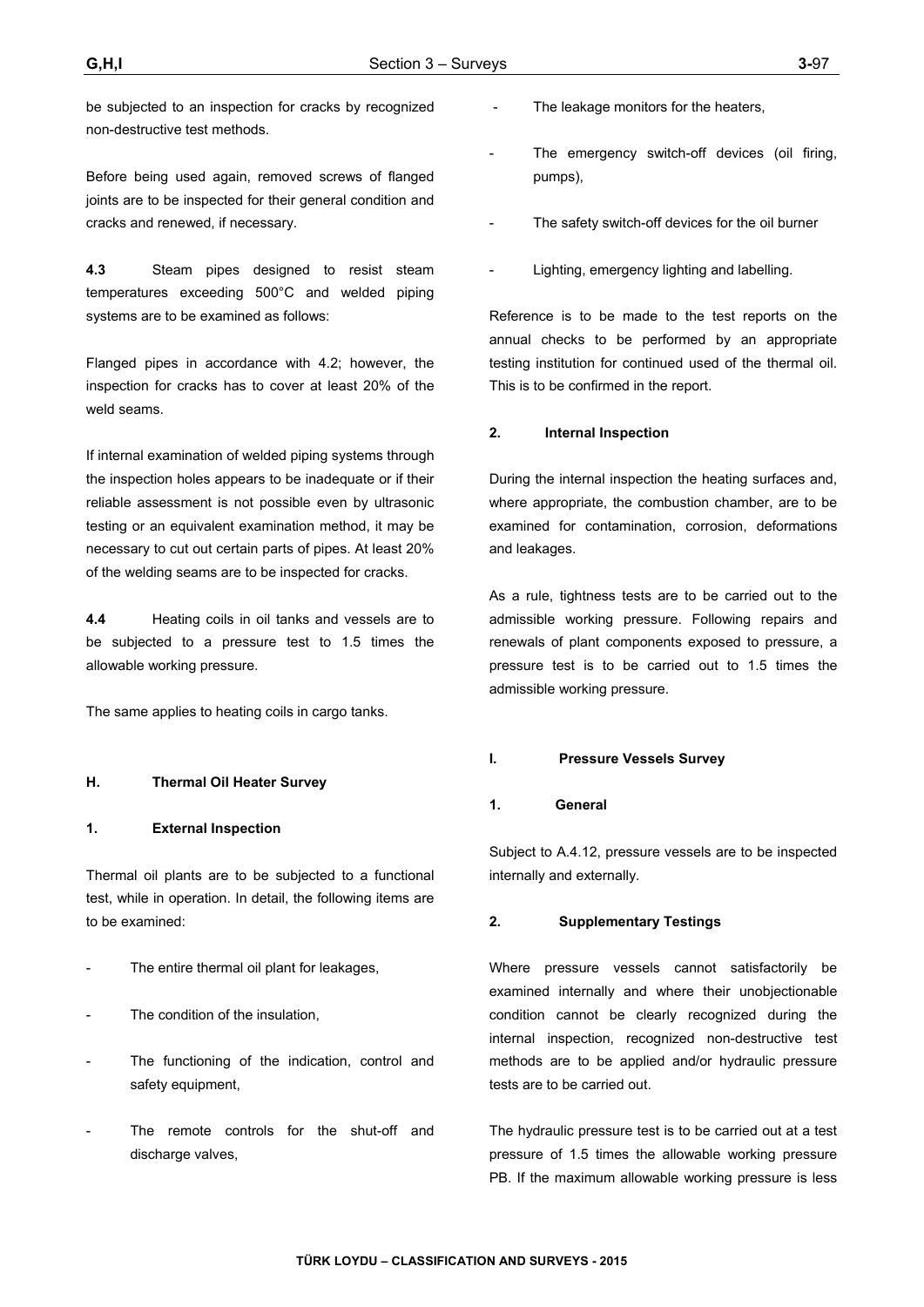be subjected to an inspection for cracks by recognized non-destructive test methods.

Before being used again, removed screws of flanged joints are to be inspected for their general condition and cracks and renewed, if necessary.

**4.3** Steam pipes designed to resist steam temperatures exceeding 500°C and welded piping systems are to be examined as follows:

Flanged pipes in accordance with 4.2; however, the inspection for cracks has to cover at least 20% of the weld seams.

If internal examination of welded piping systems through the inspection holes appears to be inadequate or if their reliable assessment is not possible even by ultrasonic testing or an equivalent examination method, it may be necessary to cut out certain parts of pipes. At least 20% of the welding seams are to be inspected for cracks.

**4.4** Heating coils in oil tanks and vessels are to be subjected to a pressure test to 1.5 times the allowable working pressure.

The same applies to heating coils in cargo tanks.

## H. Thermal Oil Heater Survey

### 1. External Inspection

Thermal oil plants are to be subjected to a functional test, while in operation. In detail, the following items are to be examined:

- The entire thermal oil plant for leakages,
- The condition of the insulation,
- The functioning of the indication, control and safety equipment,
- The remote controls for the shut-off and discharge valves,
- The leakage monitors for the heaters,
- The emergency switch-off devices (oil firing, pumps),
- The safety switch-off devices for the oil burner
- Lighting, emergency lighting and labelling.

Reference is to be made to the test reports on the annual checks to be performed by an appropriate testing institution for continued used of the thermal oil. This is to be confirmed in the report.

### 2. Internal Inspection

During the internal inspection the heating surfaces and, where appropriate, the combustion chamber, are to be examined for contamination, corrosion, deformations and leakages.

As a rule, tightness tests are to be carried out to the admissible working pressure. Following repairs and renewals of plant components exposed to pressure, a pressure test is to be carried out to 1.5 times the admissible working pressure.

## I. Pressure Vessels Survey

### 1. General

Subject to A.4.12, pressure vessels are to be inspected internally and externally.

### 2. Supplementary Testings

Where pressure vessels cannot satisfactorily be examined internally and where their unobjectionable condition cannot be clearly recognized during the internal inspection, recognized non-destructive test methods are to be applied and/or hydraulic pressure tests are to be carried out.

The hydraulic pressure test is to be carried out at a test pressure of 1.5 times the allowable working pressure PB. If the maximum allowable working pressure is less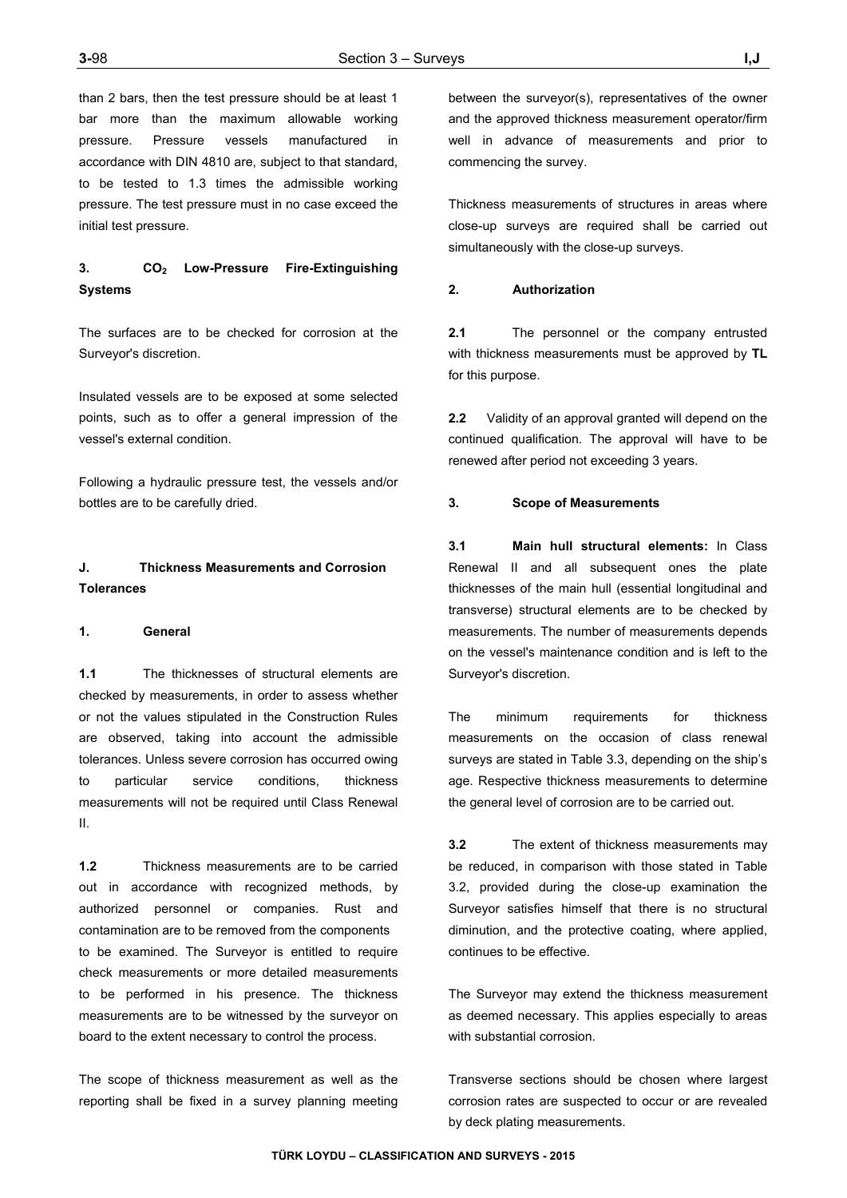than 2 bars, then the test pressure should be at least 1 bar more than the maximum allowable working pressure. Pressure vessels manufactured in accordance with DIN 4810 are, subject to that standard, to be tested to 1.3 times the admissible working pressure. The test pressure must in no case exceed the initial test pressure.

### 3. $CO_2$ Low-Pressure Fire-Extinguishing Systems

The surfaces are to be checked for corrosion at the Surveyor's discretion.

Insulated vessels are to be exposed at some selected points, such as to offer a general impression of the vessel's external condition.

Following a hydraulic pressure test, the vessels and/or bottles are to be carefully dried.

## J. Thickness Measurements and Corrosion Tolerances

### 1. General

**1.1** The thicknesses of structural elements are checked by measurements, in order to assess whether or not the values stipulated in the Construction Rules are observed, taking into account the admissible tolerances. Unless severe corrosion has occurred owing to particular service conditions, thickness measurements will not be required until Class Renewal II.

**1.2** Thickness measurements are to be carried out in accordance with recognized methods, by authorized personnel or companies. Rust and contamination are to be removed from the components to be examined. The Surveyor is entitled to require check measurements or more detailed measurements to be performed in his presence. The thickness measurements are to be witnessed by the surveyor on board to the extent necessary to control the process.

The scope of thickness measurement as well as the reporting shall be fixed in a survey planning meeting between the surveyor(s), representatives of the owner and the approved thickness measurement operator/firm well in advance of measurements and prior to commencing the survey.

Thickness measurements of structures in areas where close-up surveys are required shall be carried out simultaneously with the close-up surveys.

### 2. Authorization

**2.1** The personnel or the company entrusted with thickness measurements must be approved by **TL** for this purpose.

**2.2** Validity of an approval granted will depend on the continued qualification. The approval will have to be renewed after period not exceeding 3 years.

### 3. Scope of Measurements

**3.1** **Main hull structural elements:** In Class Renewal II and all subsequent ones the plate thicknesses of the main hull (essential longitudinal and transverse) structural elements are to be checked by measurements. The number of measurements depends on the vessel's maintenance condition and is left to the Surveyor's discretion.

The minimum requirements for thickness measurements on the occasion of class renewal surveys are stated in Table 3.3, depending on the ship's age. Respective thickness measurements to determine the general level of corrosion are to be carried out.

**3.2** The extent of thickness measurements may be reduced, in comparison with those stated in Table 3.2, provided during the close-up examination the Surveyor satisfies himself that there is no structural diminution, and the protective coating, where applied, continues to be effective.

The Surveyor may extend the thickness measurement as deemed necessary. This applies especially to areas with substantial corrosion.

Transverse sections should be chosen where largest corrosion rates are suspected to occur or are revealed by deck plating measurements.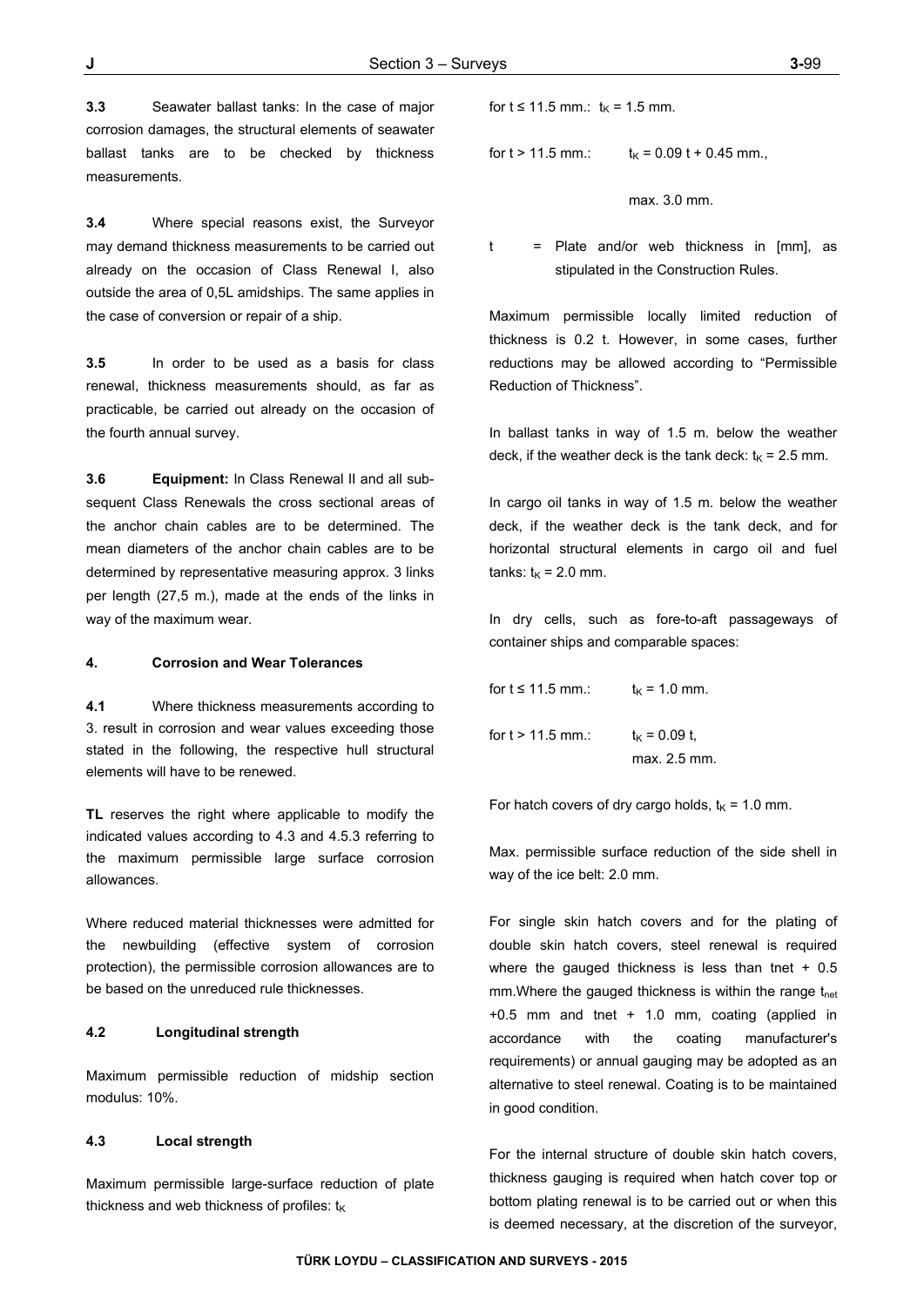**3.3** Seawater ballast tanks: In the case of major corrosion damages, the structural elements of seawater ballast tanks are to be checked by thickness measurements.

**3.4** Where special reasons exist, the Surveyor may demand thickness measurements to be carried out already on the occasion of Class Renewal I, also outside the area of 0,5L amidships. The same applies in the case of conversion or repair of a ship.

**3.5** In order to be used as a basis for class renewal, thickness measurements should, as far as practicable, be carried out already on the occasion of the fourth annual survey.

**3.6** **Equipment:** In Class Renewal II and all subsequent Class Renewals the cross sectional areas of the anchor chain cables are to be determined. The mean diameters of the anchor chain cables are to be determined by representative measuring approx. 3 links per length (27,5 m.), made at the ends of the links in way of the maximum wear.

#### 4. Corrosion and Wear Tolerances

**4.1** Where thickness measurements according to 3. result in corrosion and wear values exceeding those stated in the following, the respective hull structural elements will have to be renewed.

**TL** reserves the right where applicable to modify the indicated values according to 4.3 and 4.5.3 referring to the maximum permissible large surface corrosion allowances.

Where reduced material thicknesses were admitted for the newbuilding (effective system of corrosion protection), the permissible corrosion allowances are to be based on the unreduced rule thicknesses.

#### 4.2 Longitudinal strength

Maximum permissible reduction of midship section modulus: 10%.

#### 4.3 Local strength

Maximum permissible large-surface reduction of plate thickness and web thickness of profiles: $t_K$

for $t \leq 11.5$ mm.: $t_K = 1.5$ mm.

for $t > 11.5$ mm.: $t_K = 0.09\,t + 0.45$ mm.,

max. 3.0 mm.

t = Plate and/or web thickness in [mm], as stipulated in the Construction Rules.

Maximum permissible locally limited reduction of thickness is 0.2 t. However, in some cases, further reductions may be allowed according to "Permissible Reduction of Thickness".

In ballast tanks in way of 1.5 m. below the weather deck, if the weather deck is the tank deck: $t_K = 2.5$ mm.

In cargo oil tanks in way of 1.5 m. below the weather deck, if the weather deck is the tank deck, and for horizontal structural elements in cargo oil and fuel tanks: $t_K = 2.0$ mm.

In dry cells, such as fore-to-aft passageways of container ships and comparable spaces:

for $t \leq 11.5$ mm.: $t_K = 1.0$ mm.

for $t > 11.5$ mm.: $t_K = 0.09\,t$,
max. 2.5 mm.

For hatch covers of dry cargo holds, $t_K = 1.0$ mm.

Max. permissible surface reduction of the side shell in way of the ice belt: 2.0 mm.

For single skin hatch covers and for the plating of double skin hatch covers, steel renewal is required where the gauged thickness is less than tnet + 0.5 mm.Where the gauged thickness is within the range $t_{net}$ +0.5 mm and tnet + 1.0 mm, coating (applied in accordance with the coating manufacturer's requirements) or annual gauging may be adopted as an alternative to steel renewal. Coating is to be maintained in good condition.

For the internal structure of double skin hatch covers, thickness gauging is required when hatch cover top or bottom plating renewal is to be carried out or when this is deemed necessary, at the discretion of the surveyor,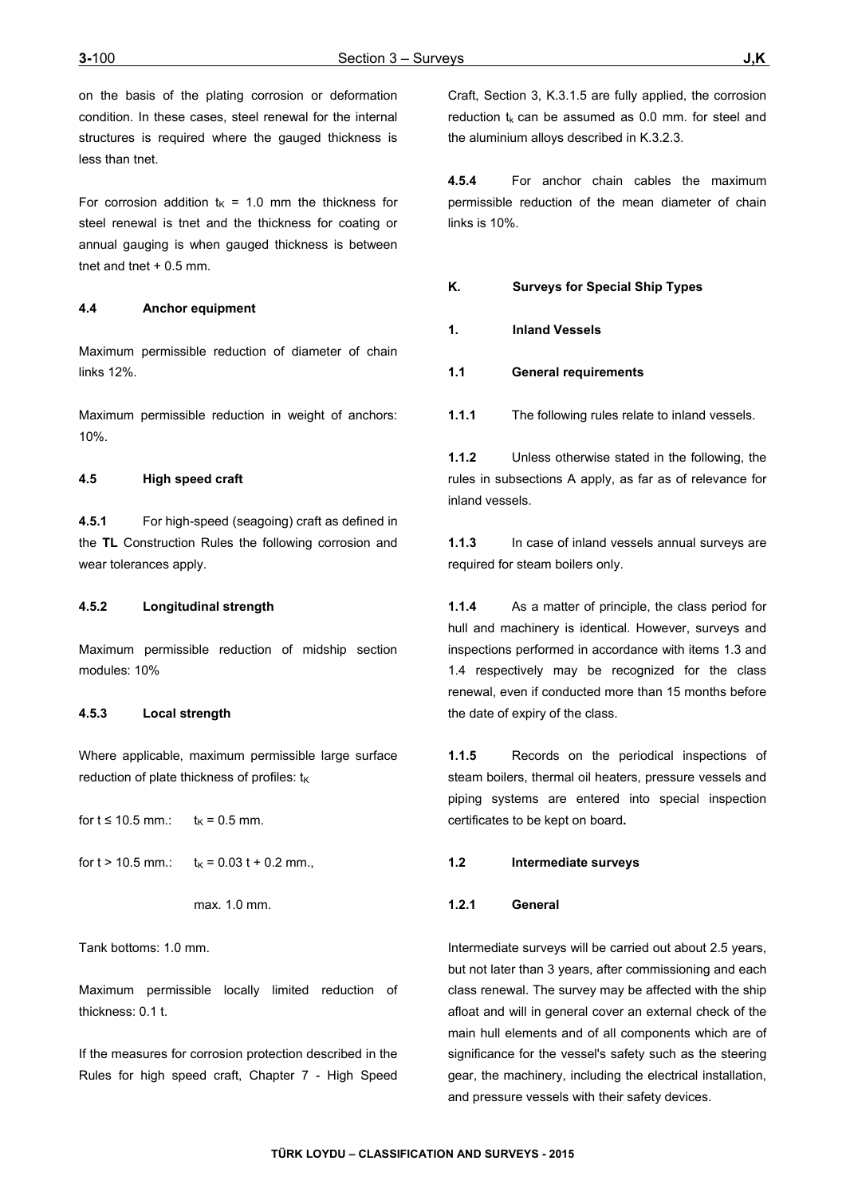on the basis of the plating corrosion or deformation condition. In these cases, steel renewal for the internal structures is required where the gauged thickness is less than tnet.

For corrosion addition $t_K$ = 1.0 mm the thickness for steel renewal is tnet and the thickness for coating or annual gauging is when gauged thickness is between tnet and tnet + 0.5 mm.

#### 4.4 Anchor equipment

Maximum permissible reduction of diameter of chain links 12%.

Maximum permissible reduction in weight of anchors: 10%.

#### 4.5 High speed craft

**4.5.1** For high-speed (seagoing) craft as defined in the **TL** Construction Rules the following corrosion and wear tolerances apply.

**4.5.2 Longitudinal strength**

Maximum permissible reduction of midship section modules: 10%

**4.5.3 Local strength**

Where applicable, maximum permissible large surface reduction of plate thickness of profiles: $t_K$

for t ≤ 10.5 mm.: $t_K$ = 0.5 mm.

for t > 10.5 mm.: $t_K$ = 0.03 t + 0.2 mm.,

max. 1.0 mm.

Tank bottoms: 1.0 mm.

Maximum permissible locally limited reduction of thickness: 0.1 t.

If the measures for corrosion protection described in the Rules for high speed craft, Chapter 7 - High Speed Craft, Section 3, K.3.1.5 are fully applied, the corrosion reduction $t_k$ can be assumed as 0.0 mm. for steel and the aluminium alloys described in K.3.2.3.

**4.5.4** For anchor chain cables the maximum permissible reduction of the mean diameter of chain links is 10%.

## K. Surveys for Special Ship Types

### 1. Inland Vessels

#### 1.1 General requirements

**1.1.1** The following rules relate to inland vessels.

**1.1.2** Unless otherwise stated in the following, the rules in subsections A apply, as far as of relevance for inland vessels.

**1.1.3** In case of inland vessels annual surveys are required for steam boilers only.

**1.1.4** As a matter of principle, the class period for hull and machinery is identical. However, surveys and inspections performed in accordance with items 1.3 and 1.4 respectively may be recognized for the class renewal, even if conducted more than 15 months before the date of expiry of the class.

**1.1.5** Records on the periodical inspections of steam boilers, thermal oil heaters, pressure vessels and piping systems are entered into special inspection certificates to be kept on board.

#### 1.2 Intermediate surveys

**1.2.1 General**

Intermediate surveys will be carried out about 2.5 years, but not later than 3 years, after commissioning and each class renewal. The survey may be affected with the ship afloat and will in general cover an external check of the main hull elements and of all components which are of significance for the vessel's safety such as the steering gear, the machinery, including the electrical installation, and pressure vessels with their safety devices.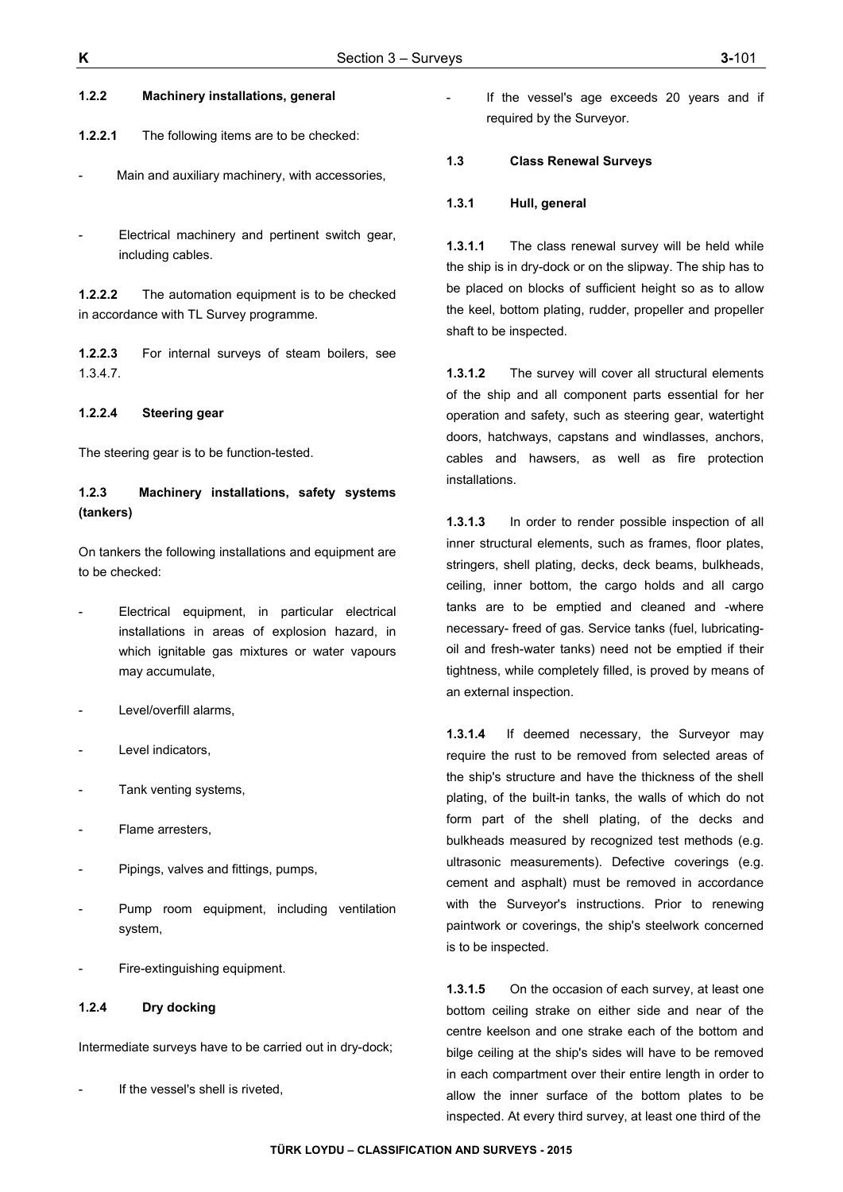**1.2.2 Machinery installations, general**

**1.2.2.1** The following items are to be checked:

- Main and auxiliary machinery, with accessories,

- Electrical machinery and pertinent switch gear, including cables.

**1.2.2.2** The automation equipment is to be checked in accordance with TL Survey programme.

**1.2.2.3** For internal surveys of steam boilers, see 1.3.4.7.

**1.2.2.4 Steering gear**

The steering gear is to be function-tested.

**1.2.3 Machinery installations, safety systems (tankers)**

On tankers the following installations and equipment are to be checked:

- Electrical equipment, in particular electrical installations in areas of explosion hazard, in which ignitable gas mixtures or water vapours may accumulate,

- Level/overfill alarms,

- Level indicators,

- Tank venting systems,

- Flame arresters,

- Pipings, valves and fittings, pumps,

- Pump room equipment, including ventilation system,

- Fire-extinguishing equipment.

**1.2.4 Dry docking**

Intermediate surveys have to be carried out in dry-dock;

- If the vessel's shell is riveted,

- If the vessel's age exceeds 20 years and if required by the Surveyor.

**1.3 Class Renewal Surveys**

**1.3.1 Hull, general**

**1.3.1.1** The class renewal survey will be held while the ship is in dry-dock or on the slipway. The ship has to be placed on blocks of sufficient height so as to allow the keel, bottom plating, rudder, propeller and propeller shaft to be inspected.

**1.3.1.2** The survey will cover all structural elements of the ship and all component parts essential for her operation and safety, such as steering gear, watertight doors, hatchways, capstans and windlasses, anchors, cables and hawsers, as well as fire protection installations.

**1.3.1.3** In order to render possible inspection of all inner structural elements, such as frames, floor plates, stringers, shell plating, decks, deck beams, bulkheads, ceiling, inner bottom, the cargo holds and all cargo tanks are to be emptied and cleaned and -where necessary- freed of gas. Service tanks (fuel, lubricating-oil and fresh-water tanks) need not be emptied if their tightness, while completely filled, is proved by means of an external inspection.

**1.3.1.4** If deemed necessary, the Surveyor may require the rust to be removed from selected areas of the ship's structure and have the thickness of the shell plating, of the built-in tanks, the walls of which do not form part of the shell plating, of the decks and bulkheads measured by recognized test methods (e.g. ultrasonic measurements). Defective coverings (e.g. cement and asphalt) must be removed in accordance with the Surveyor's instructions. Prior to renewing paintwork or coverings, the ship's steelwork concerned is to be inspected.

**1.3.1.5** On the occasion of each survey, at least one bottom ceiling strake on either side and near of the centre keelson and one strake each of the bottom and bilge ceiling at the ship's sides will have to be removed in each compartment over their entire length in order to allow the inner surface of the bottom plates to be inspected. At every third survey, at least one third of the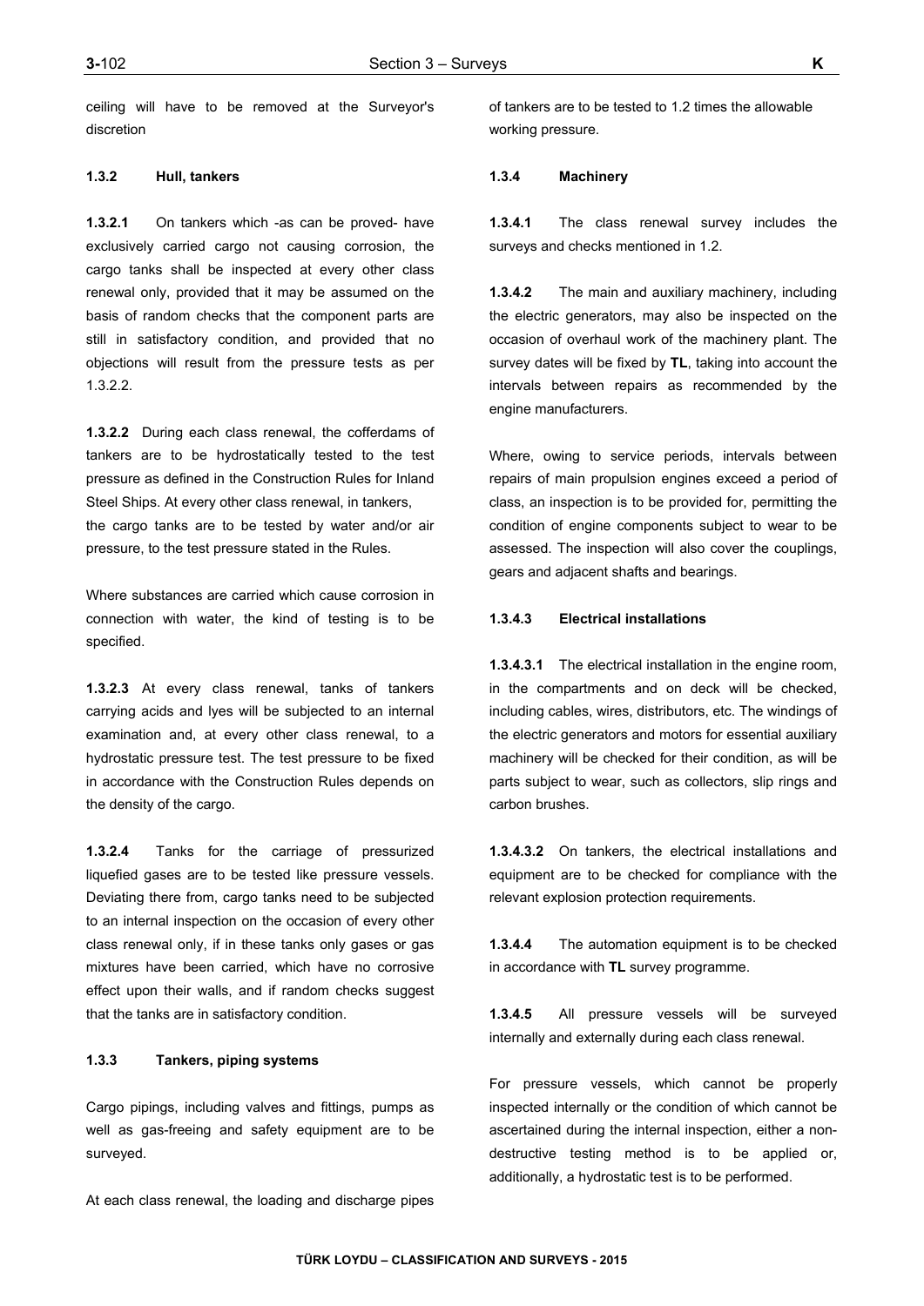ceiling will have to be removed at the Surveyor's discretion

#### 1.3.2 Hull, tankers

**1.3.2.1** On tankers which -as can be proved- have exclusively carried cargo not causing corrosion, the cargo tanks shall be inspected at every other class renewal only, provided that it may be assumed on the basis of random checks that the component parts are still in satisfactory condition, and provided that no objections will result from the pressure tests as per 1.3.2.2.

**1.3.2.2** During each class renewal, the cofferdams of tankers are to be hydrostatically tested to the test pressure as defined in the Construction Rules for Inland Steel Ships. At every other class renewal, in tankers, the cargo tanks are to be tested by water and/or air pressure, to the test pressure stated in the Rules.

Where substances are carried which cause corrosion in connection with water, the kind of testing is to be specified.

**1.3.2.3** At every class renewal, tanks of tankers carrying acids and lyes will be subjected to an internal examination and, at every other class renewal, to a hydrostatic pressure test. The test pressure to be fixed in accordance with the Construction Rules depends on the density of the cargo.

**1.3.2.4** Tanks for the carriage of pressurized liquefied gases are to be tested like pressure vessels. Deviating there from, cargo tanks need to be subjected to an internal inspection on the occasion of every other class renewal only, if in these tanks only gases or gas mixtures have been carried, which have no corrosive effect upon their walls, and if random checks suggest that the tanks are in satisfactory condition.

#### 1.3.3 Tankers, piping systems

Cargo pipings, including valves and fittings, pumps as well as gas-freeing and safety equipment are to be surveyed.

At each class renewal, the loading and discharge pipes of tankers are to be tested to 1.2 times the allowable working pressure.

#### 1.3.4 Machinery

**1.3.4.1** The class renewal survey includes the surveys and checks mentioned in 1.2.

**1.3.4.2** The main and auxiliary machinery, including the electric generators, may also be inspected on the occasion of overhaul work of the machinery plant. The survey dates will be fixed by **TL**, taking into account the intervals between repairs as recommended by the engine manufacturers.

Where, owing to service periods, intervals between repairs of main propulsion engines exceed a period of class, an inspection is to be provided for, permitting the condition of engine components subject to wear to be assessed. The inspection will also cover the couplings, gears and adjacent shafts and bearings.

#### 1.3.4.3 Electrical installations

**1.3.4.3.1** The electrical installation in the engine room, in the compartments and on deck will be checked, including cables, wires, distributors, etc. The windings of the electric generators and motors for essential auxiliary machinery will be checked for their condition, as will be parts subject to wear, such as collectors, slip rings and carbon brushes.

**1.3.4.3.2** On tankers, the electrical installations and equipment are to be checked for compliance with the relevant explosion protection requirements.

**1.3.4.4** The automation equipment is to be checked in accordance with **TL** survey programme.

**1.3.4.5** All pressure vessels will be surveyed internally and externally during each class renewal.

For pressure vessels, which cannot be properly inspected internally or the condition of which cannot be ascertained during the internal inspection, either a non-destructive testing method is to be applied or, additionally, a hydrostatic test is to be performed.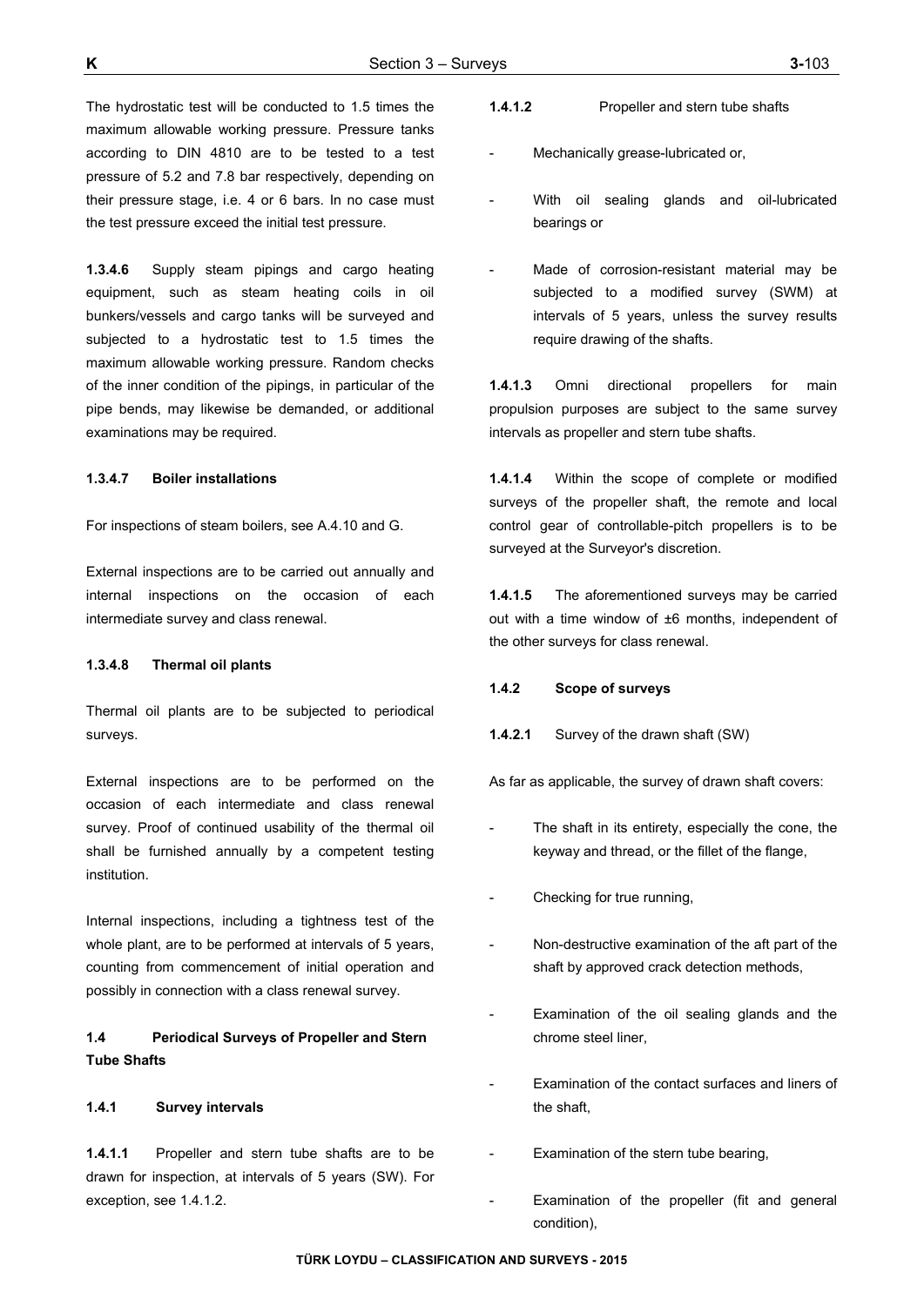The hydrostatic test will be conducted to 1.5 times the maximum allowable working pressure. Pressure tanks according to DIN 4810 are to be tested to a test pressure of 5.2 and 7.8 bar respectively, depending on their pressure stage, i.e. 4 or 6 bars. In no case must the test pressure exceed the initial test pressure.

**1.3.4.6** Supply steam pipings and cargo heating equipment, such as steam heating coils in oil bunkers/vessels and cargo tanks will be surveyed and subjected to a hydrostatic test to 1.5 times the maximum allowable working pressure. Random checks of the inner condition of the pipings, in particular of the pipe bends, may likewise be demanded, or additional examinations may be required.

**1.3.4.7 Boiler installations**

For inspections of steam boilers, see A.4.10 and G.

External inspections are to be carried out annually and internal inspections on the occasion of each intermediate survey and class renewal.

**1.3.4.8 Thermal oil plants**

Thermal oil plants are to be subjected to periodical surveys.

External inspections are to be performed on the occasion of each intermediate and class renewal survey. Proof of continued usability of the thermal oil shall be furnished annually by a competent testing institution.

Internal inspections, including a tightness test of the whole plant, are to be performed at intervals of 5 years, counting from commencement of initial operation and possibly in connection with a class renewal survey.

## 1.4 Periodical Surveys of Propeller and Stern Tube Shafts

### 1.4.1 Survey intervals

**1.4.1.1** Propeller and stern tube shafts are to be drawn for inspection, at intervals of 5 years (SW). For exception, see 1.4.1.2.

**1.4.1.2** Propeller and stern tube shafts

- Mechanically grease-lubricated or,
- With oil sealing glands and oil-lubricated bearings or
- Made of corrosion-resistant material may be subjected to a modified survey (SWM) at intervals of 5 years, unless the survey results require drawing of the shafts.

**1.4.1.3** Omni directional propellers for main propulsion purposes are subject to the same survey intervals as propeller and stern tube shafts.

**1.4.1.4** Within the scope of complete or modified surveys of the propeller shaft, the remote and local control gear of controllable-pitch propellers is to be surveyed at the Surveyor's discretion.

**1.4.1.5** The aforementioned surveys may be carried out with a time window of ±6 months, independent of the other surveys for class renewal.

### 1.4.2 Scope of surveys

**1.4.2.1** Survey of the drawn shaft (SW)

As far as applicable, the survey of drawn shaft covers:

- The shaft in its entirety, especially the cone, the keyway and thread, or the fillet of the flange,
- Checking for true running,
- Non-destructive examination of the aft part of the shaft by approved crack detection methods,
- Examination of the oil sealing glands and the chrome steel liner,
- Examination of the contact surfaces and liners of the shaft,
- Examination of the stern tube bearing,
- Examination of the propeller (fit and general condition),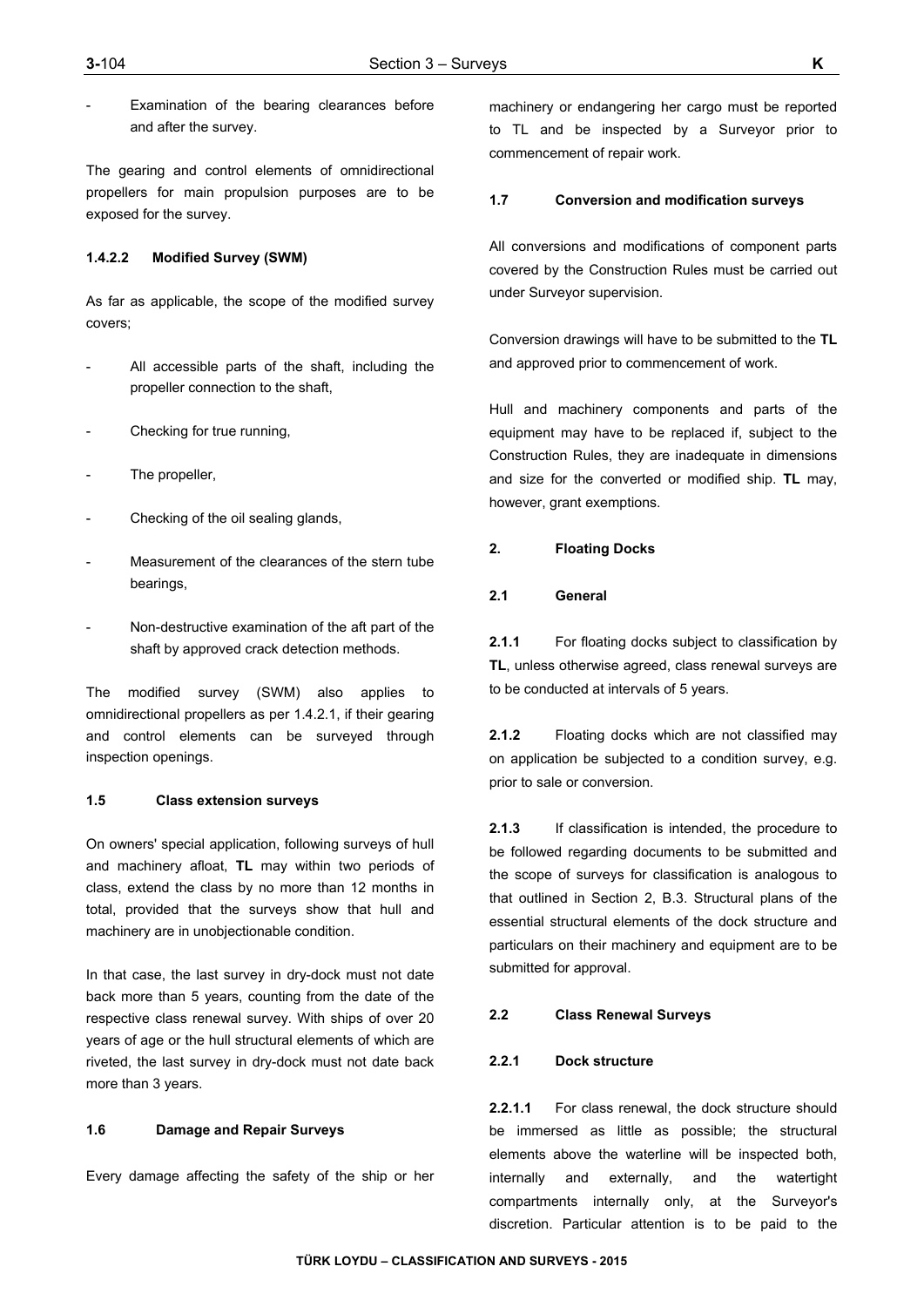- Examination of the bearing clearances before and after the survey.

The gearing and control elements of omnidirectional propellers for main propulsion purposes are to be exposed for the survey.

#### 1.4.2.2 Modified Survey (SWM)

As far as applicable, the scope of the modified survey covers;

- All accessible parts of the shaft, including the propeller connection to the shaft,
- Checking for true running,
- The propeller,
- Checking of the oil sealing glands,
- Measurement of the clearances of the stern tube bearings,
- Non-destructive examination of the aft part of the shaft by approved crack detection methods.

The modified survey (SWM) also applies to omnidirectional propellers as per 1.4.2.1, if their gearing and control elements can be surveyed through inspection openings.

### 1.5 Class extension surveys

On owners' special application, following surveys of hull and machinery afloat, **TL** may within two periods of class, extend the class by no more than 12 months in total, provided that the surveys show that hull and machinery are in unobjectionable condition.

In that case, the last survey in dry-dock must not date back more than 5 years, counting from the date of the respective class renewal survey. With ships of over 20 years of age or the hull structural elements of which are riveted, the last survey in dry-dock must not date back more than 3 years.

### 1.6 Damage and Repair Surveys

Every damage affecting the safety of the ship or her machinery or endangering her cargo must be reported to TL and be inspected by a Surveyor prior to commencement of repair work.

### 1.7 Conversion and modification surveys

All conversions and modifications of component parts covered by the Construction Rules must be carried out under Surveyor supervision.

Conversion drawings will have to be submitted to the **TL** and approved prior to commencement of work.

Hull and machinery components and parts of the equipment may have to be replaced if, subject to the Construction Rules, they are inadequate in dimensions and size for the converted or modified ship. **TL** may, however, grant exemptions.

## 2. Floating Docks

### 2.1 General

**2.1.1** For floating docks subject to classification by **TL**, unless otherwise agreed, class renewal surveys are to be conducted at intervals of 5 years.

**2.1.2** Floating docks which are not classified may on application be subjected to a condition survey, e.g. prior to sale or conversion.

**2.1.3** If classification is intended, the procedure to be followed regarding documents to be submitted and the scope of surveys for classification is analogous to that outlined in Section 2, B.3. Structural plans of the essential structural elements of the dock structure and particulars on their machinery and equipment are to be submitted for approval.

### 2.2 Class Renewal Surveys

#### 2.2.1 Dock structure

**2.2.1.1** For class renewal, the dock structure should be immersed as little as possible; the structural elements above the waterline will be inspected both, internally and externally, and the watertight compartments internally only, at the Surveyor's discretion. Particular attention is to be paid to the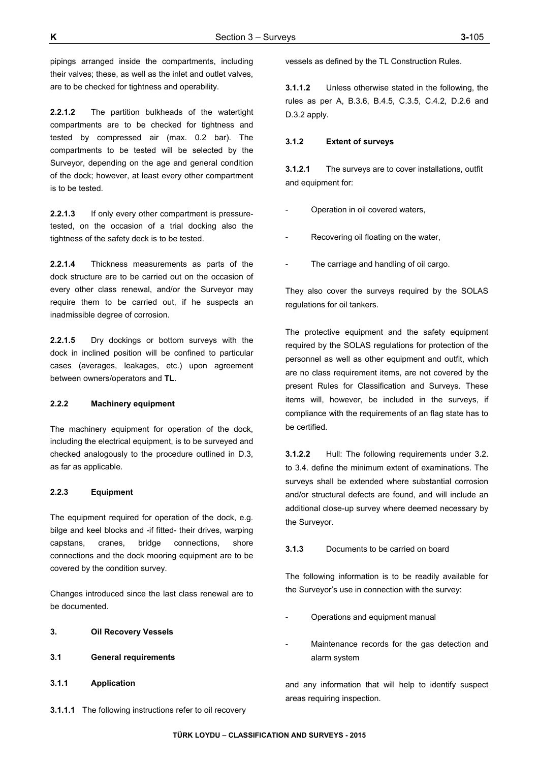pipings arranged inside the compartments, including their valves; these, as well as the inlet and outlet valves, are to be checked for tightness and operability.

**2.2.1.2** The partition bulkheads of the watertight compartments are to be checked for tightness and tested by compressed air (max. 0.2 bar). The compartments to be tested will be selected by the Surveyor, depending on the age and general condition of the dock; however, at least every other compartment is to be tested.

**2.2.1.3** If only every other compartment is pressure-tested, on the occasion of a trial docking also the tightness of the safety deck is to be tested.

**2.2.1.4** Thickness measurements as parts of the dock structure are to be carried out on the occasion of every other class renewal, and/or the Surveyor may require them to be carried out, if he suspects an inadmissible degree of corrosion.

**2.2.1.5** Dry dockings or bottom surveys with the dock in inclined position will be confined to particular cases (averages, leakages, etc.) upon agreement between owners/operators and **TL**.

#### 2.2.2 Machinery equipment

The machinery equipment for operation of the dock, including the electrical equipment, is to be surveyed and checked analogously to the procedure outlined in D.3, as far as applicable.

#### 2.2.3 Equipment

The equipment required for operation of the dock, e.g. bilge and keel blocks and -if fitted- their drives, warping capstans, cranes, bridge connections, shore connections and the dock mooring equipment are to be covered by the condition survey.

Changes introduced since the last class renewal are to be documented.

## 3. Oil Recovery Vessels

### 3.1 General requirements

#### 3.1.1 Application

**3.1.1.1** The following instructions refer to oil recovery vessels as defined by the TL Construction Rules.

**3.1.1.2** Unless otherwise stated in the following, the rules as per A, B.3.6, B.4.5, C.3.5, C.4.2, D.2.6 and D.3.2 apply.

#### 3.1.2 Extent of surveys

**3.1.2.1** The surveys are to cover installations, outfit and equipment for:

- Operation in oil covered waters,
- Recovering oil floating on the water,
- The carriage and handling of oil cargo.

They also cover the surveys required by the SOLAS regulations for oil tankers.

The protective equipment and the safety equipment required by the SOLAS regulations for protection of the personnel as well as other equipment and outfit, which are no class requirement items, are not covered by the present Rules for Classification and Surveys. These items will, however, be included in the surveys, if compliance with the requirements of an flag state has to be certified.

**3.1.2.2** Hull: The following requirements under 3.2. to 3.4. define the minimum extent of examinations. The surveys shall be extended where substantial corrosion and/or structural defects are found, and will include an additional close-up survey where deemed necessary by the Surveyor.

**3.1.3** Documents to be carried on board

The following information is to be readily available for the Surveyor's use in connection with the survey:

- Operations and equipment manual
- Maintenance records for the gas detection and alarm system

and any information that will help to identify suspect areas requiring inspection.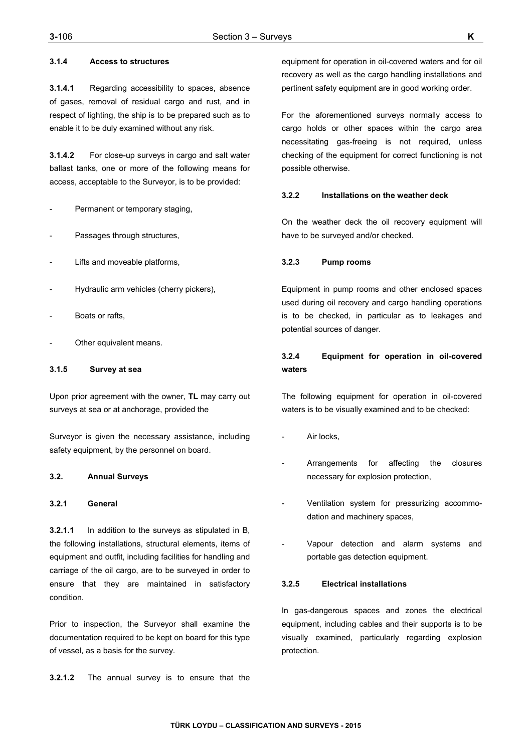#### 3.1.4 Access to structures

**3.1.4.1** Regarding accessibility to spaces, absence of gases, removal of residual cargo and rust, and in respect of lighting, the ship is to be prepared such as to enable it to be duly examined without any risk.

**3.1.4.2** For close-up surveys in cargo and salt water ballast tanks, one or more of the following means for access, acceptable to the Surveyor, is to be provided:

- Permanent or temporary staging,
- Passages through structures,
- Lifts and moveable platforms,
- Hydraulic arm vehicles (cherry pickers),
- Boats or rafts,
- Other equivalent means.

#### 3.1.5 Survey at sea

Upon prior agreement with the owner, **TL** may carry out surveys at sea or at anchorage, provided the

Surveyor is given the necessary assistance, including safety equipment, by the personnel on board.

### 3.2. Annual Surveys

#### 3.2.1 General

**3.2.1.1** In addition to the surveys as stipulated in B, the following installations, structural elements, items of equipment and outfit, including facilities for handling and carriage of the oil cargo, are to be surveyed in order to ensure that they are maintained in satisfactory condition.

Prior to inspection, the Surveyor shall examine the documentation required to be kept on board for this type of vessel, as a basis for the survey.

**3.2.1.2** The annual survey is to ensure that the equipment for operation in oil-covered waters and for oil recovery as well as the cargo handling installations and pertinent safety equipment are in good working order.

For the aforementioned surveys normally access to cargo holds or other spaces within the cargo area necessitating gas-freeing is not required, unless checking of the equipment for correct functioning is not possible otherwise.

#### 3.2.2 Installations on the weather deck

On the weather deck the oil recovery equipment will have to be surveyed and/or checked.

#### 3.2.3 Pump rooms

Equipment in pump rooms and other enclosed spaces used during oil recovery and cargo handling operations is to be checked, in particular as to leakages and potential sources of danger.

#### 3.2.4 Equipment for operation in oil-covered waters

The following equipment for operation in oil-covered waters is to be visually examined and to be checked:

- Air locks,
- Arrangements for affecting the closures necessary for explosion protection,
- Ventilation system for pressurizing accommodation and machinery spaces,
- Vapour detection and alarm systems and portable gas detection equipment.

#### 3.2.5 Electrical installations

In gas-dangerous spaces and zones the electrical equipment, including cables and their supports is to be visually examined, particularly regarding explosion protection.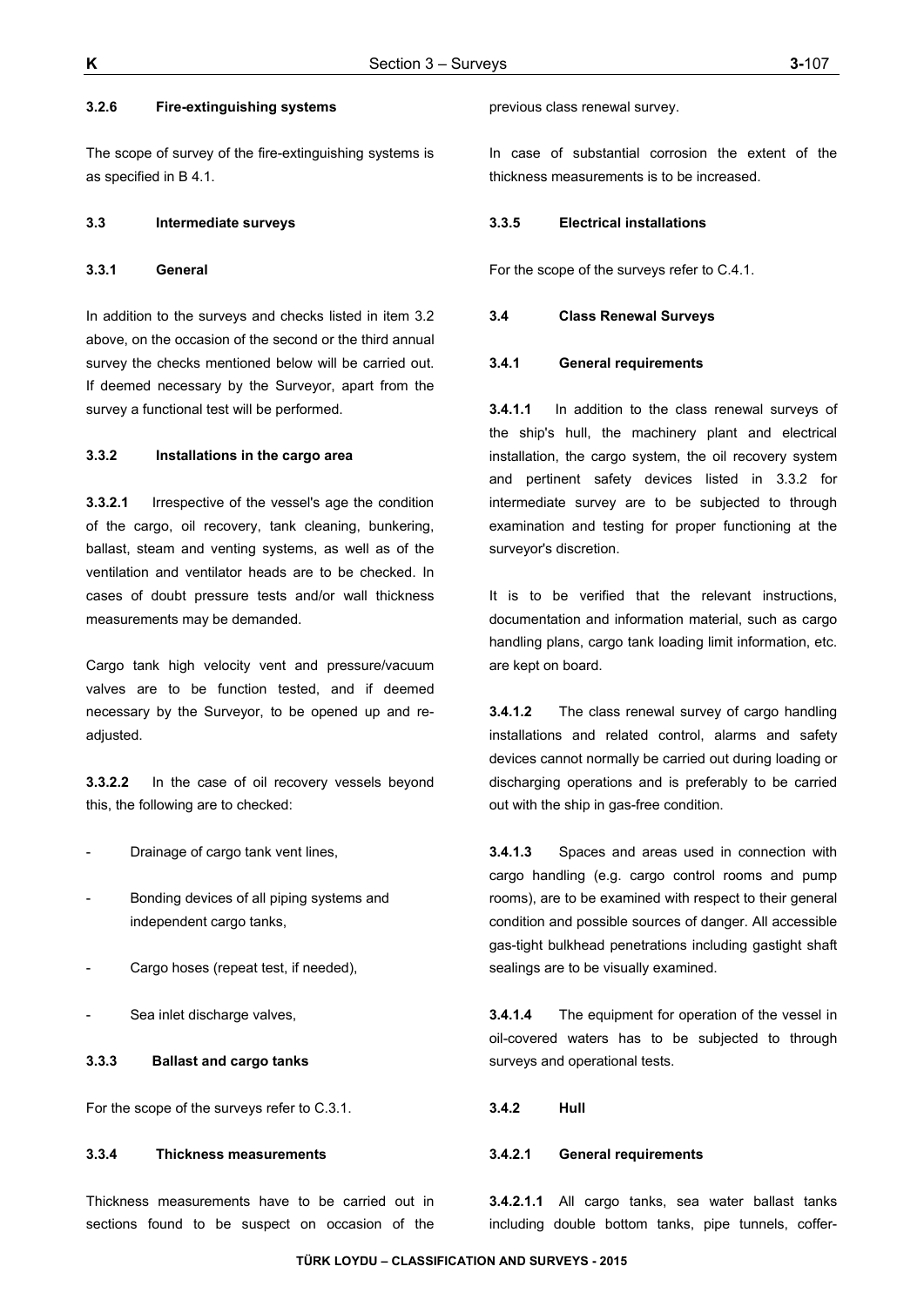#### 3.2.6 Fire-extinguishing systems

The scope of survey of the fire-extinguishing systems is as specified in B 4.1.

### 3.3 Intermediate surveys

#### 3.3.1 General

In addition to the surveys and checks listed in item 3.2 above, on the occasion of the second or the third annual survey the checks mentioned below will be carried out. If deemed necessary by the Surveyor, apart from the survey a functional test will be performed.

#### 3.3.2 Installations in the cargo area

**3.3.2.1** Irrespective of the vessel's age the condition of the cargo, oil recovery, tank cleaning, bunkering, ballast, steam and venting systems, as well as of the ventilation and ventilator heads are to be checked. In cases of doubt pressure tests and/or wall thickness measurements may be demanded.

Cargo tank high velocity vent and pressure/vacuum valves are to be function tested, and if deemed necessary by the Surveyor, to be opened up and re-adjusted.

**3.3.2.2** In the case of oil recovery vessels beyond this, the following are to checked:

- Drainage of cargo tank vent lines,
- Bonding devices of all piping systems and independent cargo tanks,
- Cargo hoses (repeat test, if needed),
- Sea inlet discharge valves,

#### 3.3.3 Ballast and cargo tanks

For the scope of the surveys refer to C.3.1.

#### 3.3.4 Thickness measurements

Thickness measurements have to be carried out in sections found to be suspect on occasion of the previous class renewal survey.

In case of substantial corrosion the extent of the thickness measurements is to be increased.

#### 3.3.5 Electrical installations

For the scope of the surveys refer to C.4.1.

### 3.4 Class Renewal Surveys

#### 3.4.1 General requirements

**3.4.1.1** In addition to the class renewal surveys of the ship's hull, the machinery plant and electrical installation, the cargo system, the oil recovery system and pertinent safety devices listed in 3.3.2 for intermediate survey are to be subjected to through examination and testing for proper functioning at the surveyor's discretion.

It is to be verified that the relevant instructions, documentation and information material, such as cargo handling plans, cargo tank loading limit information, etc. are kept on board.

**3.4.1.2** The class renewal survey of cargo handling installations and related control, alarms and safety devices cannot normally be carried out during loading or discharging operations and is preferably to be carried out with the ship in gas-free condition.

**3.4.1.3** Spaces and areas used in connection with cargo handling (e.g. cargo control rooms and pump rooms), are to be examined with respect to their general condition and possible sources of danger. All accessible gas-tight bulkhead penetrations including gastight shaft sealings are to be visually examined.

**3.4.1.4** The equipment for operation of the vessel in oil-covered waters has to be subjected to through surveys and operational tests.

#### 3.4.2 Hull

##### 3.4.2.1 General requirements

**3.4.2.1.1** All cargo tanks, sea water ballast tanks including double bottom tanks, pipe tunnels, coffer-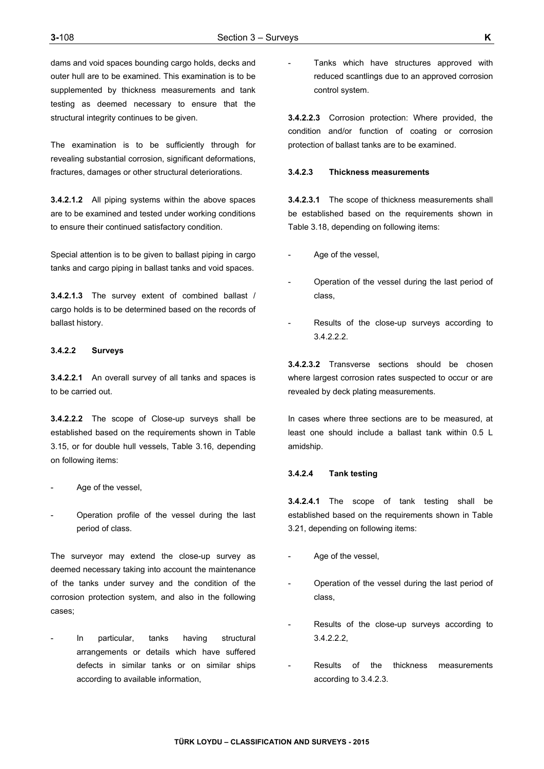dams and void spaces bounding cargo holds, decks and outer hull are to be examined. This examination is to be supplemented by thickness measurements and tank testing as deemed necessary to ensure that the structural integrity continues to be given.

The examination is to be sufficiently through for revealing substantial corrosion, significant deformations, fractures, damages or other structural deteriorations.

**3.4.2.1.2** All piping systems within the above spaces are to be examined and tested under working conditions to ensure their continued satisfactory condition.

Special attention is to be given to ballast piping in cargo tanks and cargo piping in ballast tanks and void spaces.

**3.4.2.1.3** The survey extent of combined ballast / cargo holds is to be determined based on the records of ballast history.

**3.4.2.2 Surveys**

**3.4.2.2.1** An overall survey of all tanks and spaces is to be carried out.

**3.4.2.2.2** The scope of Close-up surveys shall be established based on the requirements shown in Table 3.15, or for double hull vessels, Table 3.16, depending on following items:

- Age of the vessel,
- Operation profile of the vessel during the last period of class.

The surveyor may extend the close-up survey as deemed necessary taking into account the maintenance of the tanks under survey and the condition of the corrosion protection system, and also in the following cases;

- In particular, tanks having structural arrangements or details which have suffered defects in similar tanks or on similar ships according to available information,
- Tanks which have structures approved with reduced scantlings due to an approved corrosion control system.

**3.4.2.2.3** Corrosion protection: Where provided, the condition and/or function of coating or corrosion protection of ballast tanks are to be examined.

**3.4.2.3 Thickness measurements**

**3.4.2.3.1** The scope of thickness measurements shall be established based on the requirements shown in Table 3.18, depending on following items:

- Age of the vessel,
- Operation of the vessel during the last period of class,
- Results of the close-up surveys according to 3.4.2.2.2.

**3.4.2.3.2** Transverse sections should be chosen where largest corrosion rates suspected to occur or are revealed by deck plating measurements.

In cases where three sections are to be measured, at least one should include a ballast tank within 0.5 L amidship.

**3.4.2.4 Tank testing**

**3.4.2.4.1** The scope of tank testing shall be established based on the requirements shown in Table 3.21, depending on following items:

- Age of the vessel,
- Operation of the vessel during the last period of class,
- Results of the close-up surveys according to 3.4.2.2.2,
- Results of the thickness measurements according to 3.4.2.3.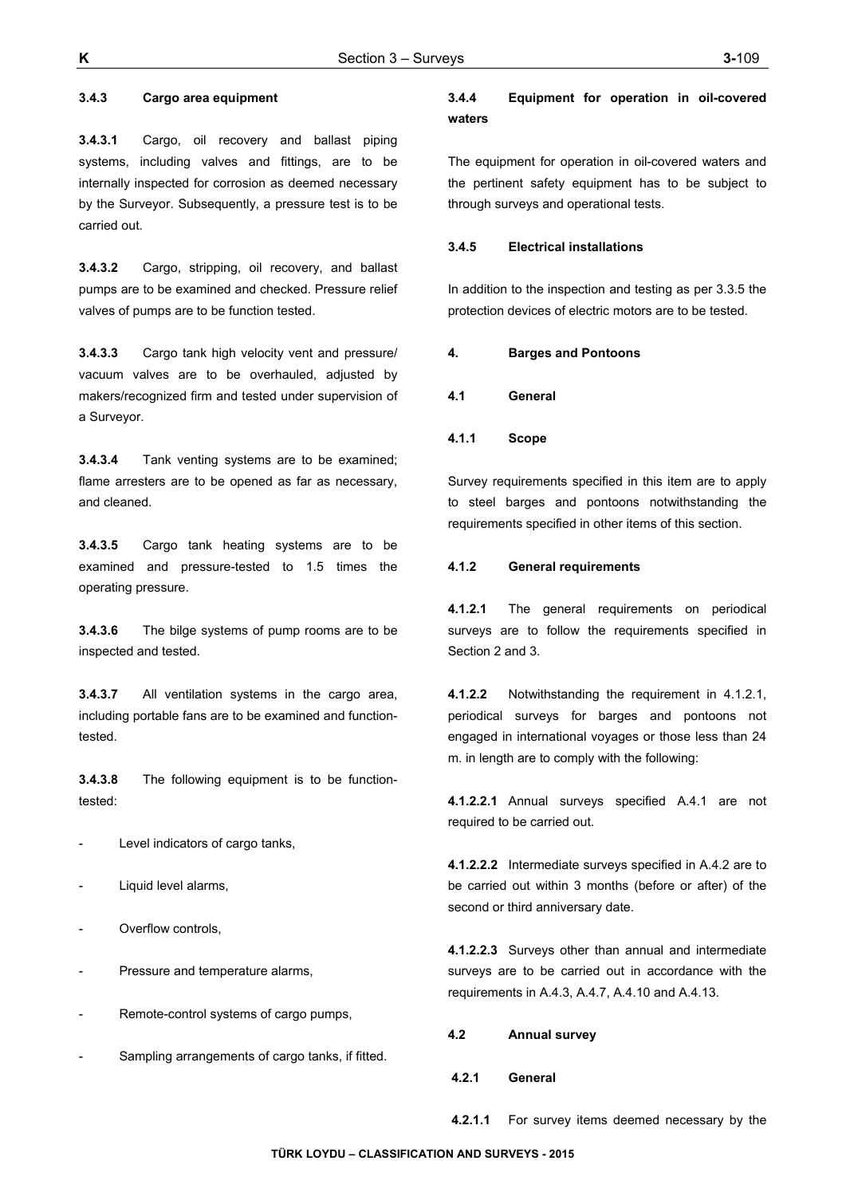#### 3.4.3 Cargo area equipment

**3.4.3.1** Cargo, oil recovery and ballast piping systems, including valves and fittings, are to be internally inspected for corrosion as deemed necessary by the Surveyor. Subsequently, a pressure test is to be carried out.

**3.4.3.2** Cargo, stripping, oil recovery, and ballast pumps are to be examined and checked. Pressure relief valves of pumps are to be function tested.

**3.4.3.3** Cargo tank high velocity vent and pressure/ vacuum valves are to be overhauled, adjusted by makers/recognized firm and tested under supervision of a Surveyor.

**3.4.3.4** Tank venting systems are to be examined; flame arresters are to be opened as far as necessary, and cleaned.

**3.4.3.5** Cargo tank heating systems are to be examined and pressure-tested to 1.5 times the operating pressure.

**3.4.3.6** The bilge systems of pump rooms are to be inspected and tested.

**3.4.3.7** All ventilation systems in the cargo area, including portable fans are to be examined and function-tested.

**3.4.3.8** The following equipment is to be function-tested:

- Level indicators of cargo tanks,
- Liquid level alarms,
- Overflow controls,
- Pressure and temperature alarms,
- Remote-control systems of cargo pumps,
- Sampling arrangements of cargo tanks, if fitted.

#### 3.4.4 Equipment for operation in oil-covered waters

The equipment for operation in oil-covered waters and the pertinent safety equipment has to be subject to through surveys and operational tests.

#### 3.4.5 Electrical installations

In addition to the inspection and testing as per 3.3.5 the protection devices of electric motors are to be tested.

## 4. Barges and Pontoons

### 4.1 General

#### 4.1.1 Scope

Survey requirements specified in this item are to apply to steel barges and pontoons notwithstanding the requirements specified in other items of this section.

#### 4.1.2 General requirements

**4.1.2.1** The general requirements on periodical surveys are to follow the requirements specified in Section 2 and 3.

**4.1.2.2** Notwithstanding the requirement in 4.1.2.1, periodical surveys for barges and pontoons not engaged in international voyages or those less than 24 m. in length are to comply with the following:

**4.1.2.2.1** Annual surveys specified A.4.1 are not required to be carried out.

**4.1.2.2.2** Intermediate surveys specified in A.4.2 are to be carried out within 3 months (before or after) of the second or third anniversary date.

**4.1.2.2.3** Surveys other than annual and intermediate surveys are to be carried out in accordance with the requirements in A.4.3, A.4.7, A.4.10 and A.4.13.

### 4.2 Annual survey

#### 4.2.1 General

**4.2.1.1** For survey items deemed necessary by the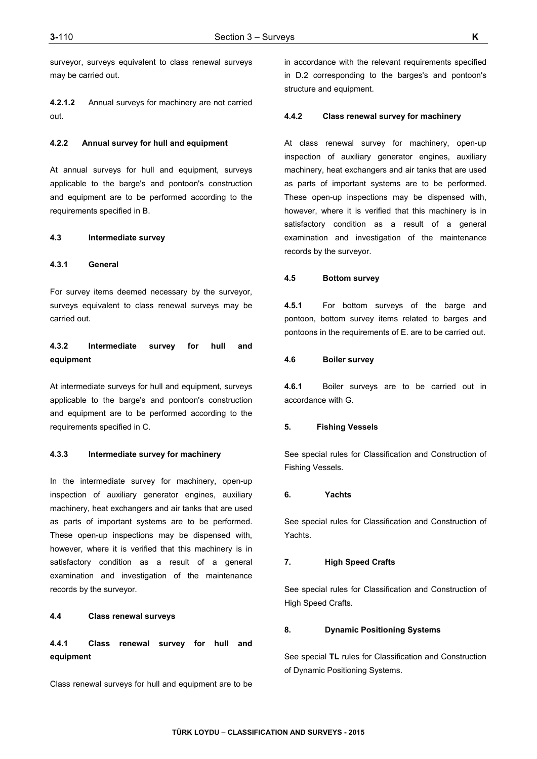surveyor, surveys equivalent to class renewal surveys may be carried out.

**4.2.1.2** Annual surveys for machinery are not carried out.

#### 4.2.2 Annual survey for hull and equipment

At annual surveys for hull and equipment, surveys applicable to the barge's and pontoon's construction and equipment are to be performed according to the requirements specified in B.

### 4.3 Intermediate survey

#### 4.3.1 General

For survey items deemed necessary by the surveyor, surveys equivalent to class renewal surveys may be carried out.

#### 4.3.2 Intermediate survey for hull and equipment

At intermediate surveys for hull and equipment, surveys applicable to the barge's and pontoon's construction and equipment are to be performed according to the requirements specified in C.

#### 4.3.3 Intermediate survey for machinery

In the intermediate survey for machinery, open-up inspection of auxiliary generator engines, auxiliary machinery, heat exchangers and air tanks that are used as parts of important systems are to be performed. These open-up inspections may be dispensed with, however, where it is verified that this machinery is in satisfactory condition as a result of a general examination and investigation of the maintenance records by the surveyor.

### 4.4 Class renewal surveys

#### 4.4.1 Class renewal survey for hull and equipment

Class renewal surveys for hull and equipment are to be in accordance with the relevant requirements specified in D.2 corresponding to the barges's and pontoon's structure and equipment.

#### 4.4.2 Class renewal survey for machinery

At class renewal survey for machinery, open-up inspection of auxiliary generator engines, auxiliary machinery, heat exchangers and air tanks that are used as parts of important systems are to be performed. These open-up inspections may be dispensed with, however, where it is verified that this machinery is in satisfactory condition as a result of a general examination and investigation of the maintenance records by the surveyor.

### 4.5 Bottom survey

**4.5.1** For bottom surveys of the barge and pontoon, bottom survey items related to barges and pontoons in the requirements of E. are to be carried out.

### 4.6 Boiler survey

**4.6.1** Boiler surveys are to be carried out in accordance with G.

## 5. Fishing Vessels

See special rules for Classification and Construction of Fishing Vessels.

## 6. Yachts

See special rules for Classification and Construction of Yachts.

## 7. High Speed Crafts

See special rules for Classification and Construction of High Speed Crafts.

## 8. Dynamic Positioning Systems

See special **TL** rules for Classification and Construction of Dynamic Positioning Systems.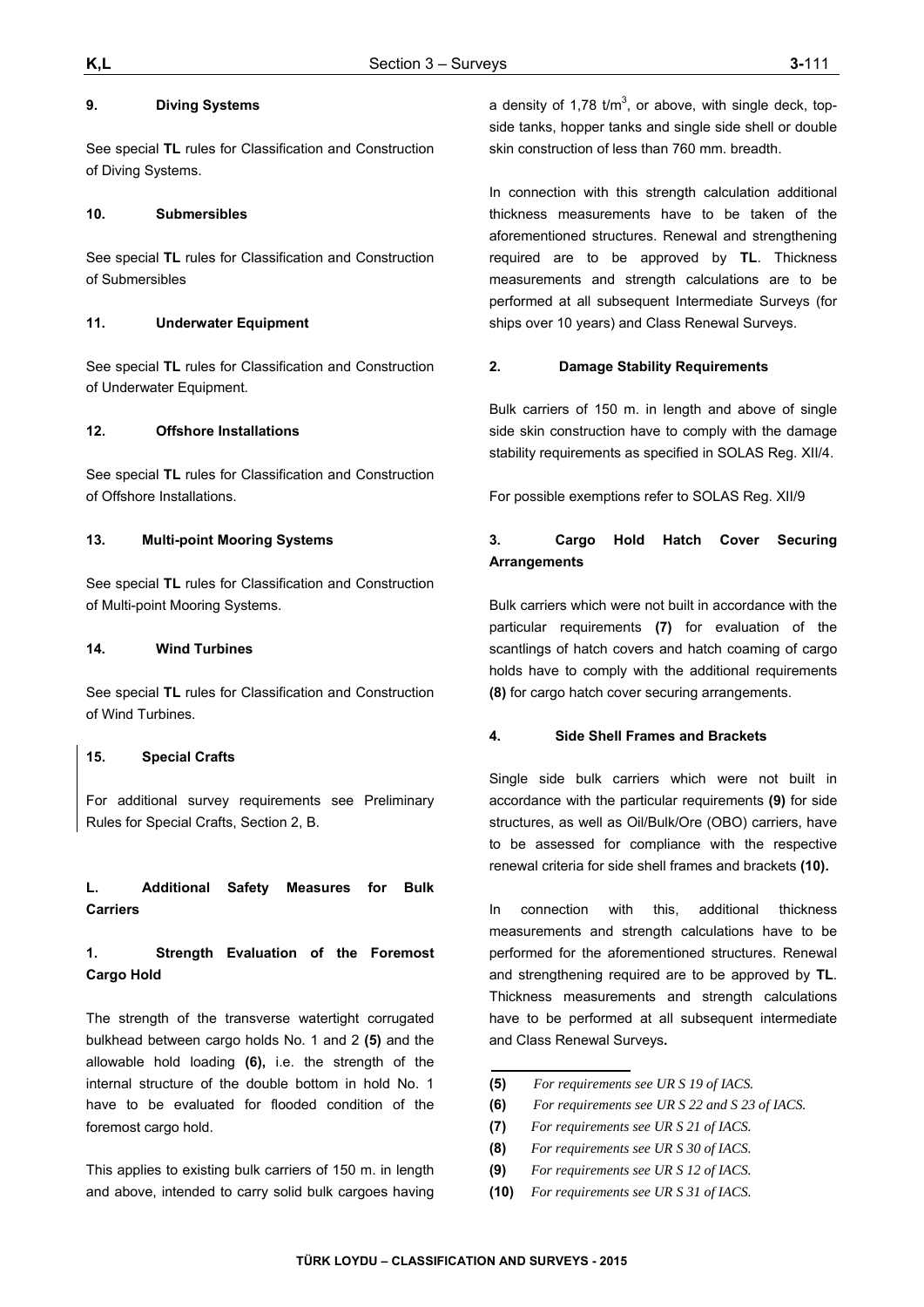### 9. Diving Systems

See special **TL** rules for Classification and Construction of Diving Systems.

### 10. Submersibles

See special **TL** rules for Classification and Construction of Submersibles

### 11. Underwater Equipment

See special **TL** rules for Classification and Construction of Underwater Equipment.

### 12. Offshore Installations

See special **TL** rules for Classification and Construction of Offshore Installations.

### 13. Multi-point Mooring Systems

See special **TL** rules for Classification and Construction of Multi-point Mooring Systems.

### 14. Wind Turbines

See special **TL** rules for Classification and Construction of Wind Turbines.

### 15. Special Crafts

For additional survey requirements see Preliminary Rules for Special Crafts, Section 2, B.

## L. Additional Safety Measures for Bulk Carriers

### 1. Strength Evaluation of the Foremost Cargo Hold

The strength of the transverse watertight corrugated bulkhead between cargo holds No. 1 and 2 **(5)** and the allowable hold loading **(6),** i.e. the strength of the internal structure of the double bottom in hold No. 1 have to be evaluated for flooded condition of the foremost cargo hold.

This applies to existing bulk carriers of 150 m. in length and above, intended to carry solid bulk cargoes having a density of 1,78 t/m$^3$, or above, with single deck, top-side tanks, hopper tanks and single side shell or double skin construction of less than 760 mm. breadth.

In connection with this strength calculation additional thickness measurements have to be taken of the aforementioned structures. Renewal and strengthening required are to be approved by **TL**. Thickness measurements and strength calculations are to be performed at all subsequent Intermediate Surveys (for ships over 10 years) and Class Renewal Surveys.

### 2. Damage Stability Requirements

Bulk carriers of 150 m. in length and above of single side skin construction have to comply with the damage stability requirements as specified in SOLAS Reg. XII/4.

For possible exemptions refer to SOLAS Reg. XII/9

### 3. Cargo Hold Hatch Cover Securing Arrangements

Bulk carriers which were not built in accordance with the particular requirements **(7)** for evaluation of the scantlings of hatch covers and hatch coaming of cargo holds have to comply with the additional requirements **(8)** for cargo hatch cover securing arrangements.

### 4. Side Shell Frames and Brackets

Single side bulk carriers which were not built in accordance with the particular requirements **(9)** for side structures, as well as Oil/Bulk/Ore (OBO) carriers, have to be assessed for compliance with the respective renewal criteria for side shell frames and brackets **(10).**

In connection with this, additional thickness measurements and strength calculations have to be performed for the aforementioned structures. Renewal and strengthening required are to be approved by **TL**. Thickness measurements and strength calculations have to be performed at all subsequent intermediate and Class Renewal Surveys**.**

---

**(5)** *For requirements see UR S 19 of IACS.*

**(6)** *For requirements see UR S 22 and S 23 of IACS.*

**(7)** *For requirements see UR S 21 of IACS.*

**(8)** *For requirements see UR S 30 of IACS.*

**(9)** *For requirements see UR S 12 of IACS.*

**(10)** *For requirements see UR S 31 of IACS.*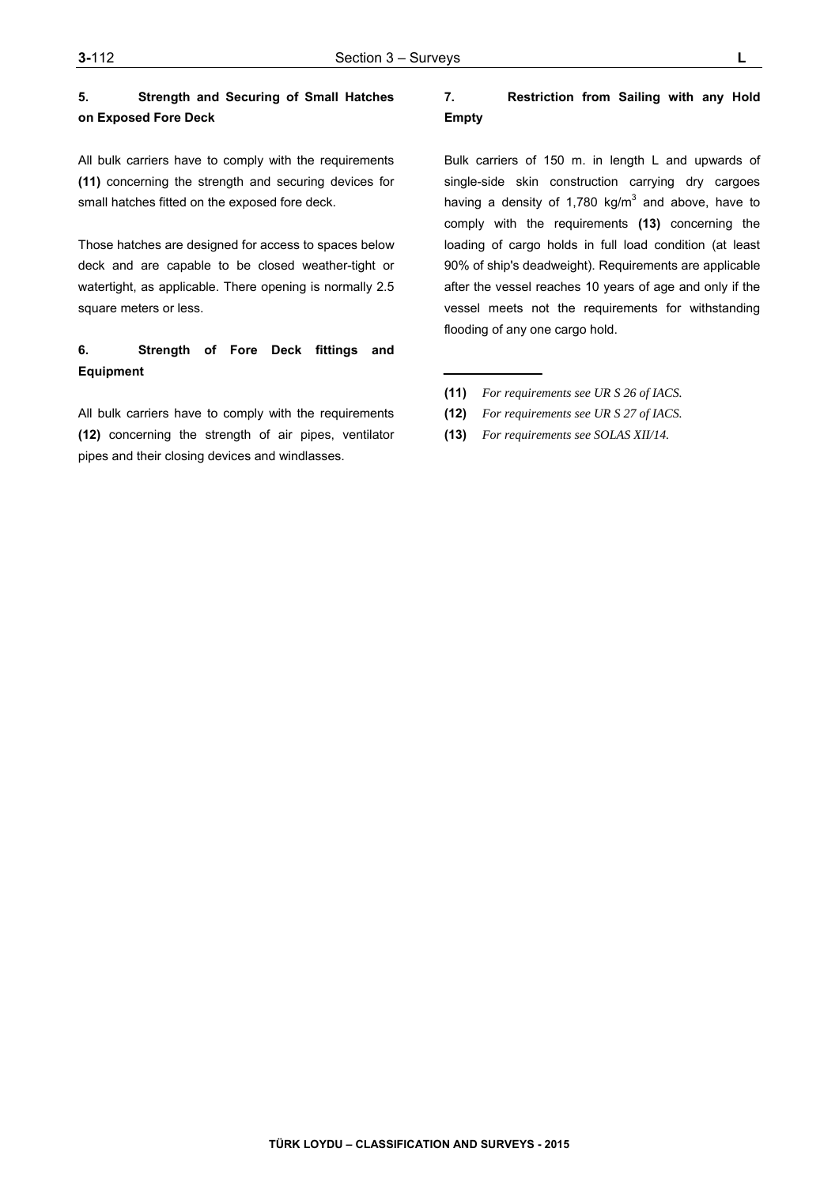### 5. Strength and Securing of Small Hatches on Exposed Fore Deck

All bulk carriers have to comply with the requirements **(11)** concerning the strength and securing devices for small hatches fitted on the exposed fore deck.

Those hatches are designed for access to spaces below deck and are capable to be closed weather-tight or watertight, as applicable. There opening is normally 2.5 square meters or less.

### 6. Strength of Fore Deck fittings and Equipment

All bulk carriers have to comply with the requirements **(12)** concerning the strength of air pipes, ventilator pipes and their closing devices and windlasses.

### 7. Restriction from Sailing with any Hold Empty

Bulk carriers of 150 m. in length L and upwards of single-side skin construction carrying dry cargoes having a density of 1,780 kg/m$^3$ and above, have to comply with the requirements **(13)** concerning the loading of cargo holds in full load condition (at least 90% of ship's deadweight). Requirements are applicable after the vessel reaches 10 years of age and only if the vessel meets not the requirements for withstanding flooding of any one cargo hold.

---

**(11)** *For requirements see UR S 26 of IACS.*

**(12)** *For requirements see UR S 27 of IACS.*

**(13)** *For requirements see SOLAS XII/14.*